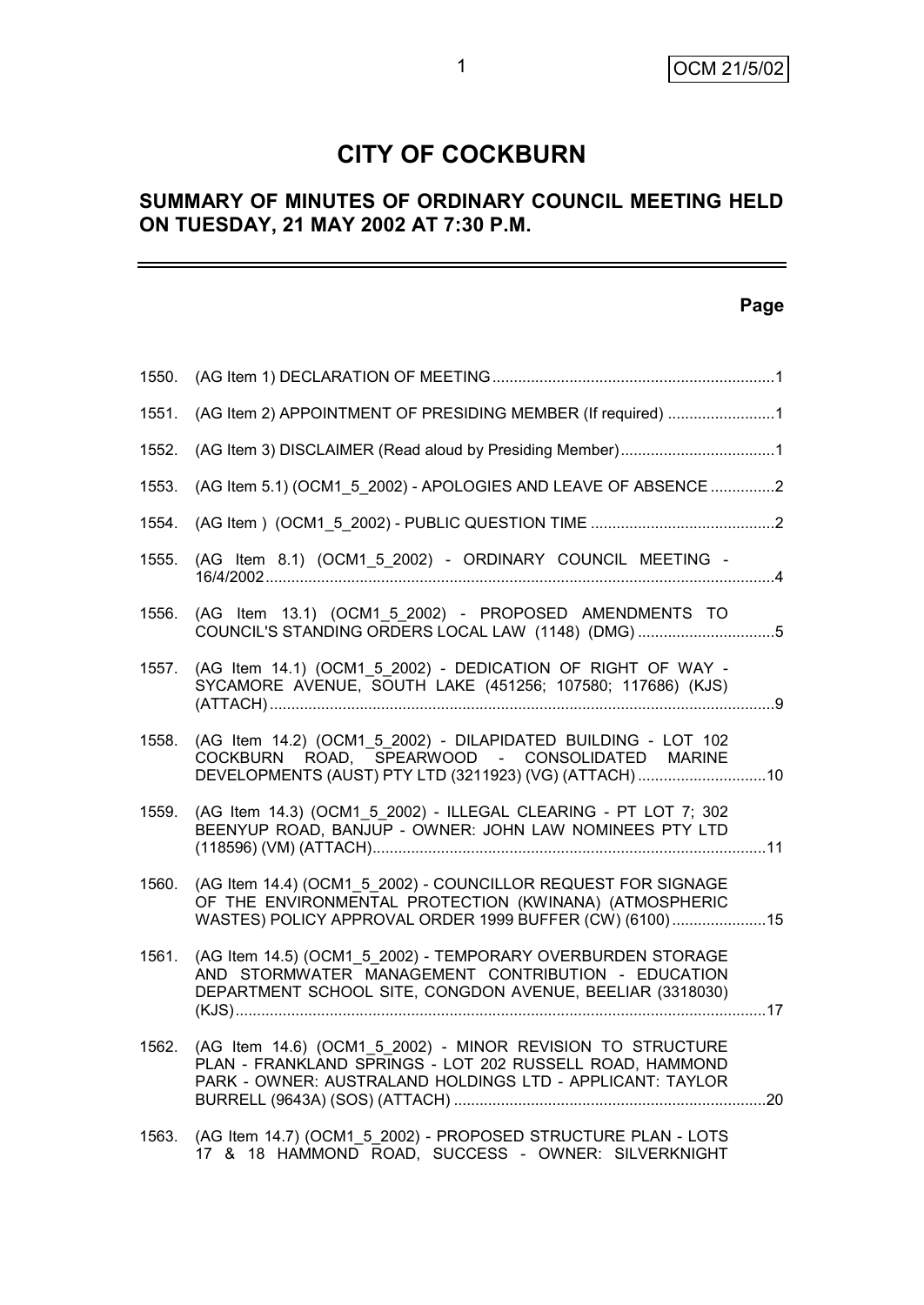# CITY OF COCKBURN

## SUMMARY OF MINUTES OF ORDINARY COUNCIL MEETING HELD ON TUESDAY, 21 MAY 2002 AT 7:30 P.M.

| | | Page |
|---|---|---|
| 1550. | (AG Item 1) DECLARATION OF MEETING | 1 |
| 1551. | (AG Item 2) APPOINTMENT OF PRESIDING MEMBER (If required) | 1 |
| 1552. | (AG Item 3) DISCLAIMER (Read aloud by Presiding Member) | 1 |
| 1553. | (AG Item 5.1) (OCM1_5_2002) - APOLOGIES AND LEAVE OF ABSENCE | 2 |
| 1554. | (AG Item ) (OCM1_5_2002) - PUBLIC QUESTION TIME | 2 |
| 1555. | (AG Item 8.1) (OCM1_5_2002) - ORDINARY COUNCIL MEETING - 16/4/2002 | 4 |
| 1556. | (AG Item 13.1) (OCM1_5_2002) - PROPOSED AMENDMENTS TO COUNCIL'S STANDING ORDERS LOCAL LAW (1148) (DMG) | 5 |
| 1557. | (AG Item 14.1) (OCM1_5_2002) - DEDICATION OF RIGHT OF WAY - SYCAMORE AVENUE, SOUTH LAKE (451256; 107580; 117686) (KJS) (ATTACH) | 9 |
| 1558. | (AG Item 14.2) (OCM1_5_2002) - DILAPIDATED BUILDING - LOT 102 COCKBURN ROAD, SPEARWOOD - CONSOLIDATED MARINE DEVELOPMENTS (AUST) PTY LTD (3211923) (VG) (ATTACH) | 10 |
| 1559. | (AG Item 14.3) (OCM1_5_2002) - ILLEGAL CLEARING - PT LOT 7; 302 BEENYUP ROAD, BANJUP - OWNER: JOHN LAW NOMINEES PTY LTD (118596) (VM) (ATTACH) | 11 |
| 1560. | (AG Item 14.4) (OCM1_5_2002) - COUNCILLOR REQUEST FOR SIGNAGE OF THE ENVIRONMENTAL PROTECTION (KWINANA) (ATMOSPHERIC WASTES) POLICY APPROVAL ORDER 1999 BUFFER (CW) (6100) | 15 |
| 1561. | (AG Item 14.5) (OCM1_5_2002) - TEMPORARY OVERBURDEN STORAGE AND STORMWATER MANAGEMENT CONTRIBUTION - EDUCATION DEPARTMENT SCHOOL SITE, CONGDON AVENUE, BEELIAR (3318030) (KJS) | 17 |
| 1562. | (AG Item 14.6) (OCM1_5_2002) - MINOR REVISION TO STRUCTURE PLAN - FRANKLAND SPRINGS - LOT 202 RUSSELL ROAD, HAMMOND PARK - OWNER: AUSTRALAND HOLDINGS LTD - APPLICANT: TAYLOR BURRELL (9643A) (SOS) (ATTACH) | 20 |
| 1563. | (AG Item 14.7) (OCM1_5_2002) - PROPOSED STRUCTURE PLAN - LOTS 17 & 18 HAMMOND ROAD, SUCCESS - OWNER: SILVERKNIGHT | |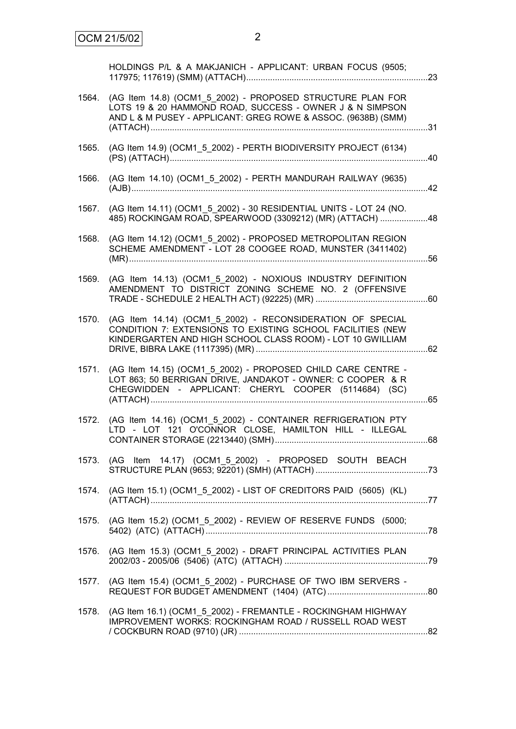HOLDINGS P/L & A MAKJANICH - APPLICANT: URBAN FOCUS (9505; 117975; 117619) (SMM) (ATTACH)............................................................................23

1564. (AG Item 14.8) (OCM1_5_2002) - PROPOSED STRUCTURE PLAN FOR LOTS 19 & 20 HAMMOND ROAD, SUCCESS - OWNER J & N SIMPSON AND L & M PUSEY - APPLICANT: GREG ROWE & ASSOC. (9638B) (SMM) (ATTACH)....................................................................................................................31

1565. (AG Item 14.9) (OCM1_5_2002) - PERTH BIODIVERSITY PROJECT (6134) (PS) (ATTACH)............................................................................................................40

1566. (AG Item 14.10) (OCM1_5_2002) - PERTH MANDURAH RAILWAY (9635) (AJB)............................................................................................................................42

1567. (AG Item 14.11) (OCM1_5_2002) - 30 RESIDENTIAL UNITS - LOT 24 (NO. 485) ROCKINGAM ROAD, SPEARWOOD (3309212) (MR) (ATTACH) ....................48

1568. (AG Item 14.12) (OCM1_5_2002) - PROPOSED METROPOLITAN REGION SCHEME AMENDMENT - LOT 28 COOGEE ROAD, MUNSTER (3411402) (MR)..............................................................................................................................56

1569. (AG Item 14.13) (OCM1_5_2002) - NOXIOUS INDUSTRY DEFINITION AMENDMENT TO DISTRICT ZONING SCHEME NO. 2 (OFFENSIVE TRADE - SCHEDULE 2 HEALTH ACT) (92225) (MR) ...............................................60

1570. (AG Item 14.14) (OCM1_5_2002) - RECONSIDERATION OF SPECIAL CONDITION 7: EXTENSIONS TO EXISTING SCHOOL FACILITIES (NEW KINDERGARTEN AND HIGH SCHOOL CLASS ROOM) - LOT 10 GWILLIAM DRIVE, BIBRA LAKE (1117395) (MR) ........................................................................62

1571. (AG Item 14.15) (OCM1_5_2002) - PROPOSED CHILD CARE CENTRE - LOT 863; 50 BERRIGAN DRIVE, JANDAKOT - OWNER: C COOPER & R CHEGWIDDEN - APPLICANT: CHERYL COOPER (5114684) (SC) (ATTACH)....................................................................................................................65

1572. (AG Item 14.16) (OCM1_5_2002) - CONTAINER REFRIGERATION PTY LTD - LOT 121 O'CONNOR CLOSE, HAMILTON HILL - ILLEGAL CONTAINER STORAGE (2213440) (SMH)................................................................68

1573. (AG Item 14.17) (OCM1_5_2002) - PROPOSED SOUTH BEACH STRUCTURE PLAN (9653; 92201) (SMH) (ATTACH) ...............................................73

1574. (AG Item 15.1) (OCM1_5_2002) - LIST OF CREDITORS PAID (5605) (KL) (ATTACH)....................................................................................................................77

1575. (AG Item 15.2) (OCM1_5_2002) - REVIEW OF RESERVE FUNDS (5000; 5402) (ATC) (ATTACH)............................................................................................78

1576. (AG Item 15.3) (OCM1_5_2002) - DRAFT PRINCIPAL ACTIVITIES PLAN 2002/03 - 2005/06 (5406) (ATC) (ATTACH) ............................................................79

1577. (AG Item 15.4) (OCM1_5_2002) - PURCHASE OF TWO IBM SERVERS - REQUEST FOR BUDGET AMENDMENT (1404) (ATC)..........................................80

1578. (AG Item 16.1) (OCM1_5_2002) - FREMANTLE - ROCKINGHAM HIGHWAY IMPROVEMENT WORKS: ROCKINGHAM ROAD / RUSSELL ROAD WEST / COCKBURN ROAD (9710) (JR) ..............................................................................82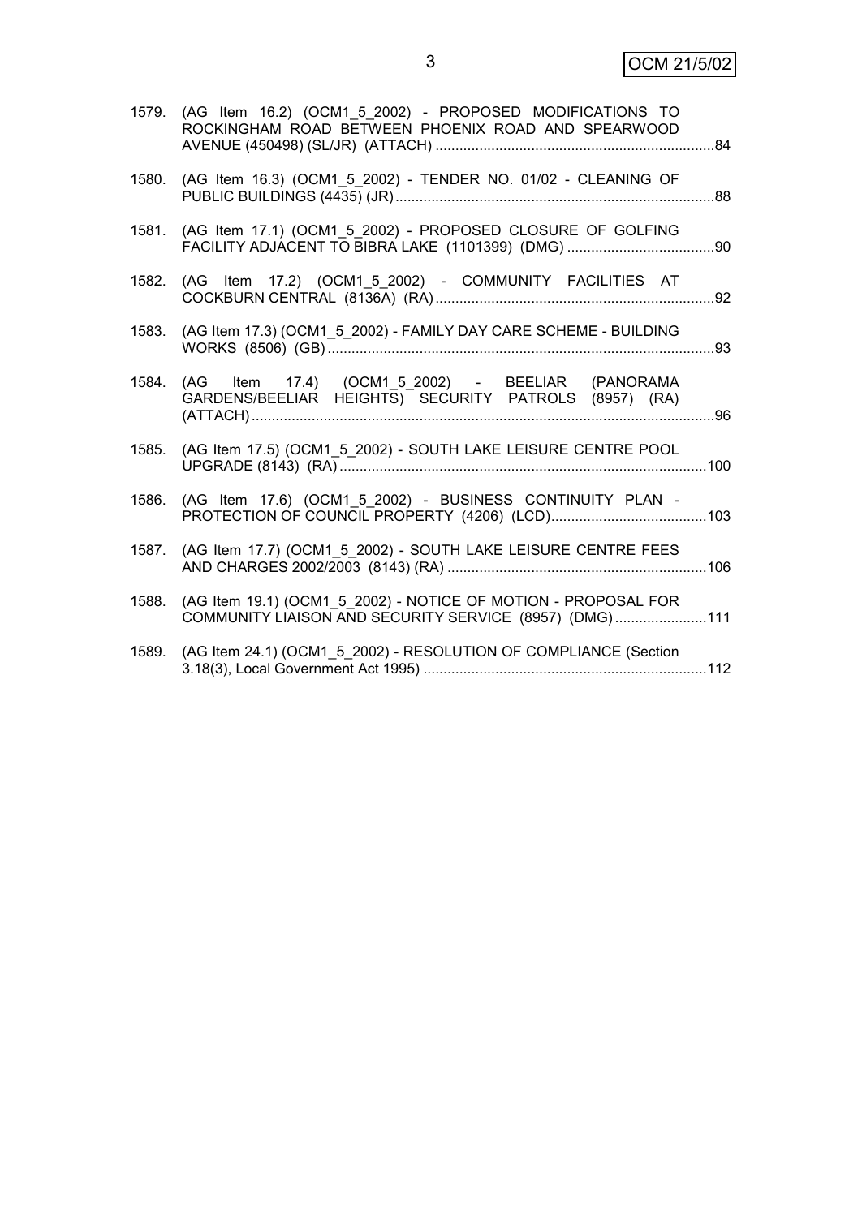1579. (AG Item 16.2) (OCM1_5_2002) - PROPOSED MODIFICATIONS TO ROCKINGHAM ROAD BETWEEN PHOENIX ROAD AND SPEARWOOD AVENUE (450498) (SL/JR) (ATTACH) ....................................................................84

1580. (AG Item 16.3) (OCM1_5_2002) - TENDER NO. 01/02 - CLEANING OF PUBLIC BUILDINGS (4435) (JR)...............................................................................88

1581. (AG Item 17.1) (OCM1_5_2002) - PROPOSED CLOSURE OF GOLFING FACILITY ADJACENT TO BIBRA LAKE (1101399) (DMG) .....................................90

1582. (AG Item 17.2) (OCM1_5_2002) - COMMUNITY FACILITIES AT COCKBURN CENTRAL (8136A) (RA).....................................................................92

1583. (AG Item 17.3) (OCM1_5_2002) - FAMILY DAY CARE SCHEME - BUILDING WORKS (8506) (GB)...............................................................................................93

1584. (AG Item 17.4) (OCM1_5_2002) - BEELIAR (PANORAMA GARDENS/BEELIAR HEIGHTS) SECURITY PATROLS (8957) (RA) (ATTACH)...................................................................................................................96

1585. (AG Item 17.5) (OCM1_5_2002) - SOUTH LAKE LEISURE CENTRE POOL UPGRADE (8143) (RA)...........................................................................................100

1586. (AG Item 17.6) (OCM1_5_2002) - BUSINESS CONTINUITY PLAN - PROTECTION OF COUNCIL PROPERTY (4206) (LCD).......................................103

1587. (AG Item 17.7) (OCM1_5_2002) - SOUTH LAKE LEISURE CENTRE FEES AND CHARGES 2002/2003 (8143) (RA) ................................................................106

1588. (AG Item 19.1) (OCM1_5_2002) - NOTICE OF MOTION - PROPOSAL FOR COMMUNITY LIAISON AND SECURITY SERVICE (8957) (DMG).......................111

1589. (AG Item 24.1) (OCM1_5_2002) - RESOLUTION OF COMPLIANCE (Section 3.18(3), Local Government Act 1995) ......................................................................112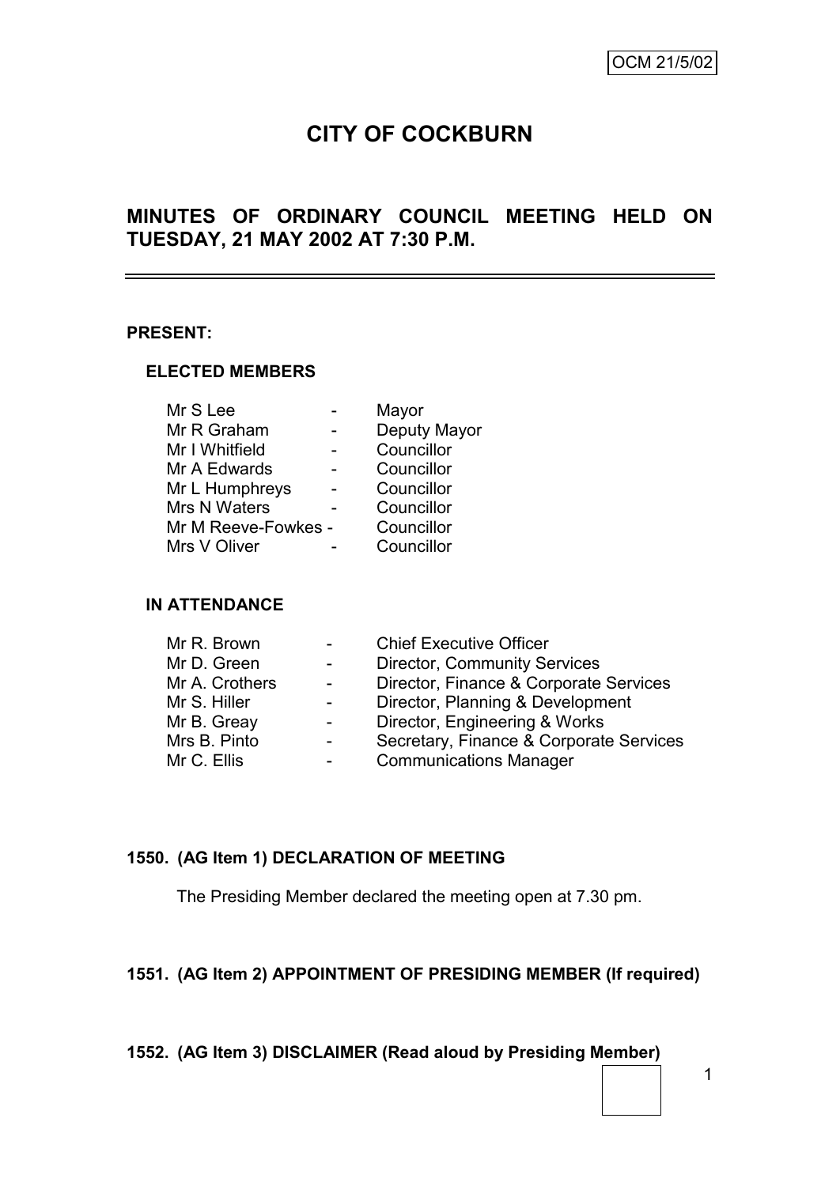OCM 21/5/02

# CITY OF COCKBURN

## MINUTES OF ORDINARY COUNCIL MEETING HELD ON TUESDAY, 21 MAY 2002 AT 7:30 P.M.

**PRESENT:**

**ELECTED MEMBERS**

| | | |
|---|---|---|
| Mr S Lee | - | Mayor |
| Mr R Graham | - | Deputy Mayor |
| Mr I Whitfield | - | Councillor |
| Mr A Edwards | - | Councillor |
| Mr L Humphreys | - | Councillor |
| Mrs N Waters | - | Councillor |
| Mr M Reeve-Fowkes | - | Councillor |
| Mrs V Oliver | - | Councillor |

**IN ATTENDANCE**

| | | |
|---|---|---|
| Mr R. Brown | - | Chief Executive Officer |
| Mr D. Green | - | Director, Community Services |
| Mr A. Crothers | - | Director, Finance & Corporate Services |
| Mr S. Hiller | - | Director, Planning & Development |
| Mr B. Greay | - | Director, Engineering & Works |
| Mrs B. Pinto | - | Secretary, Finance & Corporate Services |
| Mr C. Ellis | - | Communications Manager |

**1550. (AG Item 1) DECLARATION OF MEETING**

The Presiding Member declared the meeting open at 7.30 pm.

**1551. (AG Item 2) APPOINTMENT OF PRESIDING MEMBER (If required)**

**1552. (AG Item 3) DISCLAIMER (Read aloud by Presiding Member)**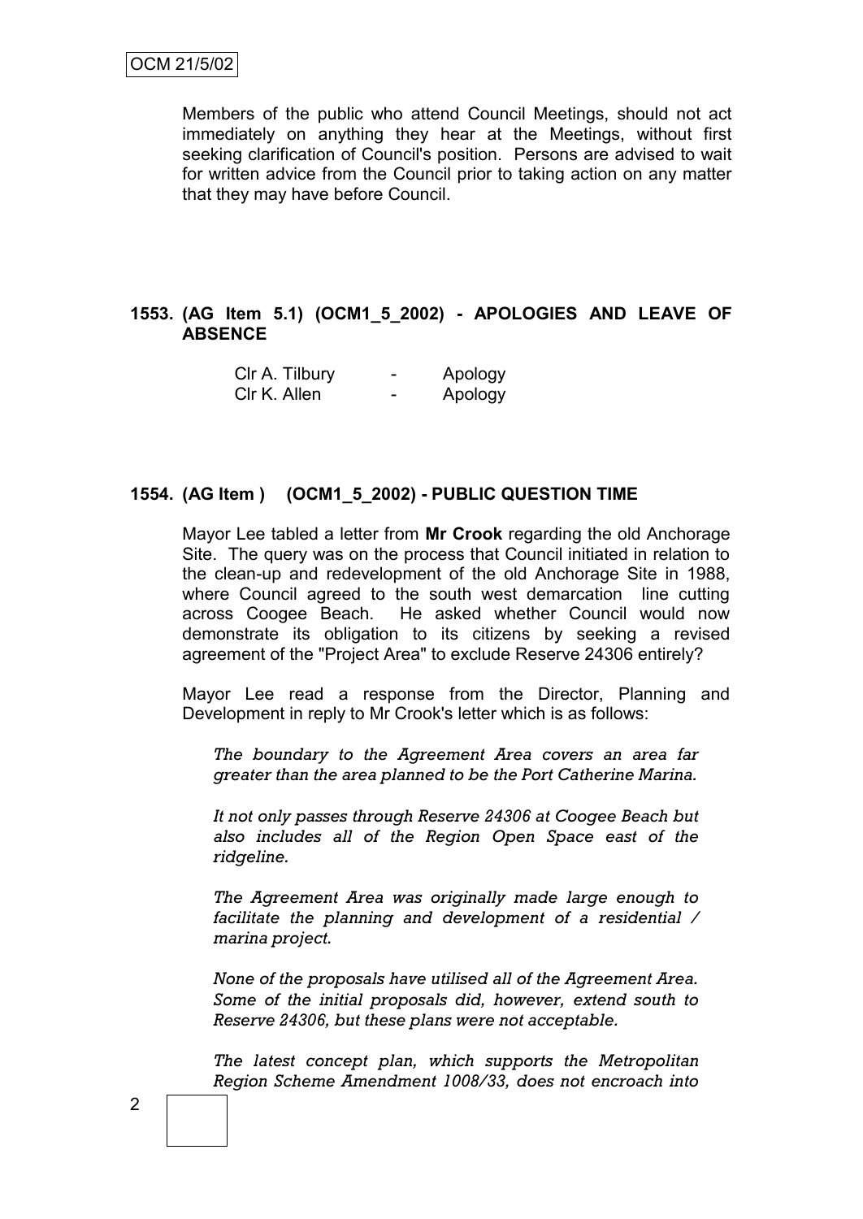Members of the public who attend Council Meetings, should not act immediately on anything they hear at the Meetings, without first seeking clarification of Council's position. Persons are advised to wait for written advice from the Council prior to taking action on any matter that they may have before Council.

## 1553. (AG Item 5.1) (OCM1_5_2002) - APOLOGIES AND LEAVE OF ABSENCE

| | | |
|---|---|---|
| Clr A. Tilbury | - | Apology |
| Clr K. Allen | - | Apology |

## 1554. (AG Item ) (OCM1_5_2002) - PUBLIC QUESTION TIME

Mayor Lee tabled a letter from **Mr Crook** regarding the old Anchorage Site. The query was on the process that Council initiated in relation to the clean-up and redevelopment of the old Anchorage Site in 1988, where Council agreed to the south west demarcation line cutting across Coogee Beach. He asked whether Council would now demonstrate its obligation to its citizens by seeking a revised agreement of the "Project Area" to exclude Reserve 24306 entirely?

Mayor Lee read a response from the Director, Planning and Development in reply to Mr Crook's letter which is as follows:

*The boundary to the Agreement Area covers an area far greater than the area planned to be the Port Catherine Marina.*

*It not only passes through Reserve 24306 at Coogee Beach but also includes all of the Region Open Space east of the ridgeline.*

*The Agreement Area was originally made large enough to facilitate the planning and development of a residential / marina project.*

*None of the proposals have utilised all of the Agreement Area. Some of the initial proposals did, however, extend south to Reserve 24306, but these plans were not acceptable.*

*The latest concept plan, which supports the Metropolitan Region Scheme Amendment 1008/33, does not encroach into*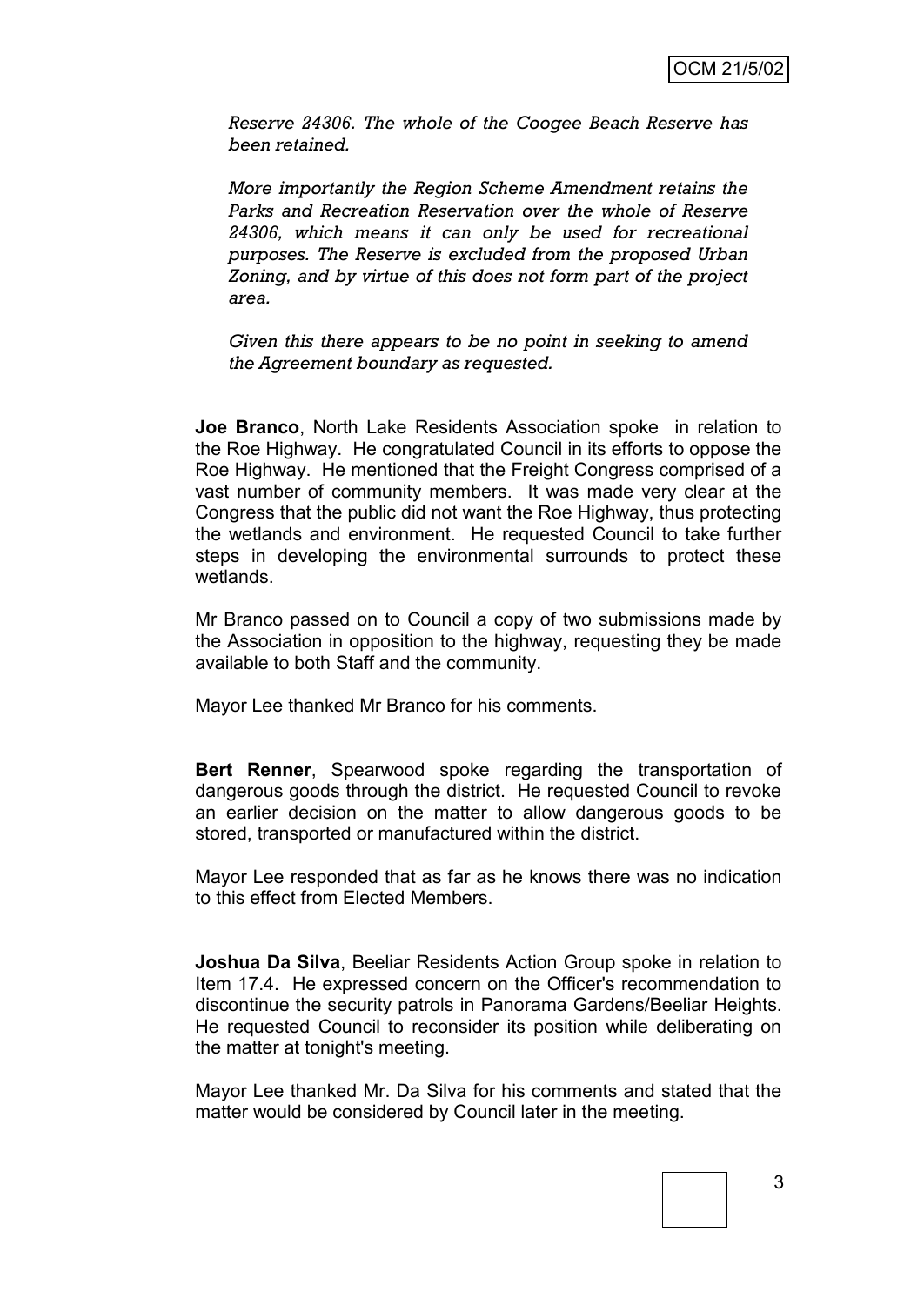*Reserve 24306. The whole of the Coogee Beach Reserve has been retained.*

*More importantly the Region Scheme Amendment retains the Parks and Recreation Reservation over the whole of Reserve 24306, which means it can only be used for recreational purposes. The Reserve is excluded from the proposed Urban Zoning, and by virtue of this does not form part of the project area.*

*Given this there appears to be no point in seeking to amend the Agreement boundary as requested.*

**Joe Branco**, North Lake Residents Association spoke in relation to the Roe Highway. He congratulated Council in its efforts to oppose the Roe Highway. He mentioned that the Freight Congress comprised of a vast number of community members. It was made very clear at the Congress that the public did not want the Roe Highway, thus protecting the wetlands and environment. He requested Council to take further steps in developing the environmental surrounds to protect these wetlands.

Mr Branco passed on to Council a copy of two submissions made by the Association in opposition to the highway, requesting they be made available to both Staff and the community.

Mayor Lee thanked Mr Branco for his comments.

**Bert Renner**, Spearwood spoke regarding the transportation of dangerous goods through the district. He requested Council to revoke an earlier decision on the matter to allow dangerous goods to be stored, transported or manufactured within the district.

Mayor Lee responded that as far as he knows there was no indication to this effect from Elected Members.

**Joshua Da Silva**, Beeliar Residents Action Group spoke in relation to Item 17.4. He expressed concern on the Officer's recommendation to discontinue the security patrols in Panorama Gardens/Beeliar Heights. He requested Council to reconsider its position while deliberating on the matter at tonight's meeting.

Mayor Lee thanked Mr. Da Silva for his comments and stated that the matter would be considered by Council later in the meeting.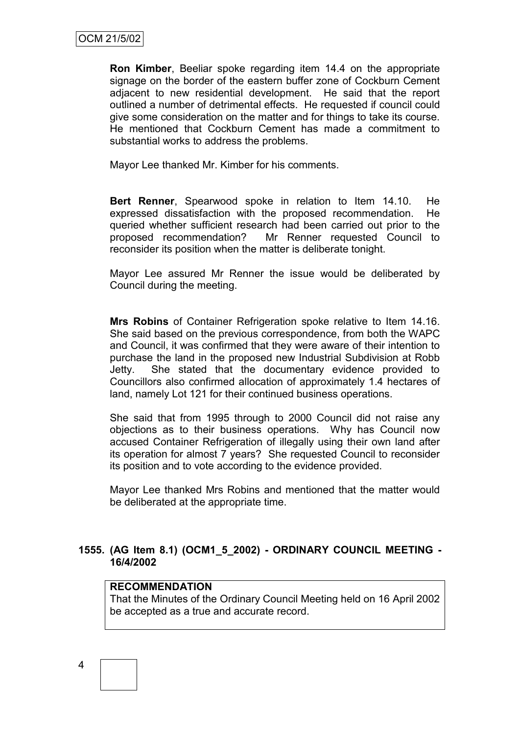**Ron Kimber**, Beeliar spoke regarding item 14.4 on the appropriate signage on the border of the eastern buffer zone of Cockburn Cement adjacent to new residential development. He said that the report outlined a number of detrimental effects. He requested if council could give some consideration on the matter and for things to take its course. He mentioned that Cockburn Cement has made a commitment to substantial works to address the problems.

Mayor Lee thanked Mr. Kimber for his comments.

**Bert Renner**, Spearwood spoke in relation to Item 14.10. He expressed dissatisfaction with the proposed recommendation. He queried whether sufficient research had been carried out prior to the proposed recommendation? Mr Renner requested Council to reconsider its position when the matter is deliberate tonight.

Mayor Lee assured Mr Renner the issue would be deliberated by Council during the meeting.

**Mrs Robins** of Container Refrigeration spoke relative to Item 14.16. She said based on the previous correspondence, from both the WAPC and Council, it was confirmed that they were aware of their intention to purchase the land in the proposed new Industrial Subdivision at Robb Jetty. She stated that the documentary evidence provided to Councillors also confirmed allocation of approximately 1.4 hectares of land, namely Lot 121 for their continued business operations.

She said that from 1995 through to 2000 Council did not raise any objections as to their business operations. Why has Council now accused Container Refrigeration of illegally using their own land after its operation for almost 7 years? She requested Council to reconsider its position and to vote according to the evidence provided.

Mayor Lee thanked Mrs Robins and mentioned that the matter would be deliberated at the appropriate time.

### 1555. (AG Item 8.1) (OCM1_5_2002) - ORDINARY COUNCIL MEETING - 16/4/2002

**RECOMMENDATION**
That the Minutes of the Ordinary Council Meeting held on 16 April 2002 be accepted as a true and accurate record.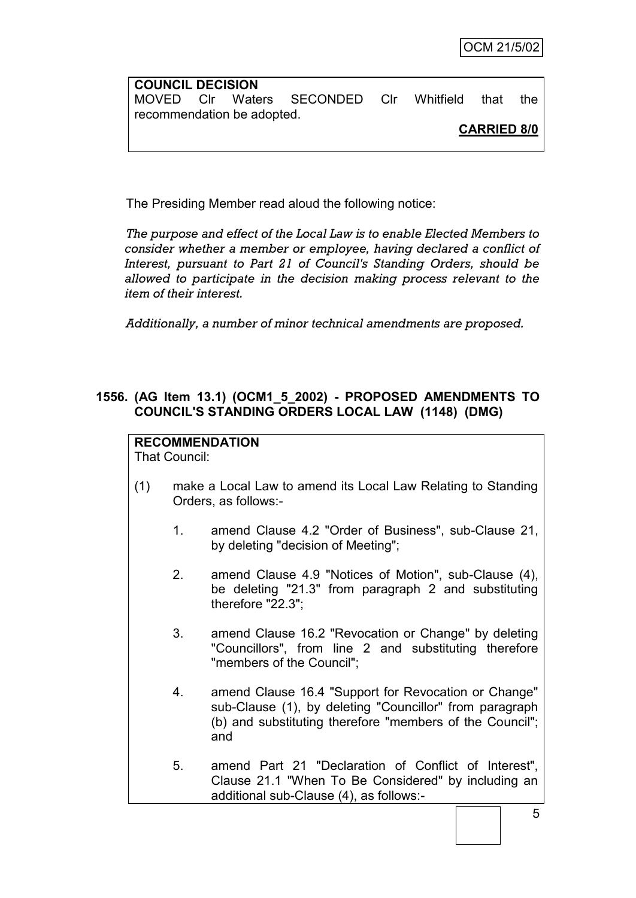**COUNCIL DECISION**
MOVED Clr Waters SECONDED Clr Whitfield that the recommendation be adopted.

**CARRIED 8/0**

The Presiding Member read aloud the following notice:

*The purpose and effect of the Local Law is to enable Elected Members to consider whether a member or employee, having declared a conflict of Interest, pursuant to Part 21 of Council's Standing Orders, should be allowed to participate in the decision making process relevant to the item of their interest.*

*Additionally, a number of minor technical amendments are proposed.*

## 1556. (AG Item 13.1) (OCM1_5_2002) - PROPOSED AMENDMENTS TO COUNCIL'S STANDING ORDERS LOCAL LAW (1148) (DMG)

**RECOMMENDATION**
That Council:

(1) make a Local Law to amend its Local Law Relating to Standing Orders, as follows:-

1. amend Clause 4.2 "Order of Business", sub-Clause 21, by deleting "decision of Meeting";

2. amend Clause 4.9 "Notices of Motion", sub-Clause (4), be deleting "21.3" from paragraph 2 and substituting therefore "22.3";

3. amend Clause 16.2 "Revocation or Change" by deleting "Councillors", from line 2 and substituting therefore "members of the Council";

4. amend Clause 16.4 "Support for Revocation or Change" sub-Clause (1), by deleting "Councillor" from paragraph (b) and substituting therefore "members of the Council"; and

5. amend Part 21 "Declaration of Conflict of Interest", Clause 21.1 "When To Be Considered" by including an additional sub-Clause (4), as follows:-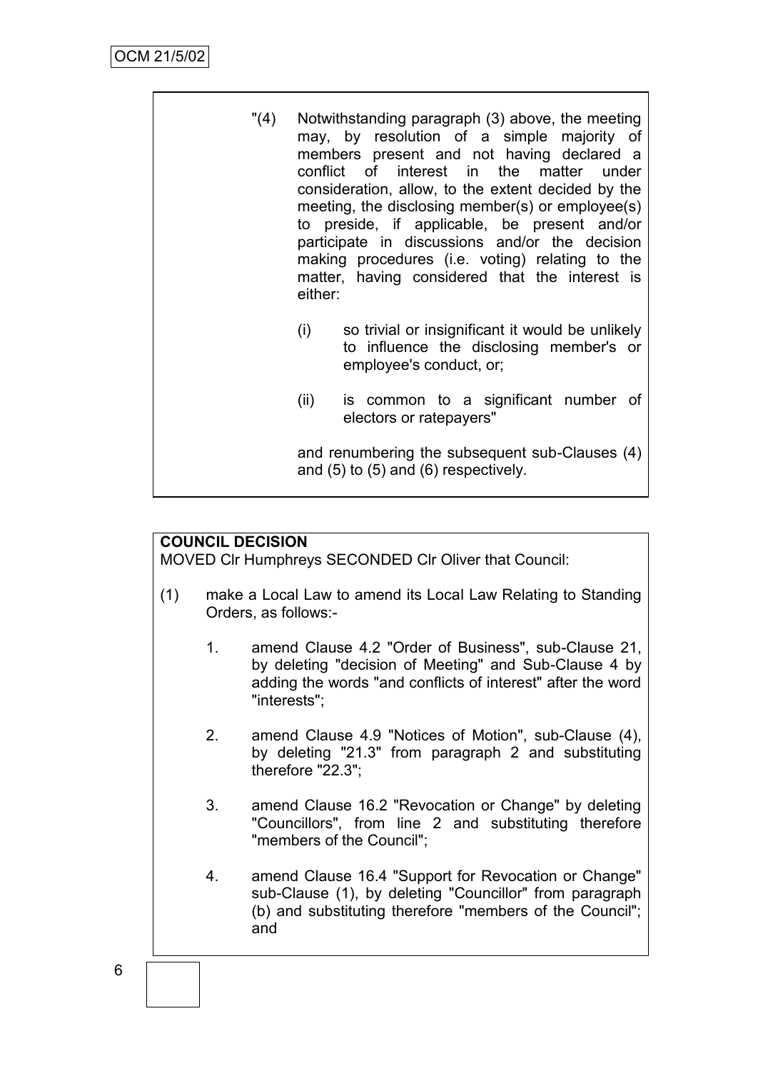"(4) Notwithstanding paragraph (3) above, the meeting may, by resolution of a simple majority of members present and not having declared a conflict of interest in the matter under consideration, allow, to the extent decided by the meeting, the disclosing member(s) or employee(s) to preside, if applicable, be present and/or participate in discussions and/or the decision making procedures (i.e. voting) relating to the matter, having considered that the interest is either:

(i) so trivial or insignificant it would be unlikely to influence the disclosing member's or employee's conduct, or;

(ii) is common to a significant number of electors or ratepayers"

and renumbering the subsequent sub-Clauses (4) and (5) to (5) and (6) respectively.

**COUNCIL DECISION**

MOVED Clr Humphreys SECONDED Clr Oliver that Council:

(1) make a Local Law to amend its Local Law Relating to Standing Orders, as follows:-

1. amend Clause 4.2 "Order of Business", sub-Clause 21, by deleting "decision of Meeting" and Sub-Clause 4 by adding the words "and conflicts of interest" after the word "interests";

2. amend Clause 4.9 "Notices of Motion", sub-Clause (4), by deleting "21.3" from paragraph 2 and substituting therefore "22.3";

3. amend Clause 16.2 "Revocation or Change" by deleting "Councillors", from line 2 and substituting therefore "members of the Council";

4. amend Clause 16.4 "Support for Revocation or Change" sub-Clause (1), by deleting "Councillor" from paragraph (b) and substituting therefore "members of the Council"; and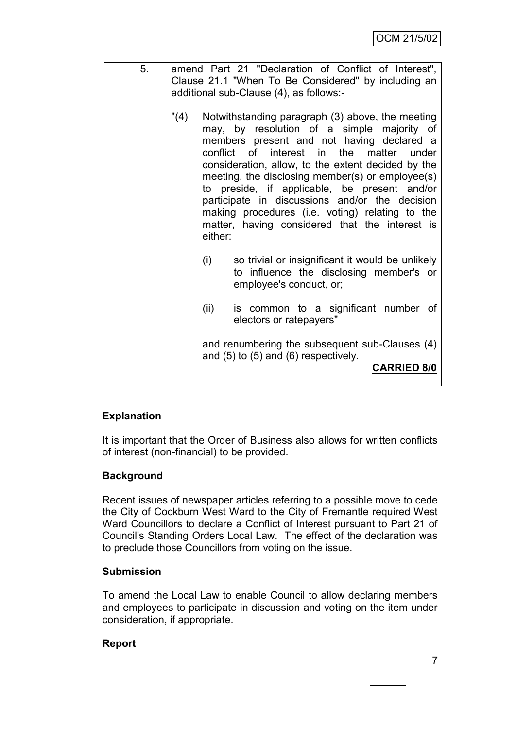5. amend Part 21 "Declaration of Conflict of Interest", Clause 21.1 "When To Be Considered" by including an additional sub-Clause (4), as follows:-

   "(4) Notwithstanding paragraph (3) above, the meeting may, by resolution of a simple majority of members present and not having declared a conflict of interest in the matter under consideration, allow, to the extent decided by the meeting, the disclosing member(s) or employee(s) to preside, if applicable, be present and/or participate in discussions and/or the decision making procedures (i.e. voting) relating to the matter, having considered that the interest is either:

   (i) so trivial or insignificant it would be unlikely to influence the disclosing member's or employee's conduct, or;

   (ii) is common to a significant number of electors or ratepayers"

   and renumbering the subsequent sub-Clauses (4) and (5) to (5) and (6) respectively.

**CARRIED 8/0**

**Explanation**

It is important that the Order of Business also allows for written conflicts of interest (non-financial) to be provided.

**Background**

Recent issues of newspaper articles referring to a possible move to cede the City of Cockburn West Ward to the City of Fremantle required West Ward Councillors to declare a Conflict of Interest pursuant to Part 21 of Council's Standing Orders Local Law. The effect of the declaration was to preclude those Councillors from voting on the issue.

**Submission**

To amend the Local Law to enable Council to allow declaring members and employees to participate in discussion and voting on the item under consideration, if appropriate.

**Report**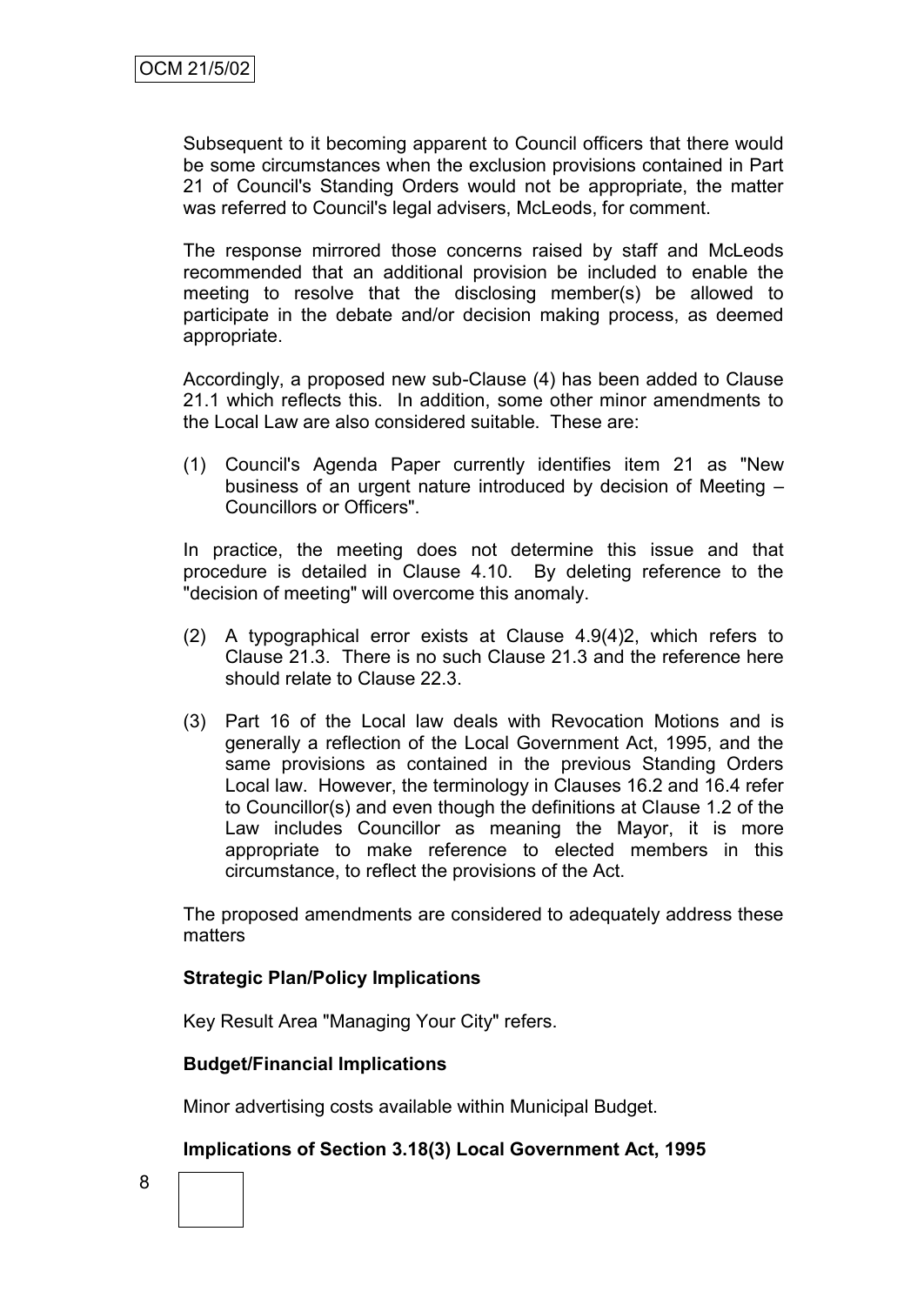Subsequent to it becoming apparent to Council officers that there would be some circumstances when the exclusion provisions contained in Part 21 of Council's Standing Orders would not be appropriate, the matter was referred to Council's legal advisers, McLeods, for comment.

The response mirrored those concerns raised by staff and McLeods recommended that an additional provision be included to enable the meeting to resolve that the disclosing member(s) be allowed to participate in the debate and/or decision making process, as deemed appropriate.

Accordingly, a proposed new sub-Clause (4) has been added to Clause 21.1 which reflects this. In addition, some other minor amendments to the Local Law are also considered suitable. These are:

(1) Council's Agenda Paper currently identifies item 21 as "New business of an urgent nature introduced by decision of Meeting – Councillors or Officers".

In practice, the meeting does not determine this issue and that procedure is detailed in Clause 4.10. By deleting reference to the "decision of meeting" will overcome this anomaly.

(2) A typographical error exists at Clause 4.9(4)2, which refers to Clause 21.3. There is no such Clause 21.3 and the reference here should relate to Clause 22.3.

(3) Part 16 of the Local law deals with Revocation Motions and is generally a reflection of the Local Government Act, 1995, and the same provisions as contained in the previous Standing Orders Local law. However, the terminology in Clauses 16.2 and 16.4 refer to Councillor(s) and even though the definitions at Clause 1.2 of the Law includes Councillor as meaning the Mayor, it is more appropriate to make reference to elected members in this circumstance, to reflect the provisions of the Act.

The proposed amendments are considered to adequately address these matters

**Strategic Plan/Policy Implications**

Key Result Area "Managing Your City" refers.

**Budget/Financial Implications**

Minor advertising costs available within Municipal Budget.

**Implications of Section 3.18(3) Local Government Act, 1995**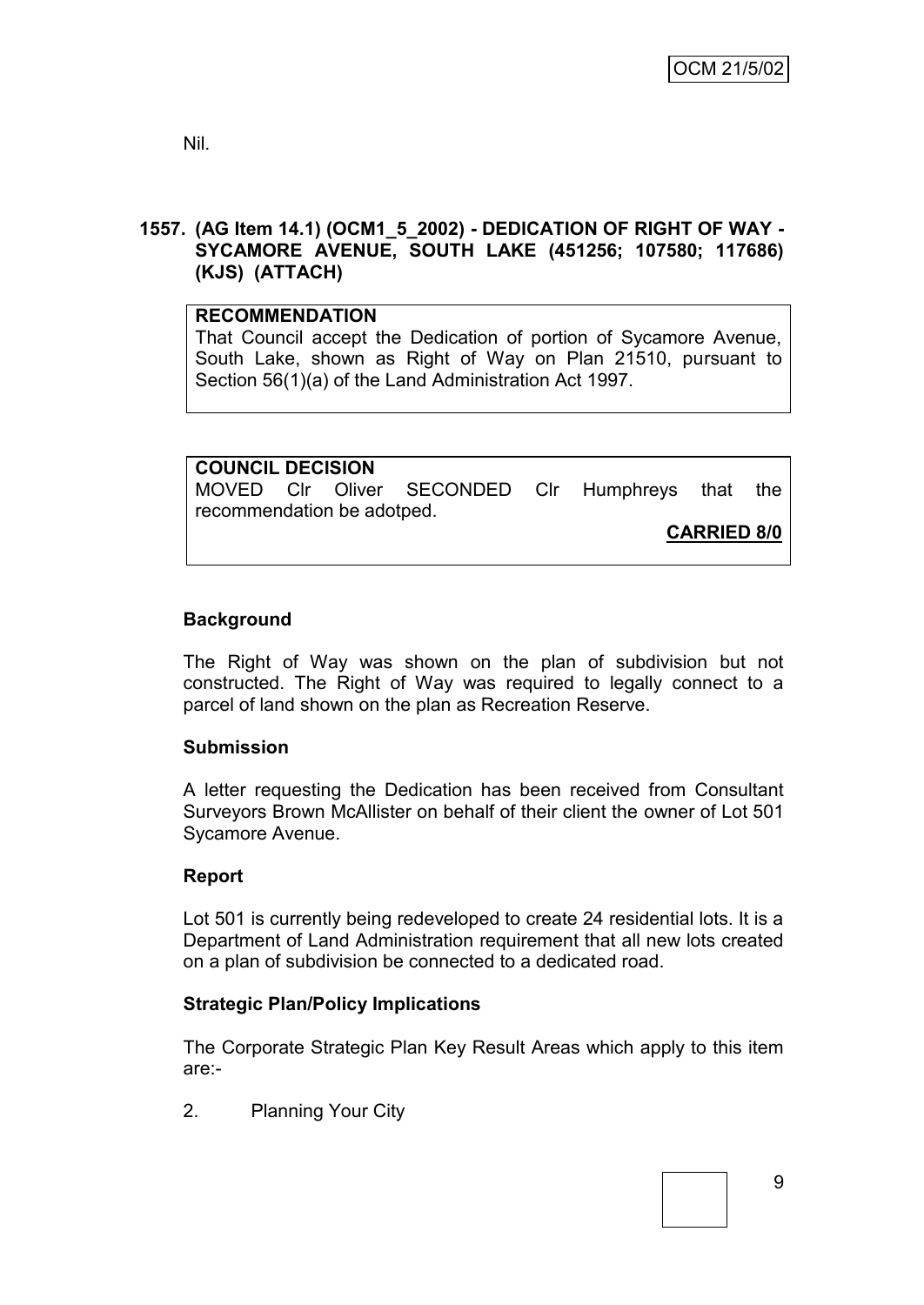Nil.

## 1557. (AG Item 14.1) (OCM1_5_2002) - DEDICATION OF RIGHT OF WAY - SYCAMORE AVENUE, SOUTH LAKE (451256; 107580; 117686) (KJS) (ATTACH)

**RECOMMENDATION**

That Council accept the Dedication of portion of Sycamore Avenue, South Lake, shown as Right of Way on Plan 21510, pursuant to Section 56(1)(a) of the Land Administration Act 1997.

**COUNCIL DECISION**

MOVED Clr Oliver SECONDED Clr Humphreys that the recommendation be adotped.

**CARRIED 8/0**

### Background

The Right of Way was shown on the plan of subdivision but not constructed. The Right of Way was required to legally connect to a parcel of land shown on the plan as Recreation Reserve.

### Submission

A letter requesting the Dedication has been received from Consultant Surveyors Brown McAllister on behalf of their client the owner of Lot 501 Sycamore Avenue.

### Report

Lot 501 is currently being redeveloped to create 24 residential lots. It is a Department of Land Administration requirement that all new lots created on a plan of subdivision be connected to a dedicated road.

### Strategic Plan/Policy Implications

The Corporate Strategic Plan Key Result Areas which apply to this item are:-

2. Planning Your City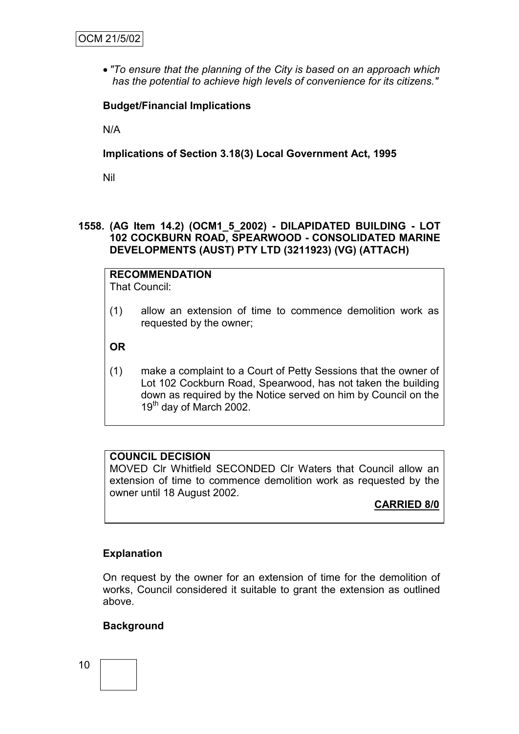- *"To ensure that the planning of the City is based on an approach which has the potential to achieve high levels of convenience for its citizens."*

**Budget/Financial Implications**

N/A

**Implications of Section 3.18(3) Local Government Act, 1995**

Nil

**1558. (AG Item 14.2) (OCM1_5_2002) - DILAPIDATED BUILDING - LOT 102 COCKBURN ROAD, SPEARWOOD - CONSOLIDATED MARINE DEVELOPMENTS (AUST) PTY LTD (3211923) (VG) (ATTACH)**

**RECOMMENDATION**
That Council:

(1) allow an extension of time to commence demolition work as requested by the owner;

**OR**

(1) make a complaint to a Court of Petty Sessions that the owner of Lot 102 Cockburn Road, Spearwood, has not taken the building down as required by the Notice served on him by Council on the 19th day of March 2002.

**COUNCIL DECISION**
MOVED Clr Whitfield SECONDED Clr Waters that Council allow an extension of time to commence demolition work as requested by the owner until 18 August 2002.

**CARRIED 8/0**

**Explanation**

On request by the owner for an extension of time for the demolition of works, Council considered it suitable to grant the extension as outlined above.

**Background**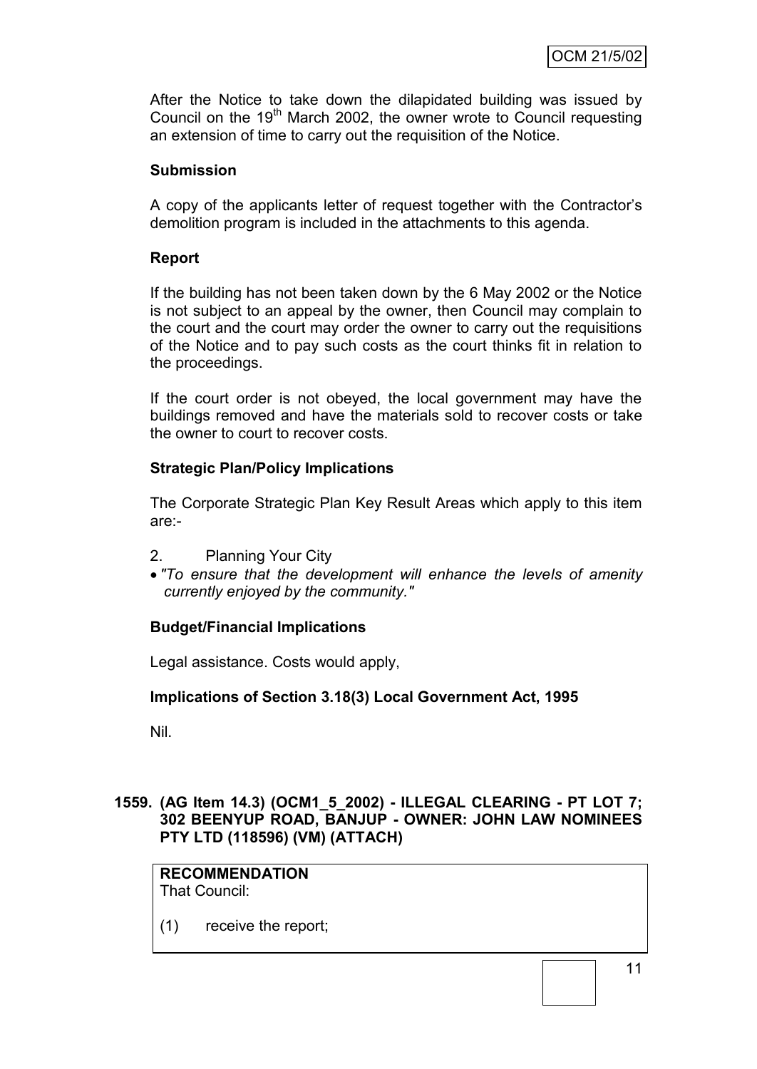After the Notice to take down the dilapidated building was issued by Council on the 19th March 2002, the owner wrote to Council requesting an extension of time to carry out the requisition of the Notice.

**Submission**

A copy of the applicants letter of request together with the Contractor's demolition program is included in the attachments to this agenda.

**Report**

If the building has not been taken down by the 6 May 2002 or the Notice is not subject to an appeal by the owner, then Council may complain to the court and the court may order the owner to carry out the requisitions of the Notice and to pay such costs as the court thinks fit in relation to the proceedings.

If the court order is not obeyed, the local government may have the buildings removed and have the materials sold to recover costs or take the owner to court to recover costs.

**Strategic Plan/Policy Implications**

The Corporate Strategic Plan Key Result Areas which apply to this item are:-

2. Planning Your City

- *"To ensure that the development will enhance the levels of amenity currently enjoyed by the community."*

**Budget/Financial Implications**

Legal assistance. Costs would apply,

**Implications of Section 3.18(3) Local Government Act, 1995**

Nil.

**1559. (AG Item 14.3) (OCM1_5_2002) - ILLEGAL CLEARING - PT LOT 7; 302 BEENYUP ROAD, BANJUP - OWNER: JOHN LAW NOMINEES PTY LTD (118596) (VM) (ATTACH)**

**RECOMMENDATION**
That Council:

(1) receive the report;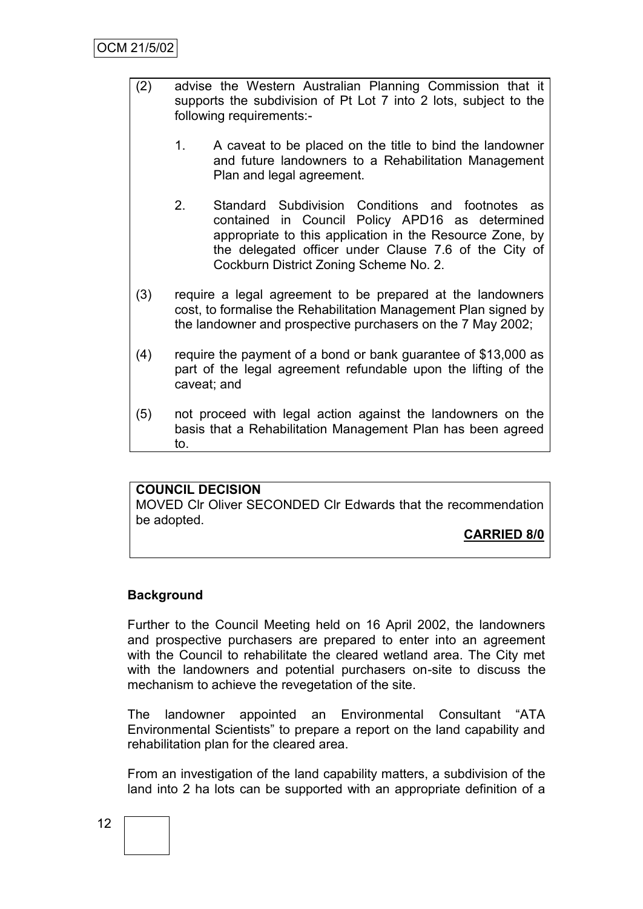(2) advise the Western Australian Planning Commission that it supports the subdivision of Pt Lot 7 into 2 lots, subject to the following requirements:-

   1. A caveat to be placed on the title to bind the landowner and future landowners to a Rehabilitation Management Plan and legal agreement.

   2. Standard Subdivision Conditions and footnotes as contained in Council Policy APD16 as determined appropriate to this application in the Resource Zone, by the delegated officer under Clause 7.6 of the City of Cockburn District Zoning Scheme No. 2.

(3) require a legal agreement to be prepared at the landowners cost, to formalise the Rehabilitation Management Plan signed by the landowner and prospective purchasers on the 7 May 2002;

(4) require the payment of a bond or bank guarantee of $13,000 as part of the legal agreement refundable upon the lifting of the caveat; and

(5) not proceed with legal action against the landowners on the basis that a Rehabilitation Management Plan has been agreed to.

**COUNCIL DECISION**

MOVED Clr Oliver SECONDED Clr Edwards that the recommendation be adopted.

**CARRIED 8/0**

**Background**

Further to the Council Meeting held on 16 April 2002, the landowners and prospective purchasers are prepared to enter into an agreement with the Council to rehabilitate the cleared wetland area. The City met with the landowners and potential purchasers on-site to discuss the mechanism to achieve the revegetation of the site.

The landowner appointed an Environmental Consultant "ATA Environmental Scientists" to prepare a report on the land capability and rehabilitation plan for the cleared area.

From an investigation of the land capability matters, a subdivision of the land into 2 ha lots can be supported with an appropriate definition of a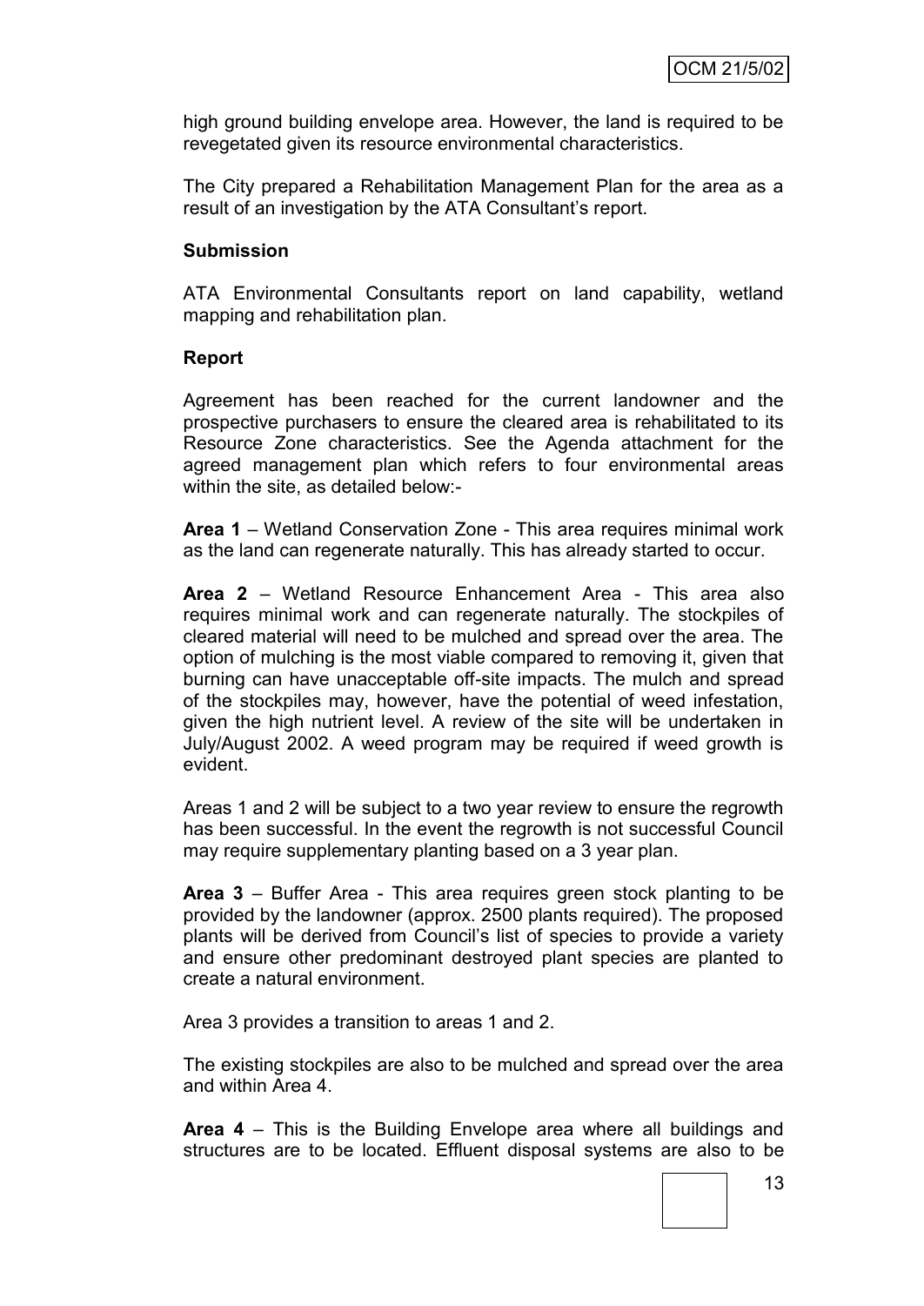high ground building envelope area. However, the land is required to be revegetated given its resource environmental characteristics.

The City prepared a Rehabilitation Management Plan for the area as a result of an investigation by the ATA Consultant's report.

**Submission**

ATA Environmental Consultants report on land capability, wetland mapping and rehabilitation plan.

**Report**

Agreement has been reached for the current landowner and the prospective purchasers to ensure the cleared area is rehabilitated to its Resource Zone characteristics. See the Agenda attachment for the agreed management plan which refers to four environmental areas within the site, as detailed below:-

**Area 1** – Wetland Conservation Zone - This area requires minimal work as the land can regenerate naturally. This has already started to occur.

**Area 2** – Wetland Resource Enhancement Area - This area also requires minimal work and can regenerate naturally. The stockpiles of cleared material will need to be mulched and spread over the area. The option of mulching is the most viable compared to removing it, given that burning can have unacceptable off-site impacts. The mulch and spread of the stockpiles may, however, have the potential of weed infestation, given the high nutrient level. A review of the site will be undertaken in July/August 2002. A weed program may be required if weed growth is evident.

Areas 1 and 2 will be subject to a two year review to ensure the regrowth has been successful. In the event the regrowth is not successful Council may require supplementary planting based on a 3 year plan.

**Area 3** – Buffer Area - This area requires green stock planting to be provided by the landowner (approx. 2500 plants required). The proposed plants will be derived from Council's list of species to provide a variety and ensure other predominant destroyed plant species are planted to create a natural environment.

Area 3 provides a transition to areas 1 and 2.

The existing stockpiles are also to be mulched and spread over the area and within Area 4.

**Area 4** – This is the Building Envelope area where all buildings and structures are to be located. Effluent disposal systems are also to be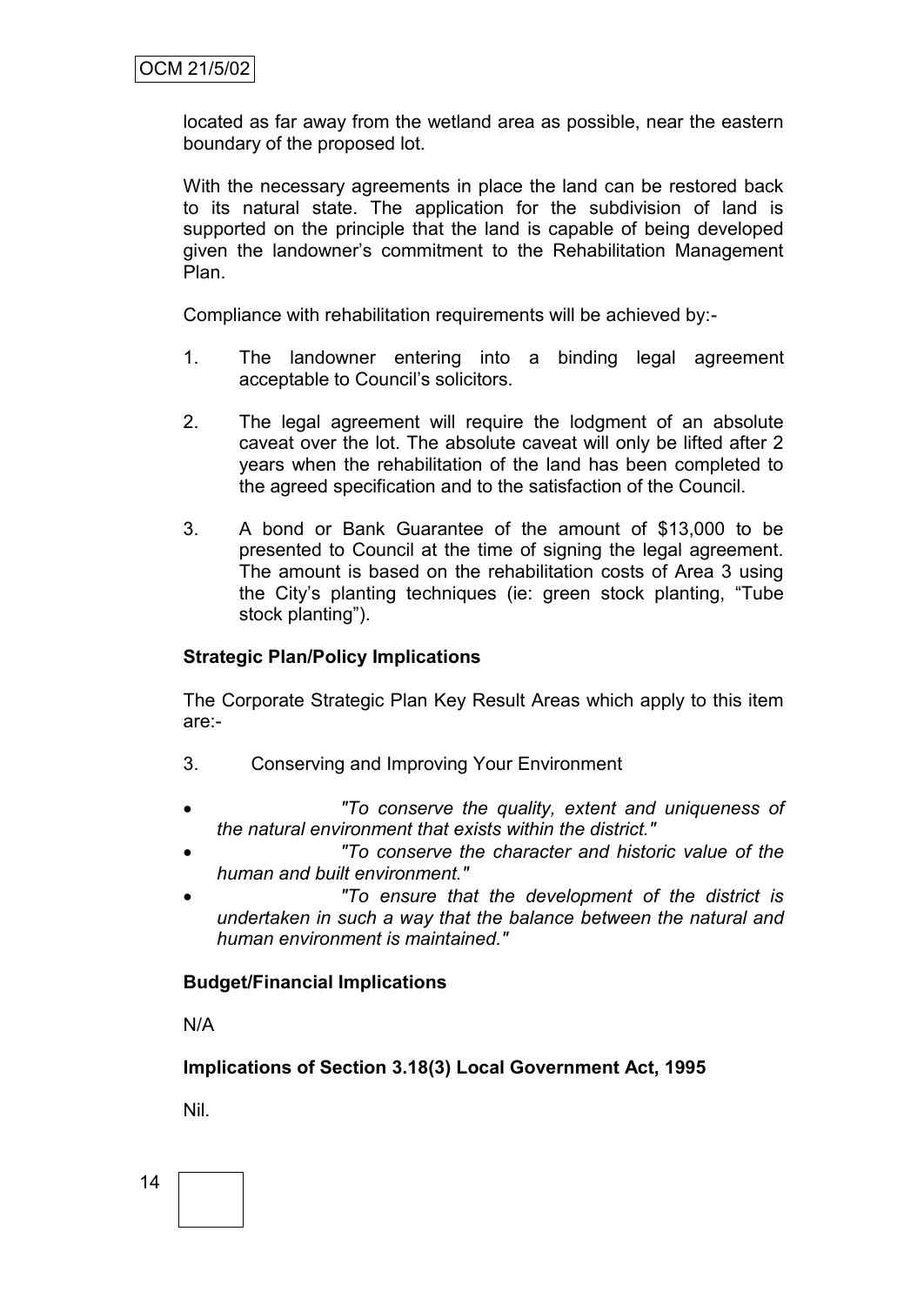located as far away from the wetland area as possible, near the eastern boundary of the proposed lot.

With the necessary agreements in place the land can be restored back to its natural state. The application for the subdivision of land is supported on the principle that the land is capable of being developed given the landowner's commitment to the Rehabilitation Management Plan.

Compliance with rehabilitation requirements will be achieved by:-

1. The landowner entering into a binding legal agreement acceptable to Council's solicitors.
2. The legal agreement will require the lodgment of an absolute caveat over the lot. The absolute caveat will only be lifted after 2 years when the rehabilitation of the land has been completed to the agreed specification and to the satisfaction of the Council.
3. A bond or Bank Guarantee of the amount of $13,000 to be presented to Council at the time of signing the legal agreement. The amount is based on the rehabilitation costs of Area 3 using the City's planting techniques (ie: green stock planting, "Tube stock planting").

**Strategic Plan/Policy Implications**

The Corporate Strategic Plan Key Result Areas which apply to this item are:-

3. Conserving and Improving Your Environment

- *"To conserve the quality, extent and uniqueness of the natural environment that exists within the district."*
- *"To conserve the character and historic value of the human and built environment."*
- *"To ensure that the development of the district is undertaken in such a way that the balance between the natural and human environment is maintained."*

**Budget/Financial Implications**

N/A

**Implications of Section 3.18(3) Local Government Act, 1995**

Nil.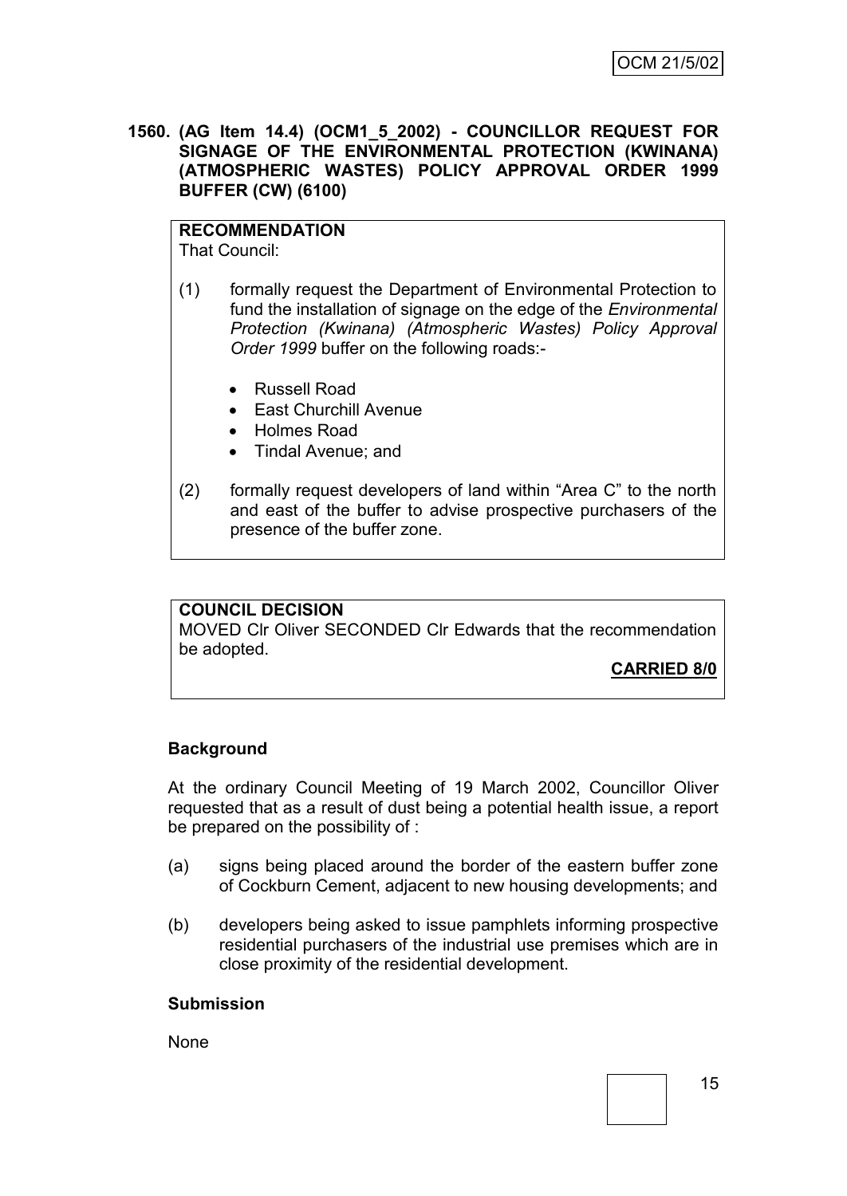**1560. (AG Item 14.4) (OCM1_5_2002) - COUNCILLOR REQUEST FOR SIGNAGE OF THE ENVIRONMENTAL PROTECTION (KWINANA) (ATMOSPHERIC WASTES) POLICY APPROVAL ORDER 1999 BUFFER (CW) (6100)**

**RECOMMENDATION**
That Council:

(1) formally request the Department of Environmental Protection to fund the installation of signage on the edge of the *Environmental Protection (Kwinana) (Atmospheric Wastes) Policy Approval Order 1999* buffer on the following roads:-

- Russell Road
- East Churchill Avenue
- Holmes Road
- Tindal Avenue; and

(2) formally request developers of land within "Area C" to the north and east of the buffer to advise prospective purchasers of the presence of the buffer zone.

**COUNCIL DECISION**
MOVED Clr Oliver SECONDED Clr Edwards that the recommendation be adopted.

**CARRIED 8/0**

**Background**

At the ordinary Council Meeting of 19 March 2002, Councillor Oliver requested that as a result of dust being a potential health issue, a report be prepared on the possibility of :

(a) signs being placed around the border of the eastern buffer zone of Cockburn Cement, adjacent to new housing developments; and

(b) developers being asked to issue pamphlets informing prospective residential purchasers of the industrial use premises which are in close proximity of the residential development.

**Submission**

None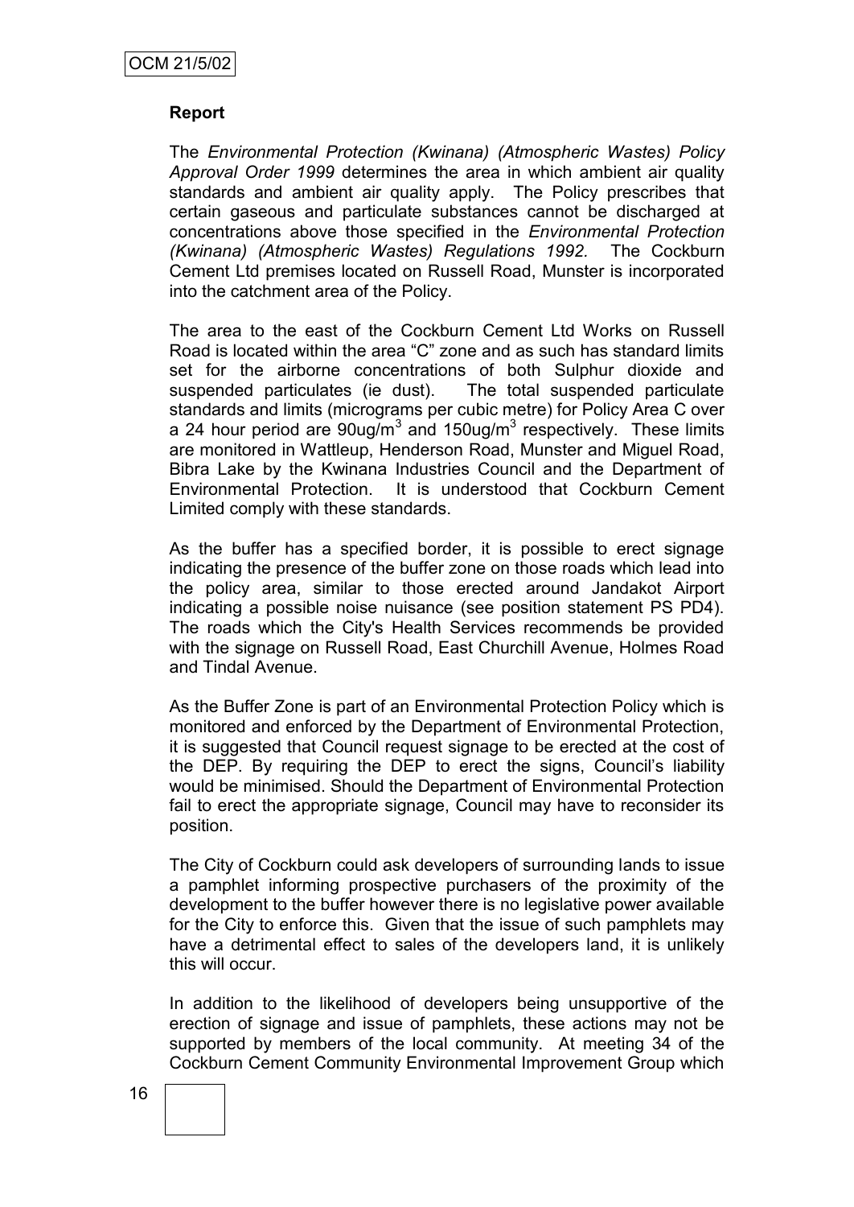**Report**

The *Environmental Protection (Kwinana) (Atmospheric Wastes) Policy Approval Order 1999* determines the area in which ambient air quality standards and ambient air quality apply. The Policy prescribes that certain gaseous and particulate substances cannot be discharged at concentrations above those specified in the *Environmental Protection (Kwinana) (Atmospheric Wastes) Regulations 1992.* The Cockburn Cement Ltd premises located on Russell Road, Munster is incorporated into the catchment area of the Policy.

The area to the east of the Cockburn Cement Ltd Works on Russell Road is located within the area "C" zone and as such has standard limits set for the airborne concentrations of both Sulphur dioxide and suspended particulates (ie dust). The total suspended particulate standards and limits (micrograms per cubic metre) for Policy Area C over a 24 hour period are $90ug/m^3$ and $150ug/m^3$ respectively. These limits are monitored in Wattleup, Henderson Road, Munster and Miguel Road, Bibra Lake by the Kwinana Industries Council and the Department of Environmental Protection. It is understood that Cockburn Cement Limited comply with these standards.

As the buffer has a specified border, it is possible to erect signage indicating the presence of the buffer zone on those roads which lead into the policy area, similar to those erected around Jandakot Airport indicating a possible noise nuisance (see position statement PS PD4). The roads which the City's Health Services recommends be provided with the signage on Russell Road, East Churchill Avenue, Holmes Road and Tindal Avenue.

As the Buffer Zone is part of an Environmental Protection Policy which is monitored and enforced by the Department of Environmental Protection, it is suggested that Council request signage to be erected at the cost of the DEP. By requiring the DEP to erect the signs, Council's liability would be minimised. Should the Department of Environmental Protection fail to erect the appropriate signage, Council may have to reconsider its position.

The City of Cockburn could ask developers of surrounding lands to issue a pamphlet informing prospective purchasers of the proximity of the development to the buffer however there is no legislative power available for the City to enforce this. Given that the issue of such pamphlets may have a detrimental effect to sales of the developers land, it is unlikely this will occur.

In addition to the likelihood of developers being unsupportive of the erection of signage and issue of pamphlets, these actions may not be supported by members of the local community. At meeting 34 of the Cockburn Cement Community Environmental Improvement Group which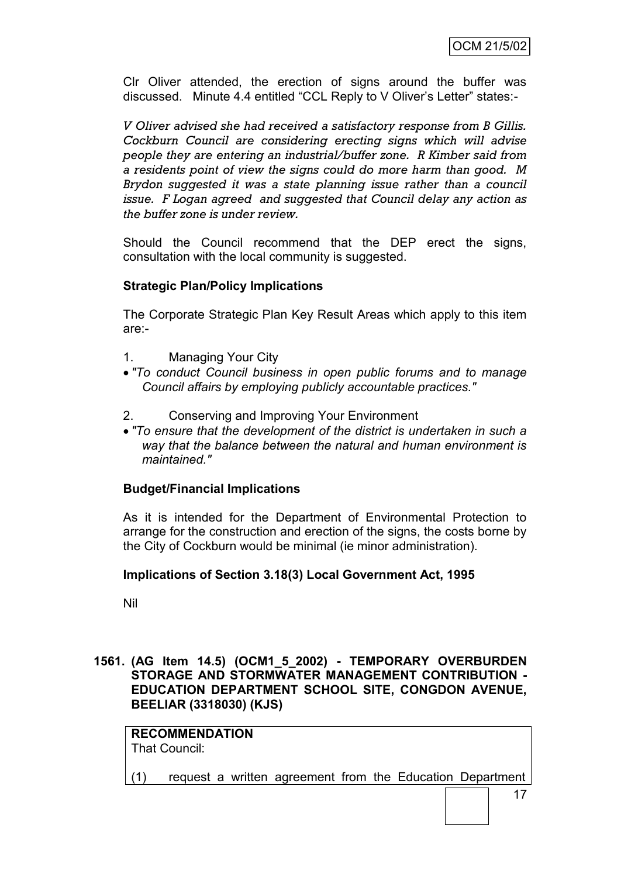Clr Oliver attended, the erection of signs around the buffer was discussed. Minute 4.4 entitled "CCL Reply to V Oliver's Letter" states:-

*V Oliver advised she had received a satisfactory response from B Gillis. Cockburn Council are considering erecting signs which will advise people they are entering an industrial/buffer zone. R Kimber said from a residents point of view the signs could do more harm than good. M Brydon suggested it was a state planning issue rather than a council issue. F Logan agreed and suggested that Council delay any action as the buffer zone is under review.*

Should the Council recommend that the DEP erect the signs, consultation with the local community is suggested.

**Strategic Plan/Policy Implications**

The Corporate Strategic Plan Key Result Areas which apply to this item are:-

1. Managing Your City
- *"To conduct Council business in open public forums and to manage Council affairs by employing publicly accountable practices."*

2. Conserving and Improving Your Environment
- *"To ensure that the development of the district is undertaken in such a way that the balance between the natural and human environment is maintained."*

**Budget/Financial Implications**

As it is intended for the Department of Environmental Protection to arrange for the construction and erection of the signs, the costs borne by the City of Cockburn would be minimal (ie minor administration).

**Implications of Section 3.18(3) Local Government Act, 1995**

Nil

**1561. (AG Item 14.5) (OCM1_5_2002) - TEMPORARY OVERBURDEN STORAGE AND STORMWATER MANAGEMENT CONTRIBUTION - EDUCATION DEPARTMENT SCHOOL SITE, CONGDON AVENUE, BEELIAR (3318030) (KJS)**

**RECOMMENDATION**
That Council:

(1) request a written agreement from the Education Department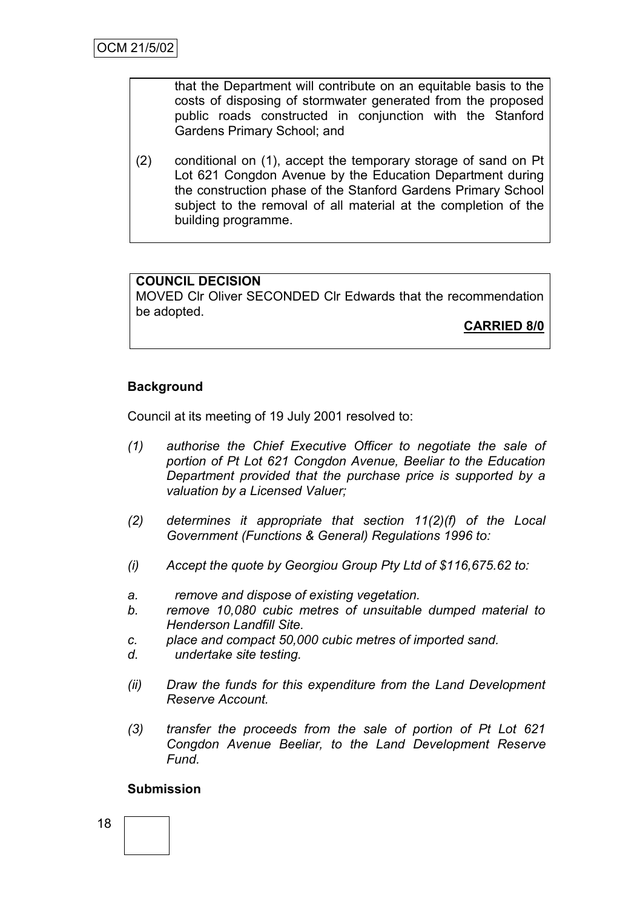that the Department will contribute on an equitable basis to the costs of disposing of stormwater generated from the proposed public roads constructed in conjunction with the Stanford Gardens Primary School; and

(2) conditional on (1), accept the temporary storage of sand on Pt Lot 621 Congdon Avenue by the Education Department during the construction phase of the Stanford Gardens Primary School subject to the removal of all material at the completion of the building programme.

**COUNCIL DECISION**
MOVED Clr Oliver SECONDED Clr Edwards that the recommendation be adopted.

**CARRIED 8/0**

**Background**

Council at its meeting of 19 July 2001 resolved to:

*(1) authorise the Chief Executive Officer to negotiate the sale of portion of Pt Lot 621 Congdon Avenue, Beeliar to the Education Department provided that the purchase price is supported by a valuation by a Licensed Valuer;*

*(2) determines it appropriate that section 11(2)(f) of the Local Government (Functions & General) Regulations 1996 to:*

*(i) Accept the quote by Georgiou Group Pty Ltd of $116,675.62 to:*

*a. remove and dispose of existing vegetation.*
*b. remove 10,080 cubic metres of unsuitable dumped material to Henderson Landfill Site.*
*c. place and compact 50,000 cubic metres of imported sand.*
*d. undertake site testing.*

*(ii) Draw the funds for this expenditure from the Land Development Reserve Account.*

*(3) transfer the proceeds from the sale of portion of Pt Lot 621 Congdon Avenue Beeliar, to the Land Development Reserve Fund.*

**Submission**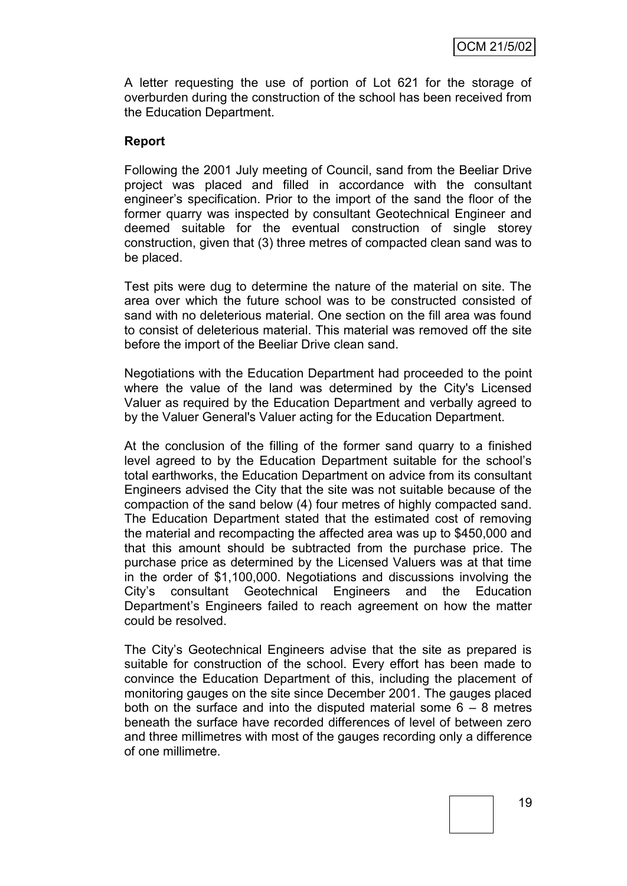A letter requesting the use of portion of Lot 621 for the storage of overburden during the construction of the school has been received from the Education Department.

**Report**

Following the 2001 July meeting of Council, sand from the Beeliar Drive project was placed and filled in accordance with the consultant engineer's specification. Prior to the import of the sand the floor of the former quarry was inspected by consultant Geotechnical Engineer and deemed suitable for the eventual construction of single storey construction, given that (3) three metres of compacted clean sand was to be placed.

Test pits were dug to determine the nature of the material on site. The area over which the future school was to be constructed consisted of sand with no deleterious material. One section on the fill area was found to consist of deleterious material. This material was removed off the site before the import of the Beeliar Drive clean sand.

Negotiations with the Education Department had proceeded to the point where the value of the land was determined by the City's Licensed Valuer as required by the Education Department and verbally agreed to by the Valuer General's Valuer acting for the Education Department.

At the conclusion of the filling of the former sand quarry to a finished level agreed to by the Education Department suitable for the school's total earthworks, the Education Department on advice from its consultant Engineers advised the City that the site was not suitable because of the compaction of the sand below (4) four metres of highly compacted sand. The Education Department stated that the estimated cost of removing the material and recompacting the affected area was up to $450,000 and that this amount should be subtracted from the purchase price. The purchase price as determined by the Licensed Valuers was at that time in the order of $1,100,000. Negotiations and discussions involving the City's consultant Geotechnical Engineers and the Education Department's Engineers failed to reach agreement on how the matter could be resolved.

The City's Geotechnical Engineers advise that the site as prepared is suitable for construction of the school. Every effort has been made to convince the Education Department of this, including the placement of monitoring gauges on the site since December 2001. The gauges placed both on the surface and into the disputed material some 6 – 8 metres beneath the surface have recorded differences of level of between zero and three millimetres with most of the gauges recording only a difference of one millimetre.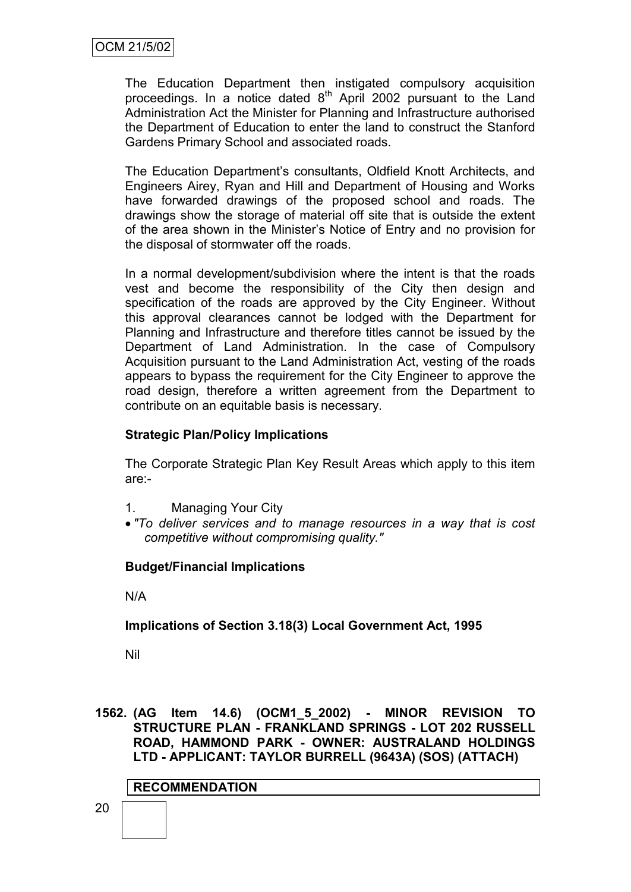The Education Department then instigated compulsory acquisition proceedings. In a notice dated 8th April 2002 pursuant to the Land Administration Act the Minister for Planning and Infrastructure authorised the Department of Education to enter the land to construct the Stanford Gardens Primary School and associated roads.

The Education Department's consultants, Oldfield Knott Architects, and Engineers Airey, Ryan and Hill and Department of Housing and Works have forwarded drawings of the proposed school and roads. The drawings show the storage of material off site that is outside the extent of the area shown in the Minister's Notice of Entry and no provision for the disposal of stormwater off the roads.

In a normal development/subdivision where the intent is that the roads vest and become the responsibility of the City then design and specification of the roads are approved by the City Engineer. Without this approval clearances cannot be lodged with the Department for Planning and Infrastructure and therefore titles cannot be issued by the Department of Land Administration. In the case of Compulsory Acquisition pursuant to the Land Administration Act, vesting of the roads appears to bypass the requirement for the City Engineer to approve the road design, therefore a written agreement from the Department to contribute on an equitable basis is necessary.

**Strategic Plan/Policy Implications**

The Corporate Strategic Plan Key Result Areas which apply to this item are:-

1. Managing Your City

- *"To deliver services and to manage resources in a way that is cost competitive without compromising quality."*

**Budget/Financial Implications**

N/A

**Implications of Section 3.18(3) Local Government Act, 1995**

Nil

**1562. (AG Item 14.6) (OCM1_5_2002) - MINOR REVISION TO STRUCTURE PLAN - FRANKLAND SPRINGS - LOT 202 RUSSELL ROAD, HAMMOND PARK - OWNER: AUSTRALAND HOLDINGS LTD - APPLICANT: TAYLOR BURRELL (9643A) (SOS) (ATTACH)**

**RECOMMENDATION**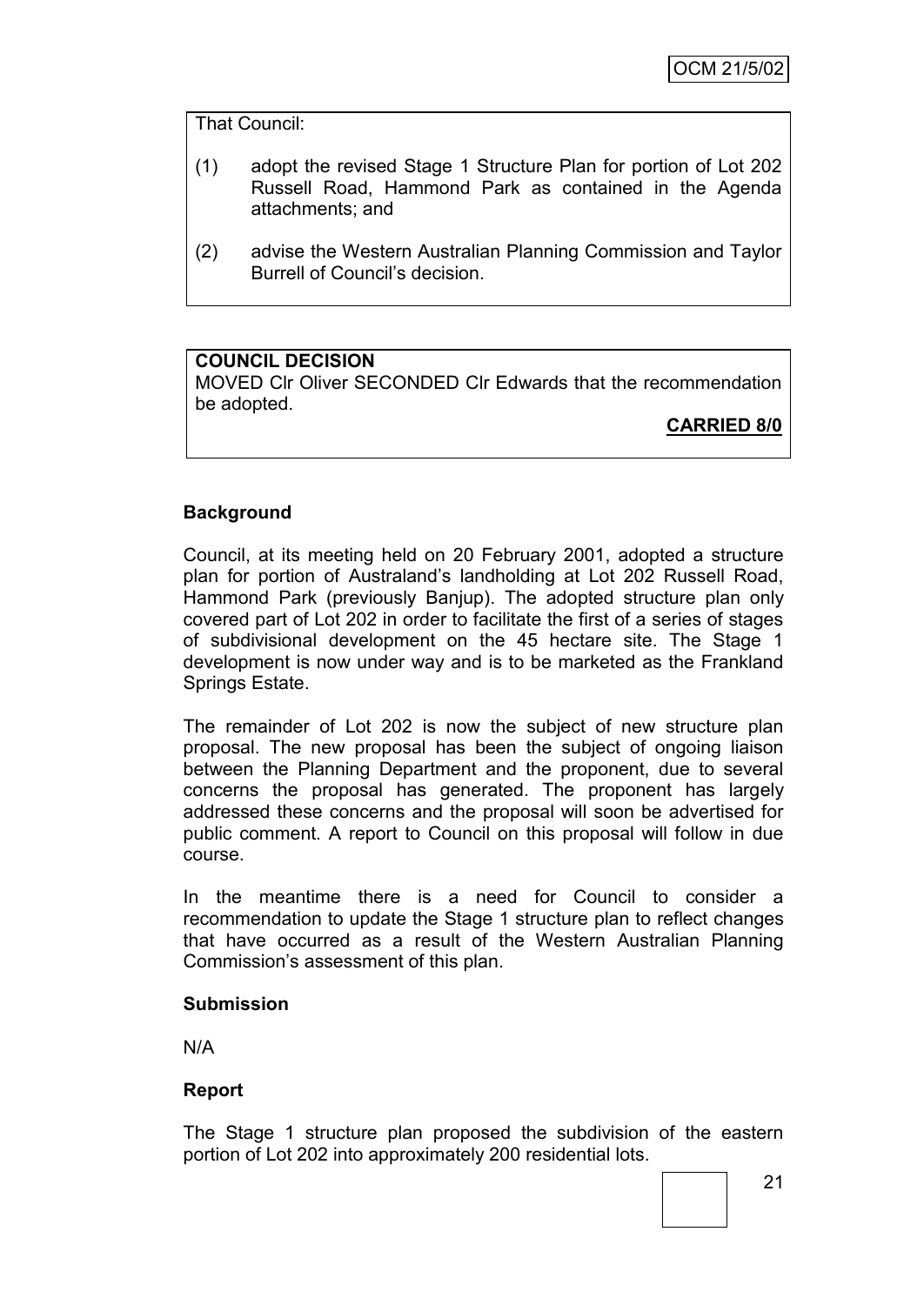That Council:

(1) adopt the revised Stage 1 Structure Plan for portion of Lot 202 Russell Road, Hammond Park as contained in the Agenda attachments; and

(2) advise the Western Australian Planning Commission and Taylor Burrell of Council's decision.

**COUNCIL DECISION**
MOVED Clr Oliver SECONDED Clr Edwards that the recommendation be adopted.

**CARRIED 8/0**

**Background**

Council, at its meeting held on 20 February 2001, adopted a structure plan for portion of Australand's landholding at Lot 202 Russell Road, Hammond Park (previously Banjup). The adopted structure plan only covered part of Lot 202 in order to facilitate the first of a series of stages of subdivisional development on the 45 hectare site. The Stage 1 development is now under way and is to be marketed as the Frankland Springs Estate.

The remainder of Lot 202 is now the subject of new structure plan proposal. The new proposal has been the subject of ongoing liaison between the Planning Department and the proponent, due to several concerns the proposal has generated. The proponent has largely addressed these concerns and the proposal will soon be advertised for public comment. A report to Council on this proposal will follow in due course.

In the meantime there is a need for Council to consider a recommendation to update the Stage 1 structure plan to reflect changes that have occurred as a result of the Western Australian Planning Commission's assessment of this plan.

**Submission**

N/A

**Report**

The Stage 1 structure plan proposed the subdivision of the eastern portion of Lot 202 into approximately 200 residential lots.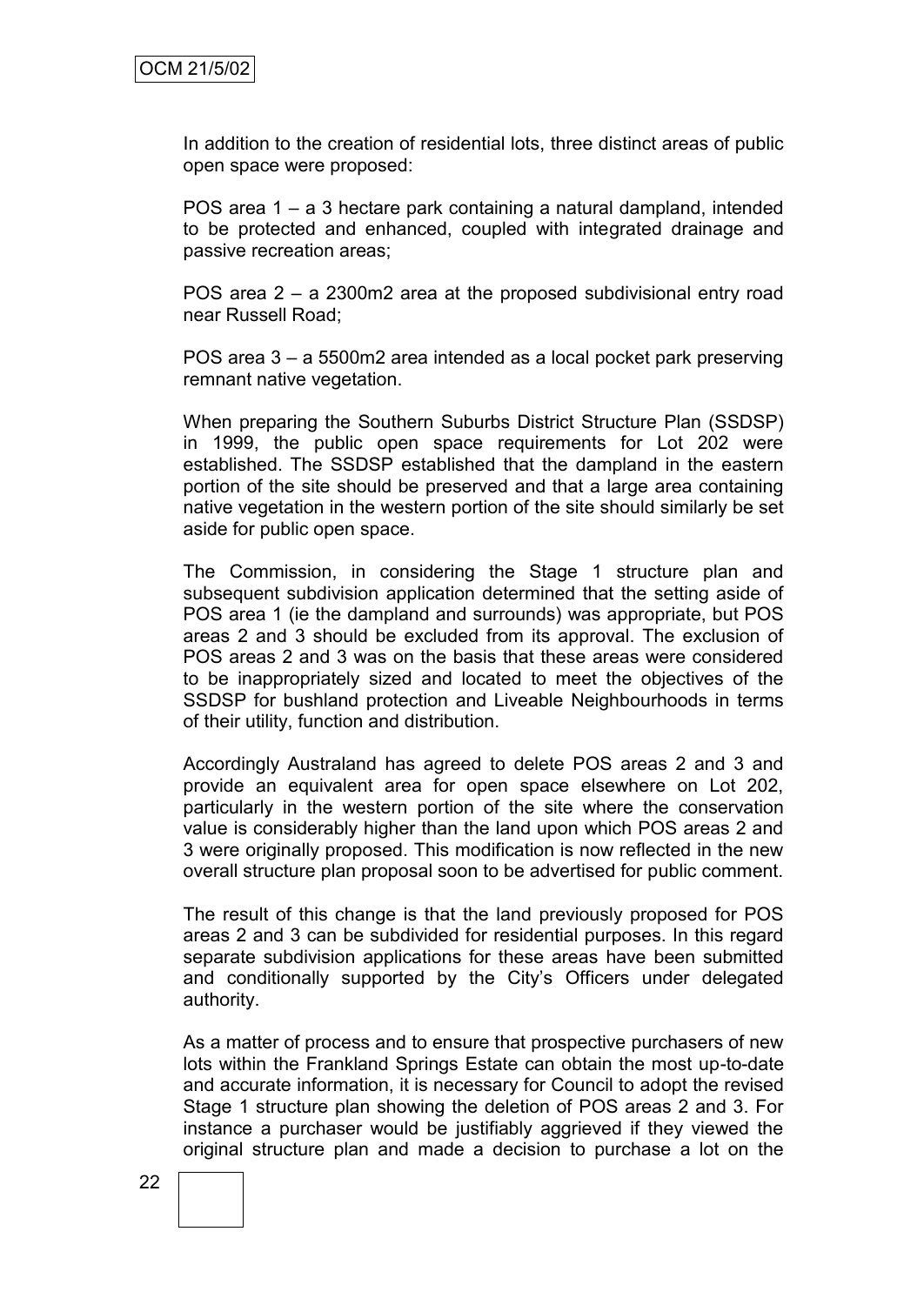In addition to the creation of residential lots, three distinct areas of public open space were proposed:

POS area 1 – a 3 hectare park containing a natural dampland, intended to be protected and enhanced, coupled with integrated drainage and passive recreation areas;

POS area 2 – a 2300m2 area at the proposed subdivisional entry road near Russell Road;

POS area 3 – a 5500m2 area intended as a local pocket park preserving remnant native vegetation.

When preparing the Southern Suburbs District Structure Plan (SSDSP) in 1999, the public open space requirements for Lot 202 were established. The SSDSP established that the dampland in the eastern portion of the site should be preserved and that a large area containing native vegetation in the western portion of the site should similarly be set aside for public open space.

The Commission, in considering the Stage 1 structure plan and subsequent subdivision application determined that the setting aside of POS area 1 (ie the dampland and surrounds) was appropriate, but POS areas 2 and 3 should be excluded from its approval. The exclusion of POS areas 2 and 3 was on the basis that these areas were considered to be inappropriately sized and located to meet the objectives of the SSDSP for bushland protection and Liveable Neighbourhoods in terms of their utility, function and distribution.

Accordingly Australand has agreed to delete POS areas 2 and 3 and provide an equivalent area for open space elsewhere on Lot 202, particularly in the western portion of the site where the conservation value is considerably higher than the land upon which POS areas 2 and 3 were originally proposed. This modification is now reflected in the new overall structure plan proposal soon to be advertised for public comment.

The result of this change is that the land previously proposed for POS areas 2 and 3 can be subdivided for residential purposes. In this regard separate subdivision applications for these areas have been submitted and conditionally supported by the City's Officers under delegated authority.

As a matter of process and to ensure that prospective purchasers of new lots within the Frankland Springs Estate can obtain the most up-to-date and accurate information, it is necessary for Council to adopt the revised Stage 1 structure plan showing the deletion of POS areas 2 and 3. For instance a purchaser would be justifiably aggrieved if they viewed the original structure plan and made a decision to purchase a lot on the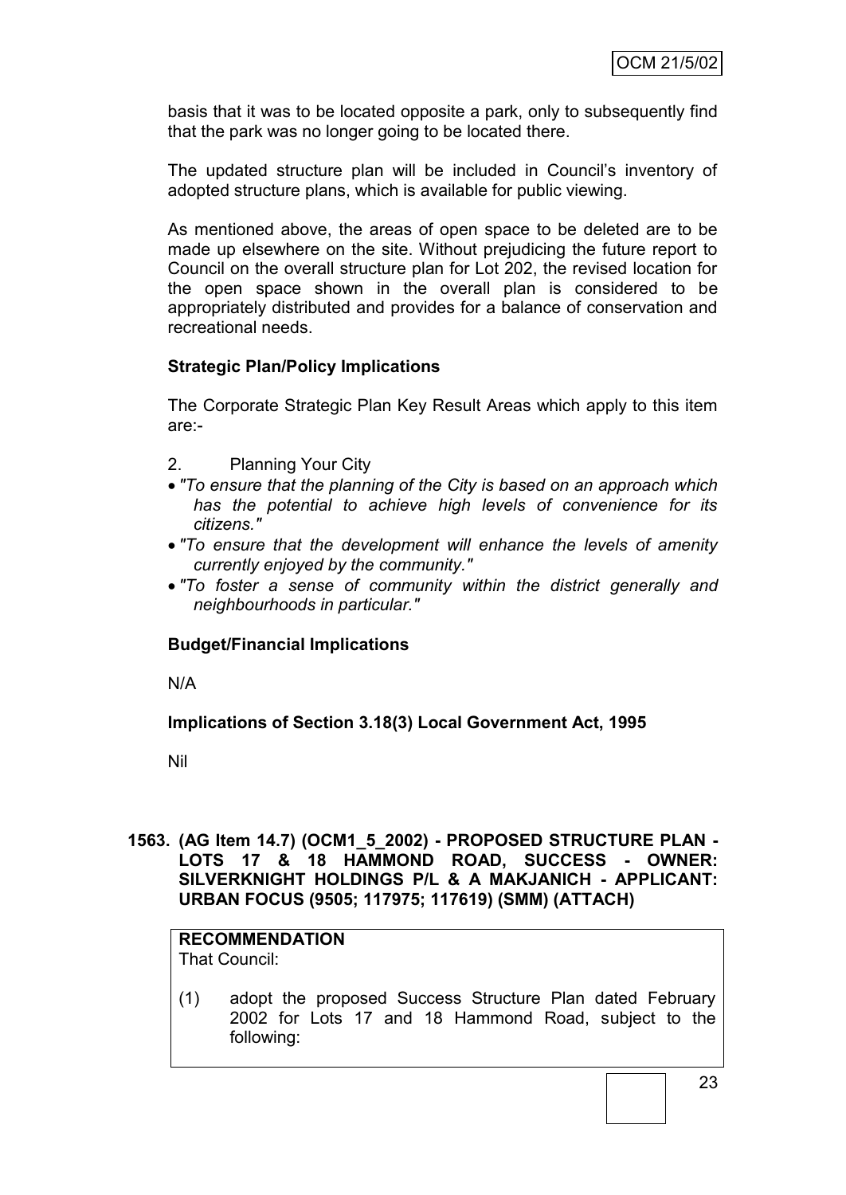basis that it was to be located opposite a park, only to subsequently find that the park was no longer going to be located there.

The updated structure plan will be included in Council's inventory of adopted structure plans, which is available for public viewing.

As mentioned above, the areas of open space to be deleted are to be made up elsewhere on the site. Without prejudicing the future report to Council on the overall structure plan for Lot 202, the revised location for the open space shown in the overall plan is considered to be appropriately distributed and provides for a balance of conservation and recreational needs.

**Strategic Plan/Policy Implications**

The Corporate Strategic Plan Key Result Areas which apply to this item are:-

2. Planning Your City

- *"To ensure that the planning of the City is based on an approach which has the potential to achieve high levels of convenience for its citizens."*
- *"To ensure that the development will enhance the levels of amenity currently enjoyed by the community."*
- *"To foster a sense of community within the district generally and neighbourhoods in particular."*

**Budget/Financial Implications**

N/A

**Implications of Section 3.18(3) Local Government Act, 1995**

Nil

## 1563. (AG Item 14.7) (OCM1_5_2002) - PROPOSED STRUCTURE PLAN - LOTS 17 & 18 HAMMOND ROAD, SUCCESS - OWNER: SILVERKNIGHT HOLDINGS P/L & A MAKJANICH - APPLICANT: URBAN FOCUS (9505; 117975; 117619) (SMM) (ATTACH)

**RECOMMENDATION**

That Council:

(1) adopt the proposed Success Structure Plan dated February 2002 for Lots 17 and 18 Hammond Road, subject to the following: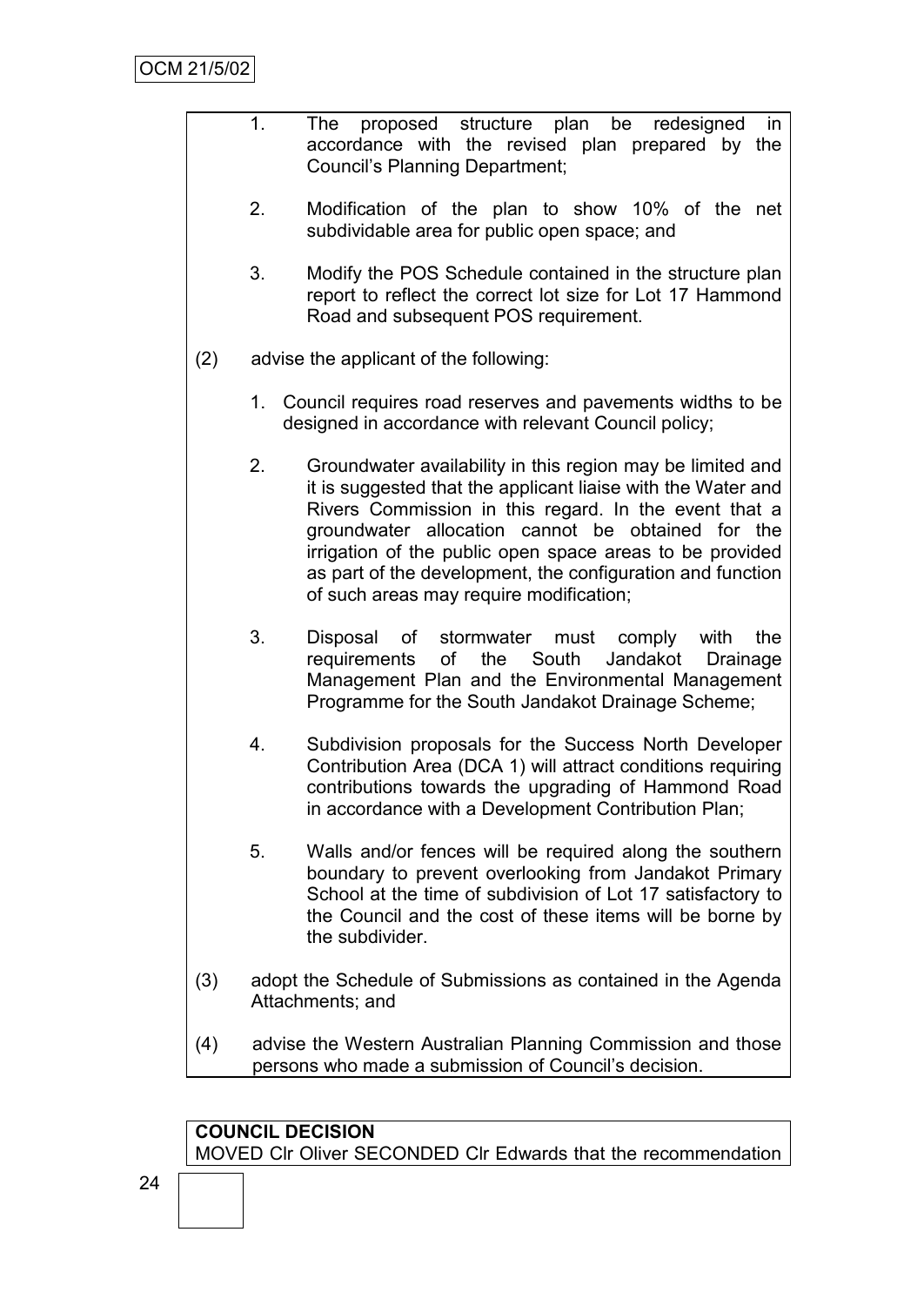1. The proposed structure plan be redesigned in accordance with the revised plan prepared by the Council's Planning Department;

2. Modification of the plan to show 10% of the net subdividable area for public open space; and

3. Modify the POS Schedule contained in the structure plan report to reflect the correct lot size for Lot 17 Hammond Road and subsequent POS requirement.

(2) advise the applicant of the following:

1. Council requires road reserves and pavements widths to be designed in accordance with relevant Council policy;

2. Groundwater availability in this region may be limited and it is suggested that the applicant liaise with the Water and Rivers Commission in this regard. In the event that a groundwater allocation cannot be obtained for the irrigation of the public open space areas to be provided as part of the development, the configuration and function of such areas may require modification;

3. Disposal of stormwater must comply with the requirements of the South Jandakot Drainage Management Plan and the Environmental Management Programme for the South Jandakot Drainage Scheme;

4. Subdivision proposals for the Success North Developer Contribution Area (DCA 1) will attract conditions requiring contributions towards the upgrading of Hammond Road in accordance with a Development Contribution Plan;

5. Walls and/or fences will be required along the southern boundary to prevent overlooking from Jandakot Primary School at the time of subdivision of Lot 17 satisfactory to the Council and the cost of these items will be borne by the subdivider.

(3) adopt the Schedule of Submissions as contained in the Agenda Attachments; and

(4) advise the Western Australian Planning Commission and those persons who made a submission of Council's decision.

**COUNCIL DECISION**

MOVED Clr Oliver SECONDED Clr Edwards that the recommendation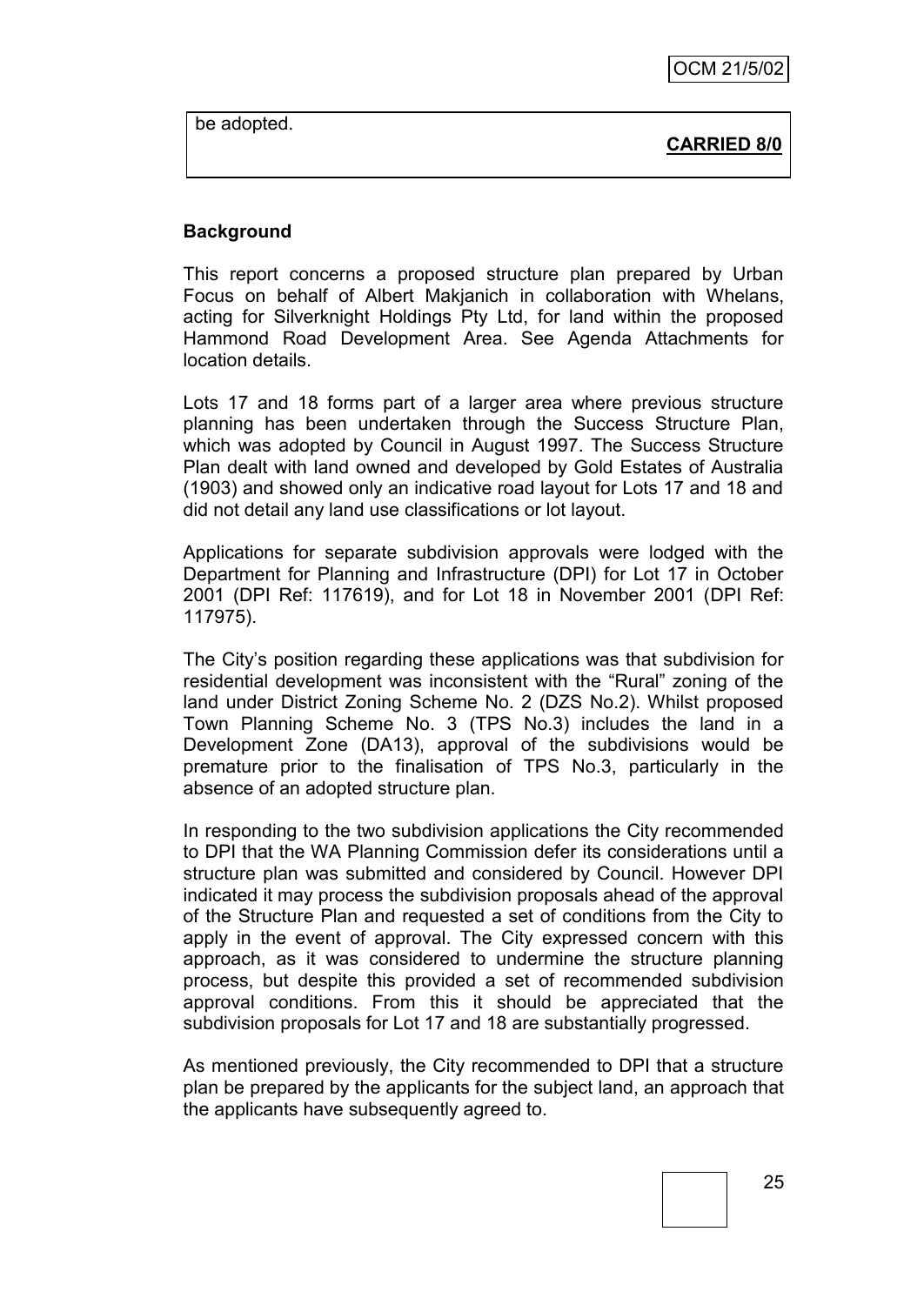be adopted.

**CARRIED 8/0**

**Background**

This report concerns a proposed structure plan prepared by Urban Focus on behalf of Albert Makjanich in collaboration with Whelans, acting for Silverknight Holdings Pty Ltd, for land within the proposed Hammond Road Development Area. See Agenda Attachments for location details.

Lots 17 and 18 forms part of a larger area where previous structure planning has been undertaken through the Success Structure Plan, which was adopted by Council in August 1997. The Success Structure Plan dealt with land owned and developed by Gold Estates of Australia (1903) and showed only an indicative road layout for Lots 17 and 18 and did not detail any land use classifications or lot layout.

Applications for separate subdivision approvals were lodged with the Department for Planning and Infrastructure (DPI) for Lot 17 in October 2001 (DPI Ref: 117619), and for Lot 18 in November 2001 (DPI Ref: 117975).

The City's position regarding these applications was that subdivision for residential development was inconsistent with the "Rural" zoning of the land under District Zoning Scheme No. 2 (DZS No.2). Whilst proposed Town Planning Scheme No. 3 (TPS No.3) includes the land in a Development Zone (DA13), approval of the subdivisions would be premature prior to the finalisation of TPS No.3, particularly in the absence of an adopted structure plan.

In responding to the two subdivision applications the City recommended to DPI that the WA Planning Commission defer its considerations until a structure plan was submitted and considered by Council. However DPI indicated it may process the subdivision proposals ahead of the approval of the Structure Plan and requested a set of conditions from the City to apply in the event of approval. The City expressed concern with this approach, as it was considered to undermine the structure planning process, but despite this provided a set of recommended subdivision approval conditions. From this it should be appreciated that the subdivision proposals for Lot 17 and 18 are substantially progressed.

As mentioned previously, the City recommended to DPI that a structure plan be prepared by the applicants for the subject land, an approach that the applicants have subsequently agreed to.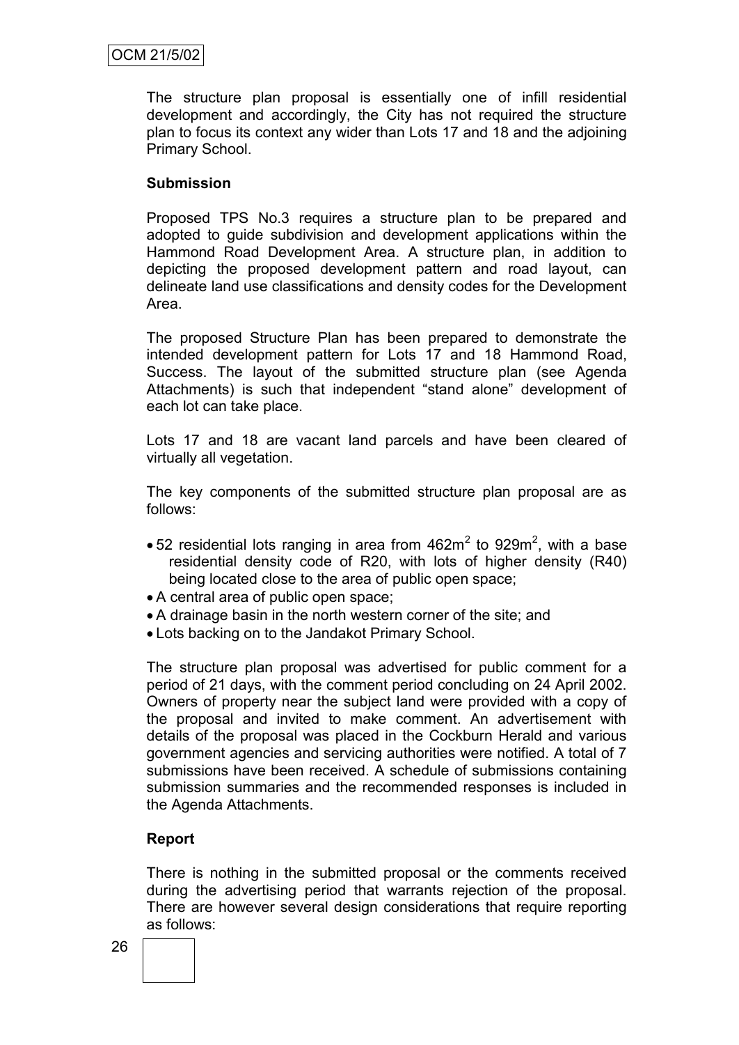The structure plan proposal is essentially one of infill residential development and accordingly, the City has not required the structure plan to focus its context any wider than Lots 17 and 18 and the adjoining Primary School.

**Submission**

Proposed TPS No.3 requires a structure plan to be prepared and adopted to guide subdivision and development applications within the Hammond Road Development Area. A structure plan, in addition to depicting the proposed development pattern and road layout, can delineate land use classifications and density codes for the Development Area.

The proposed Structure Plan has been prepared to demonstrate the intended development pattern for Lots 17 and 18 Hammond Road, Success. The layout of the submitted structure plan (see Agenda Attachments) is such that independent "stand alone" development of each lot can take place.

Lots 17 and 18 are vacant land parcels and have been cleared of virtually all vegetation.

The key components of the submitted structure plan proposal are as follows:

- 52 residential lots ranging in area from $462m^2$ to $929m^2$, with a base residential density code of R20, with lots of higher density (R40) being located close to the area of public open space;
- A central area of public open space;
- A drainage basin in the north western corner of the site; and
- Lots backing on to the Jandakot Primary School.

The structure plan proposal was advertised for public comment for a period of 21 days, with the comment period concluding on 24 April 2002. Owners of property near the subject land were provided with a copy of the proposal and invited to make comment. An advertisement with details of the proposal was placed in the Cockburn Herald and various government agencies and servicing authorities were notified. A total of 7 submissions have been received. A schedule of submissions containing submission summaries and the recommended responses is included in the Agenda Attachments.

**Report**

There is nothing in the submitted proposal or the comments received during the advertising period that warrants rejection of the proposal. There are however several design considerations that require reporting as follows: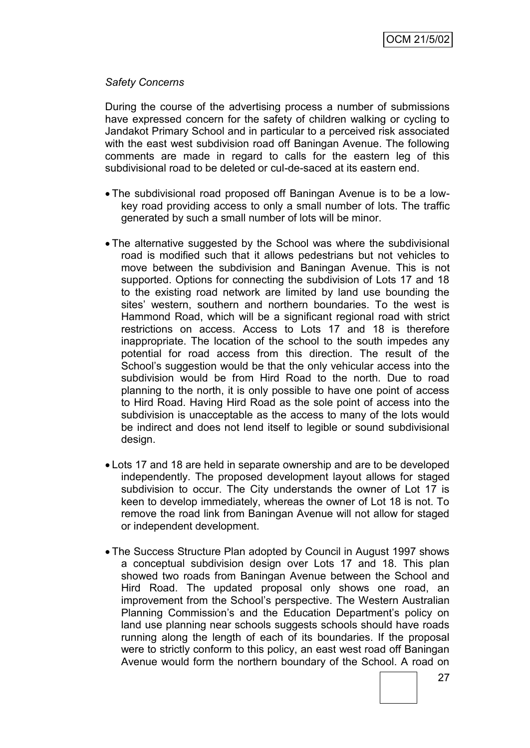*Safety Concerns*

During the course of the advertising process a number of submissions have expressed concern for the safety of children walking or cycling to Jandakot Primary School and in particular to a perceived risk associated with the east west subdivision road off Baningan Avenue. The following comments are made in regard to calls for the eastern leg of this subdivisional road to be deleted or cul-de-saced at its eastern end.

- The subdivisional road proposed off Baningan Avenue is to be a low-key road providing access to only a small number of lots. The traffic generated by such a small number of lots will be minor.

- The alternative suggested by the School was where the subdivisional road is modified such that it allows pedestrians but not vehicles to move between the subdivision and Baningan Avenue. This is not supported. Options for connecting the subdivision of Lots 17 and 18 to the existing road network are limited by land use bounding the sites' western, southern and northern boundaries. To the west is Hammond Road, which will be a significant regional road with strict restrictions on access. Access to Lots 17 and 18 is therefore inappropriate. The location of the school to the south impedes any potential for road access from this direction. The result of the School's suggestion would be that the only vehicular access into the subdivision would be from Hird Road to the north. Due to road planning to the north, it is only possible to have one point of access to Hird Road. Having Hird Road as the sole point of access into the subdivision is unacceptable as the access to many of the lots would be indirect and does not lend itself to legible or sound subdivisional design.

- Lots 17 and 18 are held in separate ownership and are to be developed independently. The proposed development layout allows for staged subdivision to occur. The City understands the owner of Lot 17 is keen to develop immediately, whereas the owner of Lot 18 is not. To remove the road link from Baningan Avenue will not allow for staged or independent development.

- The Success Structure Plan adopted by Council in August 1997 shows a conceptual subdivision design over Lots 17 and 18. This plan showed two roads from Baningan Avenue between the School and Hird Road. The updated proposal only shows one road, an improvement from the School's perspective. The Western Australian Planning Commission's and the Education Department's policy on land use planning near schools suggests schools should have roads running along the length of each of its boundaries. If the proposal were to strictly conform to this policy, an east west road off Baningan Avenue would form the northern boundary of the School. A road on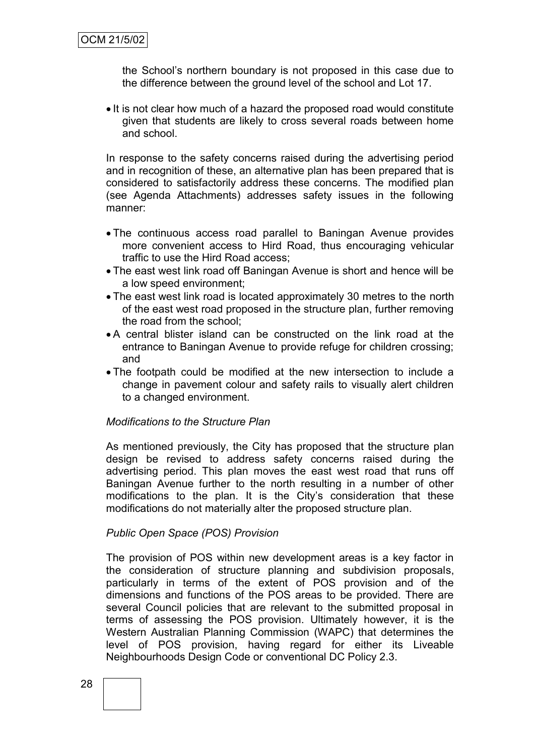the School's northern boundary is not proposed in this case due to the difference between the ground level of the school and Lot 17.

- It is not clear how much of a hazard the proposed road would constitute given that students are likely to cross several roads between home and school.

In response to the safety concerns raised during the advertising period and in recognition of these, an alternative plan has been prepared that is considered to satisfactorily address these concerns. The modified plan (see Agenda Attachments) addresses safety issues in the following manner:

- The continuous access road parallel to Baningan Avenue provides more convenient access to Hird Road, thus encouraging vehicular traffic to use the Hird Road access;
- The east west link road off Baningan Avenue is short and hence will be a low speed environment;
- The east west link road is located approximately 30 metres to the north of the east west road proposed in the structure plan, further removing the road from the school;
- A central blister island can be constructed on the link road at the entrance to Baningan Avenue to provide refuge for children crossing; and
- The footpath could be modified at the new intersection to include a change in pavement colour and safety rails to visually alert children to a changed environment.

*Modifications to the Structure Plan*

As mentioned previously, the City has proposed that the structure plan design be revised to address safety concerns raised during the advertising period. This plan moves the east west road that runs off Baningan Avenue further to the north resulting in a number of other modifications to the plan. It is the City's consideration that these modifications do not materially alter the proposed structure plan.

*Public Open Space (POS) Provision*

The provision of POS within new development areas is a key factor in the consideration of structure planning and subdivision proposals, particularly in terms of the extent of POS provision and of the dimensions and functions of the POS areas to be provided. There are several Council policies that are relevant to the submitted proposal in terms of assessing the POS provision. Ultimately however, it is the Western Australian Planning Commission (WAPC) that determines the level of POS provision, having regard for either its Liveable Neighbourhoods Design Code or conventional DC Policy 2.3.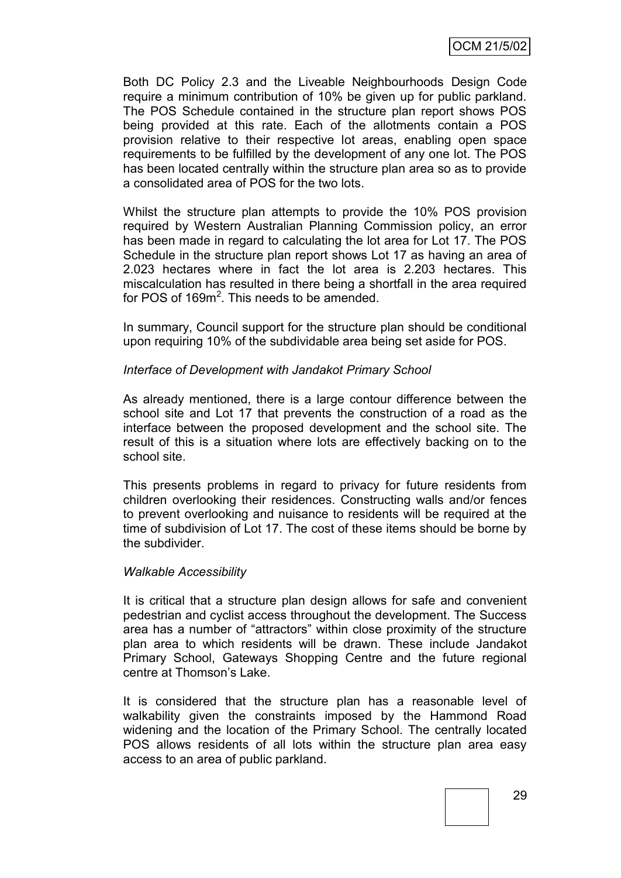Both DC Policy 2.3 and the Liveable Neighbourhoods Design Code require a minimum contribution of 10% be given up for public parkland. The POS Schedule contained in the structure plan report shows POS being provided at this rate. Each of the allotments contain a POS provision relative to their respective lot areas, enabling open space requirements to be fulfilled by the development of any one lot. The POS has been located centrally within the structure plan area so as to provide a consolidated area of POS for the two lots.

Whilst the structure plan attempts to provide the 10% POS provision required by Western Australian Planning Commission policy, an error has been made in regard to calculating the lot area for Lot 17. The POS Schedule in the structure plan report shows Lot 17 as having an area of 2.023 hectares where in fact the lot area is 2.203 hectares. This miscalculation has resulted in there being a shortfall in the area required for POS of $169m^2$. This needs to be amended.

In summary, Council support for the structure plan should be conditional upon requiring 10% of the subdividable area being set aside for POS.

*Interface of Development with Jandakot Primary School*

As already mentioned, there is a large contour difference between the school site and Lot 17 that prevents the construction of a road as the interface between the proposed development and the school site. The result of this is a situation where lots are effectively backing on to the school site.

This presents problems in regard to privacy for future residents from children overlooking their residences. Constructing walls and/or fences to prevent overlooking and nuisance to residents will be required at the time of subdivision of Lot 17. The cost of these items should be borne by the subdivider.

*Walkable Accessibility*

It is critical that a structure plan design allows for safe and convenient pedestrian and cyclist access throughout the development. The Success area has a number of "attractors" within close proximity of the structure plan area to which residents will be drawn. These include Jandakot Primary School, Gateways Shopping Centre and the future regional centre at Thomson's Lake.

It is considered that the structure plan has a reasonable level of walkability given the constraints imposed by the Hammond Road widening and the location of the Primary School. The centrally located POS allows residents of all lots within the structure plan area easy access to an area of public parkland.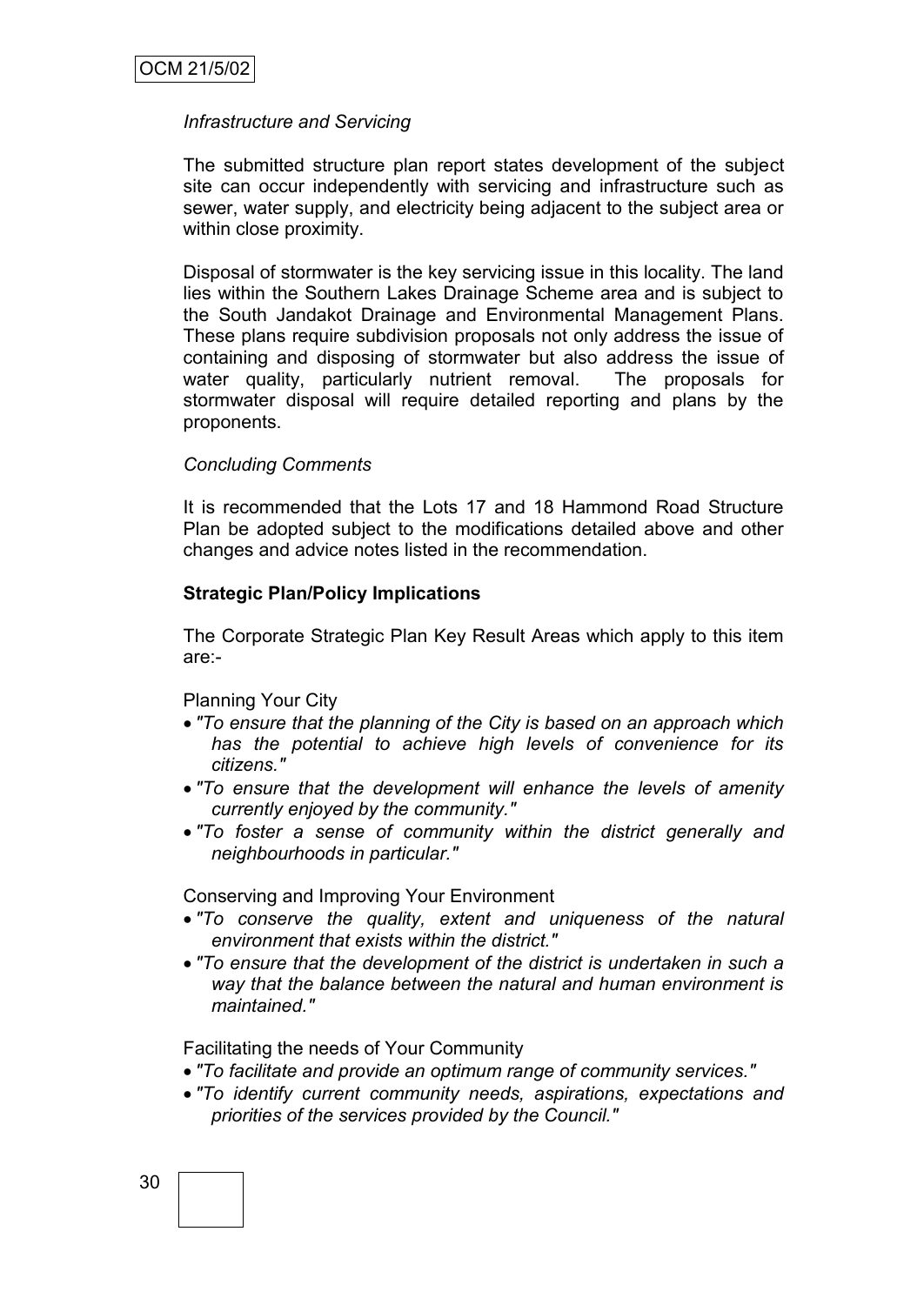*Infrastructure and Servicing*

The submitted structure plan report states development of the subject site can occur independently with servicing and infrastructure such as sewer, water supply, and electricity being adjacent to the subject area or within close proximity.

Disposal of stormwater is the key servicing issue in this locality. The land lies within the Southern Lakes Drainage Scheme area and is subject to the South Jandakot Drainage and Environmental Management Plans. These plans require subdivision proposals not only address the issue of containing and disposing of stormwater but also address the issue of water quality, particularly nutrient removal. The proposals for stormwater disposal will require detailed reporting and plans by the proponents.

*Concluding Comments*

It is recommended that the Lots 17 and 18 Hammond Road Structure Plan be adopted subject to the modifications detailed above and other changes and advice notes listed in the recommendation.

**Strategic Plan/Policy Implications**

The Corporate Strategic Plan Key Result Areas which apply to this item are:-

Planning Your City

- *"To ensure that the planning of the City is based on an approach which has the potential to achieve high levels of convenience for its citizens."*
- *"To ensure that the development will enhance the levels of amenity currently enjoyed by the community."*
- *"To foster a sense of community within the district generally and neighbourhoods in particular."*

Conserving and Improving Your Environment

- *"To conserve the quality, extent and uniqueness of the natural environment that exists within the district."*
- *"To ensure that the development of the district is undertaken in such a way that the balance between the natural and human environment is maintained."*

Facilitating the needs of Your Community

- *"To facilitate and provide an optimum range of community services."*
- *"To identify current community needs, aspirations, expectations and priorities of the services provided by the Council."*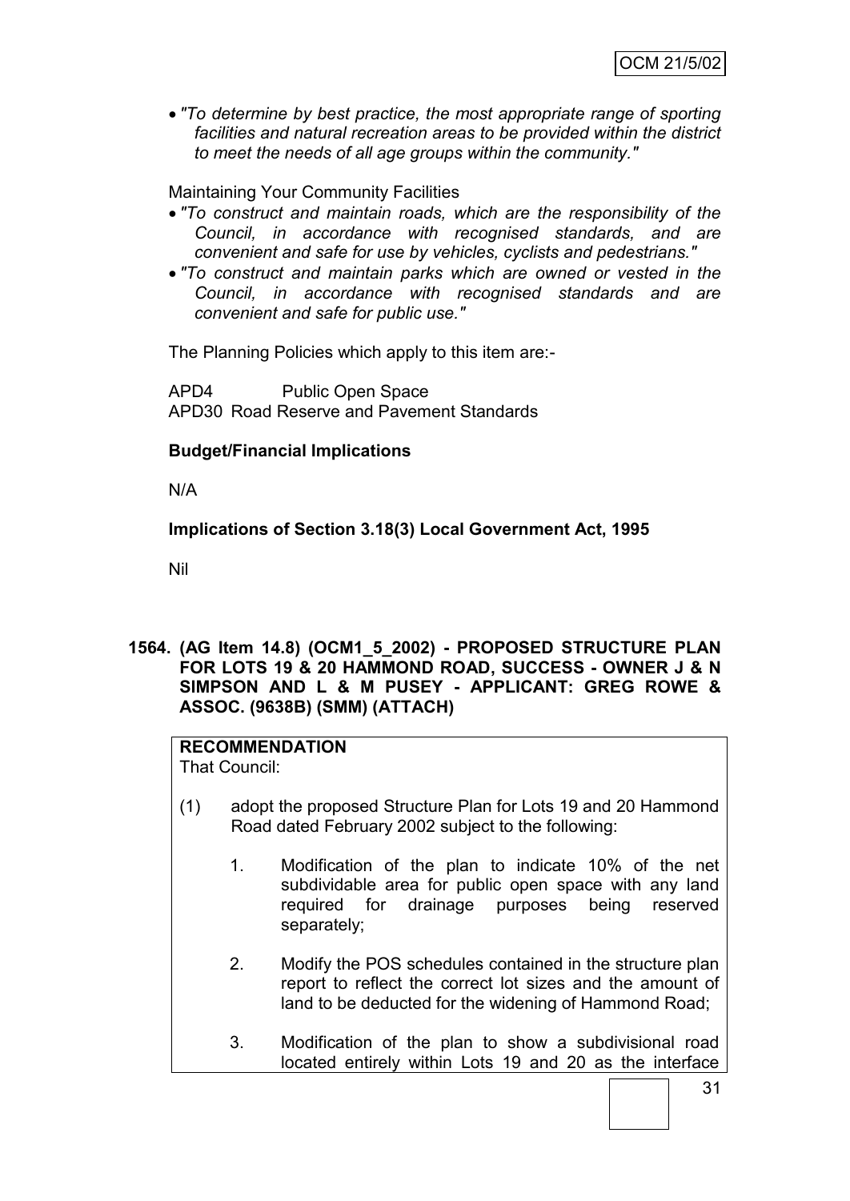- *"To determine by best practice, the most appropriate range of sporting facilities and natural recreation areas to be provided within the district to meet the needs of all age groups within the community."*

Maintaining Your Community Facilities

- *"To construct and maintain roads, which are the responsibility of the Council, in accordance with recognised standards, and are convenient and safe for use by vehicles, cyclists and pedestrians."*
- *"To construct and maintain parks which are owned or vested in the Council, in accordance with recognised standards and are convenient and safe for public use."*

The Planning Policies which apply to this item are:-

APD4 Public Open Space
APD30 Road Reserve and Pavement Standards

**Budget/Financial Implications**

N/A

**Implications of Section 3.18(3) Local Government Act, 1995**

Nil

**1564. (AG Item 14.8) (OCM1_5_2002) - PROPOSED STRUCTURE PLAN FOR LOTS 19 & 20 HAMMOND ROAD, SUCCESS - OWNER J & N SIMPSON AND L & M PUSEY - APPLICANT: GREG ROWE & ASSOC. (9638B) (SMM) (ATTACH)**

**RECOMMENDATION**
That Council:

(1) adopt the proposed Structure Plan for Lots 19 and 20 Hammond Road dated February 2002 subject to the following:

1. Modification of the plan to indicate 10% of the net subdividable area for public open space with any land required for drainage purposes being reserved separately;

2. Modify the POS schedules contained in the structure plan report to reflect the correct lot sizes and the amount of land to be deducted for the widening of Hammond Road;

3. Modification of the plan to show a subdivisional road located entirely within Lots 19 and 20 as the interface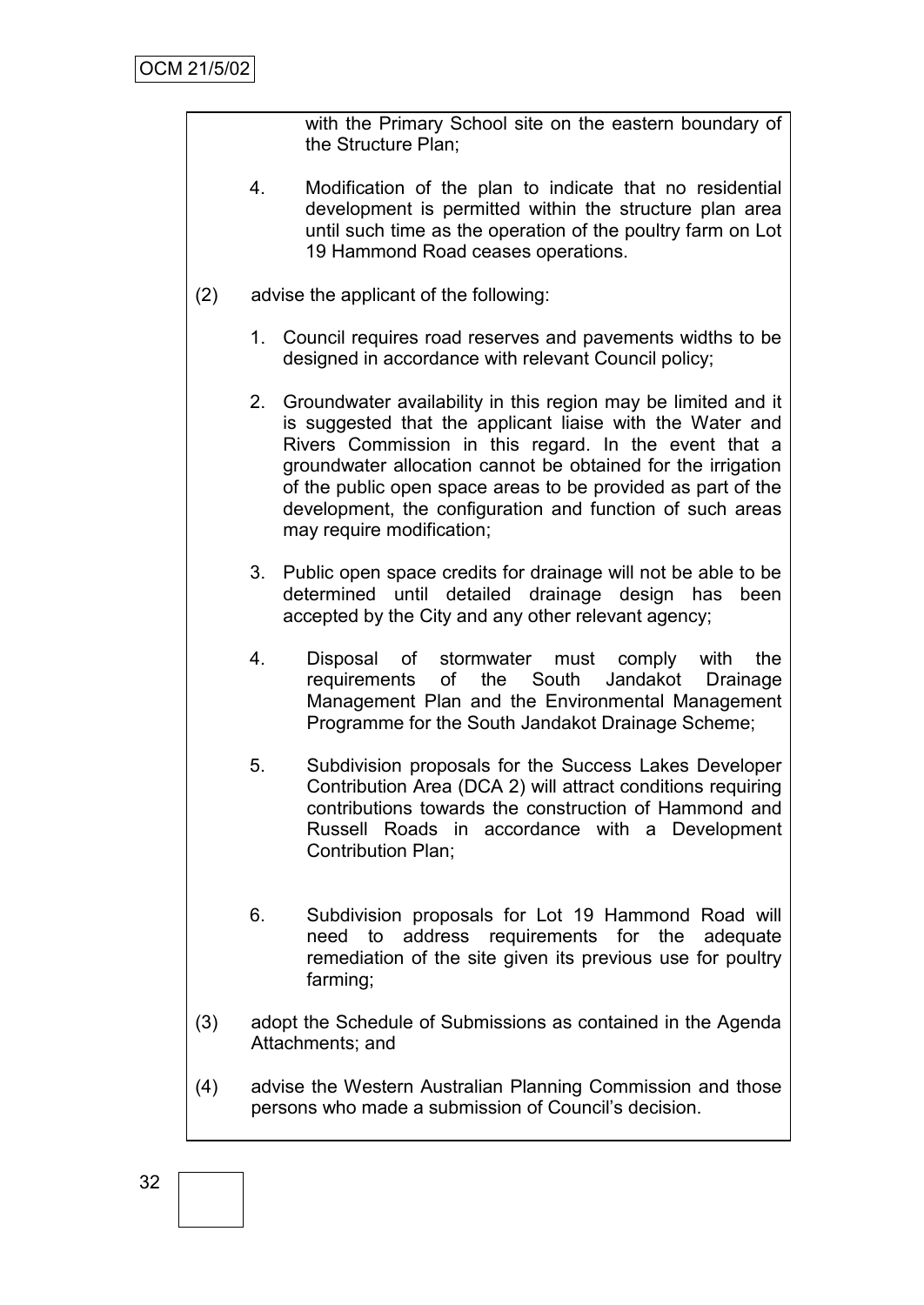with the Primary School site on the eastern boundary of the Structure Plan;

4. Modification of the plan to indicate that no residential development is permitted within the structure plan area until such time as the operation of the poultry farm on Lot 19 Hammond Road ceases operations.

(2) advise the applicant of the following:

1. Council requires road reserves and pavements widths to be designed in accordance with relevant Council policy;

2. Groundwater availability in this region may be limited and it is suggested that the applicant liaise with the Water and Rivers Commission in this regard. In the event that a groundwater allocation cannot be obtained for the irrigation of the public open space areas to be provided as part of the development, the configuration and function of such areas may require modification;

3. Public open space credits for drainage will not be able to be determined until detailed drainage design has been accepted by the City and any other relevant agency;

4. Disposal of stormwater must comply with the requirements of the South Jandakot Drainage Management Plan and the Environmental Management Programme for the South Jandakot Drainage Scheme;

5. Subdivision proposals for the Success Lakes Developer Contribution Area (DCA 2) will attract conditions requiring contributions towards the construction of Hammond and Russell Roads in accordance with a Development Contribution Plan;

6. Subdivision proposals for Lot 19 Hammond Road will need to address requirements for the adequate remediation of the site given its previous use for poultry farming;

(3) adopt the Schedule of Submissions as contained in the Agenda Attachments; and

(4) advise the Western Australian Planning Commission and those persons who made a submission of Council's decision.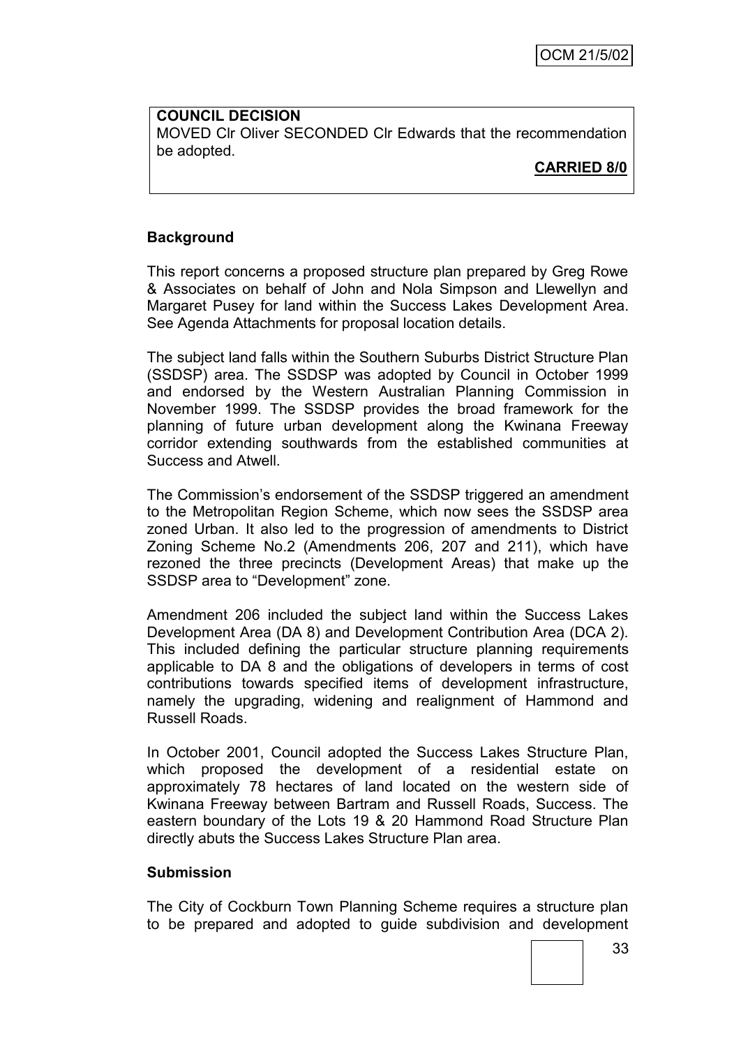**COUNCIL DECISION**
MOVED Clr Oliver SECONDED Clr Edwards that the recommendation be adopted.

**CARRIED 8/0**

## Background

This report concerns a proposed structure plan prepared by Greg Rowe & Associates on behalf of John and Nola Simpson and Llewellyn and Margaret Pusey for land within the Success Lakes Development Area. See Agenda Attachments for proposal location details.

The subject land falls within the Southern Suburbs District Structure Plan (SSDSP) area. The SSDSP was adopted by Council in October 1999 and endorsed by the Western Australian Planning Commission in November 1999. The SSDSP provides the broad framework for the planning of future urban development along the Kwinana Freeway corridor extending southwards from the established communities at Success and Atwell.

The Commission's endorsement of the SSDSP triggered an amendment to the Metropolitan Region Scheme, which now sees the SSDSP area zoned Urban. It also led to the progression of amendments to District Zoning Scheme No.2 (Amendments 206, 207 and 211), which have rezoned the three precincts (Development Areas) that make up the SSDSP area to "Development" zone.

Amendment 206 included the subject land within the Success Lakes Development Area (DA 8) and Development Contribution Area (DCA 2). This included defining the particular structure planning requirements applicable to DA 8 and the obligations of developers in terms of cost contributions towards specified items of development infrastructure, namely the upgrading, widening and realignment of Hammond and Russell Roads.

In October 2001, Council adopted the Success Lakes Structure Plan, which proposed the development of a residential estate on approximately 78 hectares of land located on the western side of Kwinana Freeway between Bartram and Russell Roads, Success. The eastern boundary of the Lots 19 & 20 Hammond Road Structure Plan directly abuts the Success Lakes Structure Plan area.

## Submission

The City of Cockburn Town Planning Scheme requires a structure plan to be prepared and adopted to guide subdivision and development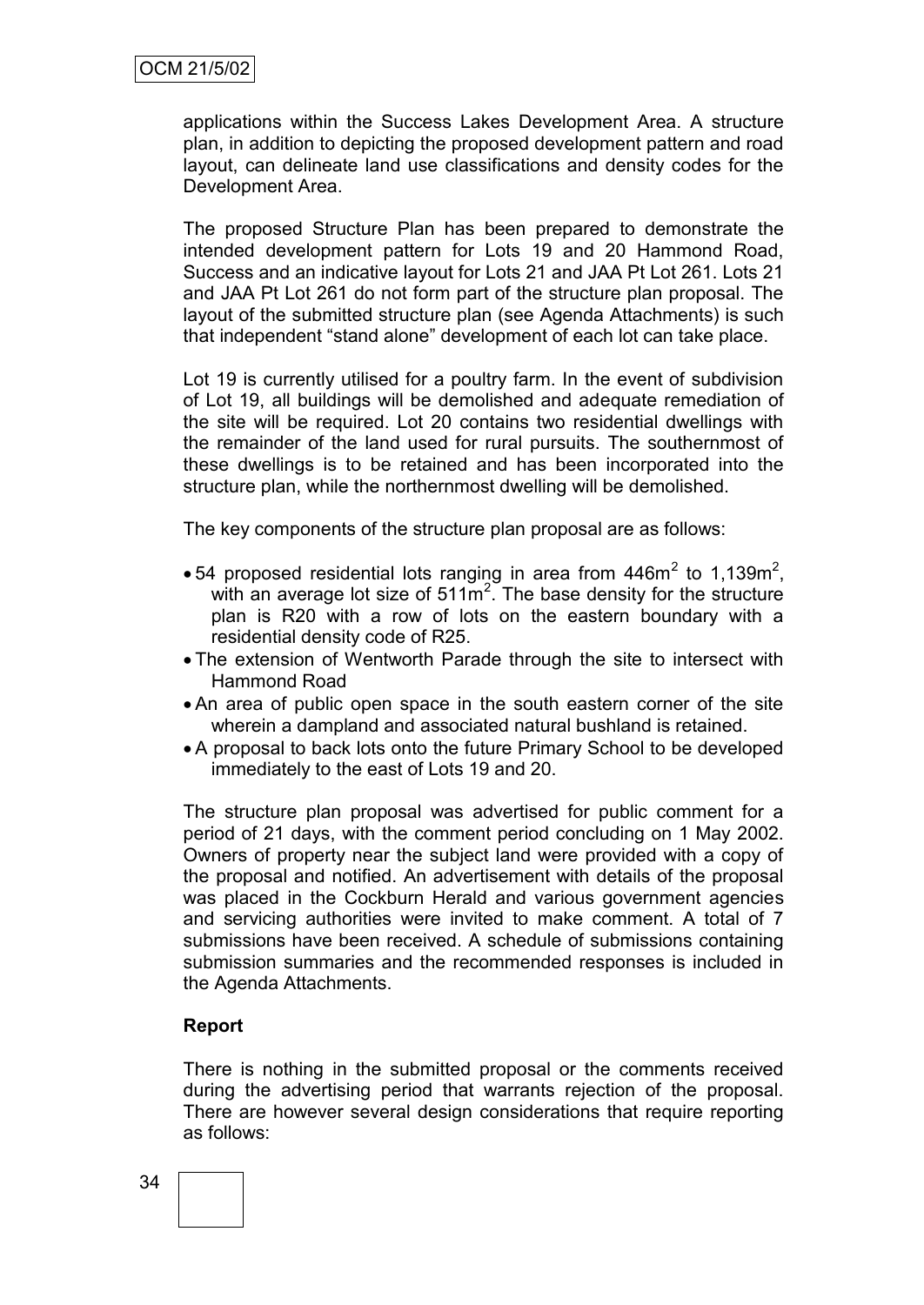applications within the Success Lakes Development Area. A structure plan, in addition to depicting the proposed development pattern and road layout, can delineate land use classifications and density codes for the Development Area.

The proposed Structure Plan has been prepared to demonstrate the intended development pattern for Lots 19 and 20 Hammond Road, Success and an indicative layout for Lots 21 and JAA Pt Lot 261. Lots 21 and JAA Pt Lot 261 do not form part of the structure plan proposal. The layout of the submitted structure plan (see Agenda Attachments) is such that independent "stand alone" development of each lot can take place.

Lot 19 is currently utilised for a poultry farm. In the event of subdivision of Lot 19, all buildings will be demolished and adequate remediation of the site will be required. Lot 20 contains two residential dwellings with the remainder of the land used for rural pursuits. The southernmost of these dwellings is to be retained and has been incorporated into the structure plan, while the northernmost dwelling will be demolished.

The key components of the structure plan proposal are as follows:

- 54 proposed residential lots ranging in area from $446m^2$ to $1,139m^2$, with an average lot size of $511m^2$. The base density for the structure plan is R20 with a row of lots on the eastern boundary with a residential density code of R25.
- The extension of Wentworth Parade through the site to intersect with Hammond Road
- An area of public open space in the south eastern corner of the site wherein a dampland and associated natural bushland is retained.
- A proposal to back lots onto the future Primary School to be developed immediately to the east of Lots 19 and 20.

The structure plan proposal was advertised for public comment for a period of 21 days, with the comment period concluding on 1 May 2002. Owners of property near the subject land were provided with a copy of the proposal and notified. An advertisement with details of the proposal was placed in the Cockburn Herald and various government agencies and servicing authorities were invited to make comment. A total of 7 submissions have been received. A schedule of submissions containing submission summaries and the recommended responses is included in the Agenda Attachments.

**Report**

There is nothing in the submitted proposal or the comments received during the advertising period that warrants rejection of the proposal. There are however several design considerations that require reporting as follows: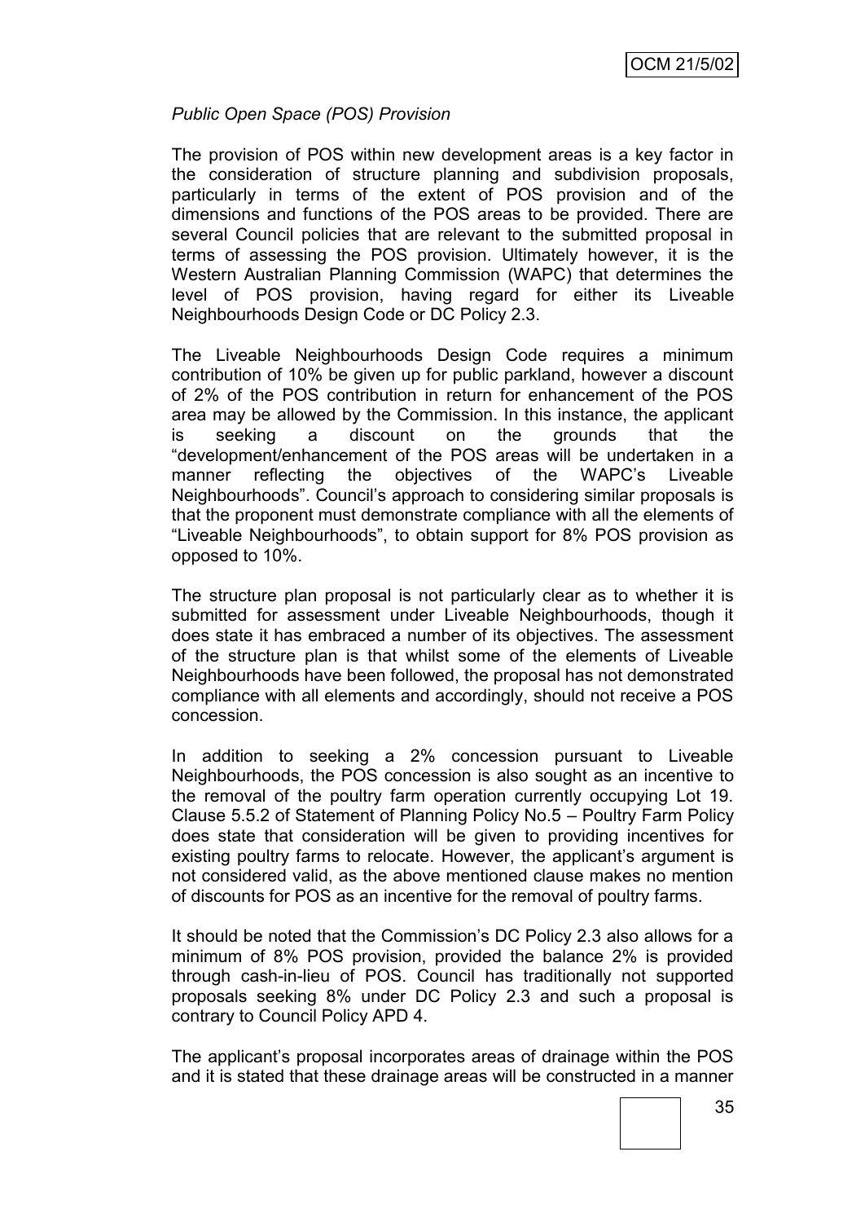*Public Open Space (POS) Provision*

The provision of POS within new development areas is a key factor in the consideration of structure planning and subdivision proposals, particularly in terms of the extent of POS provision and of the dimensions and functions of the POS areas to be provided. There are several Council policies that are relevant to the submitted proposal in terms of assessing the POS provision. Ultimately however, it is the Western Australian Planning Commission (WAPC) that determines the level of POS provision, having regard for either its Liveable Neighbourhoods Design Code or DC Policy 2.3.

The Liveable Neighbourhoods Design Code requires a minimum contribution of 10% be given up for public parkland, however a discount of 2% of the POS contribution in return for enhancement of the POS area may be allowed by the Commission. In this instance, the applicant is seeking a discount on the grounds that the "development/enhancement of the POS areas will be undertaken in a manner reflecting the objectives of the WAPC's Liveable Neighbourhoods". Council's approach to considering similar proposals is that the proponent must demonstrate compliance with all the elements of "Liveable Neighbourhoods", to obtain support for 8% POS provision as opposed to 10%.

The structure plan proposal is not particularly clear as to whether it is submitted for assessment under Liveable Neighbourhoods, though it does state it has embraced a number of its objectives. The assessment of the structure plan is that whilst some of the elements of Liveable Neighbourhoods have been followed, the proposal has not demonstrated compliance with all elements and accordingly, should not receive a POS concession.

In addition to seeking a 2% concession pursuant to Liveable Neighbourhoods, the POS concession is also sought as an incentive to the removal of the poultry farm operation currently occupying Lot 19. Clause 5.5.2 of Statement of Planning Policy No.5 – Poultry Farm Policy does state that consideration will be given to providing incentives for existing poultry farms to relocate. However, the applicant's argument is not considered valid, as the above mentioned clause makes no mention of discounts for POS as an incentive for the removal of poultry farms.

It should be noted that the Commission's DC Policy 2.3 also allows for a minimum of 8% POS provision, provided the balance 2% is provided through cash-in-lieu of POS. Council has traditionally not supported proposals seeking 8% under DC Policy 2.3 and such a proposal is contrary to Council Policy APD 4.

The applicant's proposal incorporates areas of drainage within the POS and it is stated that these drainage areas will be constructed in a manner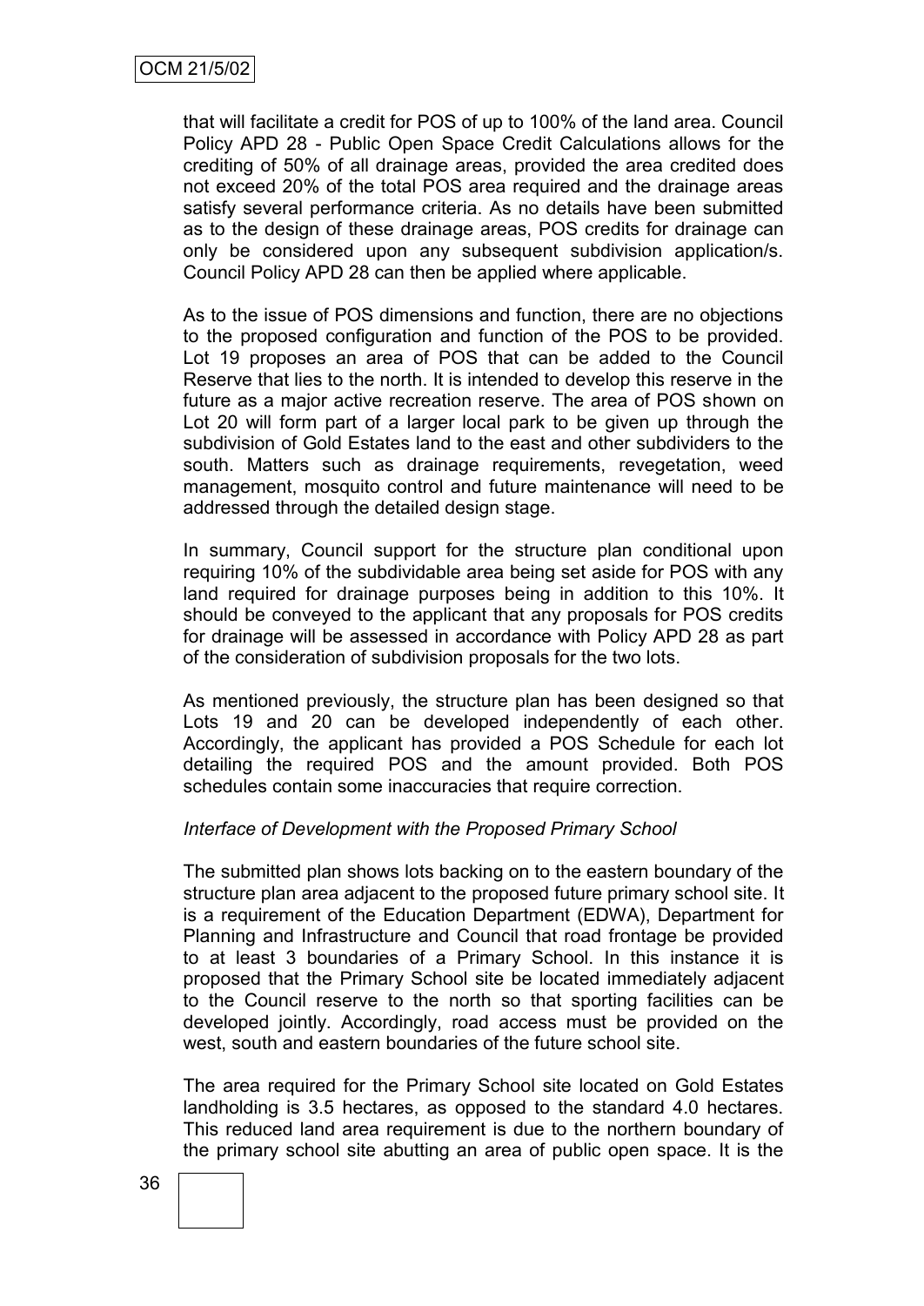that will facilitate a credit for POS of up to 100% of the land area. Council Policy APD 28 - Public Open Space Credit Calculations allows for the crediting of 50% of all drainage areas, provided the area credited does not exceed 20% of the total POS area required and the drainage areas satisfy several performance criteria. As no details have been submitted as to the design of these drainage areas, POS credits for drainage can only be considered upon any subsequent subdivision application/s. Council Policy APD 28 can then be applied where applicable.

As to the issue of POS dimensions and function, there are no objections to the proposed configuration and function of the POS to be provided. Lot 19 proposes an area of POS that can be added to the Council Reserve that lies to the north. It is intended to develop this reserve in the future as a major active recreation reserve. The area of POS shown on Lot 20 will form part of a larger local park to be given up through the subdivision of Gold Estates land to the east and other subdividers to the south. Matters such as drainage requirements, revegetation, weed management, mosquito control and future maintenance will need to be addressed through the detailed design stage.

In summary, Council support for the structure plan conditional upon requiring 10% of the subdividable area being set aside for POS with any land required for drainage purposes being in addition to this 10%. It should be conveyed to the applicant that any proposals for POS credits for drainage will be assessed in accordance with Policy APD 28 as part of the consideration of subdivision proposals for the two lots.

As mentioned previously, the structure plan has been designed so that Lots 19 and 20 can be developed independently of each other. Accordingly, the applicant has provided a POS Schedule for each lot detailing the required POS and the amount provided. Both POS schedules contain some inaccuracies that require correction.

*Interface of Development with the Proposed Primary School*

The submitted plan shows lots backing on to the eastern boundary of the structure plan area adjacent to the proposed future primary school site. It is a requirement of the Education Department (EDWA), Department for Planning and Infrastructure and Council that road frontage be provided to at least 3 boundaries of a Primary School. In this instance it is proposed that the Primary School site be located immediately adjacent to the Council reserve to the north so that sporting facilities can be developed jointly. Accordingly, road access must be provided on the west, south and eastern boundaries of the future school site.

The area required for the Primary School site located on Gold Estates landholding is 3.5 hectares, as opposed to the standard 4.0 hectares. This reduced land area requirement is due to the northern boundary of the primary school site abutting an area of public open space. It is the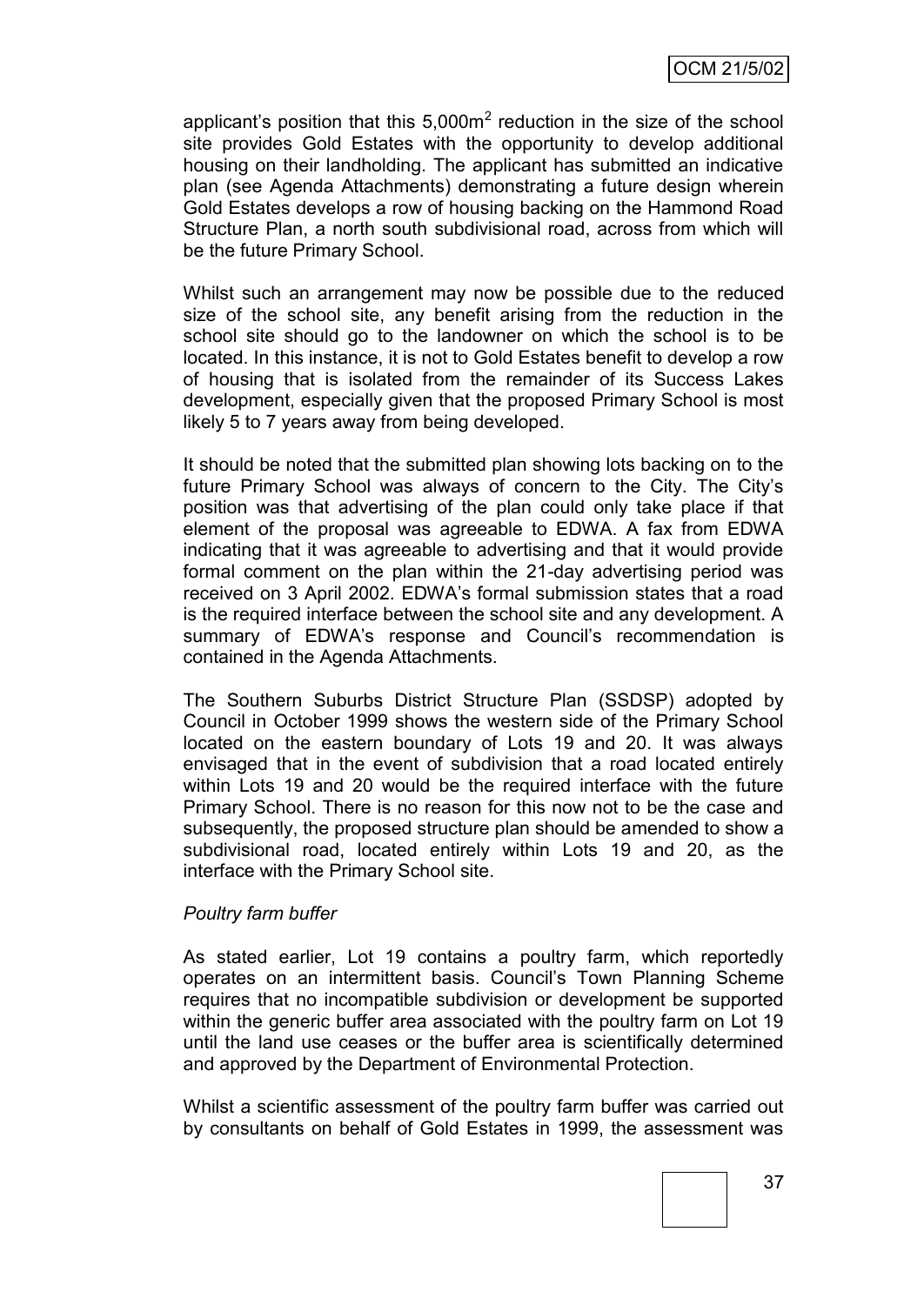applicant's position that this 5,000m$^2$ reduction in the size of the school site provides Gold Estates with the opportunity to develop additional housing on their landholding. The applicant has submitted an indicative plan (see Agenda Attachments) demonstrating a future design wherein Gold Estates develops a row of housing backing on the Hammond Road Structure Plan, a north south subdivisional road, across from which will be the future Primary School.

Whilst such an arrangement may now be possible due to the reduced size of the school site, any benefit arising from the reduction in the school site should go to the landowner on which the school is to be located. In this instance, it is not to Gold Estates benefit to develop a row of housing that is isolated from the remainder of its Success Lakes development, especially given that the proposed Primary School is most likely 5 to 7 years away from being developed.

It should be noted that the submitted plan showing lots backing on to the future Primary School was always of concern to the City. The City's position was that advertising of the plan could only take place if that element of the proposal was agreeable to EDWA. A fax from EDWA indicating that it was agreeable to advertising and that it would provide formal comment on the plan within the 21-day advertising period was received on 3 April 2002. EDWA's formal submission states that a road is the required interface between the school site and any development. A summary of EDWA's response and Council's recommendation is contained in the Agenda Attachments.

The Southern Suburbs District Structure Plan (SSDSP) adopted by Council in October 1999 shows the western side of the Primary School located on the eastern boundary of Lots 19 and 20. It was always envisaged that in the event of subdivision that a road located entirely within Lots 19 and 20 would be the required interface with the future Primary School. There is no reason for this now not to be the case and subsequently, the proposed structure plan should be amended to show a subdivisional road, located entirely within Lots 19 and 20, as the interface with the Primary School site.

*Poultry farm buffer*

As stated earlier, Lot 19 contains a poultry farm, which reportedly operates on an intermittent basis. Council's Town Planning Scheme requires that no incompatible subdivision or development be supported within the generic buffer area associated with the poultry farm on Lot 19 until the land use ceases or the buffer area is scientifically determined and approved by the Department of Environmental Protection.

Whilst a scientific assessment of the poultry farm buffer was carried out by consultants on behalf of Gold Estates in 1999, the assessment was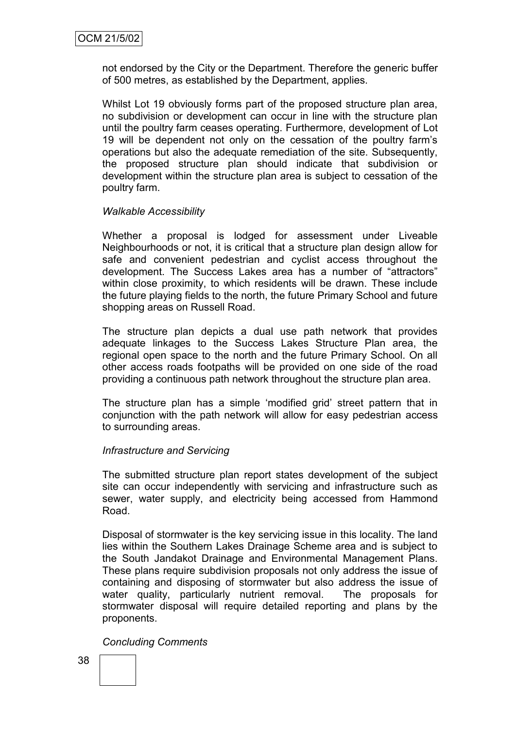not endorsed by the City or the Department. Therefore the generic buffer of 500 metres, as established by the Department, applies.

Whilst Lot 19 obviously forms part of the proposed structure plan area, no subdivision or development can occur in line with the structure plan until the poultry farm ceases operating. Furthermore, development of Lot 19 will be dependent not only on the cessation of the poultry farm's operations but also the adequate remediation of the site. Subsequently, the proposed structure plan should indicate that subdivision or development within the structure plan area is subject to cessation of the poultry farm.

*Walkable Accessibility*

Whether a proposal is lodged for assessment under Liveable Neighbourhoods or not, it is critical that a structure plan design allow for safe and convenient pedestrian and cyclist access throughout the development. The Success Lakes area has a number of "attractors" within close proximity, to which residents will be drawn. These include the future playing fields to the north, the future Primary School and future shopping areas on Russell Road.

The structure plan depicts a dual use path network that provides adequate linkages to the Success Lakes Structure Plan area, the regional open space to the north and the future Primary School. On all other access roads footpaths will be provided on one side of the road providing a continuous path network throughout the structure plan area.

The structure plan has a simple 'modified grid' street pattern that in conjunction with the path network will allow for easy pedestrian access to surrounding areas.

*Infrastructure and Servicing*

The submitted structure plan report states development of the subject site can occur independently with servicing and infrastructure such as sewer, water supply, and electricity being accessed from Hammond Road.

Disposal of stormwater is the key servicing issue in this locality. The land lies within the Southern Lakes Drainage Scheme area and is subject to the South Jandakot Drainage and Environmental Management Plans. These plans require subdivision proposals not only address the issue of containing and disposing of stormwater but also address the issue of water quality, particularly nutrient removal. The proposals for stormwater disposal will require detailed reporting and plans by the proponents.

*Concluding Comments*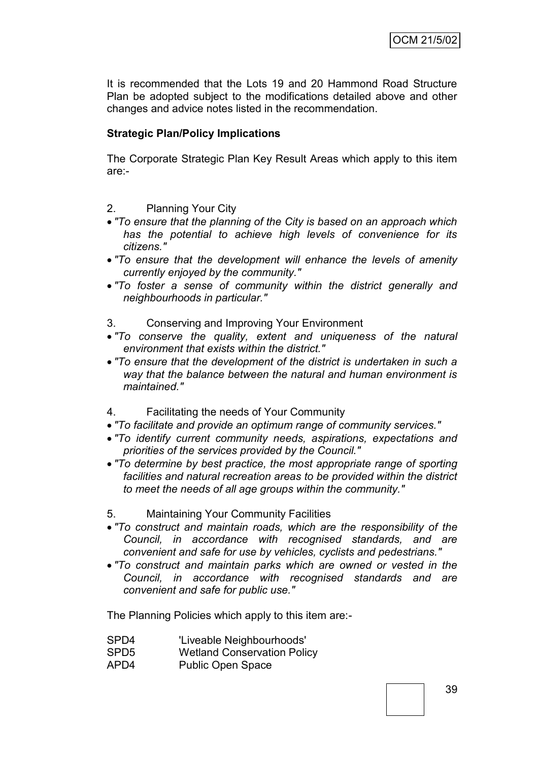It is recommended that the Lots 19 and 20 Hammond Road Structure Plan be adopted subject to the modifications detailed above and other changes and advice notes listed in the recommendation.

**Strategic Plan/Policy Implications**

The Corporate Strategic Plan Key Result Areas which apply to this item are:-

2. Planning Your City

- *"To ensure that the planning of the City is based on an approach which has the potential to achieve high levels of convenience for its citizens."*
- *"To ensure that the development will enhance the levels of amenity currently enjoyed by the community."*
- *"To foster a sense of community within the district generally and neighbourhoods in particular."*

3. Conserving and Improving Your Environment

- *"To conserve the quality, extent and uniqueness of the natural environment that exists within the district."*
- *"To ensure that the development of the district is undertaken in such a way that the balance between the natural and human environment is maintained."*

4. Facilitating the needs of Your Community

- *"To facilitate and provide an optimum range of community services."*
- *"To identify current community needs, aspirations, expectations and priorities of the services provided by the Council."*
- *"To determine by best practice, the most appropriate range of sporting facilities and natural recreation areas to be provided within the district to meet the needs of all age groups within the community."*

5. Maintaining Your Community Facilities

- *"To construct and maintain roads, which are the responsibility of the Council, in accordance with recognised standards, and are convenient and safe for use by vehicles, cyclists and pedestrians."*
- *"To construct and maintain parks which are owned or vested in the Council, in accordance with recognised standards and are convenient and safe for public use."*

The Planning Policies which apply to this item are:-

| | |
|---|---|
| SPD4 | 'Liveable Neighbourhoods' |
| SPD5 | Wetland Conservation Policy |
| APD4 | Public Open Space |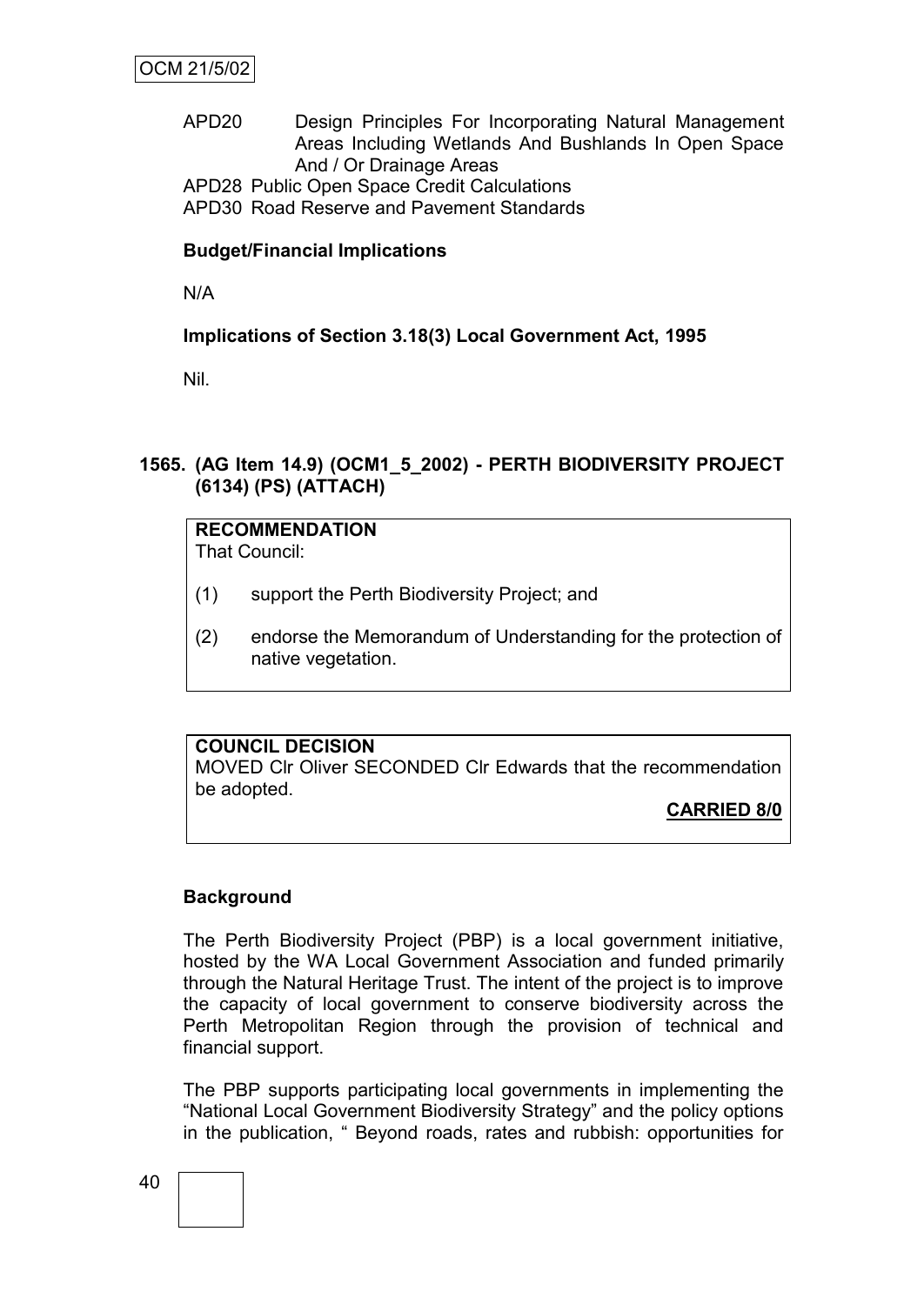APD20 Design Principles For Incorporating Natural Management Areas Including Wetlands And Bushlands In Open Space And / Or Drainage Areas

APD28 Public Open Space Credit Calculations

APD30 Road Reserve and Pavement Standards

**Budget/Financial Implications**

N/A

**Implications of Section 3.18(3) Local Government Act, 1995**

Nil.

## 1565. (AG Item 14.9) (OCM1_5_2002) - PERTH BIODIVERSITY PROJECT (6134) (PS) (ATTACH)

**RECOMMENDATION**
That Council:

(1) support the Perth Biodiversity Project; and

(2) endorse the Memorandum of Understanding for the protection of native vegetation.

**COUNCIL DECISION**
MOVED Clr Oliver SECONDED Clr Edwards that the recommendation be adopted.

**CARRIED 8/0**

**Background**

The Perth Biodiversity Project (PBP) is a local government initiative, hosted by the WA Local Government Association and funded primarily through the Natural Heritage Trust. The intent of the project is to improve the capacity of local government to conserve biodiversity across the Perth Metropolitan Region through the provision of technical and financial support.

The PBP supports participating local governments in implementing the "National Local Government Biodiversity Strategy" and the policy options in the publication, " Beyond roads, rates and rubbish: opportunities for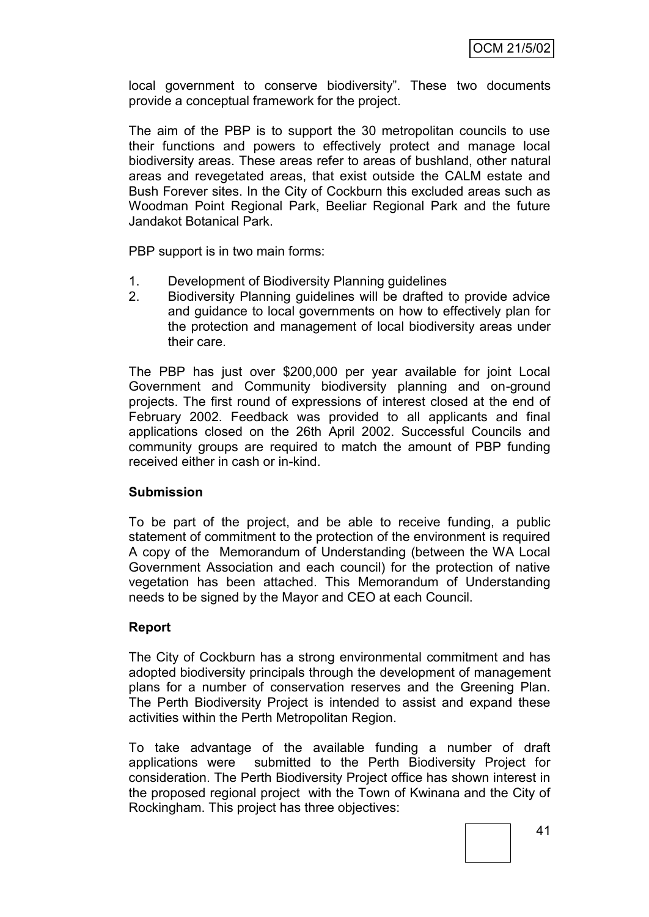local government to conserve biodiversity". These two documents provide a conceptual framework for the project.

The aim of the PBP is to support the 30 metropolitan councils to use their functions and powers to effectively protect and manage local biodiversity areas. These areas refer to areas of bushland, other natural areas and revegetated areas, that exist outside the CALM estate and Bush Forever sites. In the City of Cockburn this excluded areas such as Woodman Point Regional Park, Beeliar Regional Park and the future Jandakot Botanical Park.

PBP support is in two main forms:

1. Development of Biodiversity Planning guidelines
2. Biodiversity Planning guidelines will be drafted to provide advice and guidance to local governments on how to effectively plan for the protection and management of local biodiversity areas under their care.

The PBP has just over $200,000 per year available for joint Local Government and Community biodiversity planning and on-ground projects. The first round of expressions of interest closed at the end of February 2002. Feedback was provided to all applicants and final applications closed on the 26th April 2002. Successful Councils and community groups are required to match the amount of PBP funding received either in cash or in-kind.

**Submission**

To be part of the project, and be able to receive funding, a public statement of commitment to the protection of the environment is required A copy of the Memorandum of Understanding (between the WA Local Government Association and each council) for the protection of native vegetation has been attached. This Memorandum of Understanding needs to be signed by the Mayor and CEO at each Council.

**Report**

The City of Cockburn has a strong environmental commitment and has adopted biodiversity principals through the development of management plans for a number of conservation reserves and the Greening Plan. The Perth Biodiversity Project is intended to assist and expand these activities within the Perth Metropolitan Region.

To take advantage of the available funding a number of draft applications were submitted to the Perth Biodiversity Project for consideration. The Perth Biodiversity Project office has shown interest in the proposed regional project with the Town of Kwinana and the City of Rockingham. This project has three objectives: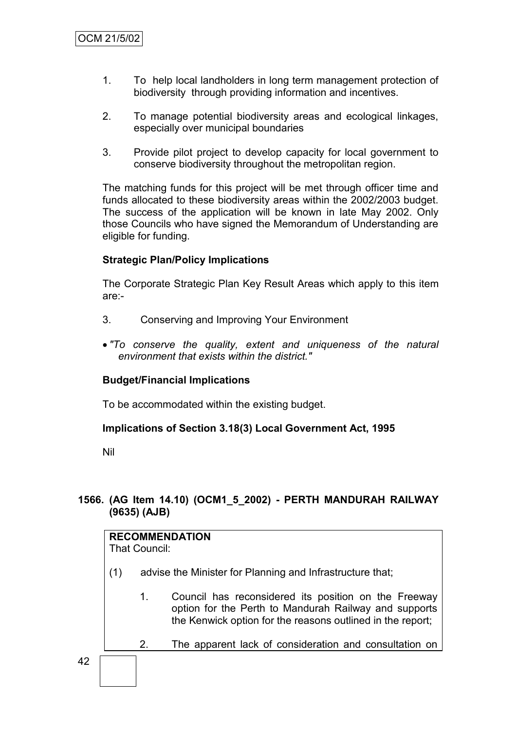1. To help local landholders in long term management protection of biodiversity through providing information and incentives.

2. To manage potential biodiversity areas and ecological linkages, especially over municipal boundaries

3. Provide pilot project to develop capacity for local government to conserve biodiversity throughout the metropolitan region.

The matching funds for this project will be met through officer time and funds allocated to these biodiversity areas within the 2002/2003 budget. The success of the application will be known in late May 2002. Only those Councils who have signed the Memorandum of Understanding are eligible for funding.

**Strategic Plan/Policy Implications**

The Corporate Strategic Plan Key Result Areas which apply to this item are:-

3. Conserving and Improving Your Environment

- *"To conserve the quality, extent and uniqueness of the natural environment that exists within the district."*

**Budget/Financial Implications**

To be accommodated within the existing budget.

**Implications of Section 3.18(3) Local Government Act, 1995**

Nil

### 1566. (AG Item 14.10) (OCM1_5_2002) - PERTH MANDURAH RAILWAY (9635) (AJB)

**RECOMMENDATION**
That Council:

(1) advise the Minister for Planning and Infrastructure that;

1. Council has reconsidered its position on the Freeway option for the Perth to Mandurah Railway and supports the Kenwick option for the reasons outlined in the report;

2. The apparent lack of consideration and consultation on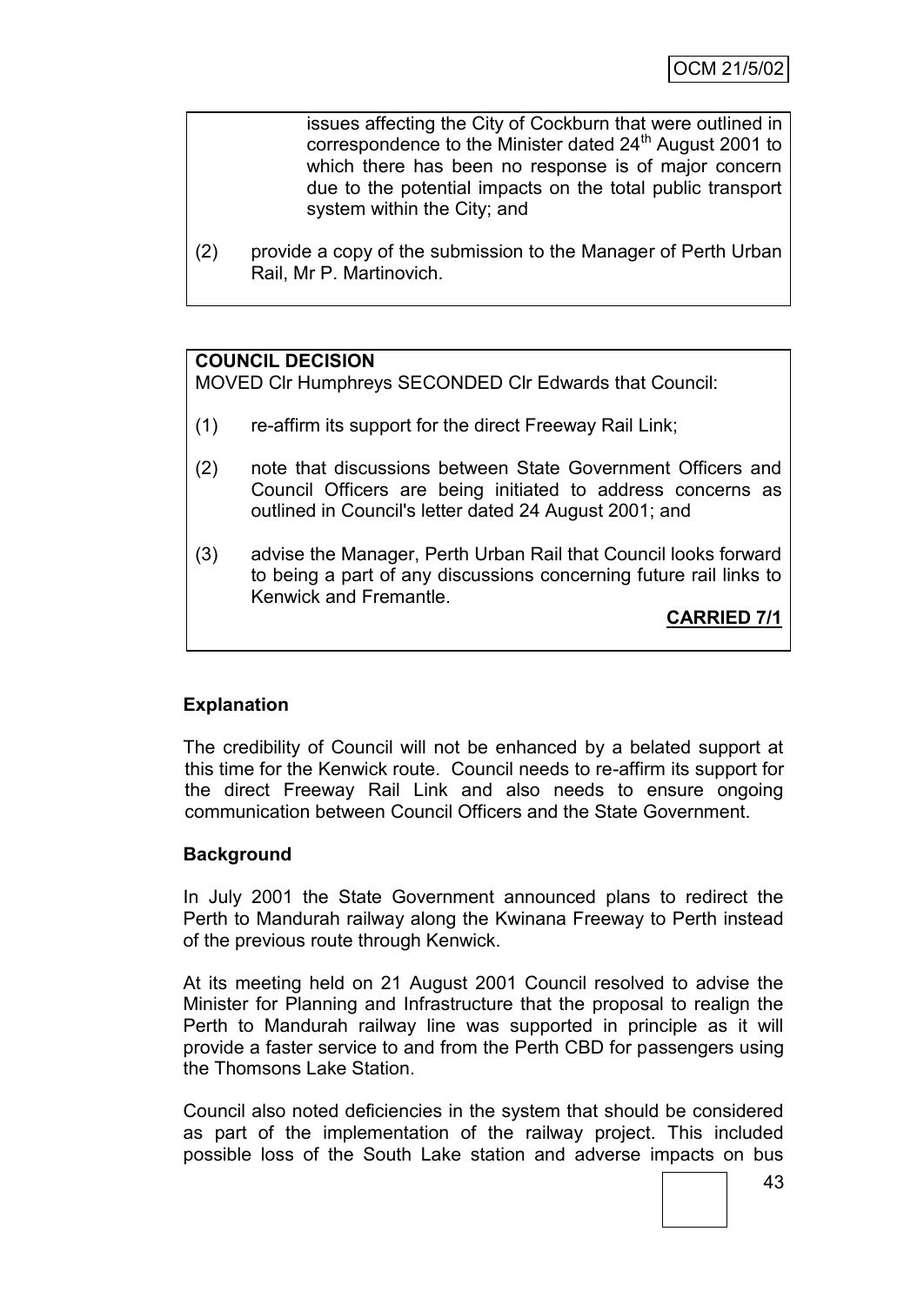issues affecting the City of Cockburn that were outlined in correspondence to the Minister dated 24th August 2001 to which there has been no response is of major concern due to the potential impacts on the total public transport system within the City; and

(2) provide a copy of the submission to the Manager of Perth Urban Rail, Mr P. Martinovich.

**COUNCIL DECISION**

MOVED Clr Humphreys SECONDED Clr Edwards that Council:

(1) re-affirm its support for the direct Freeway Rail Link;

(2) note that discussions between State Government Officers and Council Officers are being initiated to address concerns as outlined in Council's letter dated 24 August 2001; and

(3) advise the Manager, Perth Urban Rail that Council looks forward to being a part of any discussions concerning future rail links to Kenwick and Fremantle.

**CARRIED 7/1**

**Explanation**

The credibility of Council will not be enhanced by a belated support at this time for the Kenwick route. Council needs to re-affirm its support for the direct Freeway Rail Link and also needs to ensure ongoing communication between Council Officers and the State Government.

**Background**

In July 2001 the State Government announced plans to redirect the Perth to Mandurah railway along the Kwinana Freeway to Perth instead of the previous route through Kenwick.

At its meeting held on 21 August 2001 Council resolved to advise the Minister for Planning and Infrastructure that the proposal to realign the Perth to Mandurah railway line was supported in principle as it will provide a faster service to and from the Perth CBD for passengers using the Thomsons Lake Station.

Council also noted deficiencies in the system that should be considered as part of the implementation of the railway project. This included possible loss of the South Lake station and adverse impacts on bus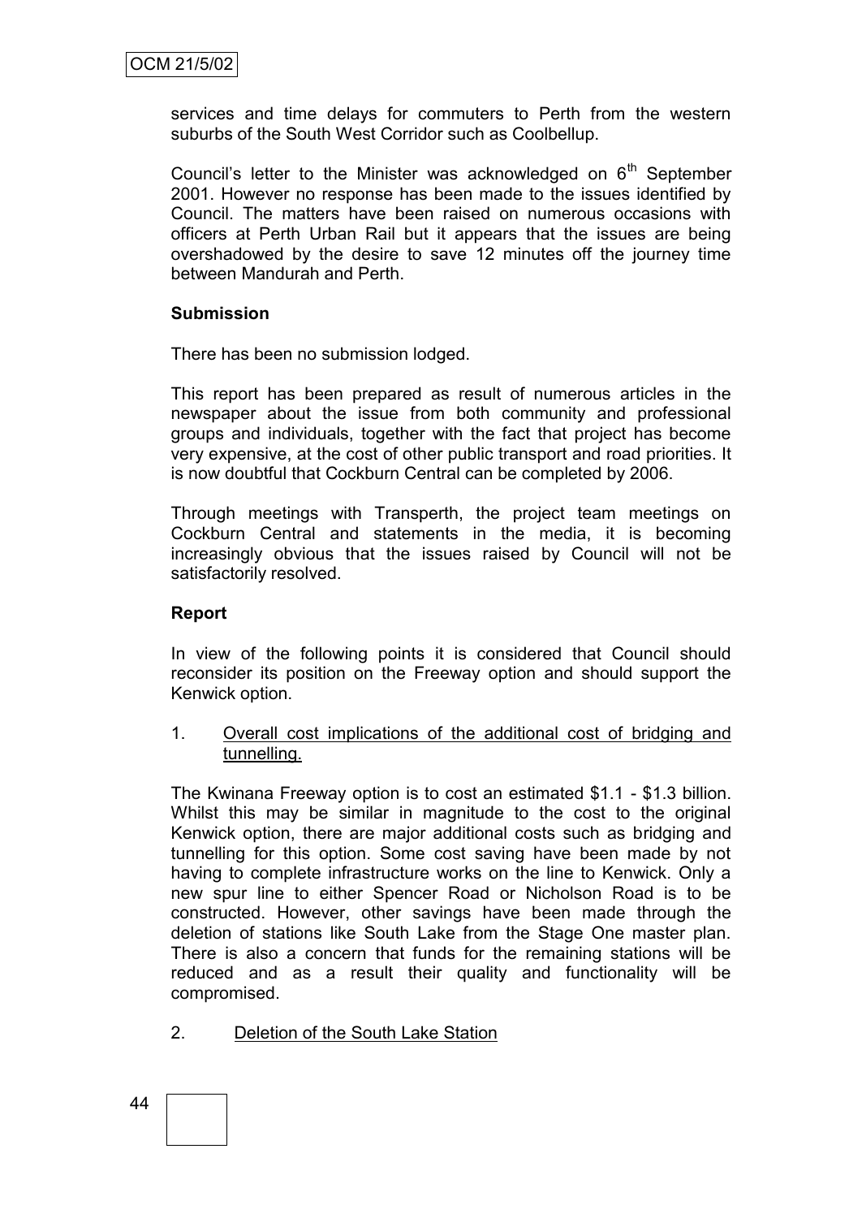services and time delays for commuters to Perth from the western suburbs of the South West Corridor such as Coolbellup.

Council's letter to the Minister was acknowledged on 6th September 2001. However no response has been made to the issues identified by Council. The matters have been raised on numerous occasions with officers at Perth Urban Rail but it appears that the issues are being overshadowed by the desire to save 12 minutes off the journey time between Mandurah and Perth.

**Submission**

There has been no submission lodged.

This report has been prepared as result of numerous articles in the newspaper about the issue from both community and professional groups and individuals, together with the fact that project has become very expensive, at the cost of other public transport and road priorities. It is now doubtful that Cockburn Central can be completed by 2006.

Through meetings with Transperth, the project team meetings on Cockburn Central and statements in the media, it is becoming increasingly obvious that the issues raised by Council will not be satisfactorily resolved.

**Report**

In view of the following points it is considered that Council should reconsider its position on the Freeway option and should support the Kenwick option.

1. Overall cost implications of the additional cost of bridging and tunnelling.

The Kwinana Freeway option is to cost an estimated $1.1 - $1.3 billion. Whilst this may be similar in magnitude to the cost to the original Kenwick option, there are major additional costs such as bridging and tunnelling for this option. Some cost saving have been made by not having to complete infrastructure works on the line to Kenwick. Only a new spur line to either Spencer Road or Nicholson Road is to be constructed. However, other savings have been made through the deletion of stations like South Lake from the Stage One master plan. There is also a concern that funds for the remaining stations will be reduced and as a result their quality and functionality will be compromised.

2. Deletion of the South Lake Station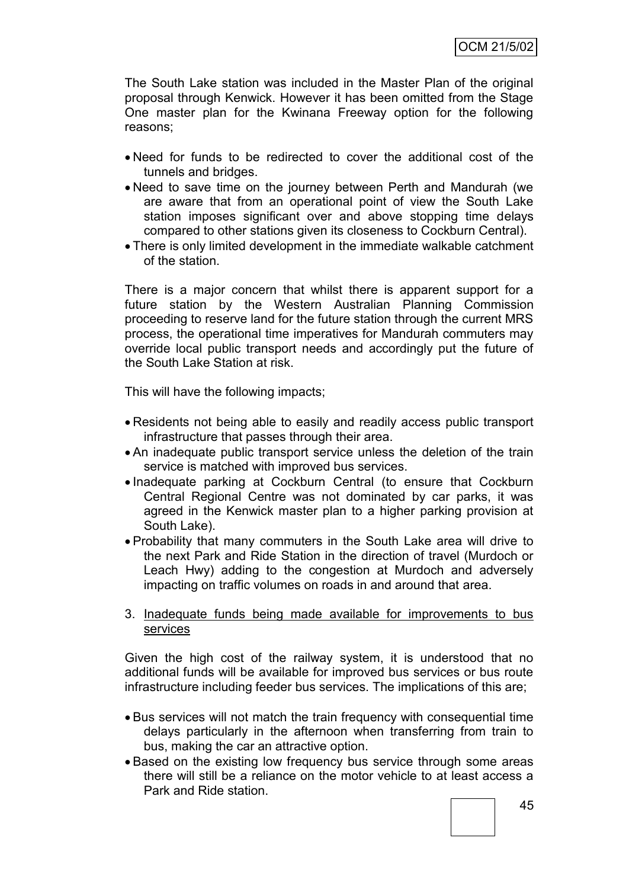The South Lake station was included in the Master Plan of the original proposal through Kenwick. However it has been omitted from the Stage One master plan for the Kwinana Freeway option for the following reasons;

- Need for funds to be redirected to cover the additional cost of the tunnels and bridges.
- Need to save time on the journey between Perth and Mandurah (we are aware that from an operational point of view the South Lake station imposes significant over and above stopping time delays compared to other stations given its closeness to Cockburn Central).
- There is only limited development in the immediate walkable catchment of the station.

There is a major concern that whilst there is apparent support for a future station by the Western Australian Planning Commission proceeding to reserve land for the future station through the current MRS process, the operational time imperatives for Mandurah commuters may override local public transport needs and accordingly put the future of the South Lake Station at risk.

This will have the following impacts;

- Residents not being able to easily and readily access public transport infrastructure that passes through their area.
- An inadequate public transport service unless the deletion of the train service is matched with improved bus services.
- Inadequate parking at Cockburn Central (to ensure that Cockburn Central Regional Centre was not dominated by car parks, it was agreed in the Kenwick master plan to a higher parking provision at South Lake).
- Probability that many commuters in the South Lake area will drive to the next Park and Ride Station in the direction of travel (Murdoch or Leach Hwy) adding to the congestion at Murdoch and adversely impacting on traffic volumes on roads in and around that area.

3. <u>Inadequate funds being made available for improvements to bus services</u>

Given the high cost of the railway system, it is understood that no additional funds will be available for improved bus services or bus route infrastructure including feeder bus services. The implications of this are;

- Bus services will not match the train frequency with consequential time delays particularly in the afternoon when transferring from train to bus, making the car an attractive option.
- Based on the existing low frequency bus service through some areas there will still be a reliance on the motor vehicle to at least access a Park and Ride station.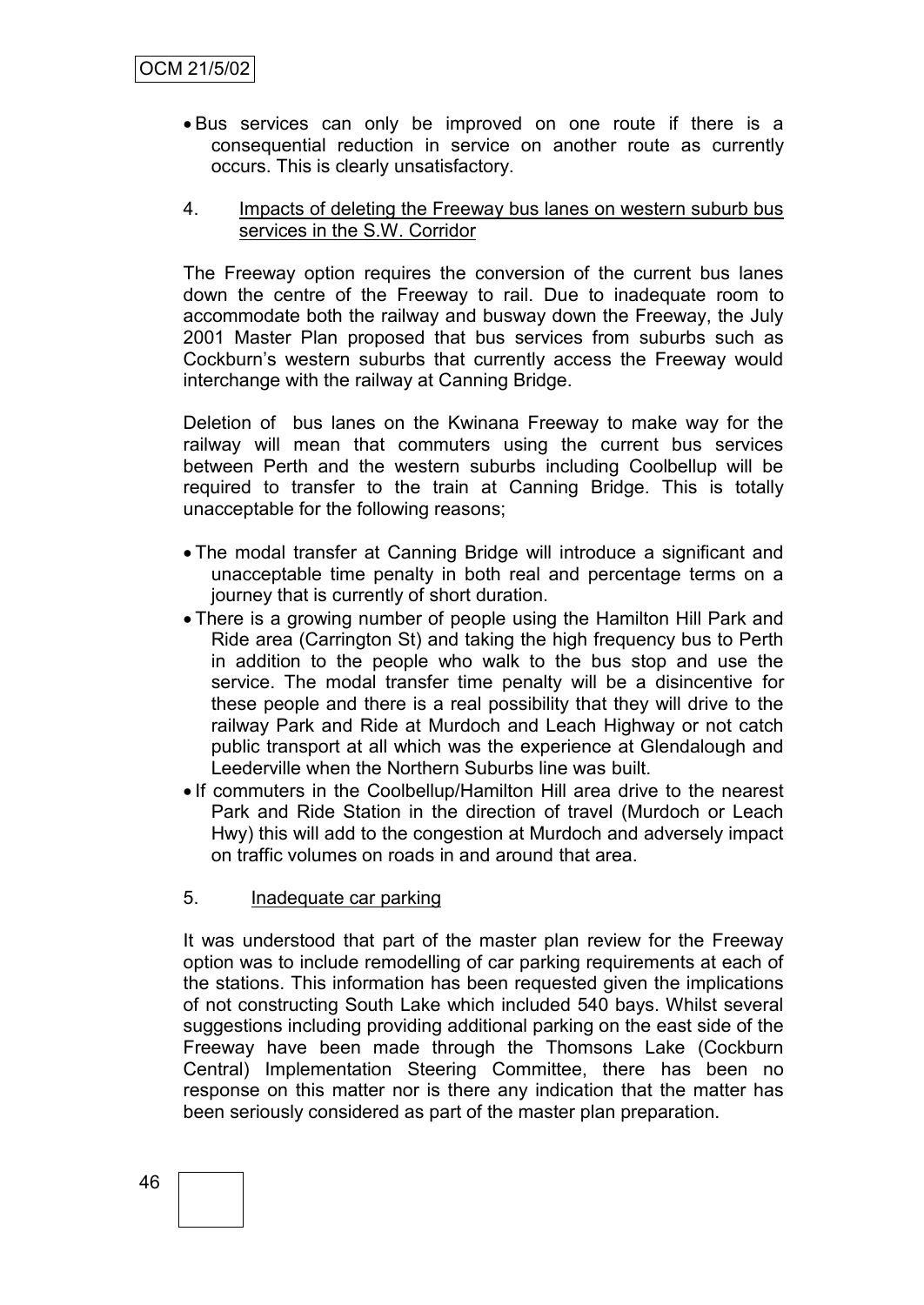- Bus services can only be improved on one route if there is a consequential reduction in service on another route as currently occurs. This is clearly unsatisfactory.

4. Impacts of deleting the Freeway bus lanes on western suburb bus services in the S.W. Corridor

The Freeway option requires the conversion of the current bus lanes down the centre of the Freeway to rail. Due to inadequate room to accommodate both the railway and busway down the Freeway, the July 2001 Master Plan proposed that bus services from suburbs such as Cockburn's western suburbs that currently access the Freeway would interchange with the railway at Canning Bridge.

Deletion of bus lanes on the Kwinana Freeway to make way for the railway will mean that commuters using the current bus services between Perth and the western suburbs including Coolbellup will be required to transfer to the train at Canning Bridge. This is totally unacceptable for the following reasons;

- The modal transfer at Canning Bridge will introduce a significant and unacceptable time penalty in both real and percentage terms on a journey that is currently of short duration.
- There is a growing number of people using the Hamilton Hill Park and Ride area (Carrington St) and taking the high frequency bus to Perth in addition to the people who walk to the bus stop and use the service. The modal transfer time penalty will be a disincentive for these people and there is a real possibility that they will drive to the railway Park and Ride at Murdoch and Leach Highway or not catch public transport at all which was the experience at Glendalough and Leederville when the Northern Suburbs line was built.
- If commuters in the Coolbellup/Hamilton Hill area drive to the nearest Park and Ride Station in the direction of travel (Murdoch or Leach Hwy) this will add to the congestion at Murdoch and adversely impact on traffic volumes on roads in and around that area.

5. Inadequate car parking

It was understood that part of the master plan review for the Freeway option was to include remodelling of car parking requirements at each of the stations. This information has been requested given the implications of not constructing South Lake which included 540 bays. Whilst several suggestions including providing additional parking on the east side of the Freeway have been made through the Thomsons Lake (Cockburn Central) Implementation Steering Committee, there has been no response on this matter nor is there any indication that the matter has been seriously considered as part of the master plan preparation.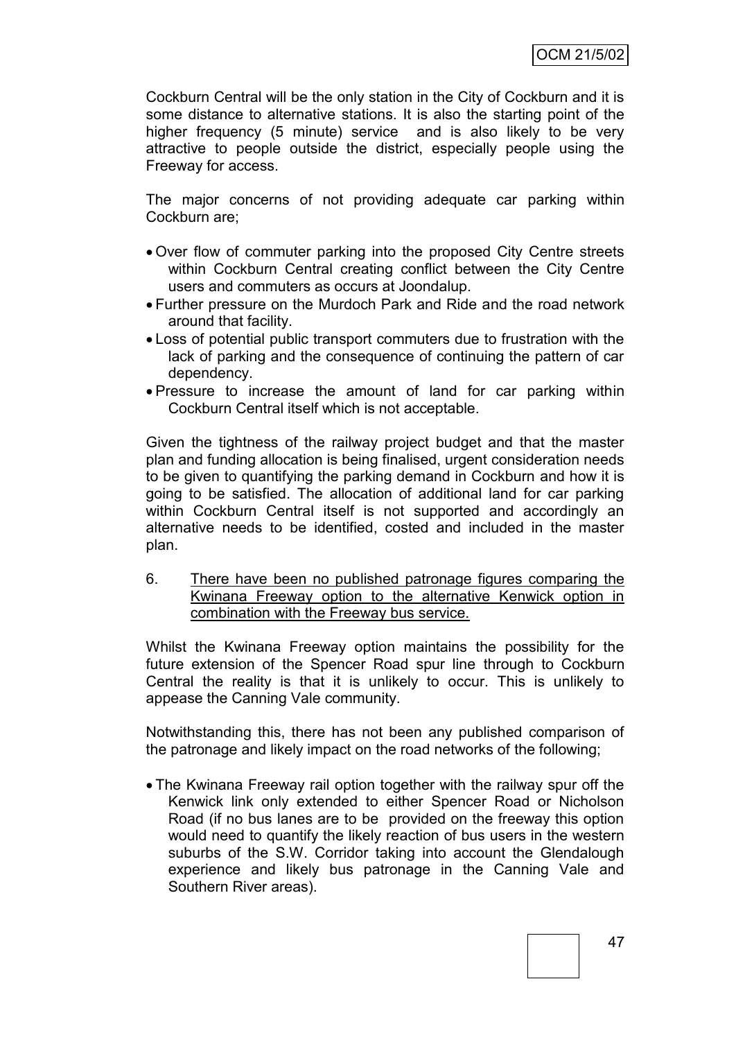Cockburn Central will be the only station in the City of Cockburn and it is some distance to alternative stations. It is also the starting point of the higher frequency (5 minute) service and is also likely to be very attractive to people outside the district, especially people using the Freeway for access.

The major concerns of not providing adequate car parking within Cockburn are;

- Over flow of commuter parking into the proposed City Centre streets within Cockburn Central creating conflict between the City Centre users and commuters as occurs at Joondalup.
- Further pressure on the Murdoch Park and Ride and the road network around that facility.
- Loss of potential public transport commuters due to frustration with the lack of parking and the consequence of continuing the pattern of car dependency.
- Pressure to increase the amount of land for car parking within Cockburn Central itself which is not acceptable.

Given the tightness of the railway project budget and that the master plan and funding allocation is being finalised, urgent consideration needs to be given to quantifying the parking demand in Cockburn and how it is going to be satisfied. The allocation of additional land for car parking within Cockburn Central itself is not supported and accordingly an alternative needs to be identified, costed and included in the master plan.

6. <u>There have been no published patronage figures comparing the Kwinana Freeway option to the alternative Kenwick option in combination with the Freeway bus service.</u>

Whilst the Kwinana Freeway option maintains the possibility for the future extension of the Spencer Road spur line through to Cockburn Central the reality is that it is unlikely to occur. This is unlikely to appease the Canning Vale community.

Notwithstanding this, there has not been any published comparison of the patronage and likely impact on the road networks of the following;

- The Kwinana Freeway rail option together with the railway spur off the Kenwick link only extended to either Spencer Road or Nicholson Road (if no bus lanes are to be provided on the freeway this option would need to quantify the likely reaction of bus users in the western suburbs of the S.W. Corridor taking into account the Glendalough experience and likely bus patronage in the Canning Vale and Southern River areas).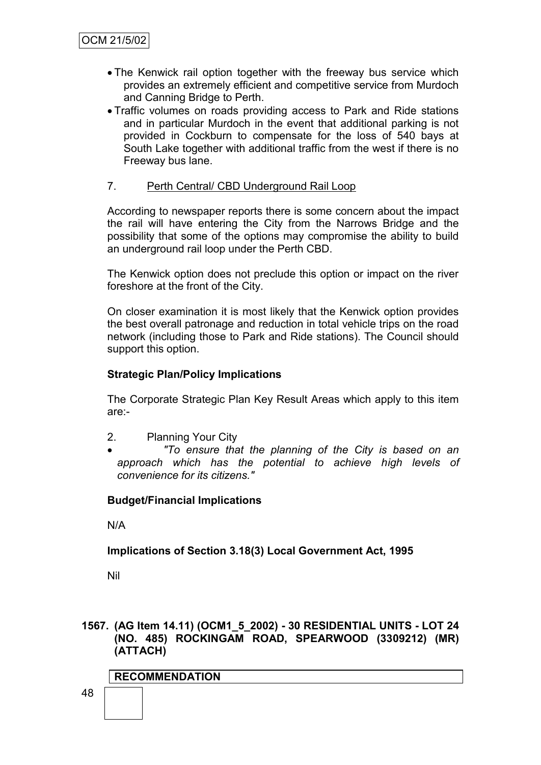- The Kenwick rail option together with the freeway bus service which provides an extremely efficient and competitive service from Murdoch and Canning Bridge to Perth.
- Traffic volumes on roads providing access to Park and Ride stations and in particular Murdoch in the event that additional parking is not provided in Cockburn to compensate for the loss of 540 bays at South Lake together with additional traffic from the west if there is no Freeway bus lane.

7. Perth Central/ CBD Underground Rail Loop

According to newspaper reports there is some concern about the impact the rail will have entering the City from the Narrows Bridge and the possibility that some of the options may compromise the ability to build an underground rail loop under the Perth CBD.

The Kenwick option does not preclude this option or impact on the river foreshore at the front of the City.

On closer examination it is most likely that the Kenwick option provides the best overall patronage and reduction in total vehicle trips on the road network (including those to Park and Ride stations). The Council should support this option.

**Strategic Plan/Policy Implications**

The Corporate Strategic Plan Key Result Areas which apply to this item are:-

2. Planning Your City
- *"To ensure that the planning of the City is based on an approach which has the potential to achieve high levels of convenience for its citizens."*

**Budget/Financial Implications**

N/A

**Implications of Section 3.18(3) Local Government Act, 1995**

Nil

**1567. (AG Item 14.11) (OCM1_5_2002) - 30 RESIDENTIAL UNITS - LOT 24 (NO. 485) ROCKINGAM ROAD, SPEARWOOD (3309212) (MR) (ATTACH)**

**RECOMMENDATION**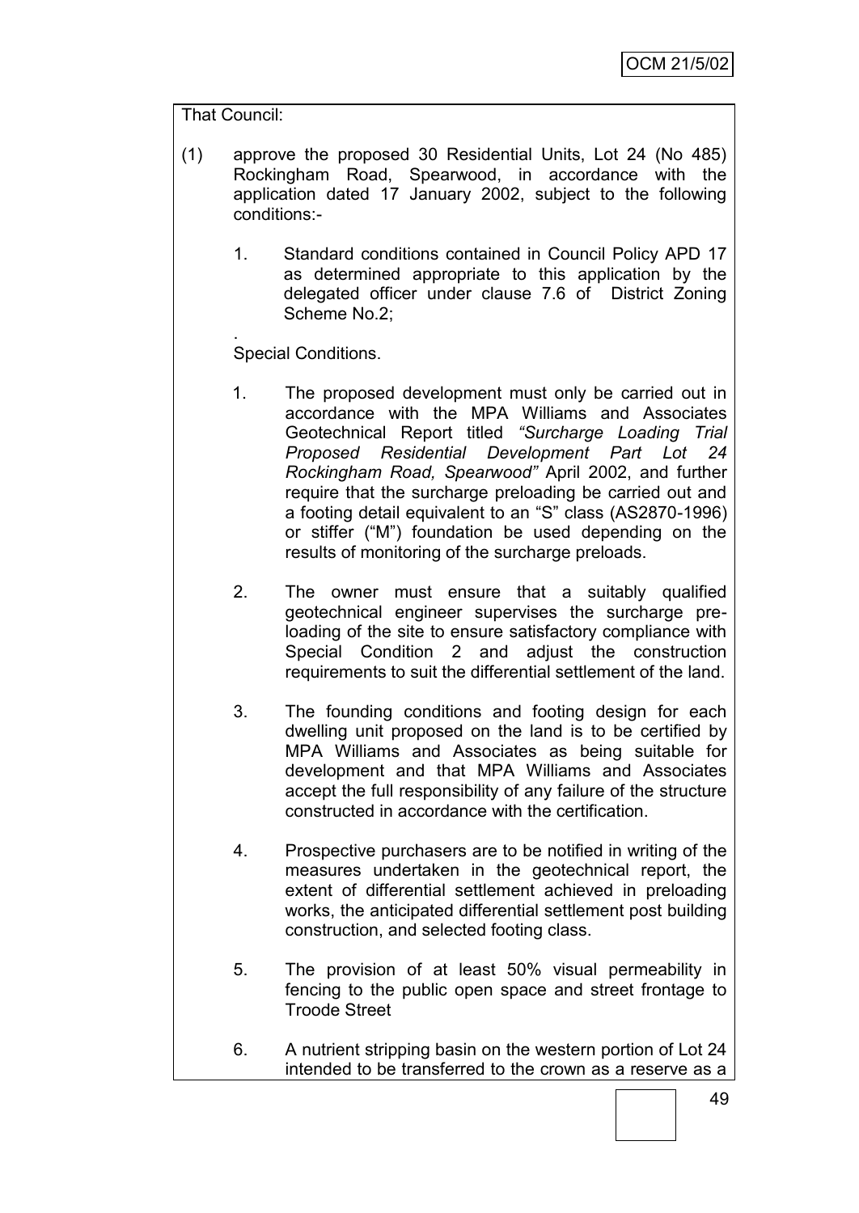That Council:

(1) approve the proposed 30 Residential Units, Lot 24 (No 485) Rockingham Road, Spearwood, in accordance with the application dated 17 January 2002, subject to the following conditions:-

1. Standard conditions contained in Council Policy APD 17 as determined appropriate to this application by the delegated officer under clause 7.6 of District Zoning Scheme No.2;

.

Special Conditions.

1. The proposed development must only be carried out in accordance with the MPA Williams and Associates Geotechnical Report titled *"Surcharge Loading Trial Proposed Residential Development Part Lot 24 Rockingham Road, Spearwood"* April 2002, and further require that the surcharge preloading be carried out and a footing detail equivalent to an "S" class (AS2870-1996) or stiffer ("M") foundation be used depending on the results of monitoring of the surcharge preloads.

2. The owner must ensure that a suitably qualified geotechnical engineer supervises the surcharge pre-loading of the site to ensure satisfactory compliance with Special Condition 2 and adjust the construction requirements to suit the differential settlement of the land.

3. The founding conditions and footing design for each dwelling unit proposed on the land is to be certified by MPA Williams and Associates as being suitable for development and that MPA Williams and Associates accept the full responsibility of any failure of the structure constructed in accordance with the certification.

4. Prospective purchasers are to be notified in writing of the measures undertaken in the geotechnical report, the extent of differential settlement achieved in preloading works, the anticipated differential settlement post building construction, and selected footing class.

5. The provision of at least 50% visual permeability in fencing to the public open space and street frontage to Troode Street

6. A nutrient stripping basin on the western portion of Lot 24 intended to be transferred to the crown as a reserve as a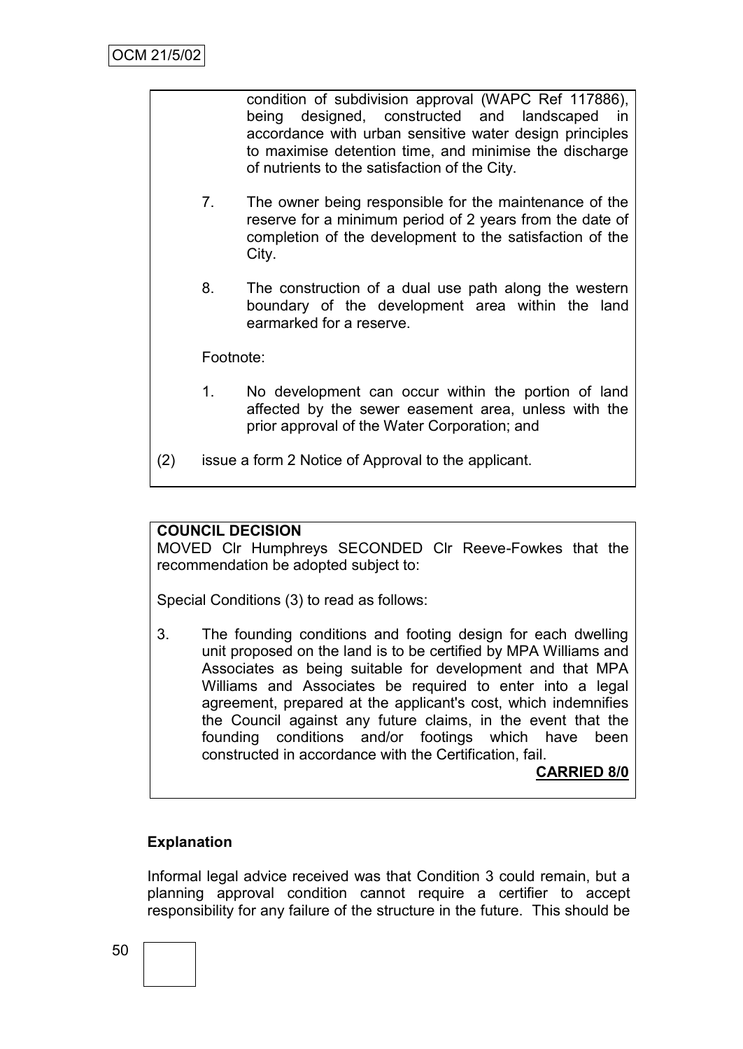condition of subdivision approval (WAPC Ref 117886), being designed, constructed and landscaped in accordance with urban sensitive water design principles to maximise detention time, and minimise the discharge of nutrients to the satisfaction of the City.

7. The owner being responsible for the maintenance of the reserve for a minimum period of 2 years from the date of completion of the development to the satisfaction of the City.

8. The construction of a dual use path along the western boundary of the development area within the land earmarked for a reserve.

Footnote:

1. No development can occur within the portion of land affected by the sewer easement area, unless with the prior approval of the Water Corporation; and

(2) issue a form 2 Notice of Approval to the applicant.

**COUNCIL DECISION**

MOVED Clr Humphreys SECONDED Clr Reeve-Fowkes that the recommendation be adopted subject to:

Special Conditions (3) to read as follows:

3. The founding conditions and footing design for each dwelling unit proposed on the land is to be certified by MPA Williams and Associates as being suitable for development and that MPA Williams and Associates be required to enter into a legal agreement, prepared at the applicant's cost, which indemnifies the Council against any future claims, in the event that the founding conditions and/or footings which have been constructed in accordance with the Certification, fail.

**CARRIED 8/0**

**Explanation**

Informal legal advice received was that Condition 3 could remain, but a planning approval condition cannot require a certifier to accept responsibility for any failure of the structure in the future. This should be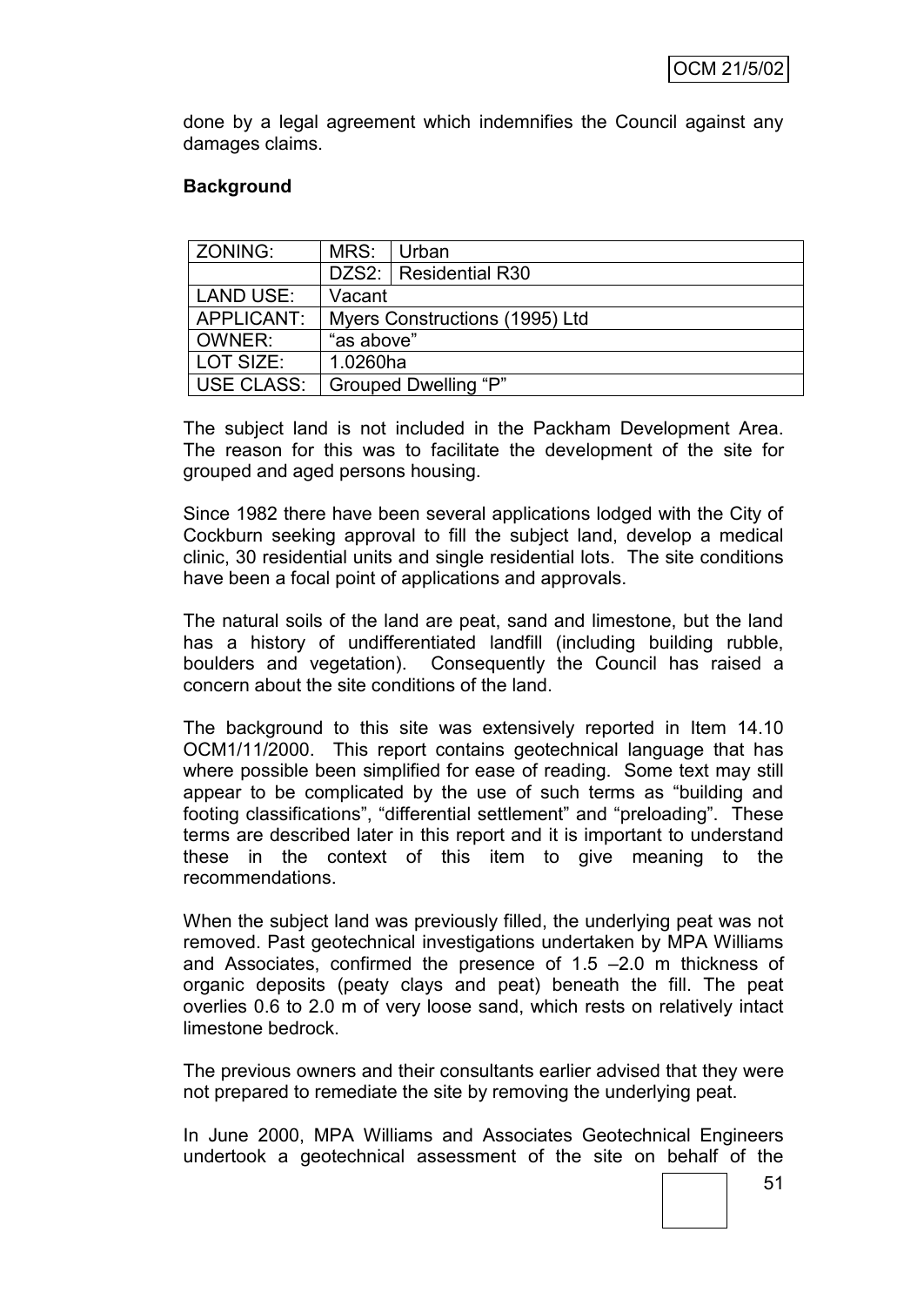done by a legal agreement which indemnifies the Council against any damages claims.

**Background**

| ZONING: | MRS: | Urban |
|---|---|---|
| | DZS2: | Residential R30 |
| LAND USE: | Vacant | |
| APPLICANT: | Myers Constructions (1995) Ltd | |
| OWNER: | "as above" | |
| LOT SIZE: | 1.0260ha | |
| USE CLASS: | Grouped Dwelling "P" | |

The subject land is not included in the Packham Development Area. The reason for this was to facilitate the development of the site for grouped and aged persons housing.

Since 1982 there have been several applications lodged with the City of Cockburn seeking approval to fill the subject land, develop a medical clinic, 30 residential units and single residential lots. The site conditions have been a focal point of applications and approvals.

The natural soils of the land are peat, sand and limestone, but the land has a history of undifferentiated landfill (including building rubble, boulders and vegetation). Consequently the Council has raised a concern about the site conditions of the land.

The background to this site was extensively reported in Item 14.10 OCM1/11/2000. This report contains geotechnical language that has where possible been simplified for ease of reading. Some text may still appear to be complicated by the use of such terms as "building and footing classifications", "differential settlement" and "preloading". These terms are described later in this report and it is important to understand these in the context of this item to give meaning to the recommendations.

When the subject land was previously filled, the underlying peat was not removed. Past geotechnical investigations undertaken by MPA Williams and Associates, confirmed the presence of 1.5 –2.0 m thickness of organic deposits (peaty clays and peat) beneath the fill. The peat overlies 0.6 to 2.0 m of very loose sand, which rests on relatively intact limestone bedrock.

The previous owners and their consultants earlier advised that they were not prepared to remediate the site by removing the underlying peat.

In June 2000, MPA Williams and Associates Geotechnical Engineers undertook a geotechnical assessment of the site on behalf of the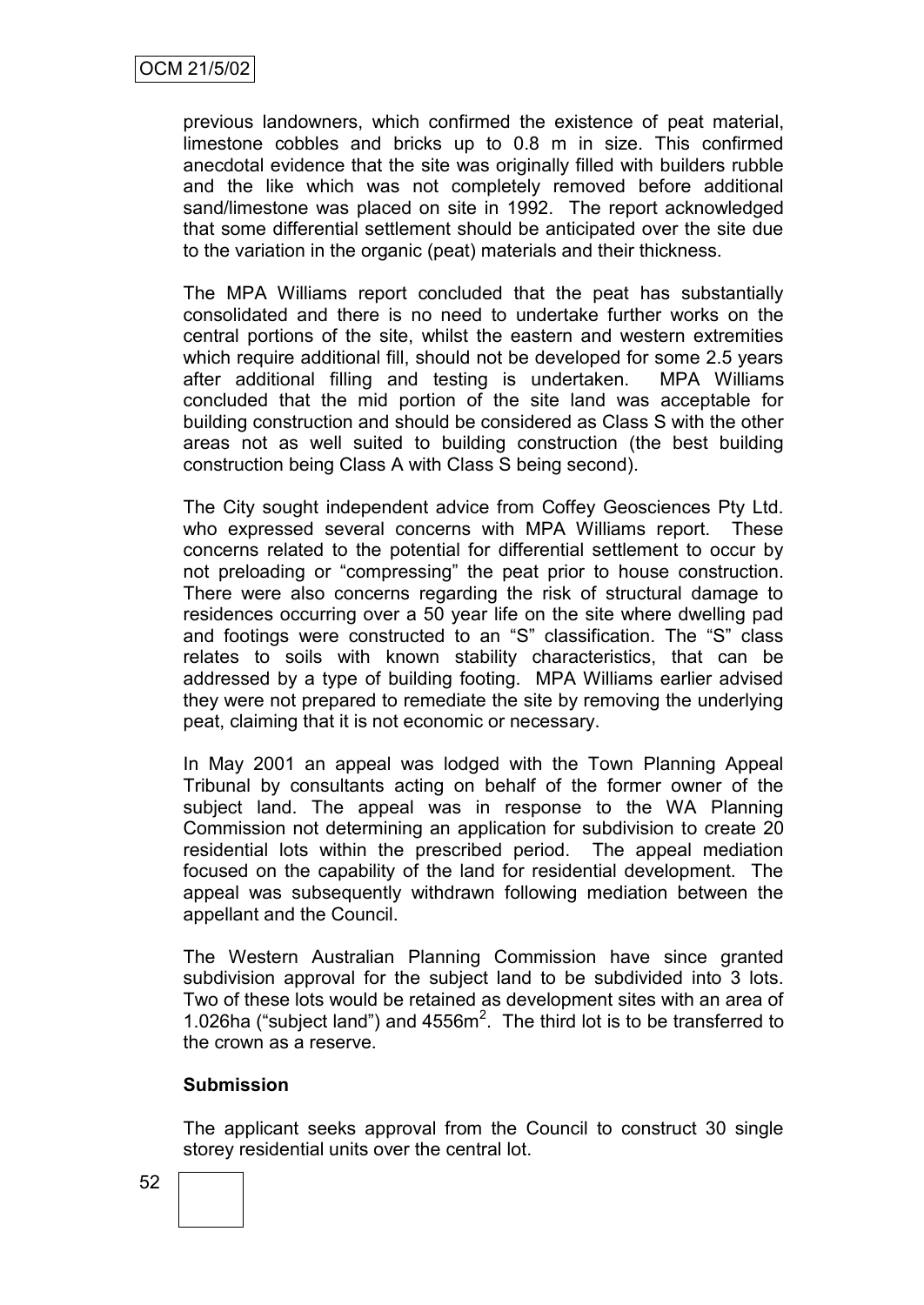previous landowners, which confirmed the existence of peat material, limestone cobbles and bricks up to 0.8 m in size. This confirmed anecdotal evidence that the site was originally filled with builders rubble and the like which was not completely removed before additional sand/limestone was placed on site in 1992. The report acknowledged that some differential settlement should be anticipated over the site due to the variation in the organic (peat) materials and their thickness.

The MPA Williams report concluded that the peat has substantially consolidated and there is no need to undertake further works on the central portions of the site, whilst the eastern and western extremities which require additional fill, should not be developed for some 2.5 years after additional filling and testing is undertaken. MPA Williams concluded that the mid portion of the site land was acceptable for building construction and should be considered as Class S with the other areas not as well suited to building construction (the best building construction being Class A with Class S being second).

The City sought independent advice from Coffey Geosciences Pty Ltd. who expressed several concerns with MPA Williams report. These concerns related to the potential for differential settlement to occur by not preloading or "compressing" the peat prior to house construction. There were also concerns regarding the risk of structural damage to residences occurring over a 50 year life on the site where dwelling pad and footings were constructed to an "S" classification. The "S" class relates to soils with known stability characteristics, that can be addressed by a type of building footing. MPA Williams earlier advised they were not prepared to remediate the site by removing the underlying peat, claiming that it is not economic or necessary.

In May 2001 an appeal was lodged with the Town Planning Appeal Tribunal by consultants acting on behalf of the former owner of the subject land. The appeal was in response to the WA Planning Commission not determining an application for subdivision to create 20 residential lots within the prescribed period. The appeal mediation focused on the capability of the land for residential development. The appeal was subsequently withdrawn following mediation between the appellant and the Council.

The Western Australian Planning Commission have since granted subdivision approval for the subject land to be subdivided into 3 lots. Two of these lots would be retained as development sites with an area of 1.026ha ("subject land") and 4556m$^2$. The third lot is to be transferred to the crown as a reserve.

**Submission**

The applicant seeks approval from the Council to construct 30 single storey residential units over the central lot.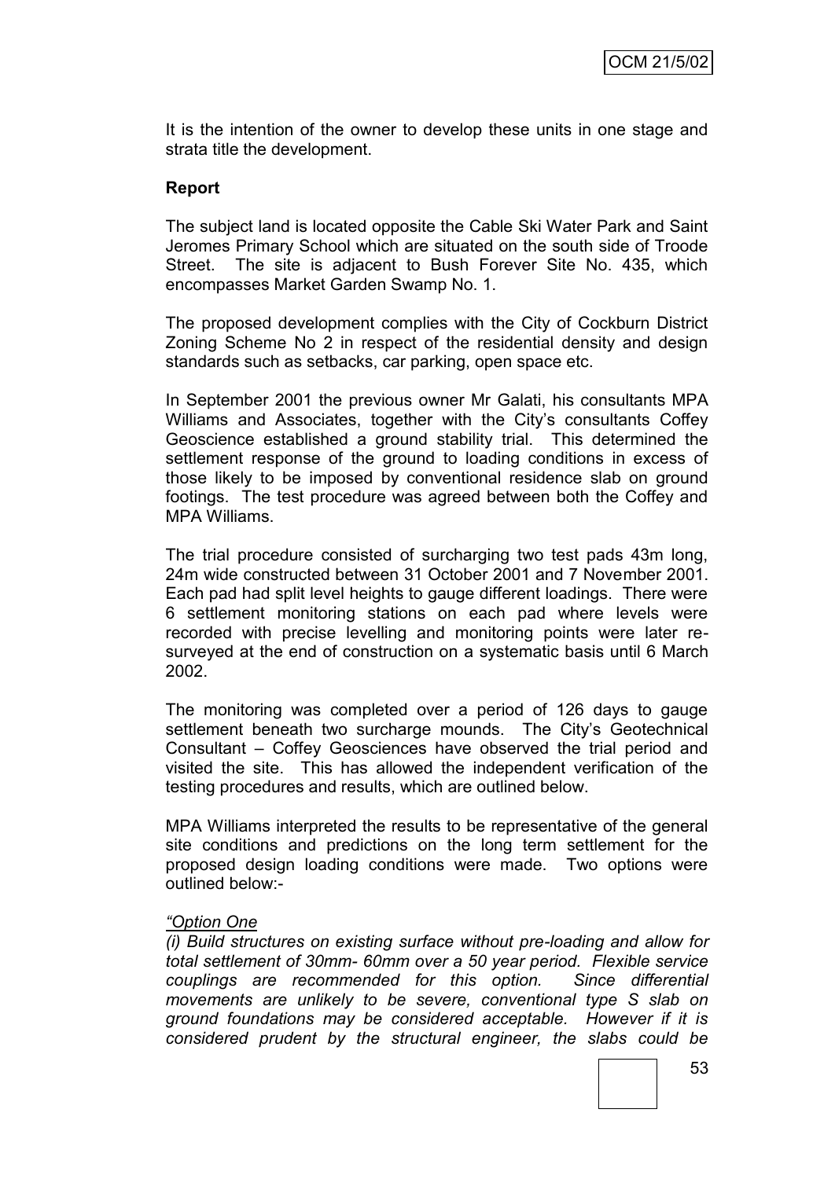It is the intention of the owner to develop these units in one stage and strata title the development.

**Report**

The subject land is located opposite the Cable Ski Water Park and Saint Jeromes Primary School which are situated on the south side of Troode Street. The site is adjacent to Bush Forever Site No. 435, which encompasses Market Garden Swamp No. 1.

The proposed development complies with the City of Cockburn District Zoning Scheme No 2 in respect of the residential density and design standards such as setbacks, car parking, open space etc.

In September 2001 the previous owner Mr Galati, his consultants MPA Williams and Associates, together with the City's consultants Coffey Geoscience established a ground stability trial. This determined the settlement response of the ground to loading conditions in excess of those likely to be imposed by conventional residence slab on ground footings. The test procedure was agreed between both the Coffey and MPA Williams.

The trial procedure consisted of surcharging two test pads 43m long, 24m wide constructed between 31 October 2001 and 7 November 2001. Each pad had split level heights to gauge different loadings. There were 6 settlement monitoring stations on each pad where levels were recorded with precise levelling and monitoring points were later re-surveyed at the end of construction on a systematic basis until 6 March 2002.

The monitoring was completed over a period of 126 days to gauge settlement beneath two surcharge mounds. The City's Geotechnical Consultant – Coffey Geosciences have observed the trial period and visited the site. This has allowed the independent verification of the testing procedures and results, which are outlined below.

MPA Williams interpreted the results to be representative of the general site conditions and predictions on the long term settlement for the proposed design loading conditions were made. Two options were outlined below:-

*"<u>Option One</u>*

*(i) Build structures on existing surface without pre-loading and allow for total settlement of 30mm- 60mm over a 50 year period. Flexible service couplings are recommended for this option. Since differential movements are unlikely to be severe, conventional type S slab on ground foundations may be considered acceptable. However if it is considered prudent by the structural engineer, the slabs could be*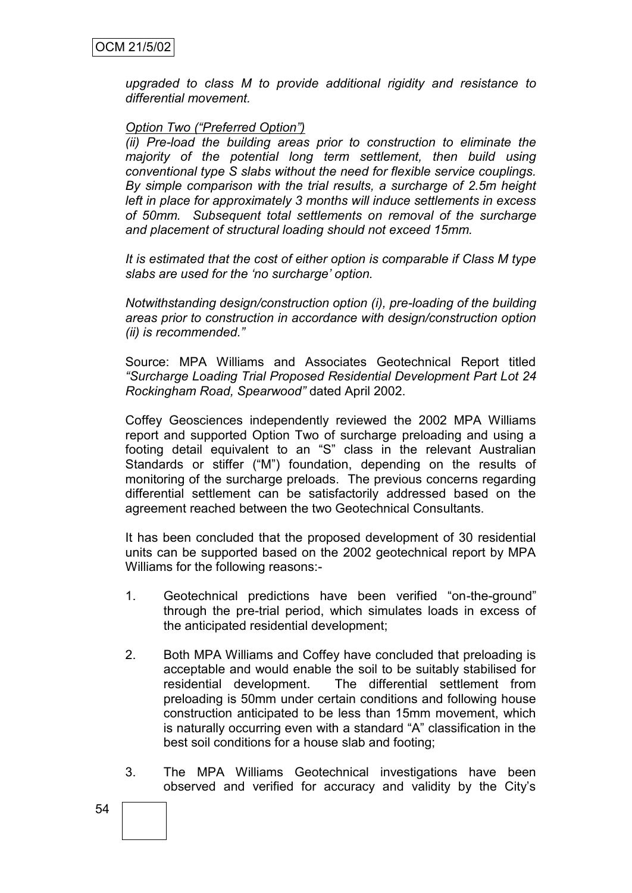*upgraded to class M to provide additional rigidity and resistance to differential movement.*

*Option Two ("Preferred Option")*

*(ii) Pre-load the building areas prior to construction to eliminate the majority of the potential long term settlement, then build using conventional type S slabs without the need for flexible service couplings. By simple comparison with the trial results, a surcharge of 2.5m height left in place for approximately 3 months will induce settlements in excess of 50mm. Subsequent total settlements on removal of the surcharge and placement of structural loading should not exceed 15mm.*

*It is estimated that the cost of either option is comparable if Class M type slabs are used for the 'no surcharge' option.*

*Notwithstanding design/construction option (i), pre-loading of the building areas prior to construction in accordance with design/construction option (ii) is recommended."*

Source: MPA Williams and Associates Geotechnical Report titled *"Surcharge Loading Trial Proposed Residential Development Part Lot 24 Rockingham Road, Spearwood"* dated April 2002.

Coffey Geosciences independently reviewed the 2002 MPA Williams report and supported Option Two of surcharge preloading and using a footing detail equivalent to an "S" class in the relevant Australian Standards or stiffer ("M") foundation, depending on the results of monitoring of the surcharge preloads. The previous concerns regarding differential settlement can be satisfactorily addressed based on the agreement reached between the two Geotechnical Consultants.

It has been concluded that the proposed development of 30 residential units can be supported based on the 2002 geotechnical report by MPA Williams for the following reasons:-

1. Geotechnical predictions have been verified "on-the-ground" through the pre-trial period, which simulates loads in excess of the anticipated residential development;

2. Both MPA Williams and Coffey have concluded that preloading is acceptable and would enable the soil to be suitably stabilised for residential development. The differential settlement from preloading is 50mm under certain conditions and following house construction anticipated to be less than 15mm movement, which is naturally occurring even with a standard "A" classification in the best soil conditions for a house slab and footing;

3. The MPA Williams Geotechnical investigations have been observed and verified for accuracy and validity by the City's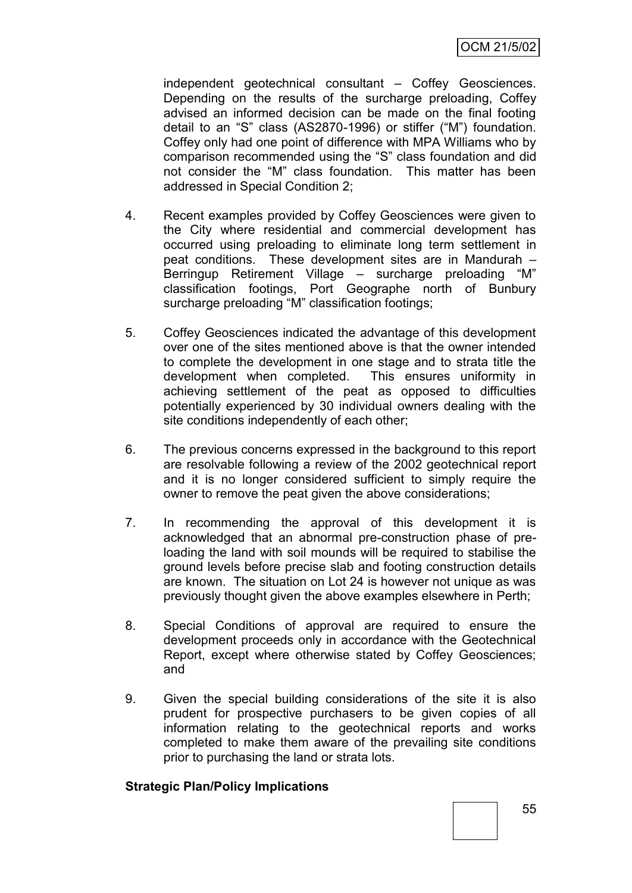independent geotechnical consultant – Coffey Geosciences. Depending on the results of the surcharge preloading, Coffey advised an informed decision can be made on the final footing detail to an "S" class (AS2870-1996) or stiffer ("M") foundation. Coffey only had one point of difference with MPA Williams who by comparison recommended using the "S" class foundation and did not consider the "M" class foundation. This matter has been addressed in Special Condition 2;

4. Recent examples provided by Coffey Geosciences were given to the City where residential and commercial development has occurred using preloading to eliminate long term settlement in peat conditions. These development sites are in Mandurah – Berringup Retirement Village – surcharge preloading "M" classification footings, Port Geographe north of Bunbury surcharge preloading "M" classification footings;

5. Coffey Geosciences indicated the advantage of this development over one of the sites mentioned above is that the owner intended to complete the development in one stage and to strata title the development when completed. This ensures uniformity in achieving settlement of the peat as opposed to difficulties potentially experienced by 30 individual owners dealing with the site conditions independently of each other;

6. The previous concerns expressed in the background to this report are resolvable following a review of the 2002 geotechnical report and it is no longer considered sufficient to simply require the owner to remove the peat given the above considerations;

7. In recommending the approval of this development it is acknowledged that an abnormal pre-construction phase of pre-loading the land with soil mounds will be required to stabilise the ground levels before precise slab and footing construction details are known. The situation on Lot 24 is however not unique as was previously thought given the above examples elsewhere in Perth;

8. Special Conditions of approval are required to ensure the development proceeds only in accordance with the Geotechnical Report, except where otherwise stated by Coffey Geosciences; and

9. Given the special building considerations of the site it is also prudent for prospective purchasers to be given copies of all information relating to the geotechnical reports and works completed to make them aware of the prevailing site conditions prior to purchasing the land or strata lots.

**Strategic Plan/Policy Implications**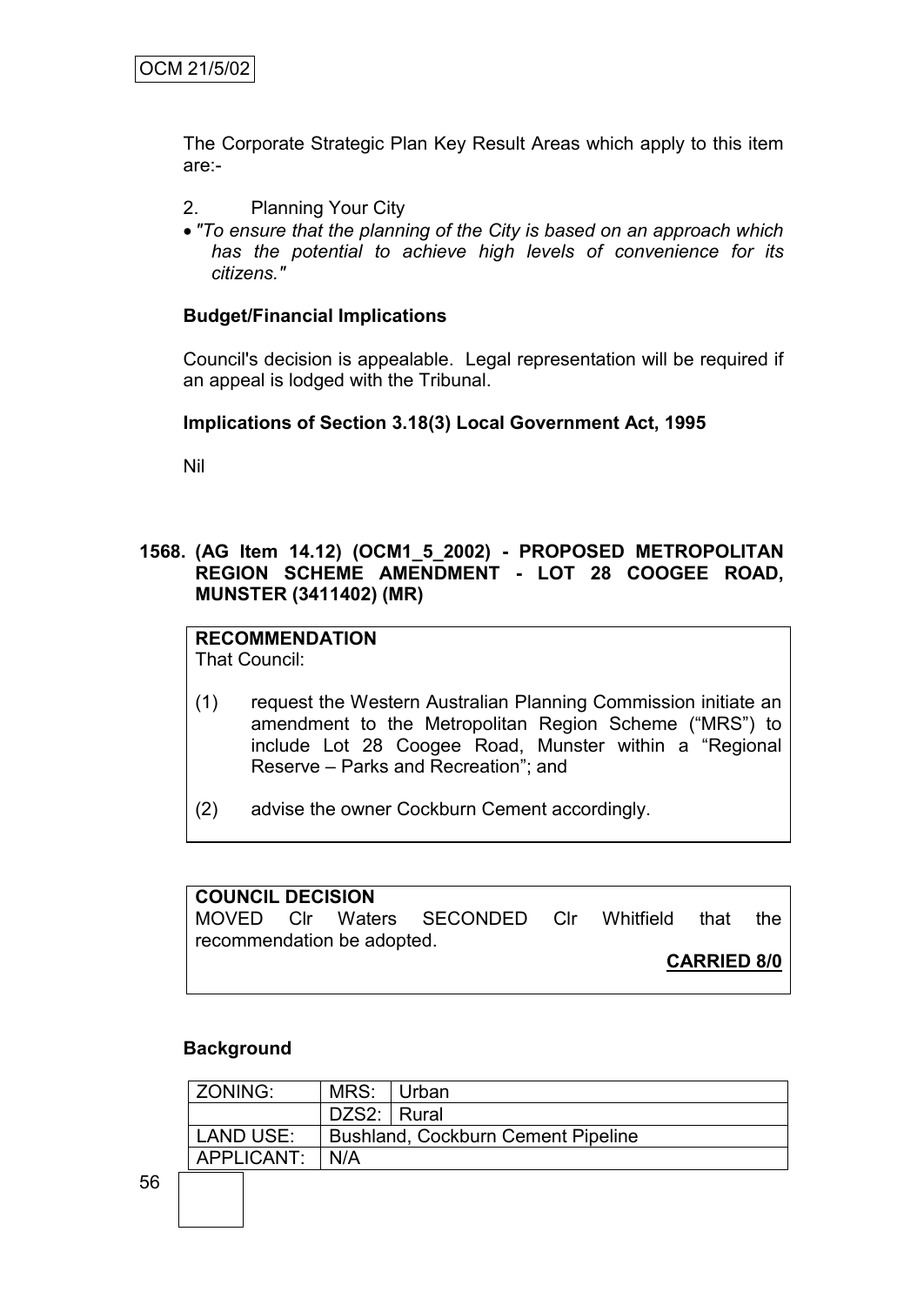The Corporate Strategic Plan Key Result Areas which apply to this item are:-

2. Planning Your City

- *"To ensure that the planning of the City is based on an approach which has the potential to achieve high levels of convenience for its citizens."*

**Budget/Financial Implications**

Council's decision is appealable. Legal representation will be required if an appeal is lodged with the Tribunal.

**Implications of Section 3.18(3) Local Government Act, 1995**

Nil

### 1568. (AG Item 14.12) (OCM1_5_2002) - PROPOSED METROPOLITAN REGION SCHEME AMENDMENT - LOT 28 COOGEE ROAD, MUNSTER (3411402) (MR)

**RECOMMENDATION**
That Council:

(1) request the Western Australian Planning Commission initiate an amendment to the Metropolitan Region Scheme ("MRS") to include Lot 28 Coogee Road, Munster within a "Regional Reserve – Parks and Recreation"; and

(2) advise the owner Cockburn Cement accordingly.

**COUNCIL DECISION**
MOVED Clr Waters SECONDED Clr Whitfield that the recommendation be adopted.

**CARRIED 8/0**

**Background**

| ZONING: | MRS: | Urban |
|---|---|---|
| | DZS2: | Rural |
| LAND USE: | Bushland, Cockburn Cement Pipeline | |
| APPLICANT: | N/A | |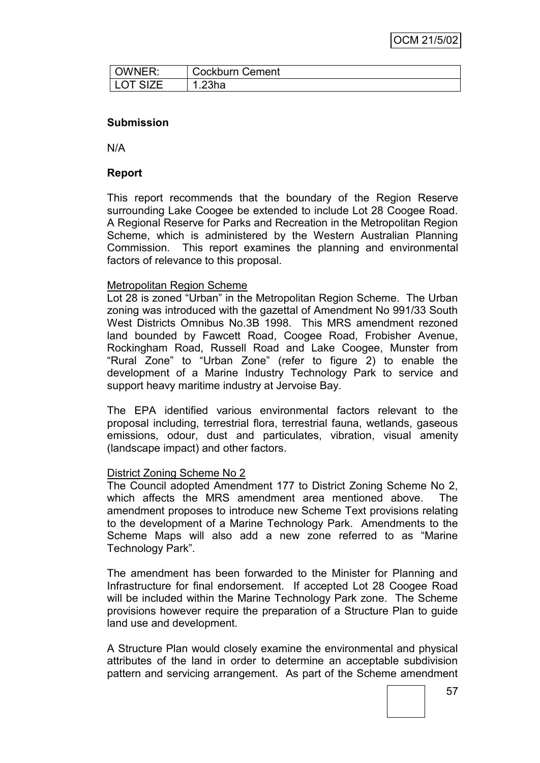| OWNER: | Cockburn Cement |
|---|---|
| LOT SIZE | 1.23ha |

**Submission**

N/A

**Report**

This report recommends that the boundary of the Region Reserve surrounding Lake Coogee be extended to include Lot 28 Coogee Road. A Regional Reserve for Parks and Recreation in the Metropolitan Region Scheme, which is administered by the Western Australian Planning Commission. This report examines the planning and environmental factors of relevance to this proposal.

Metropolitan Region Scheme

Lot 28 is zoned "Urban" in the Metropolitan Region Scheme. The Urban zoning was introduced with the gazettal of Amendment No 991/33 South West Districts Omnibus No.3B 1998. This MRS amendment rezoned land bounded by Fawcett Road, Coogee Road, Frobisher Avenue, Rockingham Road, Russell Road and Lake Coogee, Munster from "Rural Zone" to "Urban Zone" (refer to figure 2) to enable the development of a Marine Industry Technology Park to service and support heavy maritime industry at Jervoise Bay.

The EPA identified various environmental factors relevant to the proposal including, terrestrial flora, terrestrial fauna, wetlands, gaseous emissions, odour, dust and particulates, vibration, visual amenity (landscape impact) and other factors.

District Zoning Scheme No 2

The Council adopted Amendment 177 to District Zoning Scheme No 2, which affects the MRS amendment area mentioned above. The amendment proposes to introduce new Scheme Text provisions relating to the development of a Marine Technology Park. Amendments to the Scheme Maps will also add a new zone referred to as "Marine Technology Park".

The amendment has been forwarded to the Minister for Planning and Infrastructure for final endorsement. If accepted Lot 28 Coogee Road will be included within the Marine Technology Park zone. The Scheme provisions however require the preparation of a Structure Plan to guide land use and development.

A Structure Plan would closely examine the environmental and physical attributes of the land in order to determine an acceptable subdivision pattern and servicing arrangement. As part of the Scheme amendment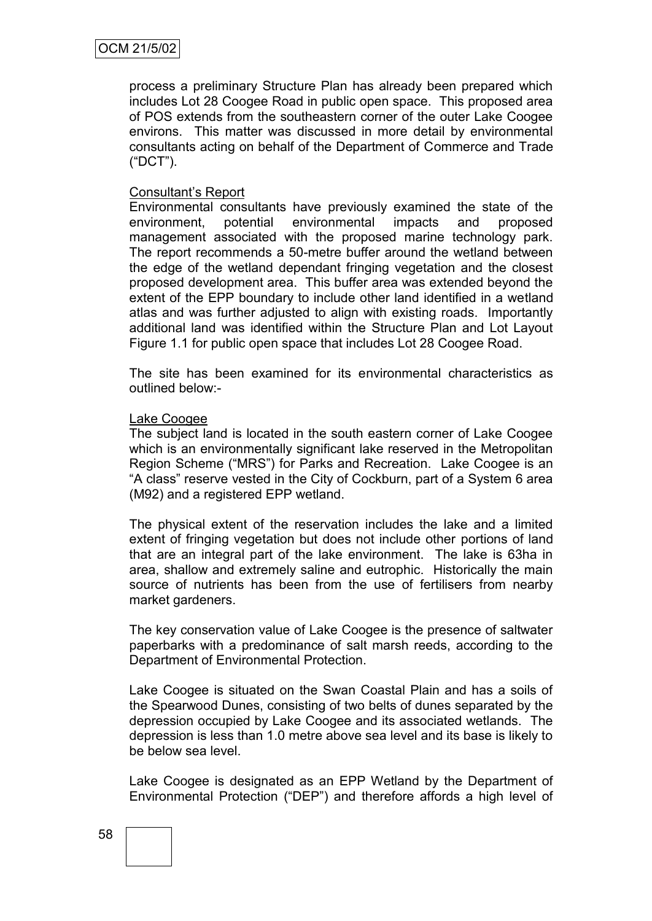process a preliminary Structure Plan has already been prepared which includes Lot 28 Coogee Road in public open space. This proposed area of POS extends from the southeastern corner of the outer Lake Coogee environs. This matter was discussed in more detail by environmental consultants acting on behalf of the Department of Commerce and Trade ("DCT").

Consultant's Report

Environmental consultants have previously examined the state of the environment, potential environmental impacts and proposed management associated with the proposed marine technology park. The report recommends a 50-metre buffer around the wetland between the edge of the wetland dependant fringing vegetation and the closest proposed development area. This buffer area was extended beyond the extent of the EPP boundary to include other land identified in a wetland atlas and was further adjusted to align with existing roads. Importantly additional land was identified within the Structure Plan and Lot Layout Figure 1.1 for public open space that includes Lot 28 Coogee Road.

The site has been examined for its environmental characteristics as outlined below:-

Lake Coogee

The subject land is located in the south eastern corner of Lake Coogee which is an environmentally significant lake reserved in the Metropolitan Region Scheme ("MRS") for Parks and Recreation. Lake Coogee is an "A class" reserve vested in the City of Cockburn, part of a System 6 area (M92) and a registered EPP wetland.

The physical extent of the reservation includes the lake and a limited extent of fringing vegetation but does not include other portions of land that are an integral part of the lake environment. The lake is 63ha in area, shallow and extremely saline and eutrophic. Historically the main source of nutrients has been from the use of fertilisers from nearby market gardeners.

The key conservation value of Lake Coogee is the presence of saltwater paperbarks with a predominance of salt marsh reeds, according to the Department of Environmental Protection.

Lake Coogee is situated on the Swan Coastal Plain and has a soils of the Spearwood Dunes, consisting of two belts of dunes separated by the depression occupied by Lake Coogee and its associated wetlands. The depression is less than 1.0 metre above sea level and its base is likely to be below sea level.

Lake Coogee is designated as an EPP Wetland by the Department of Environmental Protection ("DEP") and therefore affords a high level of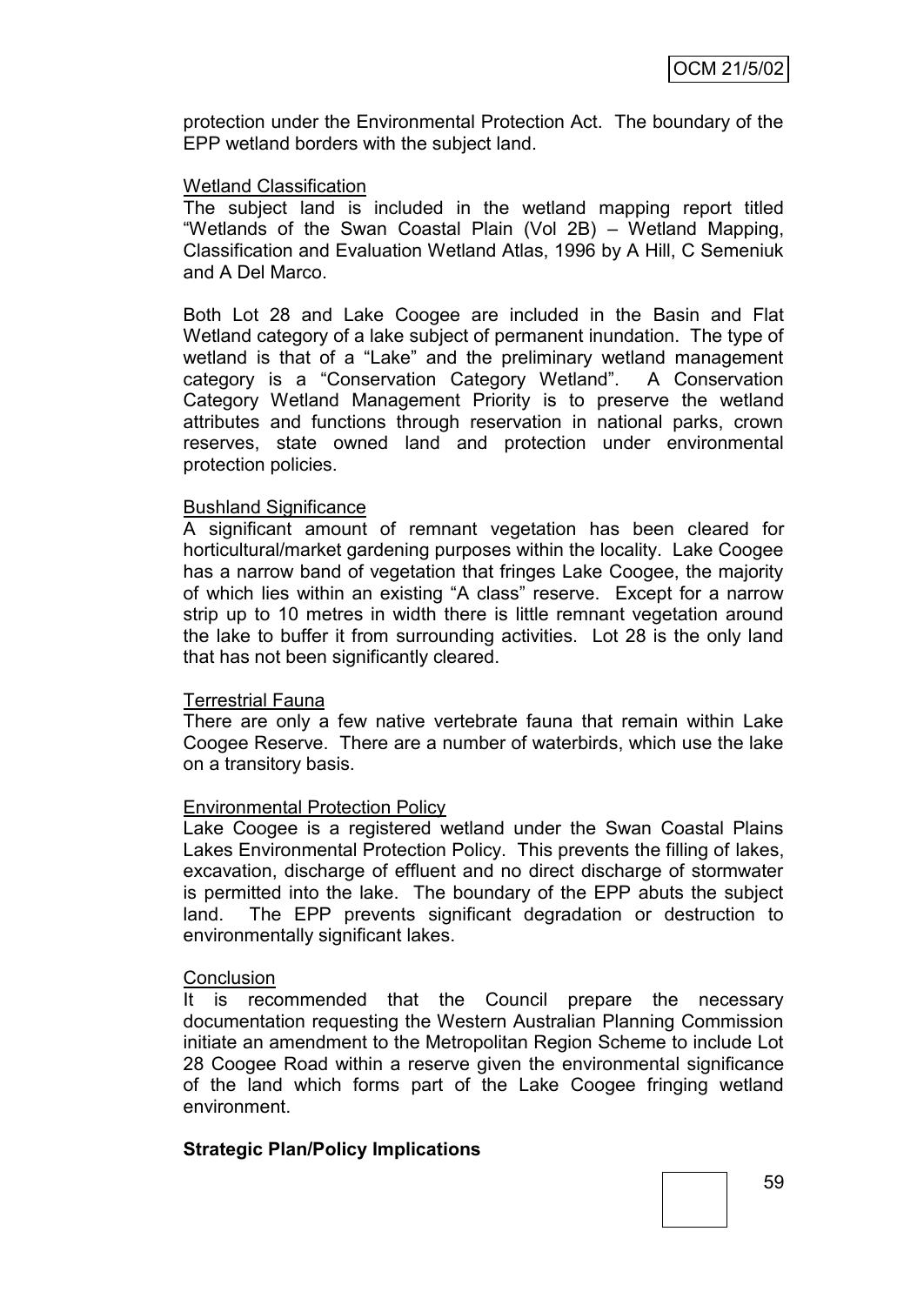protection under the Environmental Protection Act. The boundary of the EPP wetland borders with the subject land.

Wetland Classification

The subject land is included in the wetland mapping report titled "Wetlands of the Swan Coastal Plain (Vol 2B) – Wetland Mapping, Classification and Evaluation Wetland Atlas, 1996 by A Hill, C Semeniuk and A Del Marco.

Both Lot 28 and Lake Coogee are included in the Basin and Flat Wetland category of a lake subject of permanent inundation. The type of wetland is that of a "Lake" and the preliminary wetland management category is a "Conservation Category Wetland". A Conservation Category Wetland Management Priority is to preserve the wetland attributes and functions through reservation in national parks, crown reserves, state owned land and protection under environmental protection policies.

Bushland Significance

A significant amount of remnant vegetation has been cleared for horticultural/market gardening purposes within the locality. Lake Coogee has a narrow band of vegetation that fringes Lake Coogee, the majority of which lies within an existing "A class" reserve. Except for a narrow strip up to 10 metres in width there is little remnant vegetation around the lake to buffer it from surrounding activities. Lot 28 is the only land that has not been significantly cleared.

Terrestrial Fauna

There are only a few native vertebrate fauna that remain within Lake Coogee Reserve. There are a number of waterbirds, which use the lake on a transitory basis.

Environmental Protection Policy

Lake Coogee is a registered wetland under the Swan Coastal Plains Lakes Environmental Protection Policy. This prevents the filling of lakes, excavation, discharge of effluent and no direct discharge of stormwater is permitted into the lake. The boundary of the EPP abuts the subject land. The EPP prevents significant degradation or destruction to environmentally significant lakes.

Conclusion

It is recommended that the Council prepare the necessary documentation requesting the Western Australian Planning Commission initiate an amendment to the Metropolitan Region Scheme to include Lot 28 Coogee Road within a reserve given the environmental significance of the land which forms part of the Lake Coogee fringing wetland environment.

**Strategic Plan/Policy Implications**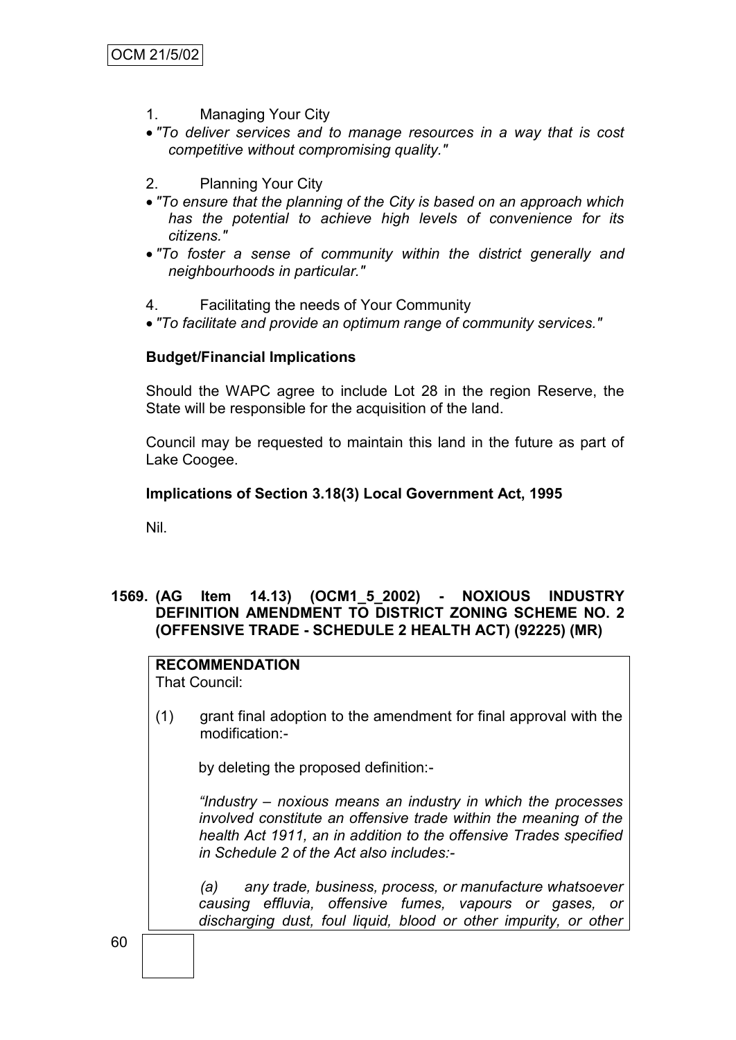1. Managing Your City

- *"To deliver services and to manage resources in a way that is cost competitive without compromising quality."*

2. Planning Your City

- *"To ensure that the planning of the City is based on an approach which has the potential to achieve high levels of convenience for its citizens."*
- *"To foster a sense of community within the district generally and neighbourhoods in particular."*

4. Facilitating the needs of Your Community

- *"To facilitate and provide an optimum range of community services."*

**Budget/Financial Implications**

Should the WAPC agree to include Lot 28 in the region Reserve, the State will be responsible for the acquisition of the land.

Council may be requested to maintain this land in the future as part of Lake Coogee.

**Implications of Section 3.18(3) Local Government Act, 1995**

Nil.

**1569. (AG Item 14.13) (OCM1_5_2002) - NOXIOUS INDUSTRY DEFINITION AMENDMENT TO DISTRICT ZONING SCHEME NO. 2 (OFFENSIVE TRADE - SCHEDULE 2 HEALTH ACT) (92225) (MR)**

**RECOMMENDATION**

That Council:

(1) grant final adoption to the amendment for final approval with the modification:-

by deleting the proposed definition:-

*"Industry – noxious means an industry in which the processes involved constitute an offensive trade within the meaning of the health Act 1911, an in addition to the offensive Trades specified in Schedule 2 of the Act also includes:-*

*(a) any trade, business, process, or manufacture whatsoever causing effluvia, offensive fumes, vapours or gases, or discharging dust, foul liquid, blood or other impurity, or other*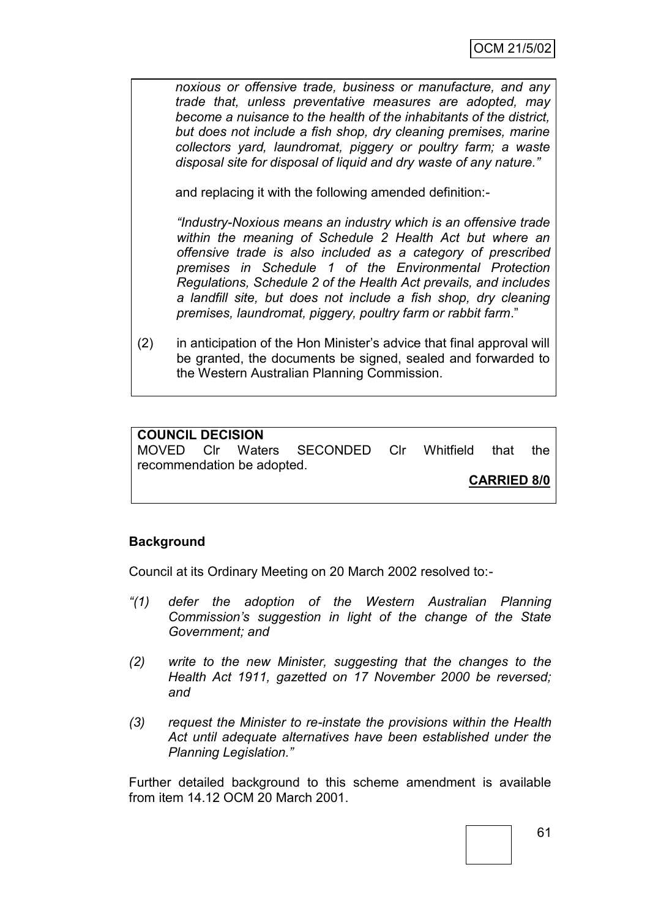*noxious or offensive trade, business or manufacture, and any trade that, unless preventative measures are adopted, may become a nuisance to the health of the inhabitants of the district, but does not include a fish shop, dry cleaning premises, marine collectors yard, laundromat, piggery or poultry farm; a waste disposal site for disposal of liquid and dry waste of any nature."*

and replacing it with the following amended definition:-

*"Industry-Noxious means an industry which is an offensive trade within the meaning of Schedule 2 Health Act but where an offensive trade is also included as a category of prescribed premises in Schedule 1 of the Environmental Protection Regulations, Schedule 2 of the Health Act prevails, and includes a landfill site, but does not include a fish shop, dry cleaning premises, laundromat, piggery, poultry farm or rabbit farm*."

(2) in anticipation of the Hon Minister's advice that final approval will be granted, the documents be signed, sealed and forwarded to the Western Australian Planning Commission.

**COUNCIL DECISION**

MOVED Clr Waters SECONDED Clr Whitfield that the recommendation be adopted.

**CARRIED 8/0**

**Background**

Council at its Ordinary Meeting on 20 March 2002 resolved to:-

*"(1) defer the adoption of the Western Australian Planning Commission's suggestion in light of the change of the State Government; and*

*(2) write to the new Minister, suggesting that the changes to the Health Act 1911, gazetted on 17 November 2000 be reversed; and*

*(3) request the Minister to re-instate the provisions within the Health Act until adequate alternatives have been established under the Planning Legislation."*

Further detailed background to this scheme amendment is available from item 14.12 OCM 20 March 2001.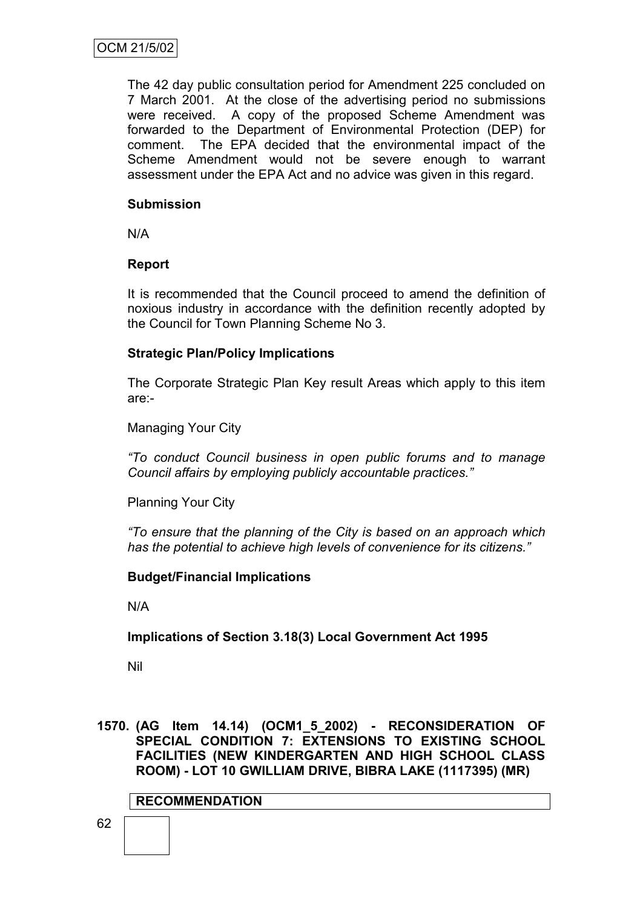The 42 day public consultation period for Amendment 225 concluded on 7 March 2001. At the close of the advertising period no submissions were received. A copy of the proposed Scheme Amendment was forwarded to the Department of Environmental Protection (DEP) for comment. The EPA decided that the environmental impact of the Scheme Amendment would not be severe enough to warrant assessment under the EPA Act and no advice was given in this regard.

**Submission**

N/A

**Report**

It is recommended that the Council proceed to amend the definition of noxious industry in accordance with the definition recently adopted by the Council for Town Planning Scheme No 3.

**Strategic Plan/Policy Implications**

The Corporate Strategic Plan Key result Areas which apply to this item are:-

Managing Your City

*"To conduct Council business in open public forums and to manage Council affairs by employing publicly accountable practices."*

Planning Your City

*"To ensure that the planning of the City is based on an approach which has the potential to achieve high levels of convenience for its citizens."*

**Budget/Financial Implications**

N/A

**Implications of Section 3.18(3) Local Government Act 1995**

Nil

## 1570. (AG Item 14.14) (OCM1_5_2002) - RECONSIDERATION OF SPECIAL CONDITION 7: EXTENSIONS TO EXISTING SCHOOL FACILITIES (NEW KINDERGARTEN AND HIGH SCHOOL CLASS ROOM) - LOT 10 GWILLIAM DRIVE, BIBRA LAKE (1117395) (MR)

**RECOMMENDATION**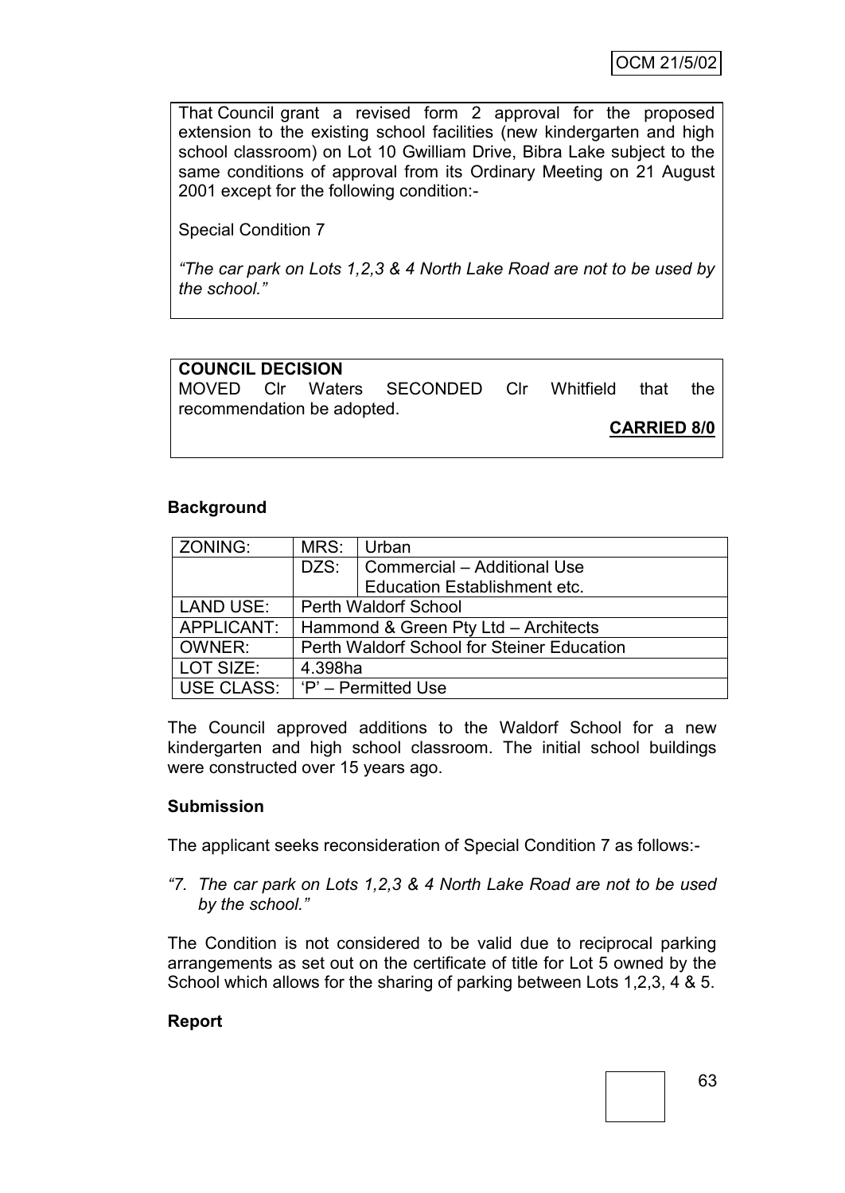That Council grant a revised form 2 approval for the proposed extension to the existing school facilities (new kindergarten and high school classroom) on Lot 10 Gwilliam Drive, Bibra Lake subject to the same conditions of approval from its Ordinary Meeting on 21 August 2001 except for the following condition:-

Special Condition 7

*"The car park on Lots 1,2,3 & 4 North Lake Road are not to be used by the school."*

**COUNCIL DECISION**

MOVED Clr Waters SECONDED Clr Whitfield that the recommendation be adopted.

**CARRIED 8/0**

**Background**

| ZONING: | MRS: | Urban |
|---|---|---|
| | DZS: | Commercial – Additional Use Education Establishment etc. |
| LAND USE: | Perth Waldorf School | |
| APPLICANT: | Hammond & Green Pty Ltd – Architects | |
| OWNER: | Perth Waldorf School for Steiner Education | |
| LOT SIZE: | 4.398ha | |
| USE CLASS: | 'P' – Permitted Use | |

The Council approved additions to the Waldorf School for a new kindergarten and high school classroom. The initial school buildings were constructed over 15 years ago.

**Submission**

The applicant seeks reconsideration of Special Condition 7 as follows:-

*"7. The car park on Lots 1,2,3 & 4 North Lake Road are not to be used by the school."*

The Condition is not considered to be valid due to reciprocal parking arrangements as set out on the certificate of title for Lot 5 owned by the School which allows for the sharing of parking between Lots 1,2,3, 4 & 5.

**Report**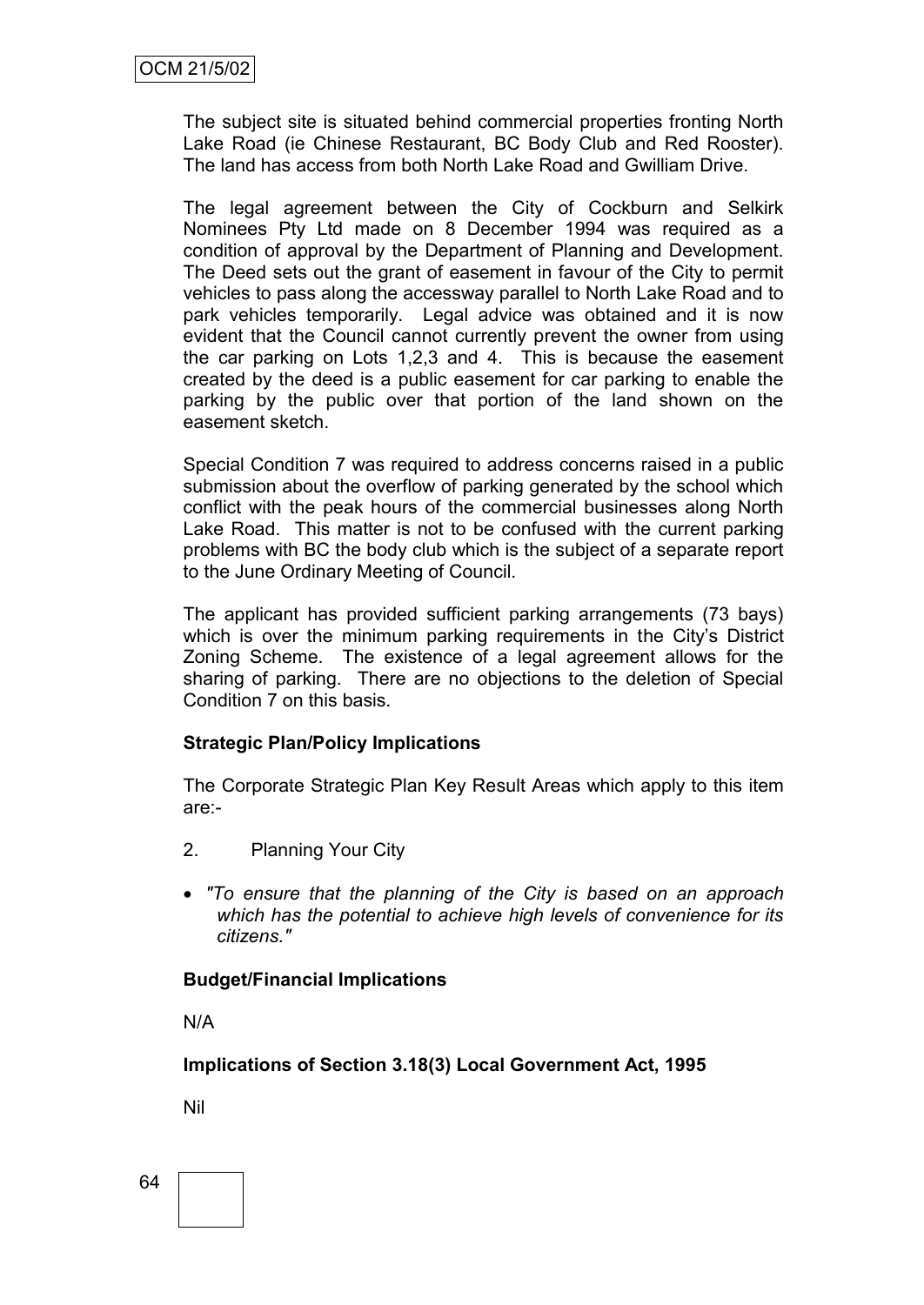The subject site is situated behind commercial properties fronting North Lake Road (ie Chinese Restaurant, BC Body Club and Red Rooster). The land has access from both North Lake Road and Gwilliam Drive.

The legal agreement between the City of Cockburn and Selkirk Nominees Pty Ltd made on 8 December 1994 was required as a condition of approval by the Department of Planning and Development. The Deed sets out the grant of easement in favour of the City to permit vehicles to pass along the accessway parallel to North Lake Road and to park vehicles temporarily. Legal advice was obtained and it is now evident that the Council cannot currently prevent the owner from using the car parking on Lots 1,2,3 and 4. This is because the easement created by the deed is a public easement for car parking to enable the parking by the public over that portion of the land shown on the easement sketch.

Special Condition 7 was required to address concerns raised in a public submission about the overflow of parking generated by the school which conflict with the peak hours of the commercial businesses along North Lake Road. This matter is not to be confused with the current parking problems with BC the body club which is the subject of a separate report to the June Ordinary Meeting of Council.

The applicant has provided sufficient parking arrangements (73 bays) which is over the minimum parking requirements in the City's District Zoning Scheme. The existence of a legal agreement allows for the sharing of parking. There are no objections to the deletion of Special Condition 7 on this basis.

**Strategic Plan/Policy Implications**

The Corporate Strategic Plan Key Result Areas which apply to this item are:-

2. Planning Your City

- *"To ensure that the planning of the City is based on an approach which has the potential to achieve high levels of convenience for its citizens."*

**Budget/Financial Implications**

N/A

**Implications of Section 3.18(3) Local Government Act, 1995**

Nil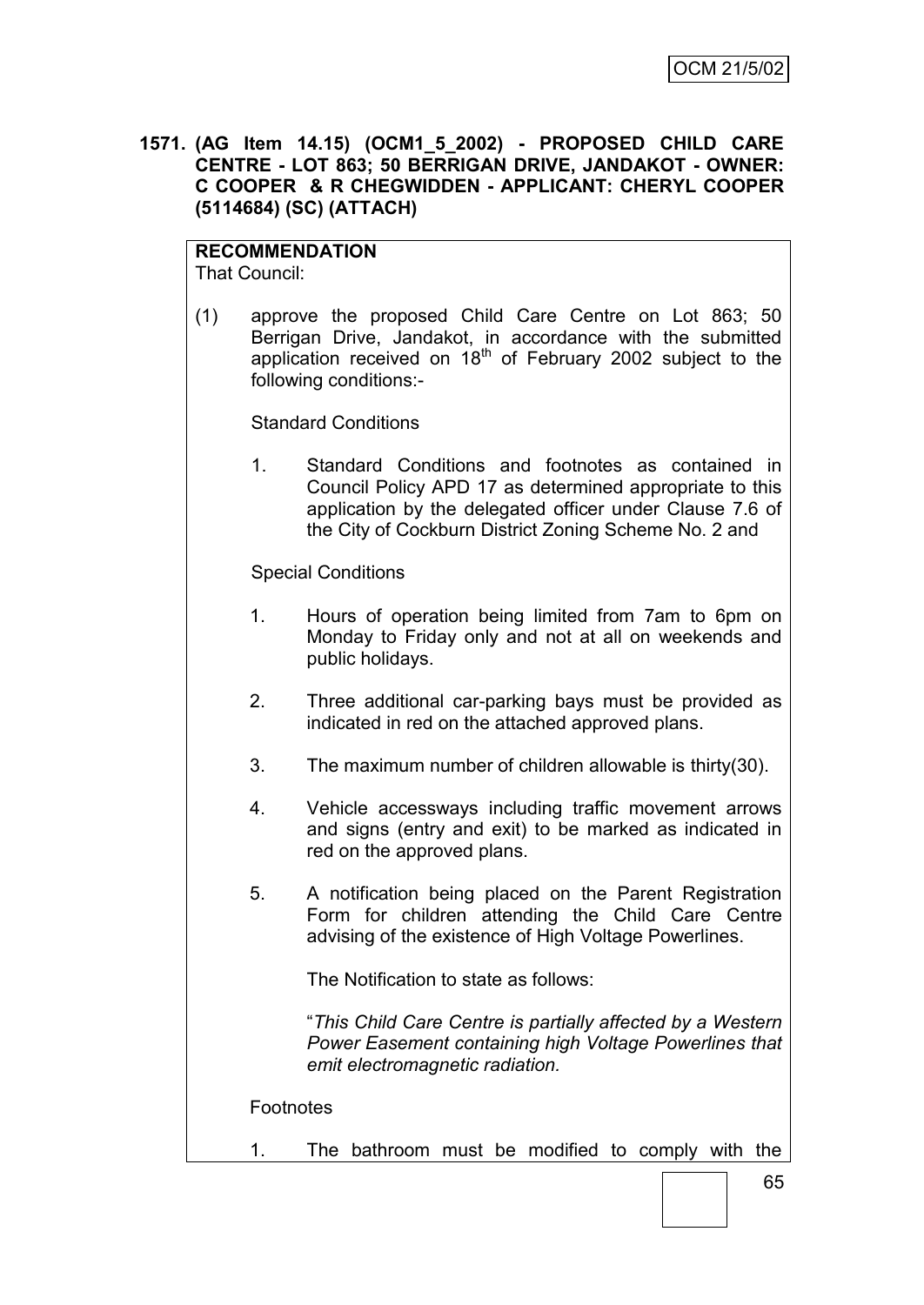**1571. (AG Item 14.15) (OCM1_5_2002) - PROPOSED CHILD CARE CENTRE - LOT 863; 50 BERRIGAN DRIVE, JANDAKOT - OWNER: C COOPER & R CHEGWIDDEN - APPLICANT: CHERYL COOPER (5114684) (SC) (ATTACH)**

**RECOMMENDATION**

That Council:

(1) approve the proposed Child Care Centre on Lot 863; 50 Berrigan Drive, Jandakot, in accordance with the submitted application received on 18th of February 2002 subject to the following conditions:-

Standard Conditions

1. Standard Conditions and footnotes as contained in Council Policy APD 17 as determined appropriate to this application by the delegated officer under Clause 7.6 of the City of Cockburn District Zoning Scheme No. 2 and

Special Conditions

1. Hours of operation being limited from 7am to 6pm on Monday to Friday only and not at all on weekends and public holidays.
2. Three additional car-parking bays must be provided as indicated in red on the attached approved plans.
3. The maximum number of children allowable is thirty(30).
4. Vehicle accessways including traffic movement arrows and signs (entry and exit) to be marked as indicated in red on the approved plans.
5. A notification being placed on the Parent Registration Form for children attending the Child Care Centre advising of the existence of High Voltage Powerlines.

   The Notification to state as follows:

   "*This Child Care Centre is partially affected by a Western Power Easement containing high Voltage Powerlines that emit electromagnetic radiation.*

Footnotes

1. The bathroom must be modified to comply with the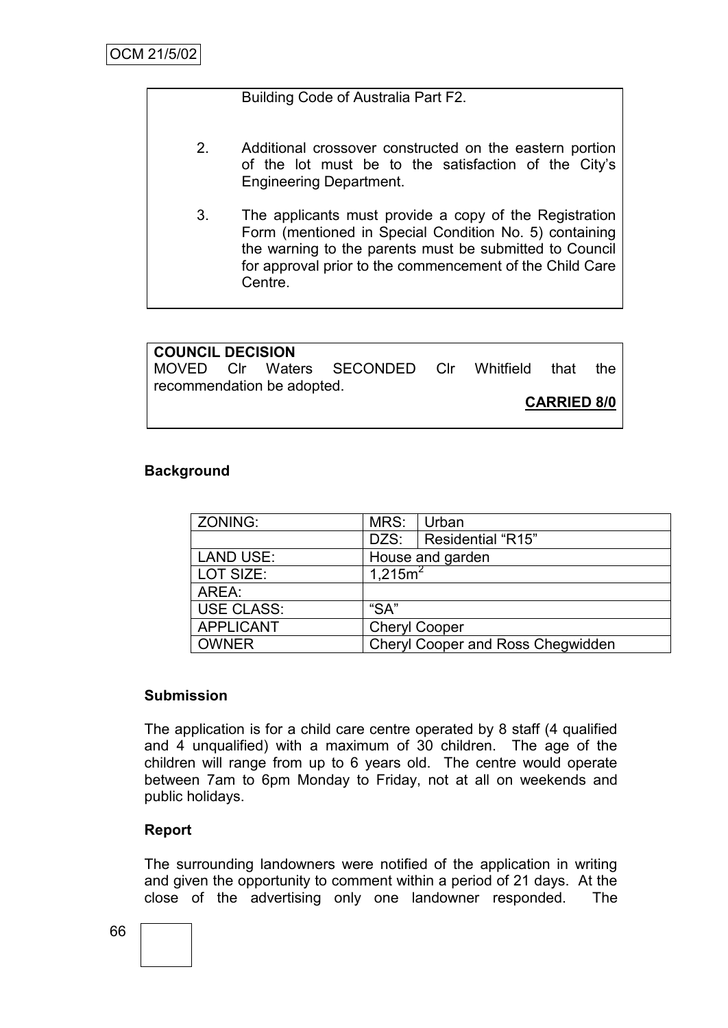Building Code of Australia Part F2.

2. Additional crossover constructed on the eastern portion of the lot must be to the satisfaction of the City's Engineering Department.

3. The applicants must provide a copy of the Registration Form (mentioned in Special Condition No. 5) containing the warning to the parents must be submitted to Council for approval prior to the commencement of the Child Care Centre.

**COUNCIL DECISION**
MOVED Clr Waters SECONDED Clr Whitfield that the recommendation be adopted.

**CARRIED 8/0**

**Background**

| ZONING: | MRS: | Urban |
|---|---|---|
| | DZS: | Residential "R15" |
| LAND USE: | House and garden | |
| LOT SIZE: | $1{,}215m^2$ | |
| AREA: | | |
| USE CLASS: | "SA" | |
| APPLICANT | Cheryl Cooper | |
| OWNER | Cheryl Cooper and Ross Chegwidden | |

**Submission**

The application is for a child care centre operated by 8 staff (4 qualified and 4 unqualified) with a maximum of 30 children. The age of the children will range from up to 6 years old. The centre would operate between 7am to 6pm Monday to Friday, not at all on weekends and public holidays.

**Report**

The surrounding landowners were notified of the application in writing and given the opportunity to comment within a period of 21 days. At the close of the advertising only one landowner responded. The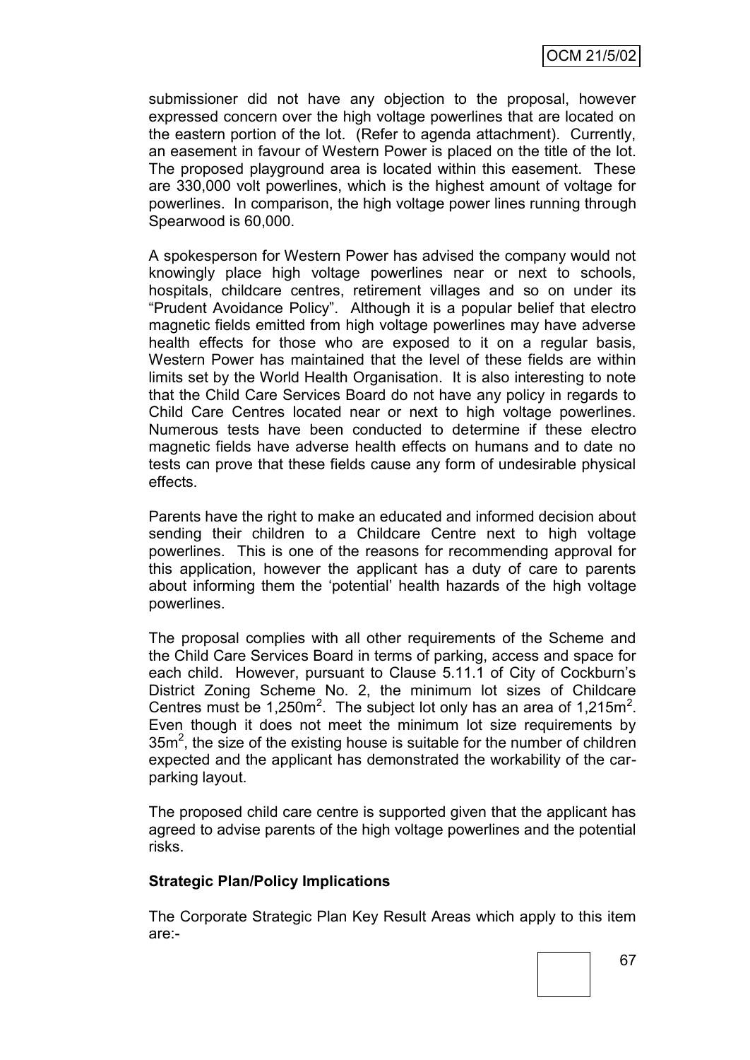submissioner did not have any objection to the proposal, however expressed concern over the high voltage powerlines that are located on the eastern portion of the lot. (Refer to agenda attachment). Currently, an easement in favour of Western Power is placed on the title of the lot. The proposed playground area is located within this easement. These are 330,000 volt powerlines, which is the highest amount of voltage for powerlines. In comparison, the high voltage power lines running through Spearwood is 60,000.

A spokesperson for Western Power has advised the company would not knowingly place high voltage powerlines near or next to schools, hospitals, childcare centres, retirement villages and so on under its "Prudent Avoidance Policy". Although it is a popular belief that electro magnetic fields emitted from high voltage powerlines may have adverse health effects for those who are exposed to it on a regular basis, Western Power has maintained that the level of these fields are within limits set by the World Health Organisation. It is also interesting to note that the Child Care Services Board do not have any policy in regards to Child Care Centres located near or next to high voltage powerlines. Numerous tests have been conducted to determine if these electro magnetic fields have adverse health effects on humans and to date no tests can prove that these fields cause any form of undesirable physical effects.

Parents have the right to make an educated and informed decision about sending their children to a Childcare Centre next to high voltage powerlines. This is one of the reasons for recommending approval for this application, however the applicant has a duty of care to parents about informing them the 'potential' health hazards of the high voltage powerlines.

The proposal complies with all other requirements of the Scheme and the Child Care Services Board in terms of parking, access and space for each child. However, pursuant to Clause 5.11.1 of City of Cockburn's District Zoning Scheme No. 2, the minimum lot sizes of Childcare Centres must be 1,250m$^2$. The subject lot only has an area of 1,215m$^2$. Even though it does not meet the minimum lot size requirements by 35m$^2$, the size of the existing house is suitable for the number of children expected and the applicant has demonstrated the workability of the car-parking layout.

The proposed child care centre is supported given that the applicant has agreed to advise parents of the high voltage powerlines and the potential risks.

**Strategic Plan/Policy Implications**

The Corporate Strategic Plan Key Result Areas which apply to this item are:-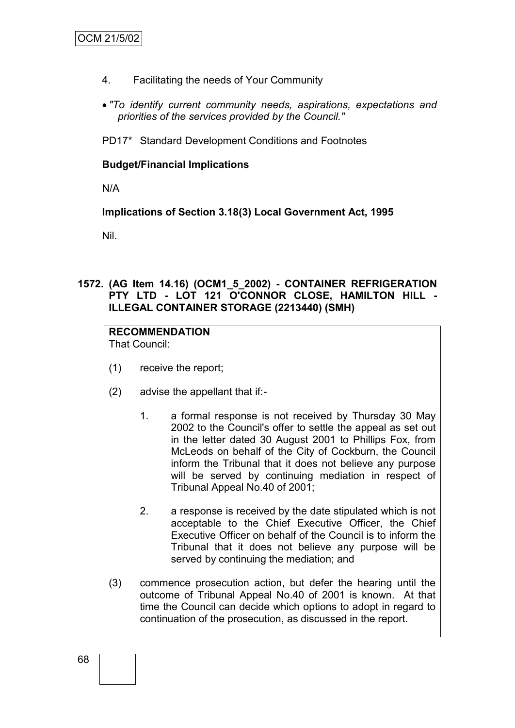4. Facilitating the needs of Your Community

- *"To identify current community needs, aspirations, expectations and priorities of the services provided by the Council."*

PD17* Standard Development Conditions and Footnotes

**Budget/Financial Implications**

N/A

**Implications of Section 3.18(3) Local Government Act, 1995**

Nil.

### 1572. (AG Item 14.16) (OCM1_5_2002) - CONTAINER REFRIGERATION PTY LTD - LOT 121 O'CONNOR CLOSE, HAMILTON HILL - ILLEGAL CONTAINER STORAGE (2213440) (SMH)

**RECOMMENDATION**
That Council:

(1) receive the report;

(2) advise the appellant that if:-

1. a formal response is not received by Thursday 30 May 2002 to the Council's offer to settle the appeal as set out in the letter dated 30 August 2001 to Phillips Fox, from McLeods on behalf of the City of Cockburn, the Council inform the Tribunal that it does not believe any purpose will be served by continuing mediation in respect of Tribunal Appeal No.40 of 2001;

2. a response is received by the date stipulated which is not acceptable to the Chief Executive Officer, the Chief Executive Officer on behalf of the Council is to inform the Tribunal that it does not believe any purpose will be served by continuing the mediation; and

(3) commence prosecution action, but defer the hearing until the outcome of Tribunal Appeal No.40 of 2001 is known. At that time the Council can decide which options to adopt in regard to continuation of the prosecution, as discussed in the report.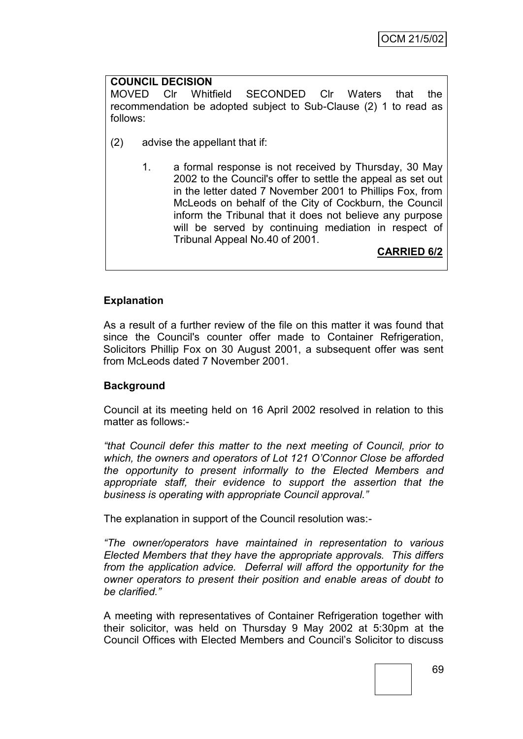**COUNCIL DECISION**

MOVED Clr Whitfield SECONDED Clr Waters that the recommendation be adopted subject to Sub-Clause (2) 1 to read as follows:

(2) advise the appellant that if:

1. a formal response is not received by Thursday, 30 May 2002 to the Council's offer to settle the appeal as set out in the letter dated 7 November 2001 to Phillips Fox, from McLeods on behalf of the City of Cockburn, the Council inform the Tribunal that it does not believe any purpose will be served by continuing mediation in respect of Tribunal Appeal No.40 of 2001.

**CARRIED 6/2**

**Explanation**

As a result of a further review of the file on this matter it was found that since the Council's counter offer made to Container Refrigeration, Solicitors Phillip Fox on 30 August 2001, a subsequent offer was sent from McLeods dated 7 November 2001.

**Background**

Council at its meeting held on 16 April 2002 resolved in relation to this matter as follows:-

*"that Council defer this matter to the next meeting of Council, prior to which, the owners and operators of Lot 121 O'Connor Close be afforded the opportunity to present informally to the Elected Members and appropriate staff, their evidence to support the assertion that the business is operating with appropriate Council approval."*

The explanation in support of the Council resolution was:-

*"The owner/operators have maintained in representation to various Elected Members that they have the appropriate approvals. This differs from the application advice. Deferral will afford the opportunity for the owner operators to present their position and enable areas of doubt to be clarified."*

A meeting with representatives of Container Refrigeration together with their solicitor, was held on Thursday 9 May 2002 at 5:30pm at the Council Offices with Elected Members and Council's Solicitor to discuss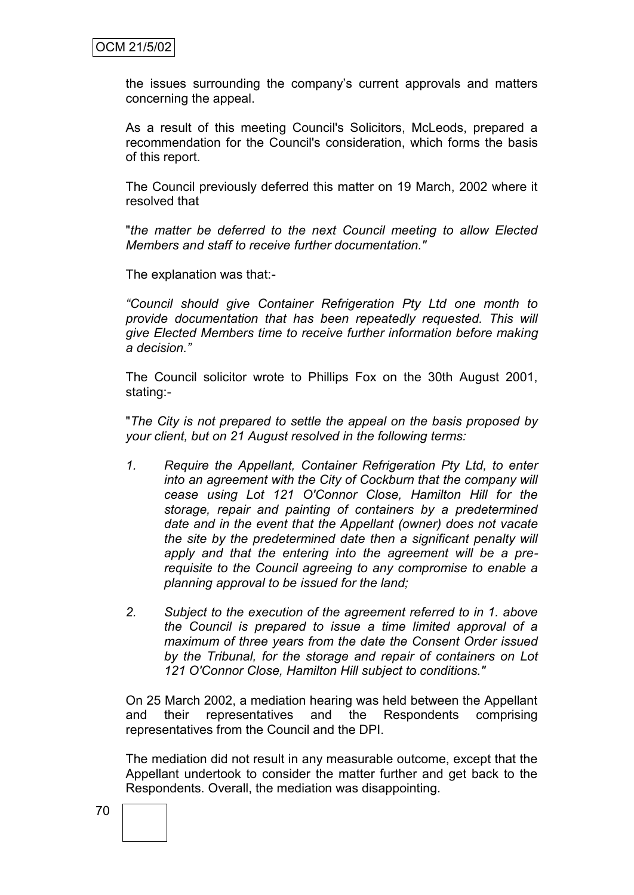the issues surrounding the company's current approvals and matters concerning the appeal.

As a result of this meeting Council's Solicitors, McLeods, prepared a recommendation for the Council's consideration, which forms the basis of this report.

The Council previously deferred this matter on 19 March, 2002 where it resolved that

"*the matter be deferred to the next Council meeting to allow Elected Members and staff to receive further documentation."*

The explanation was that:-

*"Council should give Container Refrigeration Pty Ltd one month to provide documentation that has been repeatedly requested. This will give Elected Members time to receive further information before making a decision."*

The Council solicitor wrote to Phillips Fox on the 30th August 2001, stating:-

"*The City is not prepared to settle the appeal on the basis proposed by your client, but on 21 August resolved in the following terms:*

1. *Require the Appellant, Container Refrigeration Pty Ltd, to enter into an agreement with the City of Cockburn that the company will cease using Lot 121 O'Connor Close, Hamilton Hill for the storage, repair and painting of containers by a predetermined date and in the event that the Appellant (owner) does not vacate the site by the predetermined date then a significant penalty will apply and that the entering into the agreement will be a pre-requisite to the Council agreeing to any compromise to enable a planning approval to be issued for the land;*

2. *Subject to the execution of the agreement referred to in 1. above the Council is prepared to issue a time limited approval of a maximum of three years from the date the Consent Order issued by the Tribunal, for the storage and repair of containers on Lot 121 O'Connor Close, Hamilton Hill subject to conditions."*

On 25 March 2002, a mediation hearing was held between the Appellant and their representatives and the Respondents comprising representatives from the Council and the DPI.

The mediation did not result in any measurable outcome, except that the Appellant undertook to consider the matter further and get back to the Respondents. Overall, the mediation was disappointing.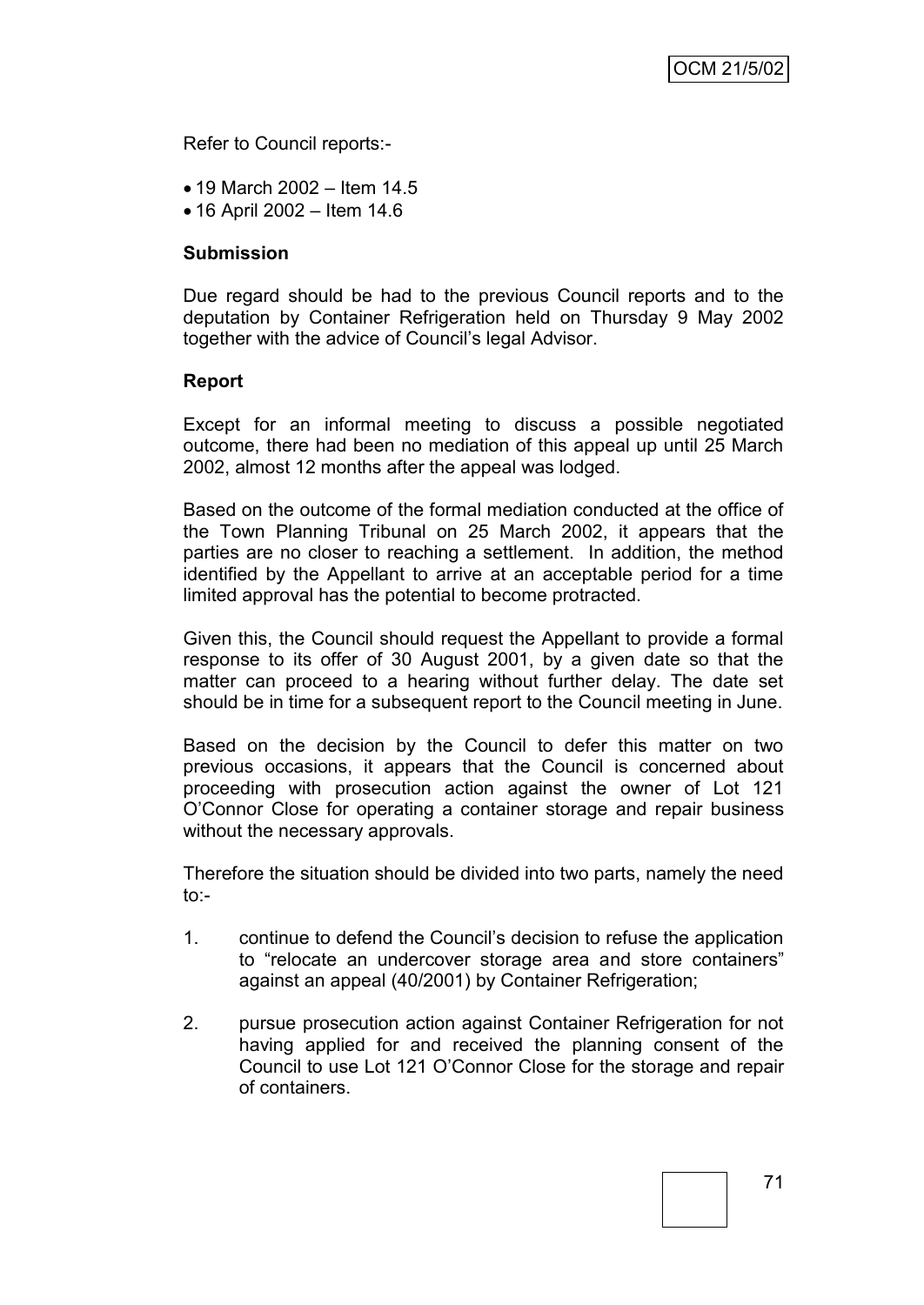Refer to Council reports:-

- 19 March 2002 – Item 14.5
- 16 April 2002 – Item 14.6

**Submission**

Due regard should be had to the previous Council reports and to the deputation by Container Refrigeration held on Thursday 9 May 2002 together with the advice of Council's legal Advisor.

**Report**

Except for an informal meeting to discuss a possible negotiated outcome, there had been no mediation of this appeal up until 25 March 2002, almost 12 months after the appeal was lodged.

Based on the outcome of the formal mediation conducted at the office of the Town Planning Tribunal on 25 March 2002, it appears that the parties are no closer to reaching a settlement. In addition, the method identified by the Appellant to arrive at an acceptable period for a time limited approval has the potential to become protracted.

Given this, the Council should request the Appellant to provide a formal response to its offer of 30 August 2001, by a given date so that the matter can proceed to a hearing without further delay. The date set should be in time for a subsequent report to the Council meeting in June.

Based on the decision by the Council to defer this matter on two previous occasions, it appears that the Council is concerned about proceeding with prosecution action against the owner of Lot 121 O'Connor Close for operating a container storage and repair business without the necessary approvals.

Therefore the situation should be divided into two parts, namely the need to:-

1. continue to defend the Council's decision to refuse the application to "relocate an undercover storage area and store containers" against an appeal (40/2001) by Container Refrigeration;
2. pursue prosecution action against Container Refrigeration for not having applied for and received the planning consent of the Council to use Lot 121 O'Connor Close for the storage and repair of containers.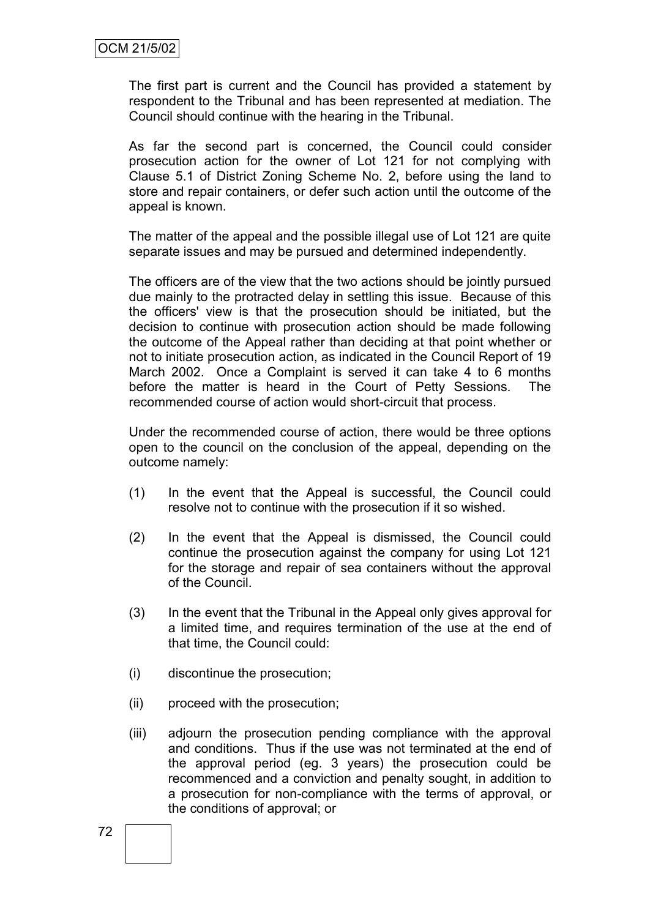The first part is current and the Council has provided a statement by respondent to the Tribunal and has been represented at mediation. The Council should continue with the hearing in the Tribunal.

As far the second part is concerned, the Council could consider prosecution action for the owner of Lot 121 for not complying with Clause 5.1 of District Zoning Scheme No. 2, before using the land to store and repair containers, or defer such action until the outcome of the appeal is known.

The matter of the appeal and the possible illegal use of Lot 121 are quite separate issues and may be pursued and determined independently.

The officers are of the view that the two actions should be jointly pursued due mainly to the protracted delay in settling this issue. Because of this the officers' view is that the prosecution should be initiated, but the decision to continue with prosecution action should be made following the outcome of the Appeal rather than deciding at that point whether or not to initiate prosecution action, as indicated in the Council Report of 19 March 2002. Once a Complaint is served it can take 4 to 6 months before the matter is heard in the Court of Petty Sessions. The recommended course of action would short-circuit that process.

Under the recommended course of action, there would be three options open to the council on the conclusion of the appeal, depending on the outcome namely:

(1) In the event that the Appeal is successful, the Council could resolve not to continue with the prosecution if it so wished.

(2) In the event that the Appeal is dismissed, the Council could continue the prosecution against the company for using Lot 121 for the storage and repair of sea containers without the approval of the Council.

(3) In the event that the Tribunal in the Appeal only gives approval for a limited time, and requires termination of the use at the end of that time, the Council could:

(i) discontinue the prosecution;

(ii) proceed with the prosecution;

(iii) adjourn the prosecution pending compliance with the approval and conditions. Thus if the use was not terminated at the end of the approval period (eg. 3 years) the prosecution could be recommenced and a conviction and penalty sought, in addition to a prosecution for non-compliance with the terms of approval, or the conditions of approval; or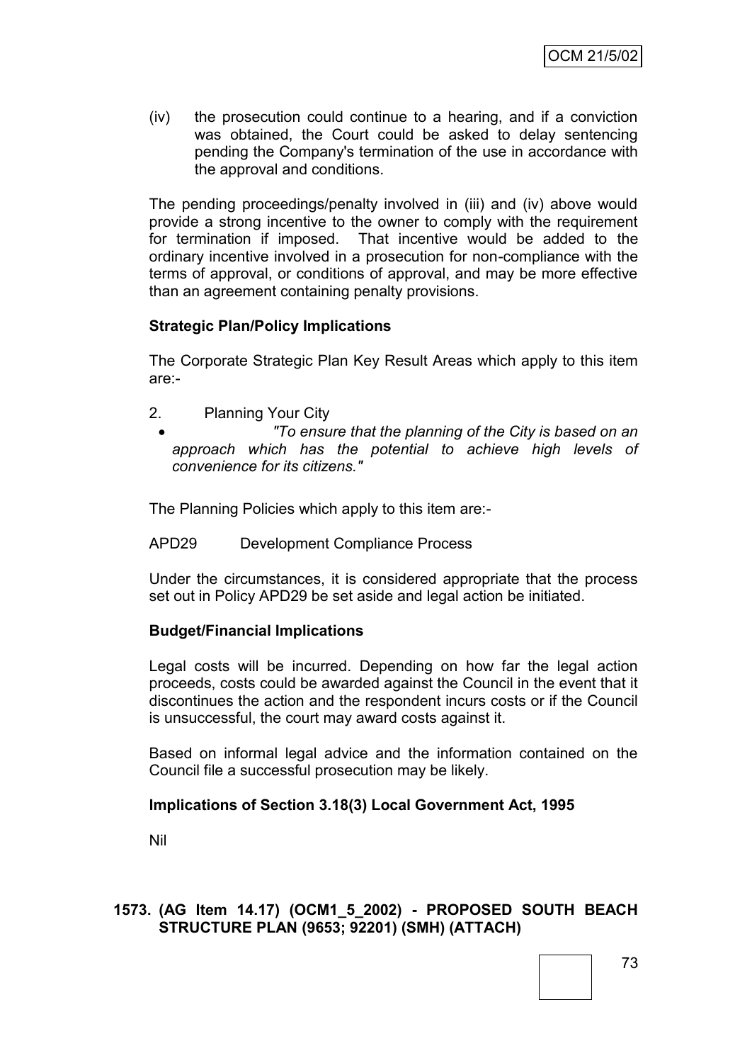(iv) the prosecution could continue to a hearing, and if a conviction was obtained, the Court could be asked to delay sentencing pending the Company's termination of the use in accordance with the approval and conditions.

The pending proceedings/penalty involved in (iii) and (iv) above would provide a strong incentive to the owner to comply with the requirement for termination if imposed. That incentive would be added to the ordinary incentive involved in a prosecution for non-compliance with the terms of approval, or conditions of approval, and may be more effective than an agreement containing penalty provisions.

**Strategic Plan/Policy Implications**

The Corporate Strategic Plan Key Result Areas which apply to this item are:-

2. Planning Your City
   - *"To ensure that the planning of the City is based on an approach which has the potential to achieve high levels of convenience for its citizens."*

The Planning Policies which apply to this item are:-

APD29 Development Compliance Process

Under the circumstances, it is considered appropriate that the process set out in Policy APD29 be set aside and legal action be initiated.

**Budget/Financial Implications**

Legal costs will be incurred. Depending on how far the legal action proceeds, costs could be awarded against the Council in the event that it discontinues the action and the respondent incurs costs or if the Council is unsuccessful, the court may award costs against it.

Based on informal legal advice and the information contained on the Council file a successful prosecution may be likely.

**Implications of Section 3.18(3) Local Government Act, 1995**

Nil

**1573. (AG Item 14.17) (OCM1_5_2002) - PROPOSED SOUTH BEACH STRUCTURE PLAN (9653; 92201) (SMH) (ATTACH)**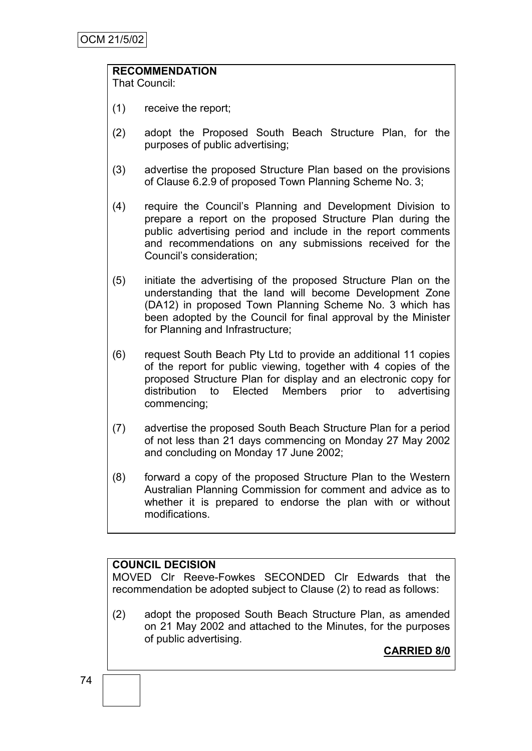OCM 21/5/02

**RECOMMENDATION**

That Council:

(1) receive the report;

(2) adopt the Proposed South Beach Structure Plan, for the purposes of public advertising;

(3) advertise the proposed Structure Plan based on the provisions of Clause 6.2.9 of proposed Town Planning Scheme No. 3;

(4) require the Council's Planning and Development Division to prepare a report on the proposed Structure Plan during the public advertising period and include in the report comments and recommendations on any submissions received for the Council's consideration;

(5) initiate the advertising of the proposed Structure Plan on the understanding that the land will become Development Zone (DA12) in proposed Town Planning Scheme No. 3 which has been adopted by the Council for final approval by the Minister for Planning and Infrastructure;

(6) request South Beach Pty Ltd to provide an additional 11 copies of the report for public viewing, together with 4 copies of the proposed Structure Plan for display and an electronic copy for distribution to Elected Members prior to advertising commencing;

(7) advertise the proposed South Beach Structure Plan for a period of not less than 21 days commencing on Monday 27 May 2002 and concluding on Monday 17 June 2002;

(8) forward a copy of the proposed Structure Plan to the Western Australian Planning Commission for comment and advice as to whether it is prepared to endorse the plan with or without modifications.

**COUNCIL DECISION**

MOVED Clr Reeve-Fowkes SECONDED Clr Edwards that the recommendation be adopted subject to Clause (2) to read as follows:

(2) adopt the proposed South Beach Structure Plan, as amended on 21 May 2002 and attached to the Minutes, for the purposes of public advertising.

**CARRIED 8/0**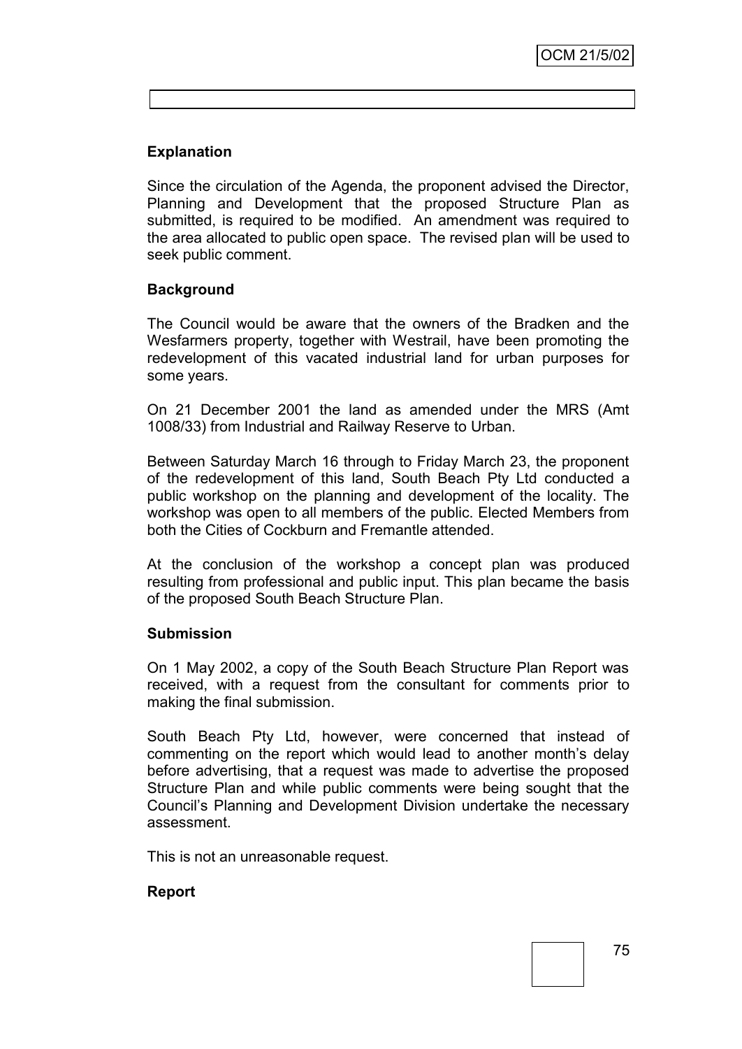## Explanation

Since the circulation of the Agenda, the proponent advised the Director, Planning and Development that the proposed Structure Plan as submitted, is required to be modified. An amendment was required to the area allocated to public open space. The revised plan will be used to seek public comment.

## Background

The Council would be aware that the owners of the Bradken and the Wesfarmers property, together with Westrail, have been promoting the redevelopment of this vacated industrial land for urban purposes for some years.

On 21 December 2001 the land as amended under the MRS (Amt 1008/33) from Industrial and Railway Reserve to Urban.

Between Saturday March 16 through to Friday March 23, the proponent of the redevelopment of this land, South Beach Pty Ltd conducted a public workshop on the planning and development of the locality. The workshop was open to all members of the public. Elected Members from both the Cities of Cockburn and Fremantle attended.

At the conclusion of the workshop a concept plan was produced resulting from professional and public input. This plan became the basis of the proposed South Beach Structure Plan.

## Submission

On 1 May 2002, a copy of the South Beach Structure Plan Report was received, with a request from the consultant for comments prior to making the final submission.

South Beach Pty Ltd, however, were concerned that instead of commenting on the report which would lead to another month's delay before advertising, that a request was made to advertise the proposed Structure Plan and while public comments were being sought that the Council's Planning and Development Division undertake the necessary assessment.

This is not an unreasonable request.

## Report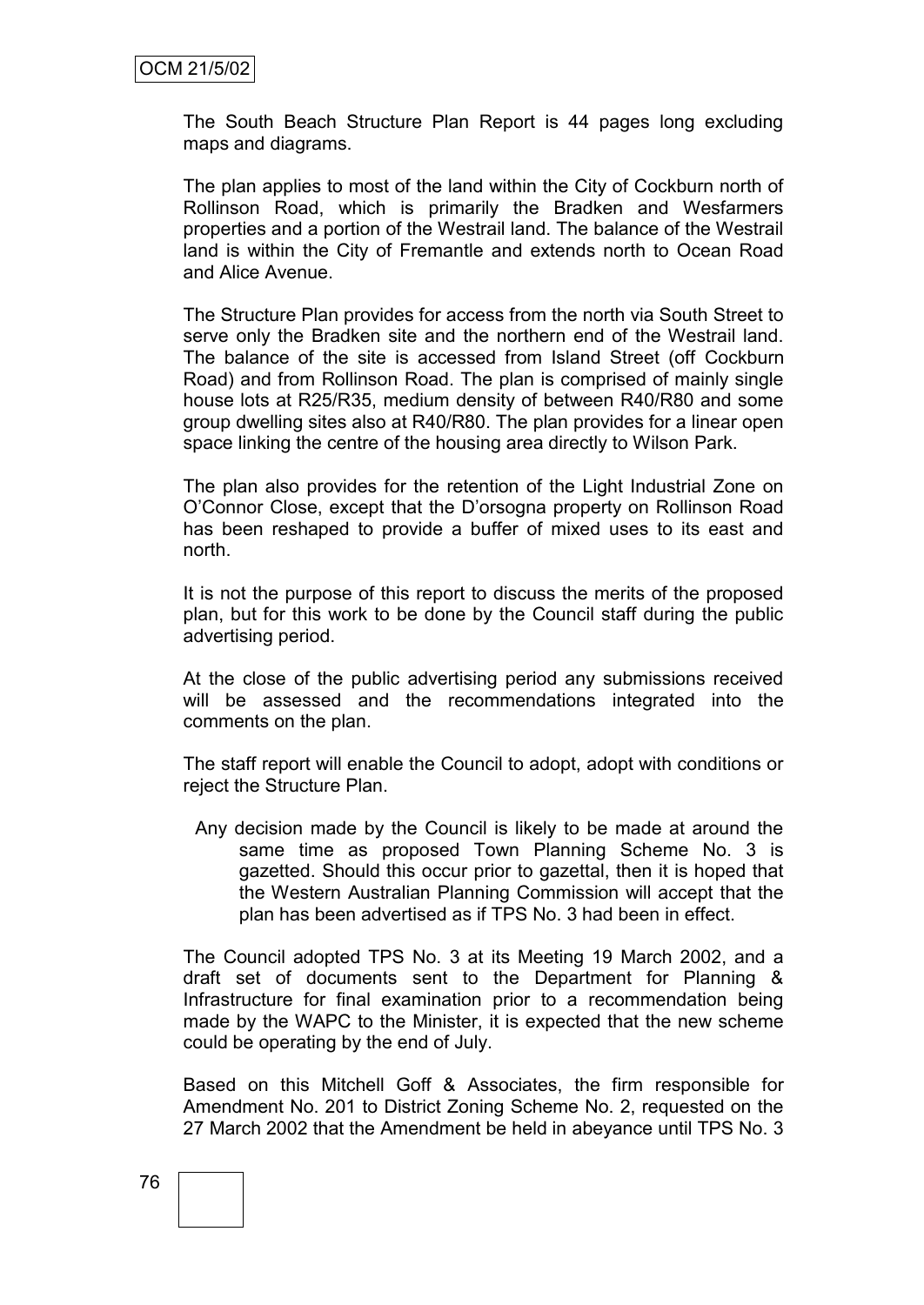The South Beach Structure Plan Report is 44 pages long excluding maps and diagrams.

The plan applies to most of the land within the City of Cockburn north of Rollinson Road, which is primarily the Bradken and Wesfarmers properties and a portion of the Westrail land. The balance of the Westrail land is within the City of Fremantle and extends north to Ocean Road and Alice Avenue.

The Structure Plan provides for access from the north via South Street to serve only the Bradken site and the northern end of the Westrail land. The balance of the site is accessed from Island Street (off Cockburn Road) and from Rollinson Road. The plan is comprised of mainly single house lots at R25/R35, medium density of between R40/R80 and some group dwelling sites also at R40/R80. The plan provides for a linear open space linking the centre of the housing area directly to Wilson Park.

The plan also provides for the retention of the Light Industrial Zone on O'Connor Close, except that the D'orsogna property on Rollinson Road has been reshaped to provide a buffer of mixed uses to its east and north.

It is not the purpose of this report to discuss the merits of the proposed plan, but for this work to be done by the Council staff during the public advertising period.

At the close of the public advertising period any submissions received will be assessed and the recommendations integrated into the comments on the plan.

The staff report will enable the Council to adopt, adopt with conditions or reject the Structure Plan.

Any decision made by the Council is likely to be made at around the same time as proposed Town Planning Scheme No. 3 is gazetted. Should this occur prior to gazettal, then it is hoped that the Western Australian Planning Commission will accept that the plan has been advertised as if TPS No. 3 had been in effect.

The Council adopted TPS No. 3 at its Meeting 19 March 2002, and a draft set of documents sent to the Department for Planning & Infrastructure for final examination prior to a recommendation being made by the WAPC to the Minister, it is expected that the new scheme could be operating by the end of July.

Based on this Mitchell Goff & Associates, the firm responsible for Amendment No. 201 to District Zoning Scheme No. 2, requested on the 27 March 2002 that the Amendment be held in abeyance until TPS No. 3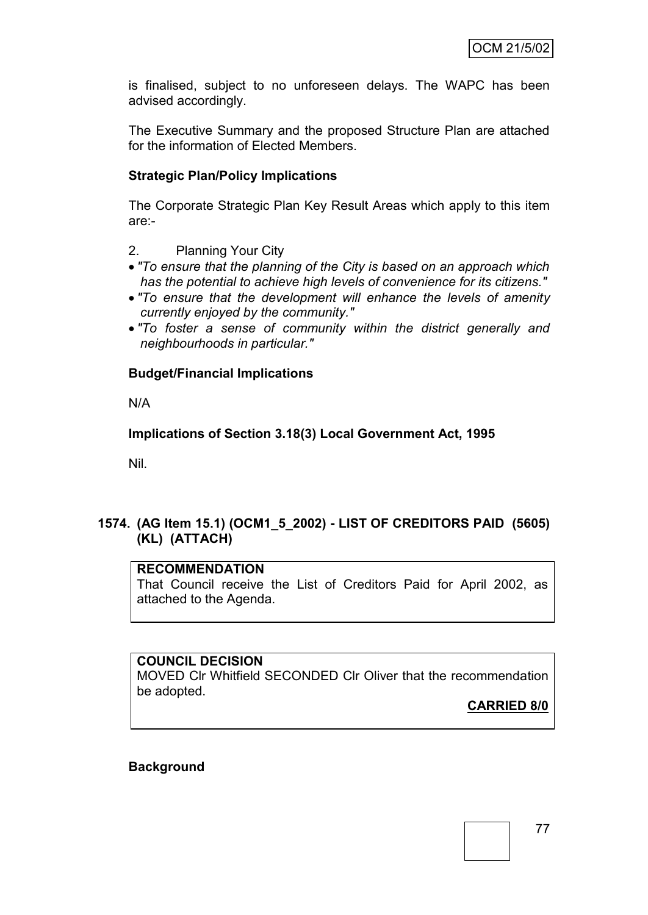is finalised, subject to no unforeseen delays. The WAPC has been advised accordingly.

The Executive Summary and the proposed Structure Plan are attached for the information of Elected Members.

**Strategic Plan/Policy Implications**

The Corporate Strategic Plan Key Result Areas which apply to this item are:-

2. Planning Your City

- *"To ensure that the planning of the City is based on an approach which has the potential to achieve high levels of convenience for its citizens."*
- *"To ensure that the development will enhance the levels of amenity currently enjoyed by the community."*
- *"To foster a sense of community within the district generally and neighbourhoods in particular."*

**Budget/Financial Implications**

N/A

**Implications of Section 3.18(3) Local Government Act, 1995**

Nil.

## 1574. (AG Item 15.1) (OCM1_5_2002) - LIST OF CREDITORS PAID (5605) (KL) (ATTACH)

**RECOMMENDATION**

That Council receive the List of Creditors Paid for April 2002, as attached to the Agenda.

**COUNCIL DECISION**

MOVED Clr Whitfield SECONDED Clr Oliver that the recommendation be adopted.

**CARRIED 8/0**

**Background**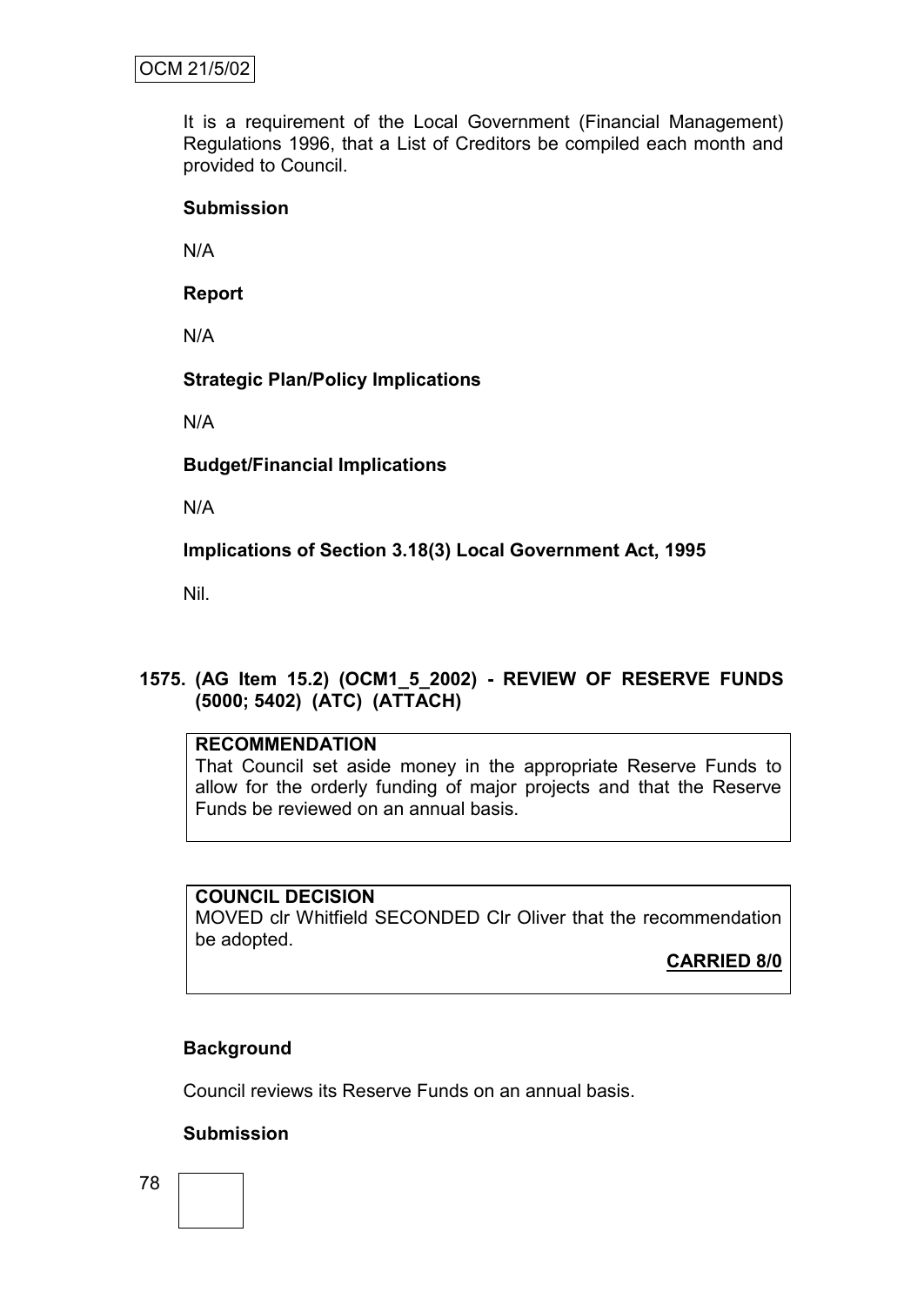It is a requirement of the Local Government (Financial Management) Regulations 1996, that a List of Creditors be compiled each month and provided to Council.

**Submission**

N/A

**Report**

N/A

**Strategic Plan/Policy Implications**

N/A

**Budget/Financial Implications**

N/A

**Implications of Section 3.18(3) Local Government Act, 1995**

Nil.

## 1575. (AG Item 15.2) (OCM1_5_2002) - REVIEW OF RESERVE FUNDS (5000; 5402) (ATC) (ATTACH)

**RECOMMENDATION**
That Council set aside money in the appropriate Reserve Funds to allow for the orderly funding of major projects and that the Reserve Funds be reviewed on an annual basis.

**COUNCIL DECISION**
MOVED clr Whitfield SECONDED Clr Oliver that the recommendation be adopted.

**CARRIED 8/0**

**Background**

Council reviews its Reserve Funds on an annual basis.

**Submission**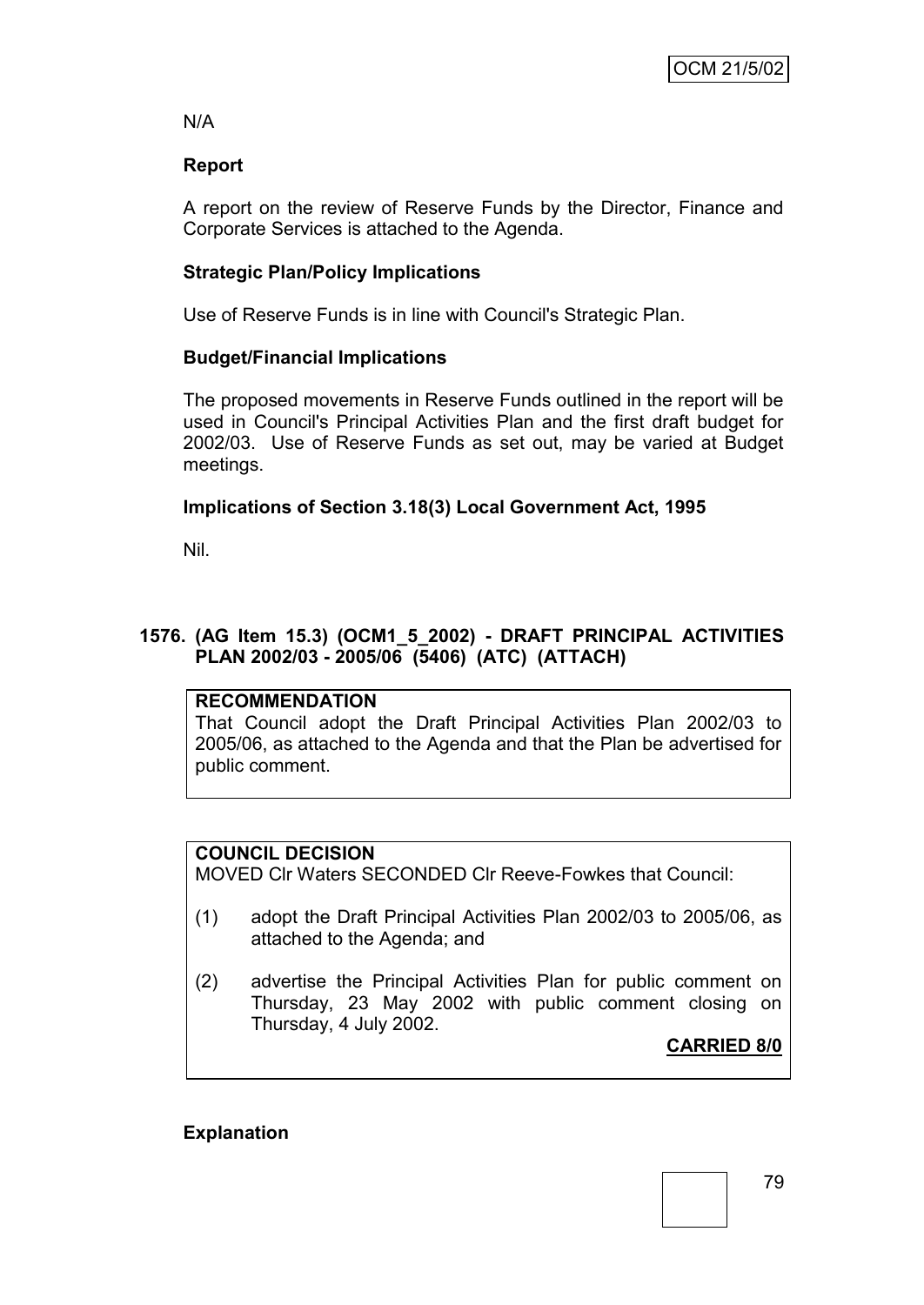N/A

**Report**

A report on the review of Reserve Funds by the Director, Finance and Corporate Services is attached to the Agenda.

**Strategic Plan/Policy Implications**

Use of Reserve Funds is in line with Council's Strategic Plan.

**Budget/Financial Implications**

The proposed movements in Reserve Funds outlined in the report will be used in Council's Principal Activities Plan and the first draft budget for 2002/03. Use of Reserve Funds as set out, may be varied at Budget meetings.

**Implications of Section 3.18(3) Local Government Act, 1995**

Nil.

## 1576. (AG Item 15.3) (OCM1_5_2002) - DRAFT PRINCIPAL ACTIVITIES PLAN 2002/03 - 2005/06 (5406) (ATC) (ATTACH)

**RECOMMENDATION**

That Council adopt the Draft Principal Activities Plan 2002/03 to 2005/06, as attached to the Agenda and that the Plan be advertised for public comment.

**COUNCIL DECISION**

MOVED Clr Waters SECONDED Clr Reeve-Fowkes that Council:

(1) adopt the Draft Principal Activities Plan 2002/03 to 2005/06, as attached to the Agenda; and

(2) advertise the Principal Activities Plan for public comment on Thursday, 23 May 2002 with public comment closing on Thursday, 4 July 2002.

**CARRIED 8/0**

**Explanation**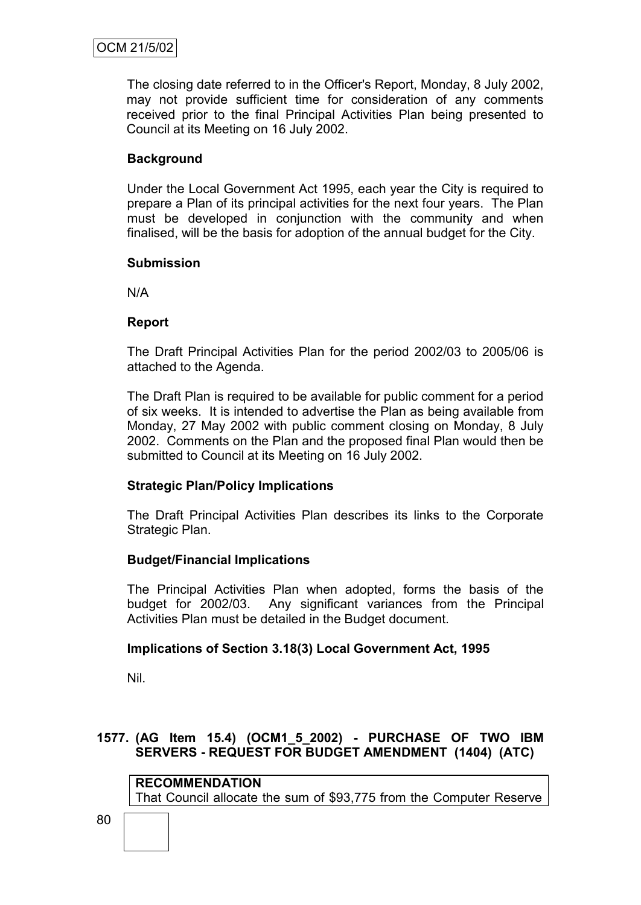The closing date referred to in the Officer's Report, Monday, 8 July 2002, may not provide sufficient time for consideration of any comments received prior to the final Principal Activities Plan being presented to Council at its Meeting on 16 July 2002.

**Background**

Under the Local Government Act 1995, each year the City is required to prepare a Plan of its principal activities for the next four years. The Plan must be developed in conjunction with the community and when finalised, will be the basis for adoption of the annual budget for the City.

**Submission**

N/A

**Report**

The Draft Principal Activities Plan for the period 2002/03 to 2005/06 is attached to the Agenda.

The Draft Plan is required to be available for public comment for a period of six weeks. It is intended to advertise the Plan as being available from Monday, 27 May 2002 with public comment closing on Monday, 8 July 2002. Comments on the Plan and the proposed final Plan would then be submitted to Council at its Meeting on 16 July 2002.

**Strategic Plan/Policy Implications**

The Draft Principal Activities Plan describes its links to the Corporate Strategic Plan.

**Budget/Financial Implications**

The Principal Activities Plan when adopted, forms the basis of the budget for 2002/03. Any significant variances from the Principal Activities Plan must be detailed in the Budget document.

**Implications of Section 3.18(3) Local Government Act, 1995**

Nil.

### 1577. (AG Item 15.4) (OCM1_5_2002) - PURCHASE OF TWO IBM SERVERS - REQUEST FOR BUDGET AMENDMENT (1404) (ATC)

**RECOMMENDATION**
That Council allocate the sum of $93,775 from the Computer Reserve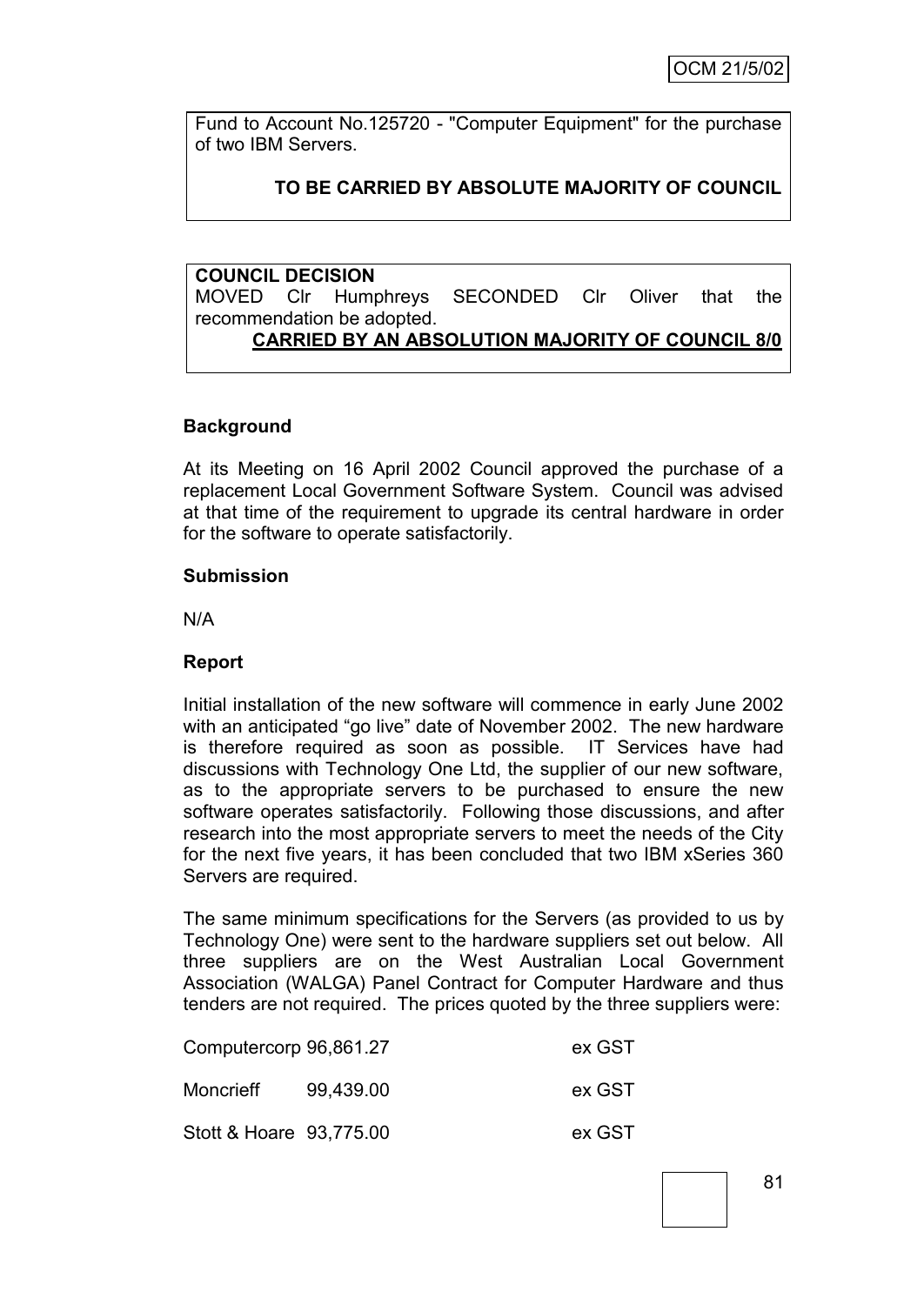Fund to Account No.125720 - "Computer Equipment" for the purchase of two IBM Servers.

**TO BE CARRIED BY ABSOLUTE MAJORITY OF COUNCIL**

**COUNCIL DECISION**

MOVED Clr Humphreys SECONDED Clr Oliver that the recommendation be adopted.

**CARRIED BY AN ABSOLUTION MAJORITY OF COUNCIL 8/0**

## Background

At its Meeting on 16 April 2002 Council approved the purchase of a replacement Local Government Software System. Council was advised at that time of the requirement to upgrade its central hardware in order for the software to operate satisfactorily.

## Submission

N/A

## Report

Initial installation of the new software will commence in early June 2002 with an anticipated "go live" date of November 2002. The new hardware is therefore required as soon as possible. IT Services have had discussions with Technology One Ltd, the supplier of our new software, as to the appropriate servers to be purchased to ensure the new software operates satisfactorily. Following those discussions, and after research into the most appropriate servers to meet the needs of the City for the next five years, it has been concluded that two IBM xSeries 360 Servers are required.

The same minimum specifications for the Servers (as provided to us by Technology One) were sent to the hardware suppliers set out below. All three suppliers are on the West Australian Local Government Association (WALGA) Panel Contract for Computer Hardware and thus tenders are not required. The prices quoted by the three suppliers were:

| | | |
|---|---|---|
| Computercorp | 96,861.27 | ex GST |
| Moncrieff | 99,439.00 | ex GST |
| Stott & Hoare | 93,775.00 | ex GST |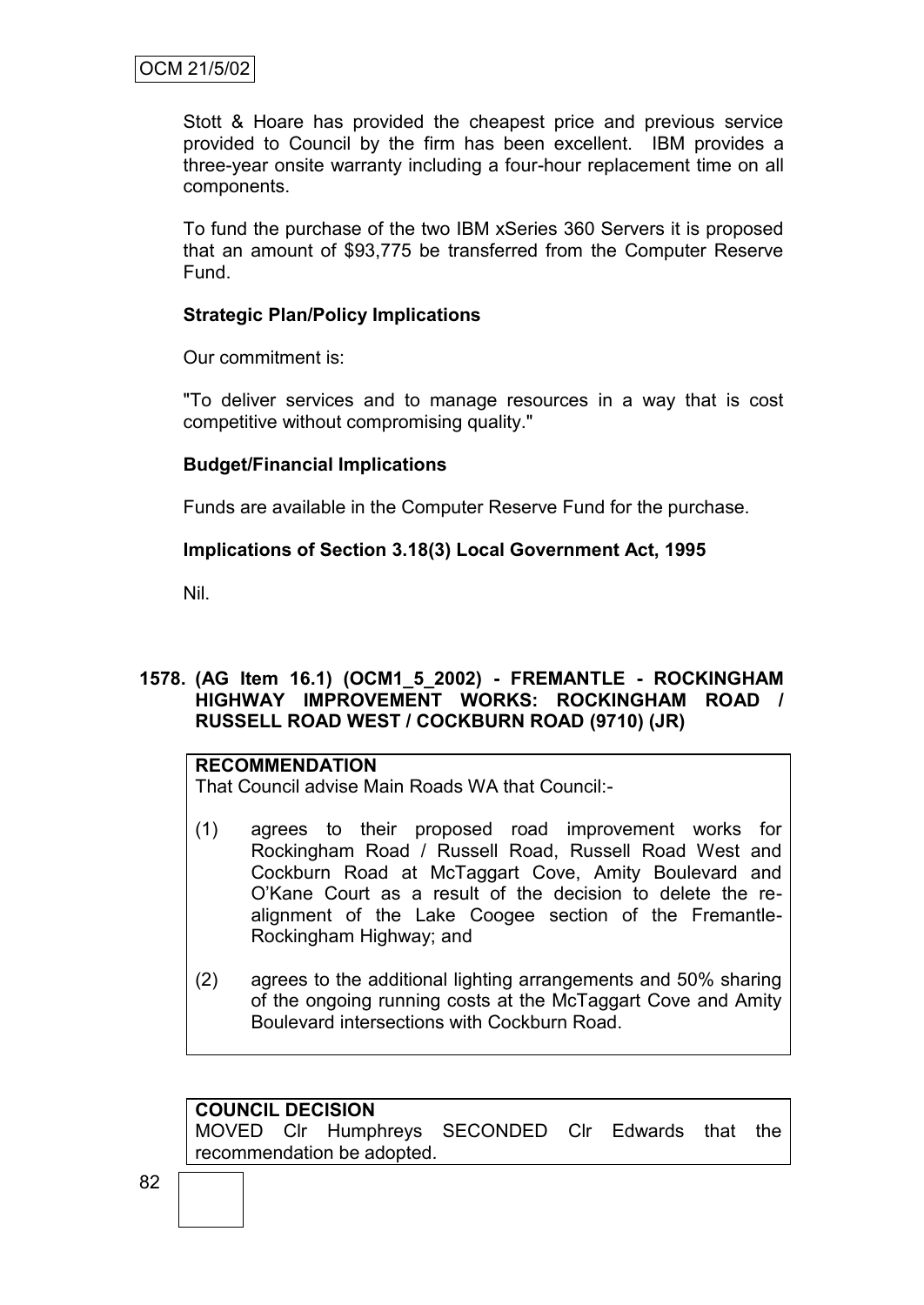Stott & Hoare has provided the cheapest price and previous service provided to Council by the firm has been excellent. IBM provides a three-year onsite warranty including a four-hour replacement time on all components.

To fund the purchase of the two IBM xSeries 360 Servers it is proposed that an amount of $93,775 be transferred from the Computer Reserve Fund.

**Strategic Plan/Policy Implications**

Our commitment is:

"To deliver services and to manage resources in a way that is cost competitive without compromising quality."

**Budget/Financial Implications**

Funds are available in the Computer Reserve Fund for the purchase.

**Implications of Section 3.18(3) Local Government Act, 1995**

Nil.

### 1578. (AG Item 16.1) (OCM1_5_2002) - FREMANTLE - ROCKINGHAM HIGHWAY IMPROVEMENT WORKS: ROCKINGHAM ROAD / RUSSELL ROAD WEST / COCKBURN ROAD (9710) (JR)

**RECOMMENDATION**

That Council advise Main Roads WA that Council:-

(1) agrees to their proposed road improvement works for Rockingham Road / Russell Road, Russell Road West and Cockburn Road at McTaggart Cove, Amity Boulevard and O'Kane Court as a result of the decision to delete the re-alignment of the Lake Coogee section of the Fremantle-Rockingham Highway; and

(2) agrees to the additional lighting arrangements and 50% sharing of the ongoing running costs at the McTaggart Cove and Amity Boulevard intersections with Cockburn Road.

**COUNCIL DECISION**

MOVED Clr Humphreys SECONDED Clr Edwards that the recommendation be adopted.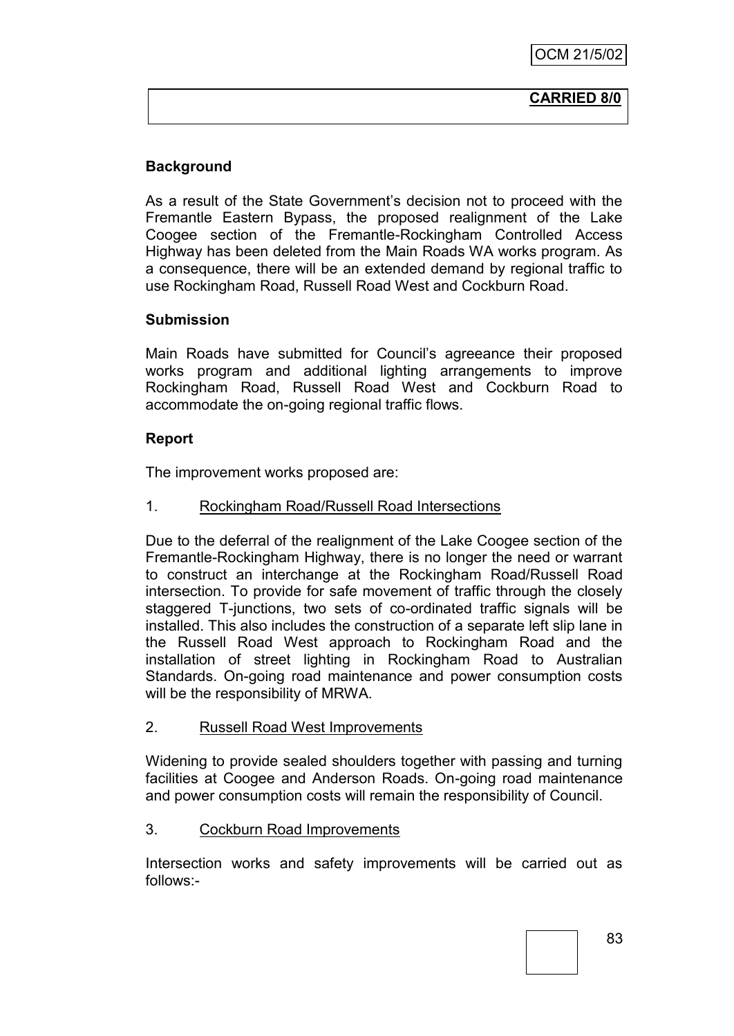**CARRIED 8/0**

**Background**

As a result of the State Government's decision not to proceed with the Fremantle Eastern Bypass, the proposed realignment of the Lake Coogee section of the Fremantle-Rockingham Controlled Access Highway has been deleted from the Main Roads WA works program. As a consequence, there will be an extended demand by regional traffic to use Rockingham Road, Russell Road West and Cockburn Road.

**Submission**

Main Roads have submitted for Council's agreeance their proposed works program and additional lighting arrangements to improve Rockingham Road, Russell Road West and Cockburn Road to accommodate the on-going regional traffic flows.

**Report**

The improvement works proposed are:

1. Rockingham Road/Russell Road Intersections

Due to the deferral of the realignment of the Lake Coogee section of the Fremantle-Rockingham Highway, there is no longer the need or warrant to construct an interchange at the Rockingham Road/Russell Road intersection. To provide for safe movement of traffic through the closely staggered T-junctions, two sets of co-ordinated traffic signals will be installed. This also includes the construction of a separate left slip lane in the Russell Road West approach to Rockingham Road and the installation of street lighting in Rockingham Road to Australian Standards. On-going road maintenance and power consumption costs will be the responsibility of MRWA.

2. Russell Road West Improvements

Widening to provide sealed shoulders together with passing and turning facilities at Coogee and Anderson Roads. On-going road maintenance and power consumption costs will remain the responsibility of Council.

3. Cockburn Road Improvements

Intersection works and safety improvements will be carried out as follows:-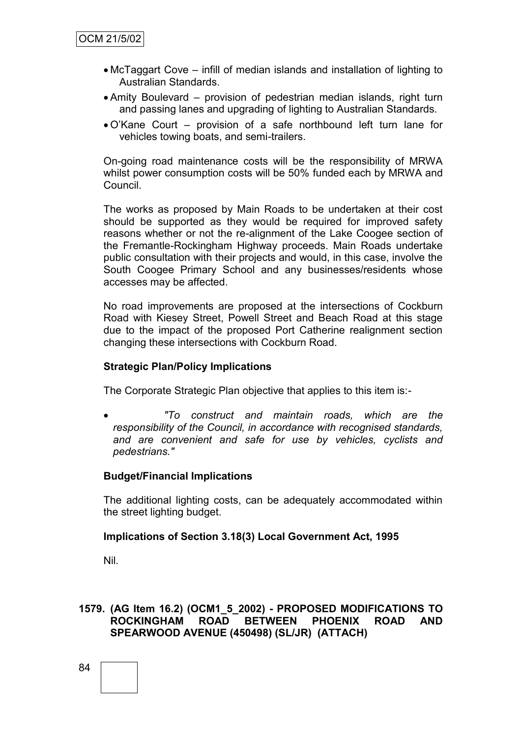- McTaggart Cove – infill of median islands and installation of lighting to Australian Standards.
- Amity Boulevard – provision of pedestrian median islands, right turn and passing lanes and upgrading of lighting to Australian Standards.
- O'Kane Court – provision of a safe northbound left turn lane for vehicles towing boats, and semi-trailers.

On-going road maintenance costs will be the responsibility of MRWA whilst power consumption costs will be 50% funded each by MRWA and Council.

The works as proposed by Main Roads to be undertaken at their cost should be supported as they would be required for improved safety reasons whether or not the re-alignment of the Lake Coogee section of the Fremantle-Rockingham Highway proceeds. Main Roads undertake public consultation with their projects and would, in this case, involve the South Coogee Primary School and any businesses/residents whose accesses may be affected.

No road improvements are proposed at the intersections of Cockburn Road with Kiesey Street, Powell Street and Beach Road at this stage due to the impact of the proposed Port Catherine realignment section changing these intersections with Cockburn Road.

**Strategic Plan/Policy Implications**

The Corporate Strategic Plan objective that applies to this item is:-

- *"To construct and maintain roads, which are the responsibility of the Council, in accordance with recognised standards, and are convenient and safe for use by vehicles, cyclists and pedestrians."*

**Budget/Financial Implications**

The additional lighting costs, can be adequately accommodated within the street lighting budget.

**Implications of Section 3.18(3) Local Government Act, 1995**

Nil.

**1579. (AG Item 16.2) (OCM1_5_2002) - PROPOSED MODIFICATIONS TO ROCKINGHAM ROAD BETWEEN PHOENIX ROAD AND SPEARWOOD AVENUE (450498) (SL/JR) (ATTACH)**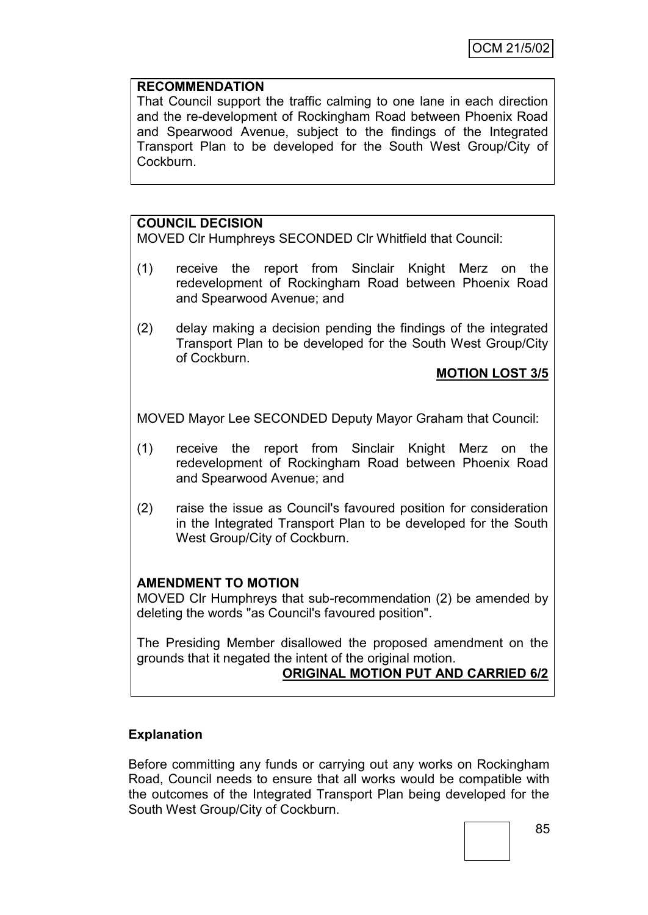**RECOMMENDATION**

That Council support the traffic calming to one lane in each direction and the re-development of Rockingham Road between Phoenix Road and Spearwood Avenue, subject to the findings of the Integrated Transport Plan to be developed for the South West Group/City of Cockburn.

**COUNCIL DECISION**

MOVED Clr Humphreys SECONDED Clr Whitfield that Council:

(1) receive the report from Sinclair Knight Merz on the redevelopment of Rockingham Road between Phoenix Road and Spearwood Avenue; and

(2) delay making a decision pending the findings of the integrated Transport Plan to be developed for the South West Group/City of Cockburn.

**MOTION LOST 3/5**

MOVED Mayor Lee SECONDED Deputy Mayor Graham that Council:

(1) receive the report from Sinclair Knight Merz on the redevelopment of Rockingham Road between Phoenix Road and Spearwood Avenue; and

(2) raise the issue as Council's favoured position for consideration in the Integrated Transport Plan to be developed for the South West Group/City of Cockburn.

**AMENDMENT TO MOTION**

MOVED Clr Humphreys that sub-recommendation (2) be amended by deleting the words "as Council's favoured position".

The Presiding Member disallowed the proposed amendment on the grounds that it negated the intent of the original motion.

**ORIGINAL MOTION PUT AND CARRIED 6/2**

**Explanation**

Before committing any funds or carrying out any works on Rockingham Road, Council needs to ensure that all works would be compatible with the outcomes of the Integrated Transport Plan being developed for the South West Group/City of Cockburn.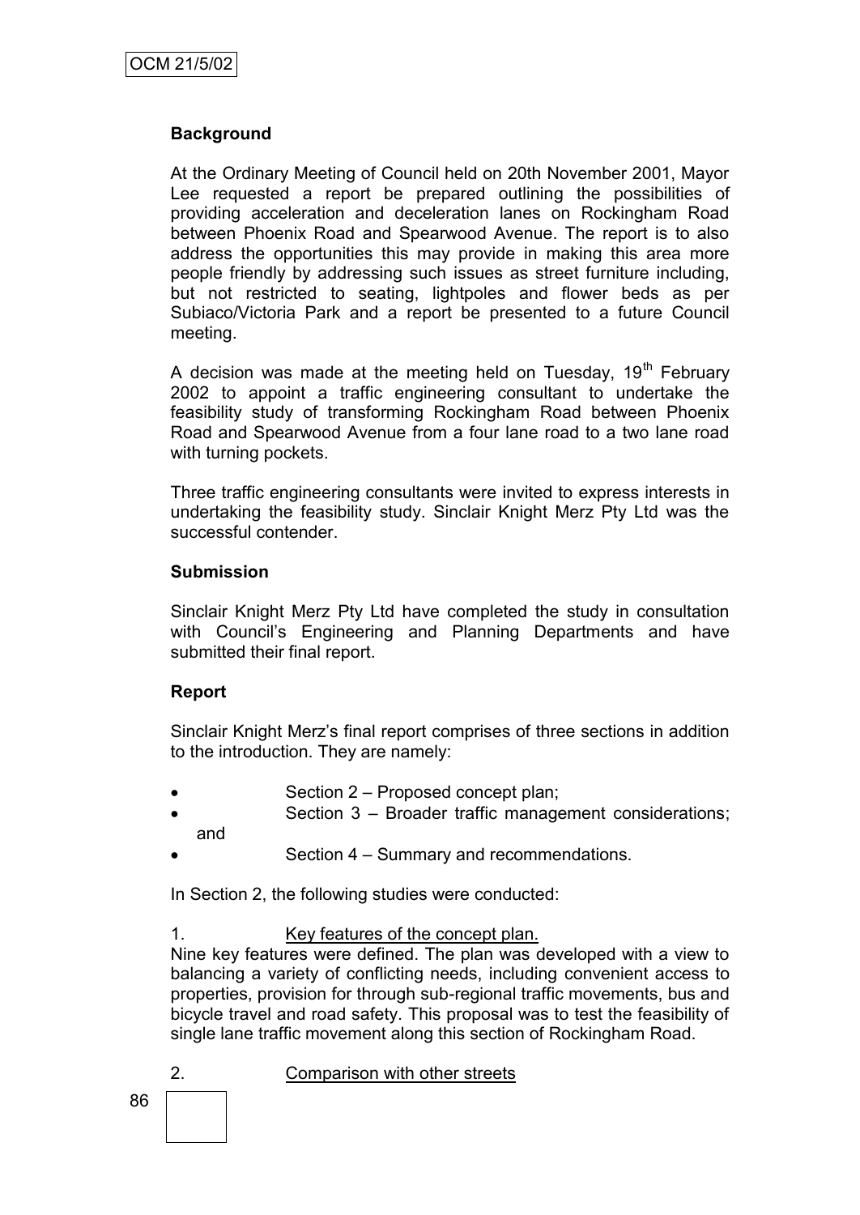### Background

At the Ordinary Meeting of Council held on 20th November 2001, Mayor Lee requested a report be prepared outlining the possibilities of providing acceleration and deceleration lanes on Rockingham Road between Phoenix Road and Spearwood Avenue. The report is to also address the opportunities this may provide in making this area more people friendly by addressing such issues as street furniture including, but not restricted to seating, lightpoles and flower beds as per Subiaco/Victoria Park and a report be presented to a future Council meeting.

A decision was made at the meeting held on Tuesday, 19th February 2002 to appoint a traffic engineering consultant to undertake the feasibility study of transforming Rockingham Road between Phoenix Road and Spearwood Avenue from a four lane road to a two lane road with turning pockets.

Three traffic engineering consultants were invited to express interests in undertaking the feasibility study. Sinclair Knight Merz Pty Ltd was the successful contender.

### Submission

Sinclair Knight Merz Pty Ltd have completed the study in consultation with Council's Engineering and Planning Departments and have submitted their final report.

### Report

Sinclair Knight Merz's final report comprises of three sections in addition to the introduction. They are namely:

- Section 2 – Proposed concept plan;
- Section 3 – Broader traffic management considerations; and
- Section 4 – Summary and recommendations.

In Section 2, the following studies were conducted:

1. Key features of the concept plan.

Nine key features were defined. The plan was developed with a view to balancing a variety of conflicting needs, including convenient access to properties, provision for through sub-regional traffic movements, bus and bicycle travel and road safety. This proposal was to test the feasibility of single lane traffic movement along this section of Rockingham Road.

2. Comparison with other streets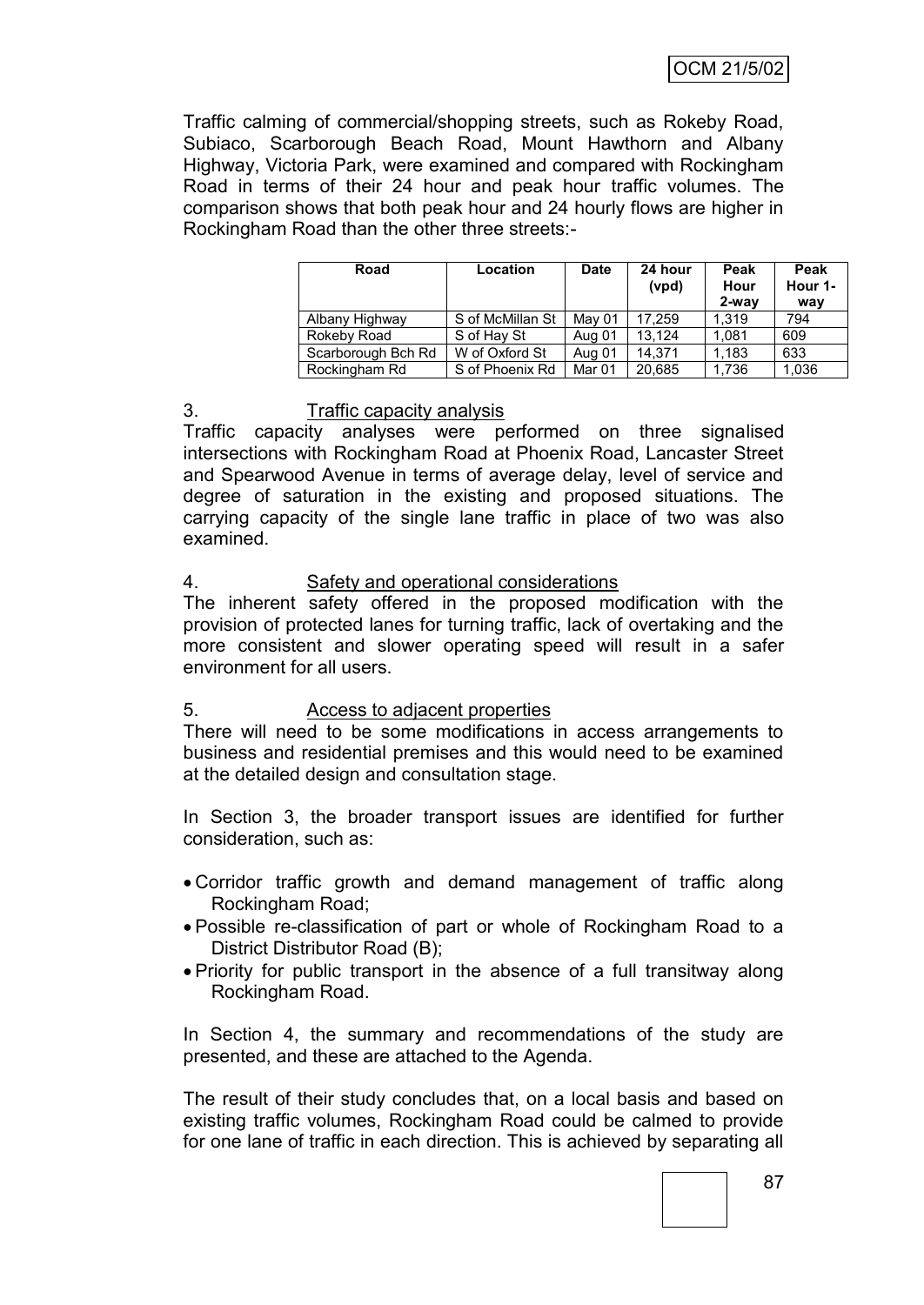Traffic calming of commercial/shopping streets, such as Rokeby Road, Subiaco, Scarborough Beach Road, Mount Hawthorn and Albany Highway, Victoria Park, were examined and compared with Rockingham Road in terms of their 24 hour and peak hour traffic volumes. The comparison shows that both peak hour and 24 hourly flows are higher in Rockingham Road than the other three streets:-

| Road | Location | Date | 24 hour (vpd) | Peak Hour 2-way | Peak Hour 1-way |
|---|---|---|---|---|---|
| Albany Highway | S of McMillan St | May 01 | 17,259 | 1,319 | 794 |
| Rokeby Road | S of Hay St | Aug 01 | 13,124 | 1,081 | 609 |
| Scarborough Bch Rd | W of Oxford St | Aug 01 | 14,371 | 1,183 | 633 |
| Rockingham Rd | S of Phoenix Rd | Mar 01 | 20,685 | 1,736 | 1,036 |

3. <u>Traffic capacity analysis</u>

Traffic capacity analyses were performed on three signalised intersections with Rockingham Road at Phoenix Road, Lancaster Street and Spearwood Avenue in terms of average delay, level of service and degree of saturation in the existing and proposed situations. The carrying capacity of the single lane traffic in place of two was also examined.

4. <u>Safety and operational considerations</u>

The inherent safety offered in the proposed modification with the provision of protected lanes for turning traffic, lack of overtaking and the more consistent and slower operating speed will result in a safer environment for all users.

5. <u>Access to adjacent properties</u>

There will need to be some modifications in access arrangements to business and residential premises and this would need to be examined at the detailed design and consultation stage.

In Section 3, the broader transport issues are identified for further consideration, such as:

- Corridor traffic growth and demand management of traffic along Rockingham Road;
- Possible re-classification of part or whole of Rockingham Road to a District Distributor Road (B);
- Priority for public transport in the absence of a full transitway along Rockingham Road.

In Section 4, the summary and recommendations of the study are presented, and these are attached to the Agenda.

The result of their study concludes that, on a local basis and based on existing traffic volumes, Rockingham Road could be calmed to provide for one lane of traffic in each direction. This is achieved by separating all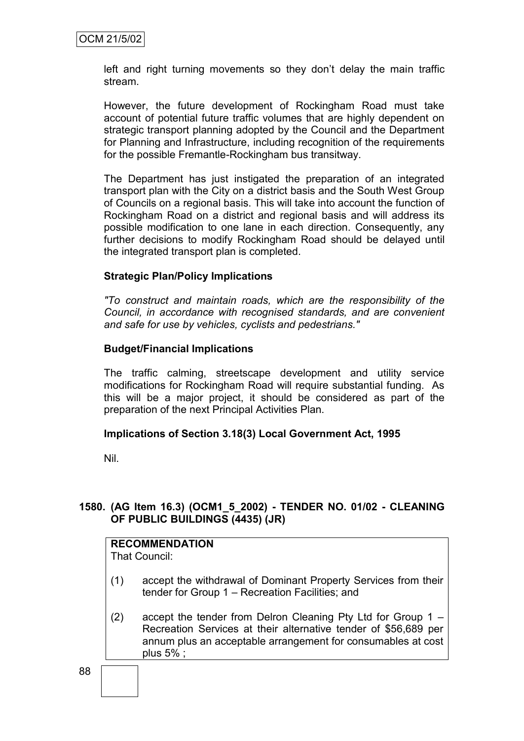left and right turning movements so they don't delay the main traffic stream.

However, the future development of Rockingham Road must take account of potential future traffic volumes that are highly dependent on strategic transport planning adopted by the Council and the Department for Planning and Infrastructure, including recognition of the requirements for the possible Fremantle-Rockingham bus transitway.

The Department has just instigated the preparation of an integrated transport plan with the City on a district basis and the South West Group of Councils on a regional basis. This will take into account the function of Rockingham Road on a district and regional basis and will address its possible modification to one lane in each direction. Consequently, any further decisions to modify Rockingham Road should be delayed until the integrated transport plan is completed.

**Strategic Plan/Policy Implications**

*"To construct and maintain roads, which are the responsibility of the Council, in accordance with recognised standards, and are convenient and safe for use by vehicles, cyclists and pedestrians."*

**Budget/Financial Implications**

The traffic calming, streetscape development and utility service modifications for Rockingham Road will require substantial funding. As this will be a major project, it should be considered as part of the preparation of the next Principal Activities Plan.

**Implications of Section 3.18(3) Local Government Act, 1995**

Nil.

## 1580. (AG Item 16.3) (OCM1_5_2002) - TENDER NO. 01/02 - CLEANING OF PUBLIC BUILDINGS (4435) (JR)

**RECOMMENDATION**
That Council:

(1) accept the withdrawal of Dominant Property Services from their tender for Group 1 – Recreation Facilities; and

(2) accept the tender from Delron Cleaning Pty Ltd for Group 1 – Recreation Services at their alternative tender of $56,689 per annum plus an acceptable arrangement for consumables at cost plus 5% ;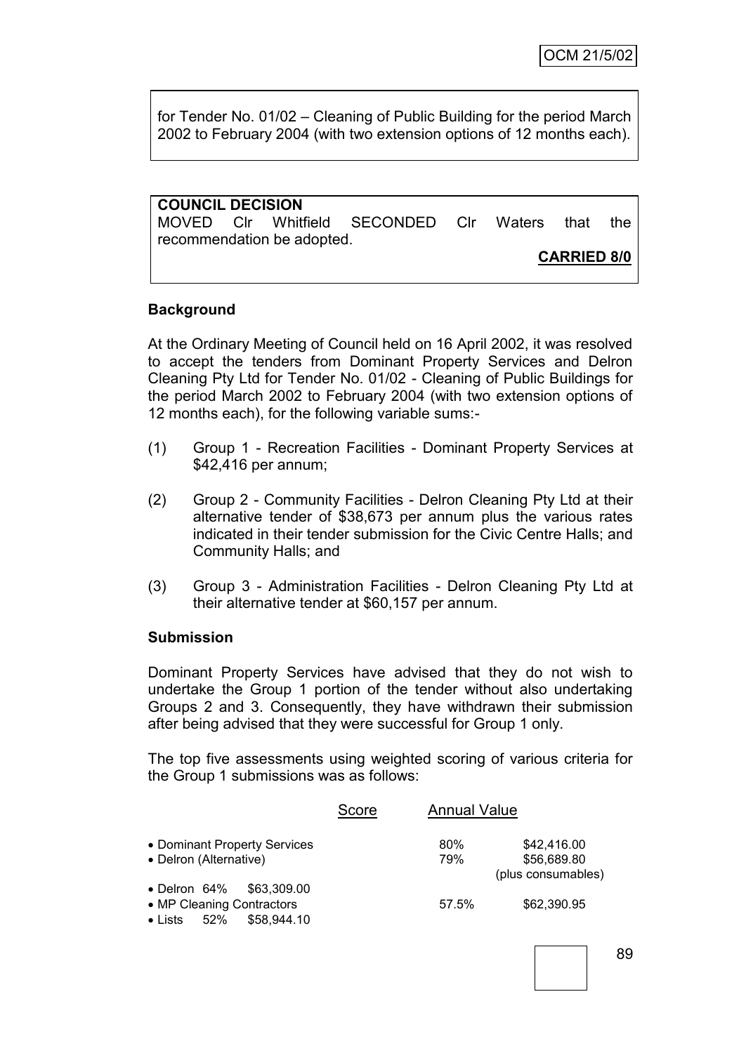for Tender No. 01/02 – Cleaning of Public Building for the period March 2002 to February 2004 (with two extension options of 12 months each).

**COUNCIL DECISION**
MOVED Clr Whitfield SECONDED Clr Waters that the recommendation be adopted.

**CARRIED 8/0**

**Background**

At the Ordinary Meeting of Council held on 16 April 2002, it was resolved to accept the tenders from Dominant Property Services and Delron Cleaning Pty Ltd for Tender No. 01/02 - Cleaning of Public Buildings for the period March 2002 to February 2004 (with two extension options of 12 months each), for the following variable sums:-

(1) Group 1 - Recreation Facilities - Dominant Property Services at $42,416 per annum;

(2) Group 2 - Community Facilities - Delron Cleaning Pty Ltd at their alternative tender of $38,673 per annum plus the various rates indicated in their tender submission for the Civic Centre Halls; and Community Halls; and

(3) Group 3 - Administration Facilities - Delron Cleaning Pty Ltd at their alternative tender at $60,157 per annum.

**Submission**

Dominant Property Services have advised that they do not wish to undertake the Group 1 portion of the tender without also undertaking Groups 2 and 3. Consequently, they have withdrawn their submission after being advised that they were successful for Group 1 only.

The top five assessments using weighted scoring of various criteria for the Group 1 submissions was as follows:

| | Score | Annual Value |
|---|---|---|
| • Dominant Property Services | 80% | $42,416.00 |
| • Delron (Alternative) | 79% | $56,689.80 (plus consumables) |
| • Delron | 64% | $63,309.00 |
| • MP Cleaning Contractors | 57.5% | $62,390.95 |
| • Lists | 52% | $58,944.10 |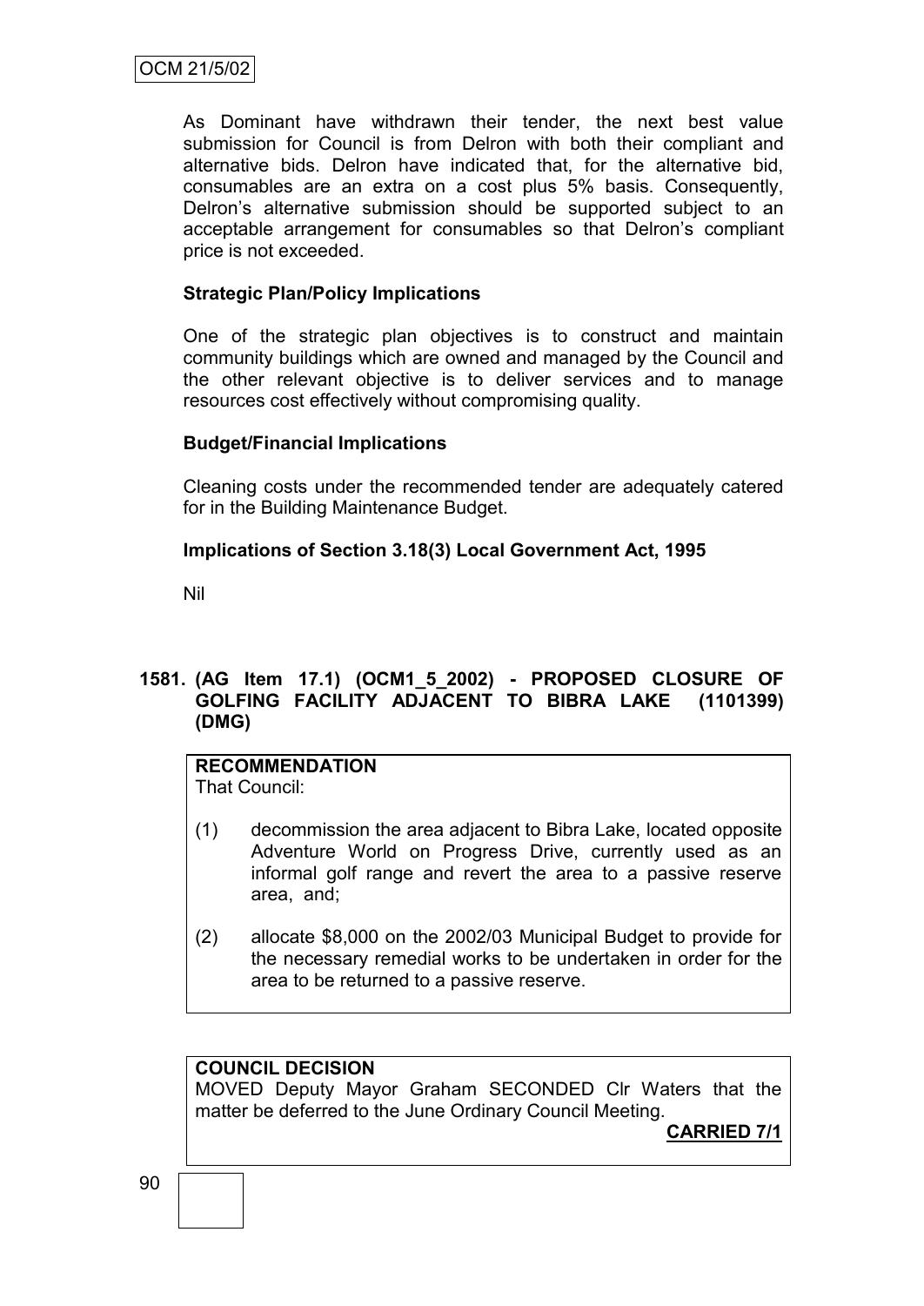As Dominant have withdrawn their tender, the next best value submission for Council is from Delron with both their compliant and alternative bids. Delron have indicated that, for the alternative bid, consumables are an extra on a cost plus 5% basis. Consequently, Delron's alternative submission should be supported subject to an acceptable arrangement for consumables so that Delron's compliant price is not exceeded.

**Strategic Plan/Policy Implications**

One of the strategic plan objectives is to construct and maintain community buildings which are owned and managed by the Council and the other relevant objective is to deliver services and to manage resources cost effectively without compromising quality.

**Budget/Financial Implications**

Cleaning costs under the recommended tender are adequately catered for in the Building Maintenance Budget.

**Implications of Section 3.18(3) Local Government Act, 1995**

Nil

## 1581. (AG Item 17.1) (OCM1_5_2002) - PROPOSED CLOSURE OF GOLFING FACILITY ADJACENT TO BIBRA LAKE (1101399) (DMG)

**RECOMMENDATION**
That Council:

(1) decommission the area adjacent to Bibra Lake, located opposite Adventure World on Progress Drive, currently used as an informal golf range and revert the area to a passive reserve area, and;

(2) allocate $8,000 on the 2002/03 Municipal Budget to provide for the necessary remedial works to be undertaken in order for the area to be returned to a passive reserve.

**COUNCIL DECISION**
MOVED Deputy Mayor Graham SECONDED Clr Waters that the matter be deferred to the June Ordinary Council Meeting.

**CARRIED 7/1**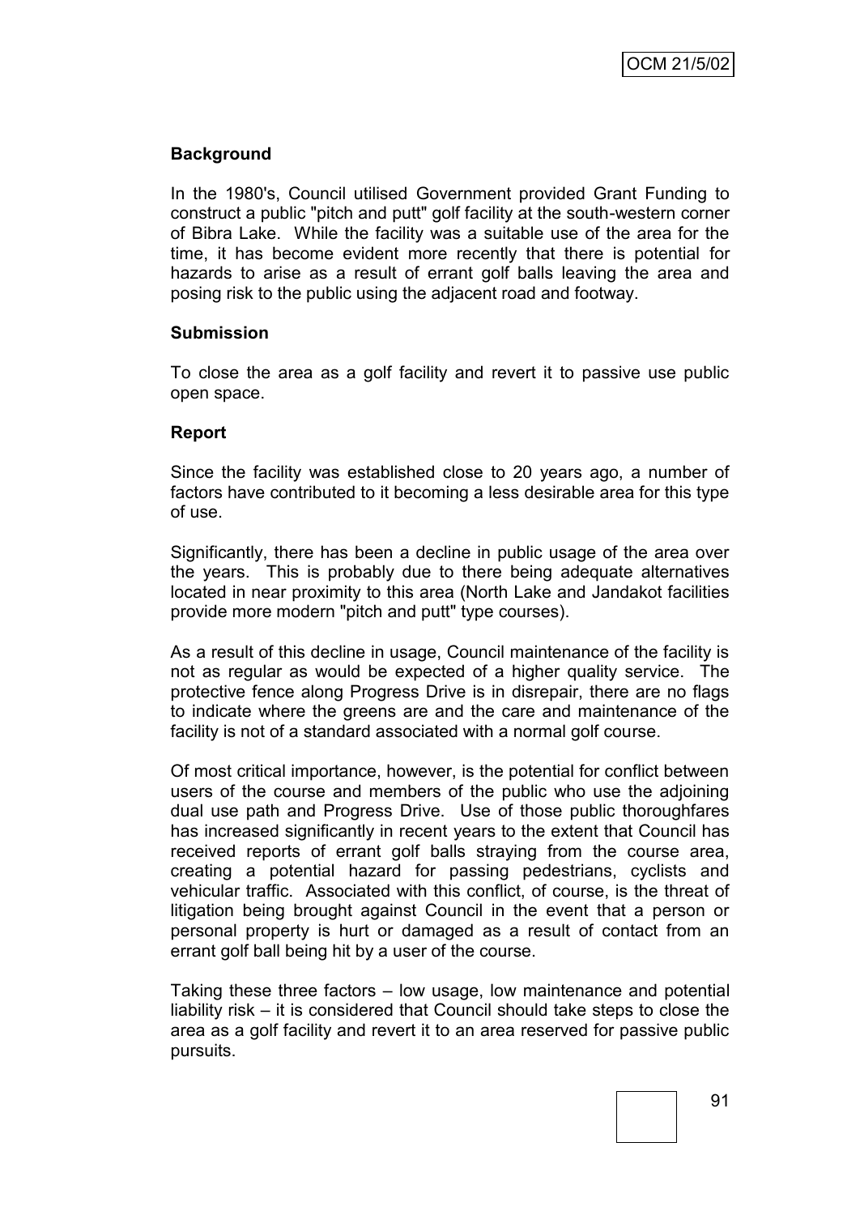**Background**

In the 1980's, Council utilised Government provided Grant Funding to construct a public "pitch and putt" golf facility at the south-western corner of Bibra Lake. While the facility was a suitable use of the area for the time, it has become evident more recently that there is potential for hazards to arise as a result of errant golf balls leaving the area and posing risk to the public using the adjacent road and footway.

**Submission**

To close the area as a golf facility and revert it to passive use public open space.

**Report**

Since the facility was established close to 20 years ago, a number of factors have contributed to it becoming a less desirable area for this type of use.

Significantly, there has been a decline in public usage of the area over the years. This is probably due to there being adequate alternatives located in near proximity to this area (North Lake and Jandakot facilities provide more modern "pitch and putt" type courses).

As a result of this decline in usage, Council maintenance of the facility is not as regular as would be expected of a higher quality service. The protective fence along Progress Drive is in disrepair, there are no flags to indicate where the greens are and the care and maintenance of the facility is not of a standard associated with a normal golf course.

Of most critical importance, however, is the potential for conflict between users of the course and members of the public who use the adjoining dual use path and Progress Drive. Use of those public thoroughfares has increased significantly in recent years to the extent that Council has received reports of errant golf balls straying from the course area, creating a potential hazard for passing pedestrians, cyclists and vehicular traffic. Associated with this conflict, of course, is the threat of litigation being brought against Council in the event that a person or personal property is hurt or damaged as a result of contact from an errant golf ball being hit by a user of the course.

Taking these three factors – low usage, low maintenance and potential liability risk – it is considered that Council should take steps to close the area as a golf facility and revert it to an area reserved for passive public pursuits.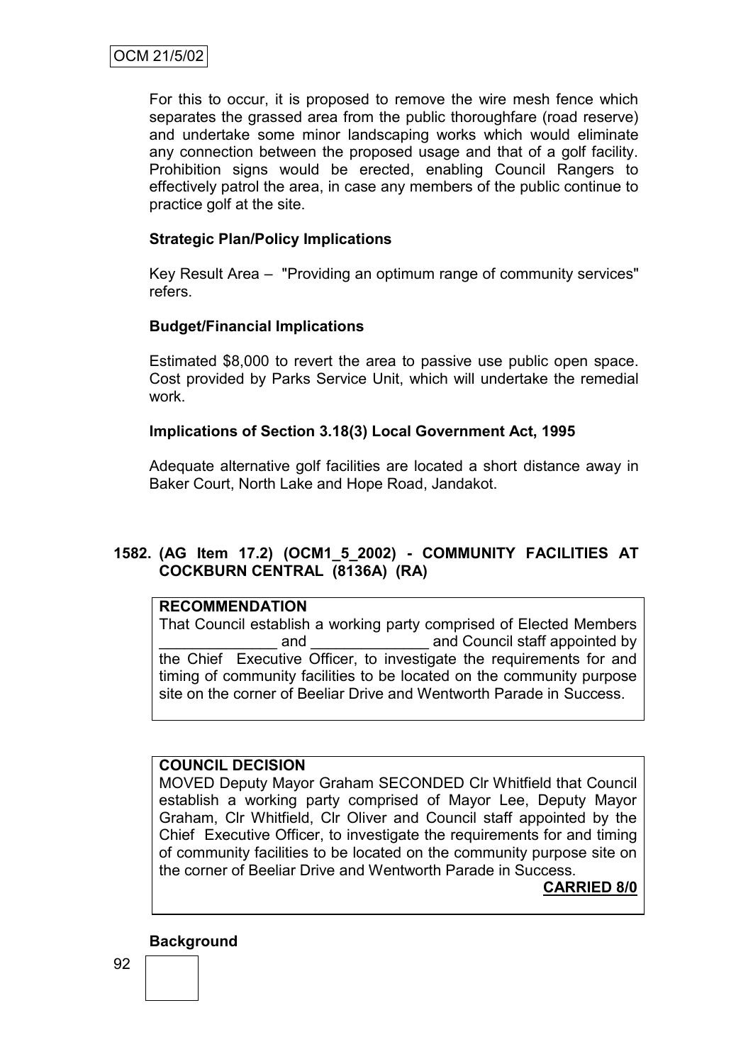For this to occur, it is proposed to remove the wire mesh fence which separates the grassed area from the public thoroughfare (road reserve) and undertake some minor landscaping works which would eliminate any connection between the proposed usage and that of a golf facility. Prohibition signs would be erected, enabling Council Rangers to effectively patrol the area, in case any members of the public continue to practice golf at the site.

**Strategic Plan/Policy Implications**

Key Result Area – "Providing an optimum range of community services" refers.

**Budget/Financial Implications**

Estimated $8,000 to revert the area to passive use public open space. Cost provided by Parks Service Unit, which will undertake the remedial work.

**Implications of Section 3.18(3) Local Government Act, 1995**

Adequate alternative golf facilities are located a short distance away in Baker Court, North Lake and Hope Road, Jandakot.

## 1582. (AG Item 17.2) (OCM1_5_2002) - COMMUNITY FACILITIES AT COCKBURN CENTRAL (8136A) (RA)

**RECOMMENDATION**

That Council establish a working party comprised of Elected Members ______________ and ______________ and Council staff appointed by the Chief Executive Officer, to investigate the requirements for and timing of community facilities to be located on the community purpose site on the corner of Beeliar Drive and Wentworth Parade in Success.

**COUNCIL DECISION**

MOVED Deputy Mayor Graham SECONDED Clr Whitfield that Council establish a working party comprised of Mayor Lee, Deputy Mayor Graham, Clr Whitfield, Clr Oliver and Council staff appointed by the Chief Executive Officer, to investigate the requirements for and timing of community facilities to be located on the community purpose site on the corner of Beeliar Drive and Wentworth Parade in Success.

**CARRIED 8/0**

**Background**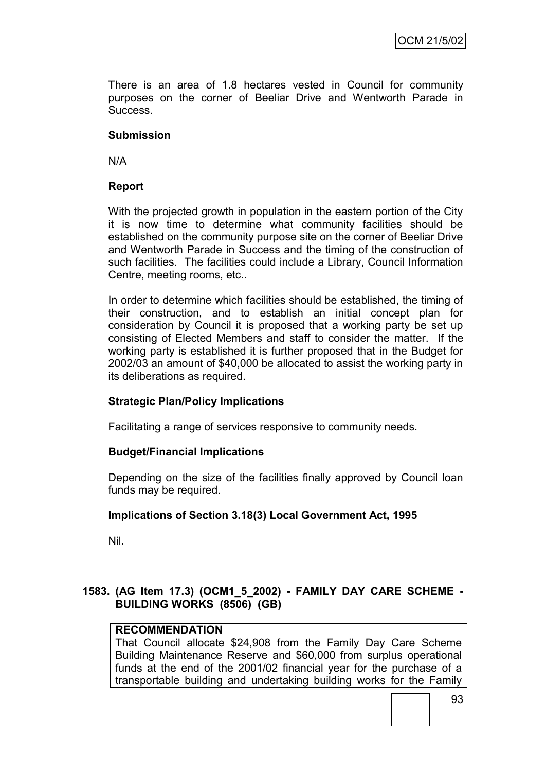There is an area of 1.8 hectares vested in Council for community purposes on the corner of Beeliar Drive and Wentworth Parade in Success.

**Submission**

N/A

**Report**

With the projected growth in population in the eastern portion of the City it is now time to determine what community facilities should be established on the community purpose site on the corner of Beeliar Drive and Wentworth Parade in Success and the timing of the construction of such facilities. The facilities could include a Library, Council Information Centre, meeting rooms, etc..

In order to determine which facilities should be established, the timing of their construction, and to establish an initial concept plan for consideration by Council it is proposed that a working party be set up consisting of Elected Members and staff to consider the matter. If the working party is established it is further proposed that in the Budget for 2002/03 an amount of $40,000 be allocated to assist the working party in its deliberations as required.

**Strategic Plan/Policy Implications**

Facilitating a range of services responsive to community needs.

**Budget/Financial Implications**

Depending on the size of the facilities finally approved by Council loan funds may be required.

**Implications of Section 3.18(3) Local Government Act, 1995**

Nil.

## 1583. (AG Item 17.3) (OCM1_5_2002) - FAMILY DAY CARE SCHEME - BUILDING WORKS (8506) (GB)

**RECOMMENDATION**

That Council allocate $24,908 from the Family Day Care Scheme Building Maintenance Reserve and $60,000 from surplus operational funds at the end of the 2001/02 financial year for the purchase of a transportable building and undertaking building works for the Family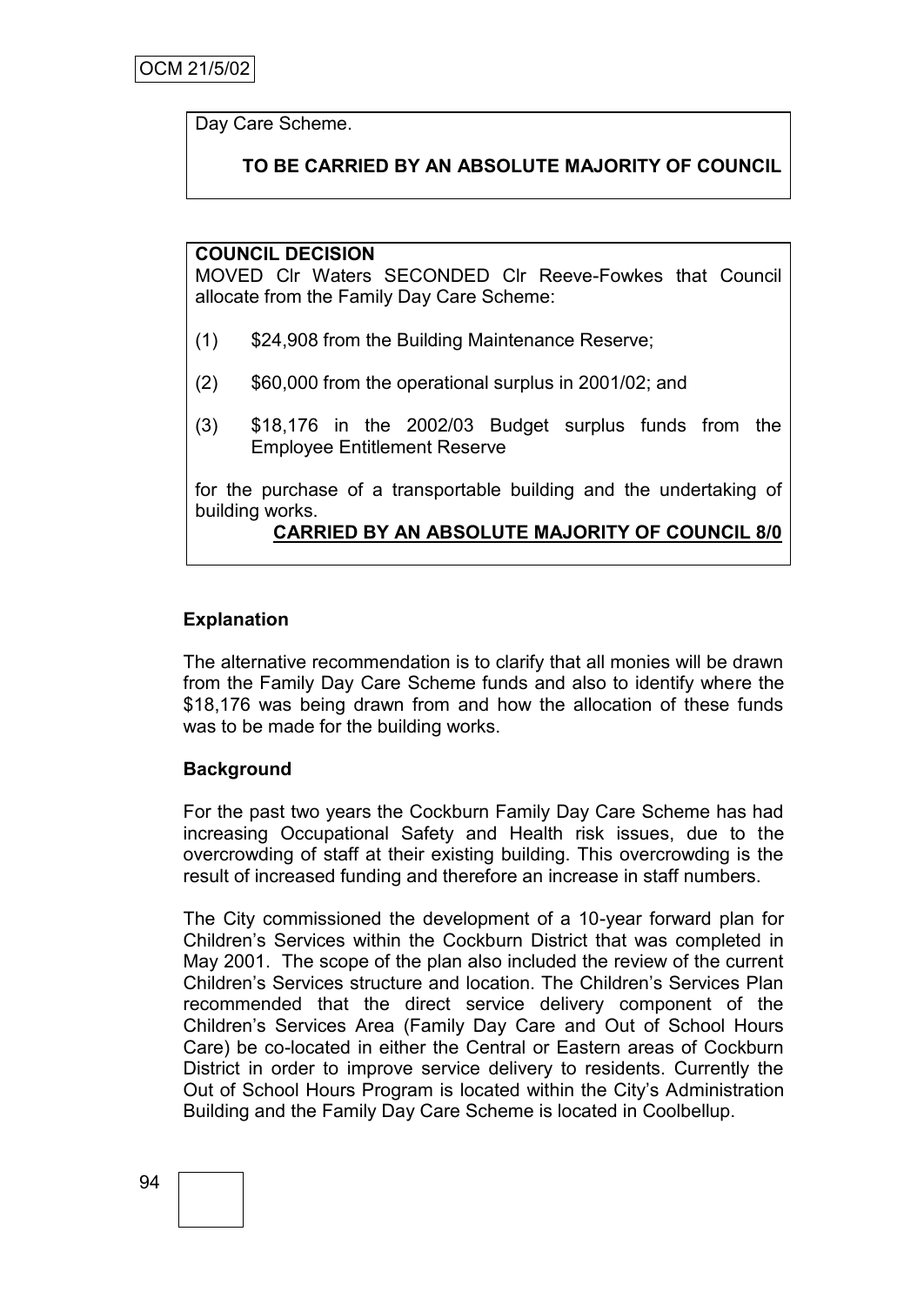Day Care Scheme.

**TO BE CARRIED BY AN ABSOLUTE MAJORITY OF COUNCIL**

**COUNCIL DECISION**

MOVED Clr Waters SECONDED Clr Reeve-Fowkes that Council allocate from the Family Day Care Scheme:

(1) $24,908 from the Building Maintenance Reserve;

(2) $60,000 from the operational surplus in 2001/02; and

(3) $18,176 in the 2002/03 Budget surplus funds from the Employee Entitlement Reserve

for the purchase of a transportable building and the undertaking of building works.

**CARRIED BY AN ABSOLUTE MAJORITY OF COUNCIL 8/0**

## Explanation

The alternative recommendation is to clarify that all monies will be drawn from the Family Day Care Scheme funds and also to identify where the $18,176 was being drawn from and how the allocation of these funds was to be made for the building works.

## Background

For the past two years the Cockburn Family Day Care Scheme has had increasing Occupational Safety and Health risk issues, due to the overcrowding of staff at their existing building. This overcrowding is the result of increased funding and therefore an increase in staff numbers.

The City commissioned the development of a 10-year forward plan for Children's Services within the Cockburn District that was completed in May 2001. The scope of the plan also included the review of the current Children's Services structure and location. The Children's Services Plan recommended that the direct service delivery component of the Children's Services Area (Family Day Care and Out of School Hours Care) be co-located in either the Central or Eastern areas of Cockburn District in order to improve service delivery to residents. Currently the Out of School Hours Program is located within the City's Administration Building and the Family Day Care Scheme is located in Coolbellup.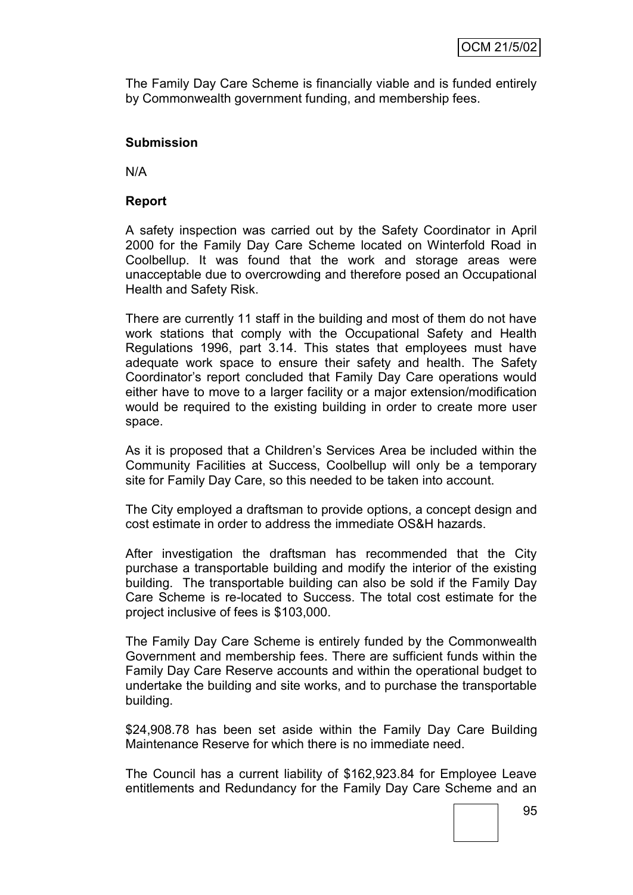The Family Day Care Scheme is financially viable and is funded entirely by Commonwealth government funding, and membership fees.

**Submission**

N/A

**Report**

A safety inspection was carried out by the Safety Coordinator in April 2000 for the Family Day Care Scheme located on Winterfold Road in Coolbellup. It was found that the work and storage areas were unacceptable due to overcrowding and therefore posed an Occupational Health and Safety Risk.

There are currently 11 staff in the building and most of them do not have work stations that comply with the Occupational Safety and Health Regulations 1996, part 3.14. This states that employees must have adequate work space to ensure their safety and health. The Safety Coordinator's report concluded that Family Day Care operations would either have to move to a larger facility or a major extension/modification would be required to the existing building in order to create more user space.

As it is proposed that a Children's Services Area be included within the Community Facilities at Success, Coolbellup will only be a temporary site for Family Day Care, so this needed to be taken into account.

The City employed a draftsman to provide options, a concept design and cost estimate in order to address the immediate OS&H hazards.

After investigation the draftsman has recommended that the City purchase a transportable building and modify the interior of the existing building. The transportable building can also be sold if the Family Day Care Scheme is re-located to Success. The total cost estimate for the project inclusive of fees is $103,000.

The Family Day Care Scheme is entirely funded by the Commonwealth Government and membership fees. There are sufficient funds within the Family Day Care Reserve accounts and within the operational budget to undertake the building and site works, and to purchase the transportable building.

$24,908.78 has been set aside within the Family Day Care Building Maintenance Reserve for which there is no immediate need.

The Council has a current liability of $162,923.84 for Employee Leave entitlements and Redundancy for the Family Day Care Scheme and an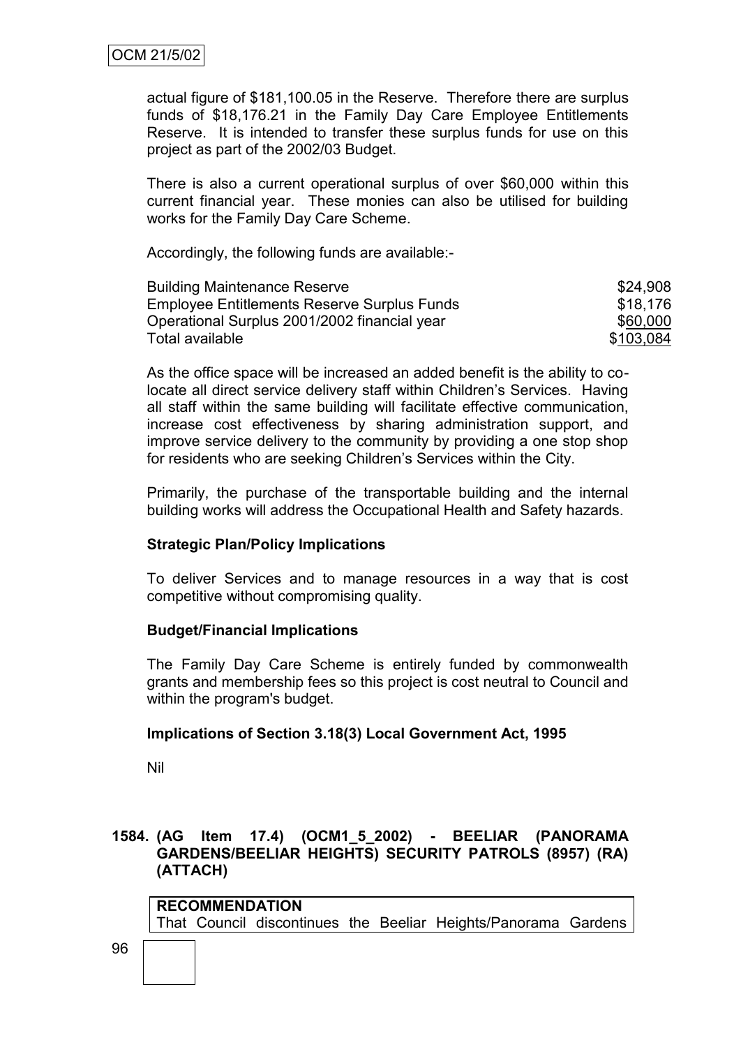actual figure of $181,100.05 in the Reserve. Therefore there are surplus funds of $18,176.21 in the Family Day Care Employee Entitlements Reserve. It is intended to transfer these surplus funds for use on this project as part of the 2002/03 Budget.

There is also a current operational surplus of over $60,000 within this current financial year. These monies can also be utilised for building works for the Family Day Care Scheme.

Accordingly, the following funds are available:-

| | |
|---|---|
| Building Maintenance Reserve | $24,908 |
| Employee Entitlements Reserve Surplus Funds | $18,176 |
| Operational Surplus 2001/2002 financial year | $60,000 |
| Total available | $103,084 |

As the office space will be increased an added benefit is the ability to co-locate all direct service delivery staff within Children's Services. Having all staff within the same building will facilitate effective communication, increase cost effectiveness by sharing administration support, and improve service delivery to the community by providing a one stop shop for residents who are seeking Children's Services within the City.

Primarily, the purchase of the transportable building and the internal building works will address the Occupational Health and Safety hazards.

**Strategic Plan/Policy Implications**

To deliver Services and to manage resources in a way that is cost competitive without compromising quality.

**Budget/Financial Implications**

The Family Day Care Scheme is entirely funded by commonwealth grants and membership fees so this project is cost neutral to Council and within the program's budget.

**Implications of Section 3.18(3) Local Government Act, 1995**

Nil

**1584. (AG Item 17.4) (OCM1_5_2002) - BEELIAR (PANORAMA GARDENS/BEELIAR HEIGHTS) SECURITY PATROLS (8957) (RA) (ATTACH)**

**RECOMMENDATION**
That Council discontinues the Beeliar Heights/Panorama Gardens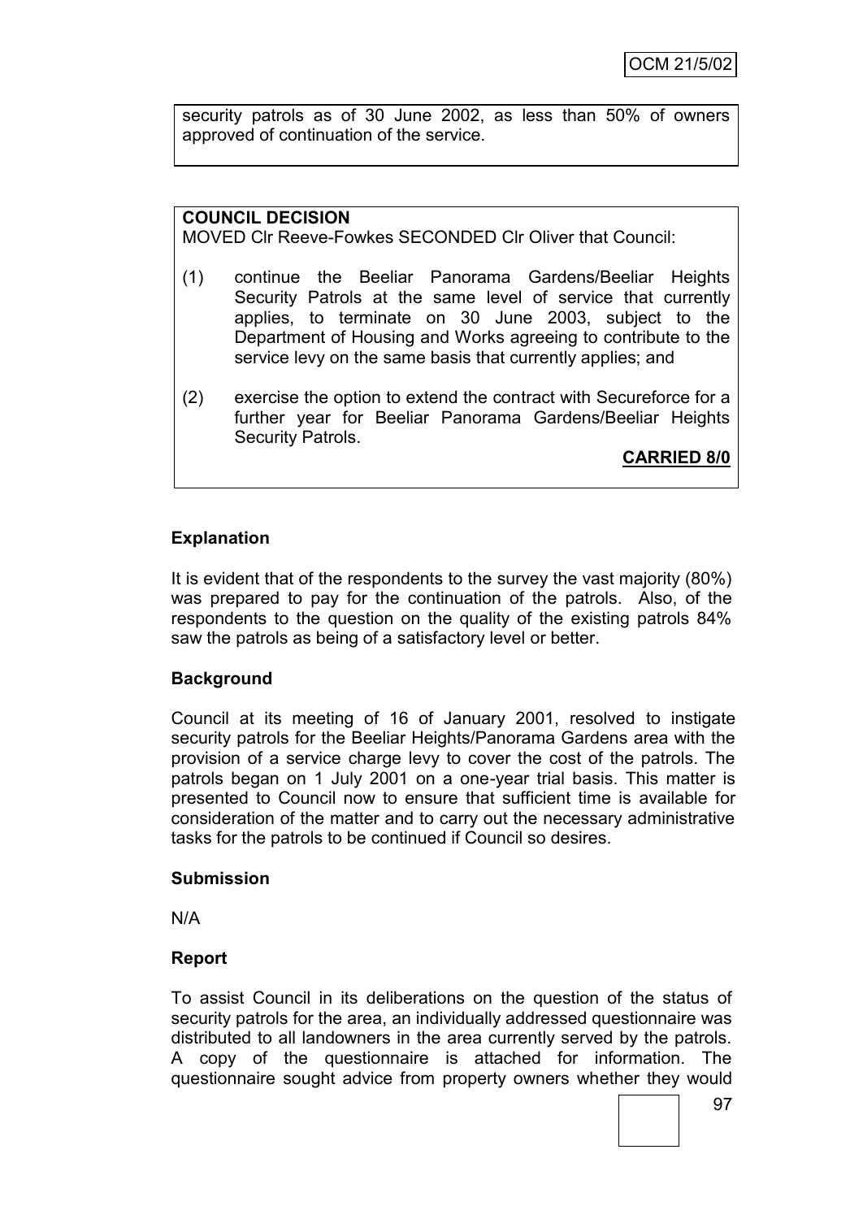security patrols as of 30 June 2002, as less than 50% of owners approved of continuation of the service.

**COUNCIL DECISION**

MOVED Clr Reeve-Fowkes SECONDED Clr Oliver that Council:

(1) continue the Beeliar Panorama Gardens/Beeliar Heights Security Patrols at the same level of service that currently applies, to terminate on 30 June 2003, subject to the Department of Housing and Works agreeing to contribute to the service levy on the same basis that currently applies; and

(2) exercise the option to extend the contract with Secureforce for a further year for Beeliar Panorama Gardens/Beeliar Heights Security Patrols.

**CARRIED 8/0**

## Explanation

It is evident that of the respondents to the survey the vast majority (80%) was prepared to pay for the continuation of the patrols. Also, of the respondents to the question on the quality of the existing patrols 84% saw the patrols as being of a satisfactory level or better.

## Background

Council at its meeting of 16 of January 2001, resolved to instigate security patrols for the Beeliar Heights/Panorama Gardens area with the provision of a service charge levy to cover the cost of the patrols. The patrols began on 1 July 2001 on a one-year trial basis. This matter is presented to Council now to ensure that sufficient time is available for consideration of the matter and to carry out the necessary administrative tasks for the patrols to be continued if Council so desires.

## Submission

N/A

## Report

To assist Council in its deliberations on the question of the status of security patrols for the area, an individually addressed questionnaire was distributed to all landowners in the area currently served by the patrols. A copy of the questionnaire is attached for information. The questionnaire sought advice from property owners whether they would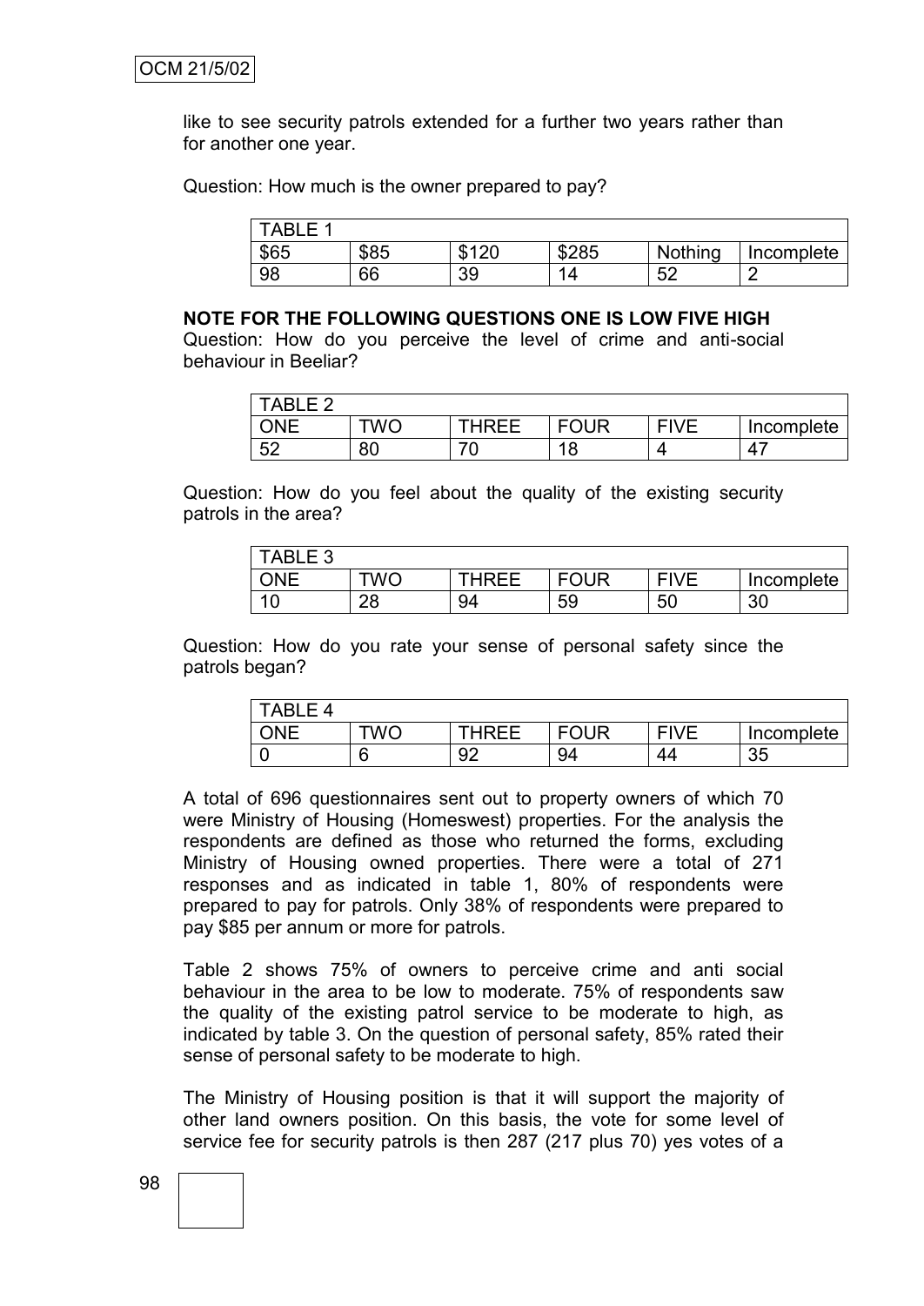like to see security patrols extended for a further two years rather than for another one year.

Question: How much is the owner prepared to pay?

| TABLE 1 | | | | | |
|---|---|---|---|---|---|
| $65 | $85 | $120 | $285 | Nothing | Incomplete |
| 98 | 66 | 39 | 14 | 52 | 2 |

**NOTE FOR THE FOLLOWING QUESTIONS ONE IS LOW FIVE HIGH**

Question: How do you perceive the level of crime and anti-social behaviour in Beeliar?

| TABLE 2 | | | | | |
|---|---|---|---|---|---|
| ONE | TWO | THREE | FOUR | FIVE | Incomplete |
| 52 | 80 | 70 | 18 | 4 | 47 |

Question: How do you feel about the quality of the existing security patrols in the area?

| TABLE 3 | | | | | |
|---|---|---|---|---|---|
| ONE | TWO | THREE | FOUR | FIVE | Incomplete |
| 10 | 28 | 94 | 59 | 50 | 30 |

Question: How do you rate your sense of personal safety since the patrols began?

| TABLE 4 | | | | | |
|---|---|---|---|---|---|
| ONE | TWO | THREE | FOUR | FIVE | Incomplete |
| 0 | 6 | 92 | 94 | 44 | 35 |

A total of 696 questionnaires sent out to property owners of which 70 were Ministry of Housing (Homeswest) properties. For the analysis the respondents are defined as those who returned the forms, excluding Ministry of Housing owned properties. There were a total of 271 responses and as indicated in table 1, 80% of respondents were prepared to pay for patrols. Only 38% of respondents were prepared to pay $85 per annum or more for patrols.

Table 2 shows 75% of owners to perceive crime and anti social behaviour in the area to be low to moderate. 75% of respondents saw the quality of the existing patrol service to be moderate to high, as indicated by table 3. On the question of personal safety, 85% rated their sense of personal safety to be moderate to high.

The Ministry of Housing position is that it will support the majority of other land owners position. On this basis, the vote for some level of service fee for security patrols is then 287 (217 plus 70) yes votes of a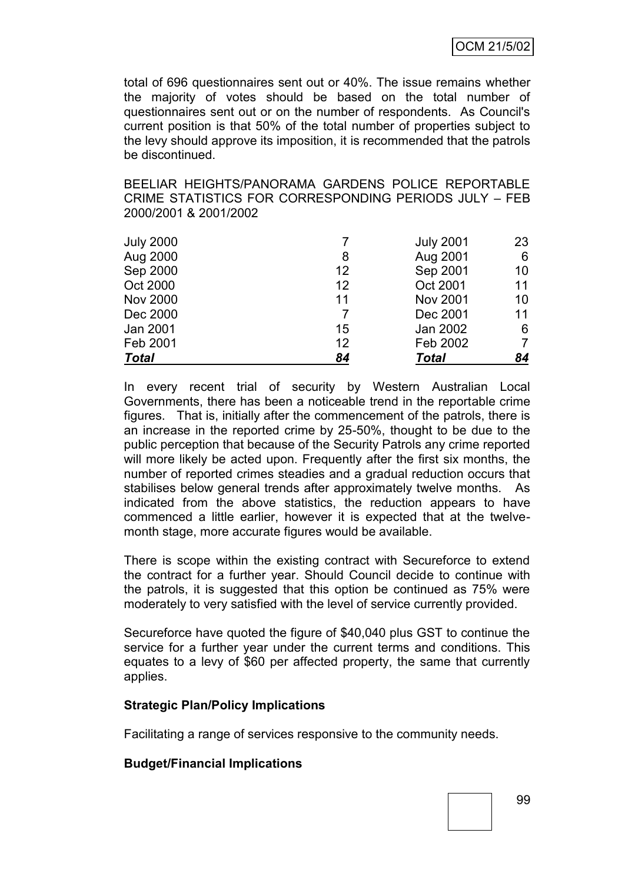total of 696 questionnaires sent out or 40%. The issue remains whether the majority of votes should be based on the total number of questionnaires sent out or on the number of respondents. As Council's current position is that 50% of the total number of properties subject to the levy should approve its imposition, it is recommended that the patrols be discontinued.

BEELIAR HEIGHTS/PANORAMA GARDENS POLICE REPORTABLE CRIME STATISTICS FOR CORRESPONDING PERIODS JULY – FEB 2000/2001 & 2001/2002

| | | | |
|---|---|---|---|
| July 2000 | 7 | July 2001 | 23 |
| Aug 2000 | 8 | Aug 2001 | 6 |
| Sep 2000 | 12 | Sep 2001 | 10 |
| Oct 2000 | 12 | Oct 2001 | 11 |
| Nov 2000 | 11 | Nov 2001 | 10 |
| Dec 2000 | 7 | Dec 2001 | 11 |
| Jan 2001 | 15 | Jan 2002 | 6 |
| Feb 2001 | 12 | Feb 2002 | 7 |
| ***Total*** | ***84*** | ***Total*** | ***84*** |

In every recent trial of security by Western Australian Local Governments, there has been a noticeable trend in the reportable crime figures. That is, initially after the commencement of the patrols, there is an increase in the reported crime by 25-50%, thought to be due to the public perception that because of the Security Patrols any crime reported will more likely be acted upon. Frequently after the first six months, the number of reported crimes steadies and a gradual reduction occurs that stabilises below general trends after approximately twelve months. As indicated from the above statistics, the reduction appears to have commenced a little earlier, however it is expected that at the twelve-month stage, more accurate figures would be available.

There is scope within the existing contract with Secureforce to extend the contract for a further year. Should Council decide to continue with the patrols, it is suggested that this option be continued as 75% were moderately to very satisfied with the level of service currently provided.

Secureforce have quoted the figure of $40,040 plus GST to continue the service for a further year under the current terms and conditions. This equates to a levy of $60 per affected property, the same that currently applies.

**Strategic Plan/Policy Implications**

Facilitating a range of services responsive to the community needs.

**Budget/Financial Implications**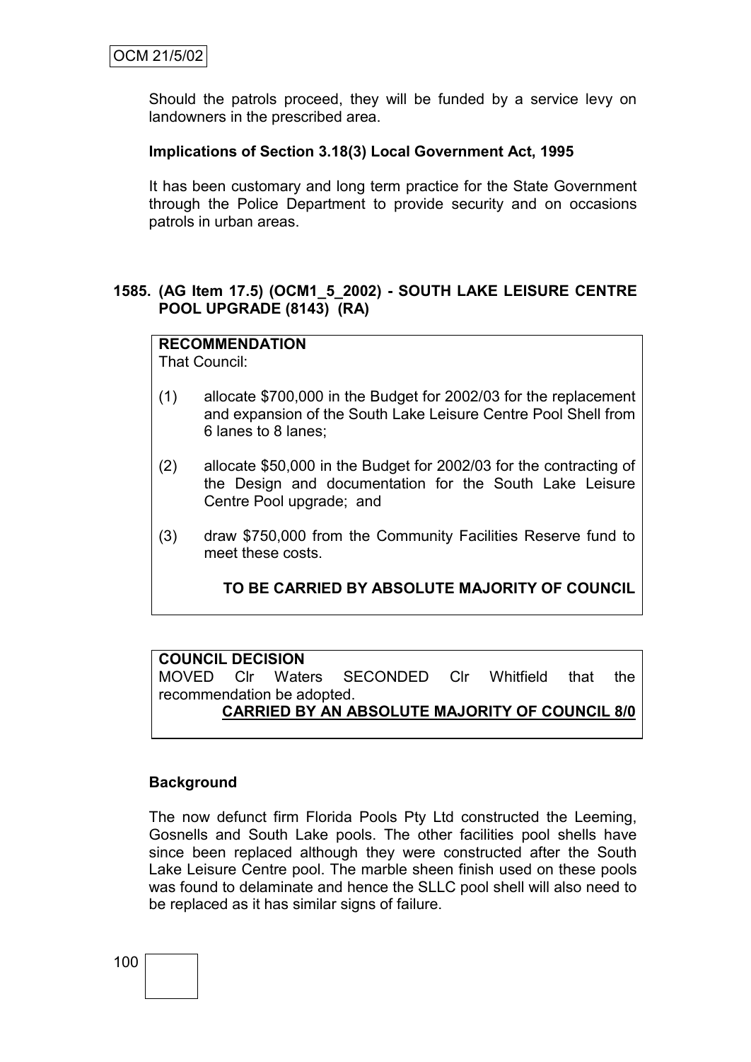Should the patrols proceed, they will be funded by a service levy on landowners in the prescribed area.

**Implications of Section 3.18(3) Local Government Act, 1995**

It has been customary and long term practice for the State Government through the Police Department to provide security and on occasions patrols in urban areas.

## 1585. (AG Item 17.5) (OCM1_5_2002) - SOUTH LAKE LEISURE CENTRE POOL UPGRADE (8143) (RA)

**RECOMMENDATION**

That Council:

(1) allocate $700,000 in the Budget for 2002/03 for the replacement and expansion of the South Lake Leisure Centre Pool Shell from 6 lanes to 8 lanes;

(2) allocate $50,000 in the Budget for 2002/03 for the contracting of the Design and documentation for the South Lake Leisure Centre Pool upgrade; and

(3) draw $750,000 from the Community Facilities Reserve fund to meet these costs.

**TO BE CARRIED BY ABSOLUTE MAJORITY OF COUNCIL**

**COUNCIL DECISION**

MOVED Clr Waters SECONDED Clr Whitfield that the recommendation be adopted.

**CARRIED BY AN ABSOLUTE MAJORITY OF COUNCIL 8/0**

**Background**

The now defunct firm Florida Pools Pty Ltd constructed the Leeming, Gosnells and South Lake pools. The other facilities pool shells have since been replaced although they were constructed after the South Lake Leisure Centre pool. The marble sheen finish used on these pools was found to delaminate and hence the SLLC pool shell will also need to be replaced as it has similar signs of failure.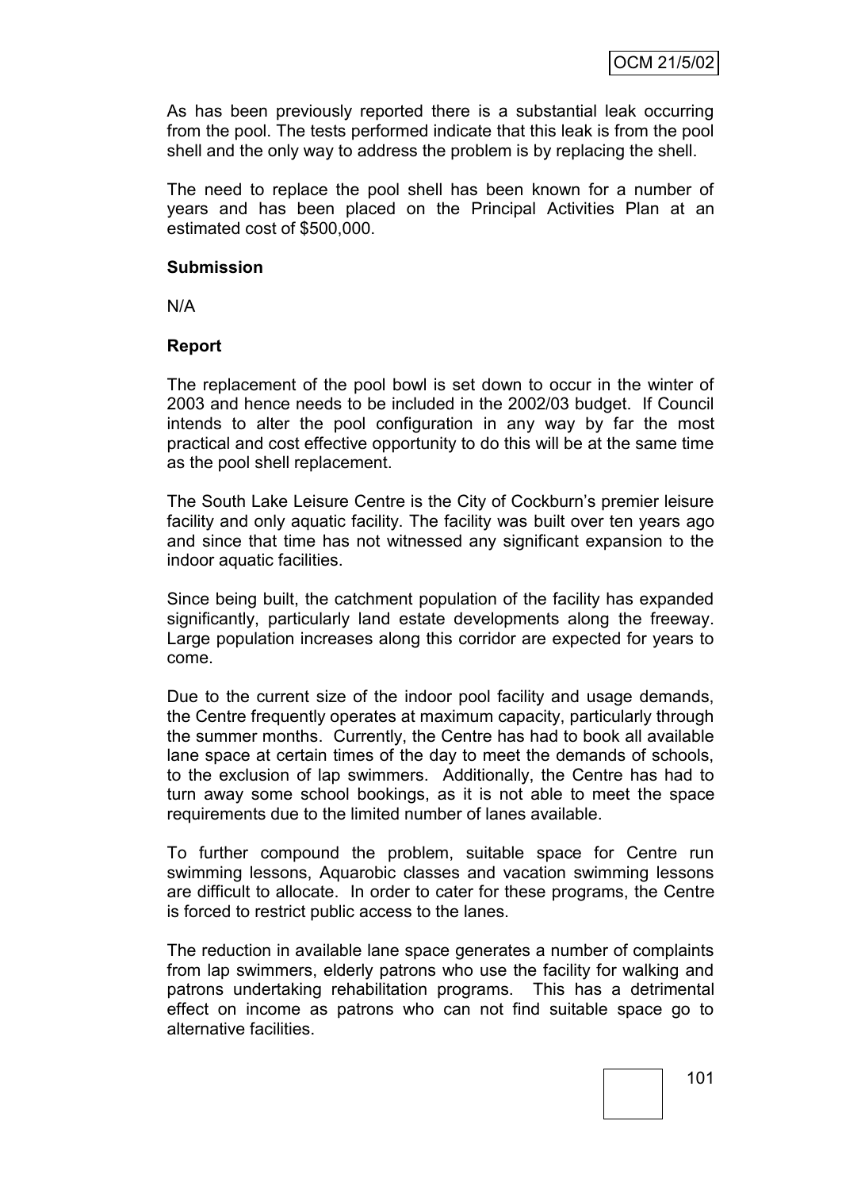As has been previously reported there is a substantial leak occurring from the pool. The tests performed indicate that this leak is from the pool shell and the only way to address the problem is by replacing the shell.

The need to replace the pool shell has been known for a number of years and has been placed on the Principal Activities Plan at an estimated cost of $500,000.

**Submission**

N/A

**Report**

The replacement of the pool bowl is set down to occur in the winter of 2003 and hence needs to be included in the 2002/03 budget. If Council intends to alter the pool configuration in any way by far the most practical and cost effective opportunity to do this will be at the same time as the pool shell replacement.

The South Lake Leisure Centre is the City of Cockburn's premier leisure facility and only aquatic facility. The facility was built over ten years ago and since that time has not witnessed any significant expansion to the indoor aquatic facilities.

Since being built, the catchment population of the facility has expanded significantly, particularly land estate developments along the freeway. Large population increases along this corridor are expected for years to come.

Due to the current size of the indoor pool facility and usage demands, the Centre frequently operates at maximum capacity, particularly through the summer months. Currently, the Centre has had to book all available lane space at certain times of the day to meet the demands of schools, to the exclusion of lap swimmers. Additionally, the Centre has had to turn away some school bookings, as it is not able to meet the space requirements due to the limited number of lanes available.

To further compound the problem, suitable space for Centre run swimming lessons, Aquarobic classes and vacation swimming lessons are difficult to allocate. In order to cater for these programs, the Centre is forced to restrict public access to the lanes.

The reduction in available lane space generates a number of complaints from lap swimmers, elderly patrons who use the facility for walking and patrons undertaking rehabilitation programs. This has a detrimental effect on income as patrons who can not find suitable space go to alternative facilities.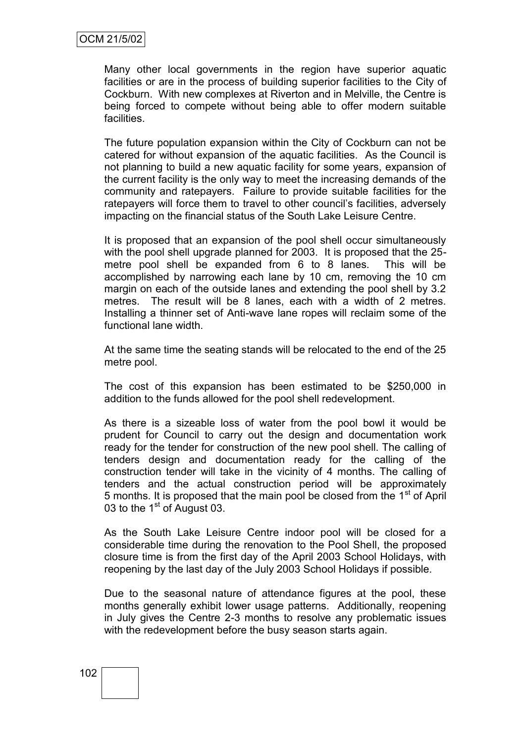Many other local governments in the region have superior aquatic facilities or are in the process of building superior facilities to the City of Cockburn. With new complexes at Riverton and in Melville, the Centre is being forced to compete without being able to offer modern suitable facilities.

The future population expansion within the City of Cockburn can not be catered for without expansion of the aquatic facilities. As the Council is not planning to build a new aquatic facility for some years, expansion of the current facility is the only way to meet the increasing demands of the community and ratepayers. Failure to provide suitable facilities for the ratepayers will force them to travel to other council's facilities, adversely impacting on the financial status of the South Lake Leisure Centre.

It is proposed that an expansion of the pool shell occur simultaneously with the pool shell upgrade planned for 2003. It is proposed that the 25-metre pool shell be expanded from 6 to 8 lanes. This will be accomplished by narrowing each lane by 10 cm, removing the 10 cm margin on each of the outside lanes and extending the pool shell by 3.2 metres. The result will be 8 lanes, each with a width of 2 metres. Installing a thinner set of Anti-wave lane ropes will reclaim some of the functional lane width.

At the same time the seating stands will be relocated to the end of the 25 metre pool.

The cost of this expansion has been estimated to be $250,000 in addition to the funds allowed for the pool shell redevelopment.

As there is a sizeable loss of water from the pool bowl it would be prudent for Council to carry out the design and documentation work ready for the tender for construction of the new pool shell. The calling of tenders design and documentation ready for the calling of the construction tender will take in the vicinity of 4 months. The calling of tenders and the actual construction period will be approximately 5 months. It is proposed that the main pool be closed from the 1st of April 03 to the 1st of August 03.

As the South Lake Leisure Centre indoor pool will be closed for a considerable time during the renovation to the Pool Shell, the proposed closure time is from the first day of the April 2003 School Holidays, with reopening by the last day of the July 2003 School Holidays if possible.

Due to the seasonal nature of attendance figures at the pool, these months generally exhibit lower usage patterns. Additionally, reopening in July gives the Centre 2-3 months to resolve any problematic issues with the redevelopment before the busy season starts again.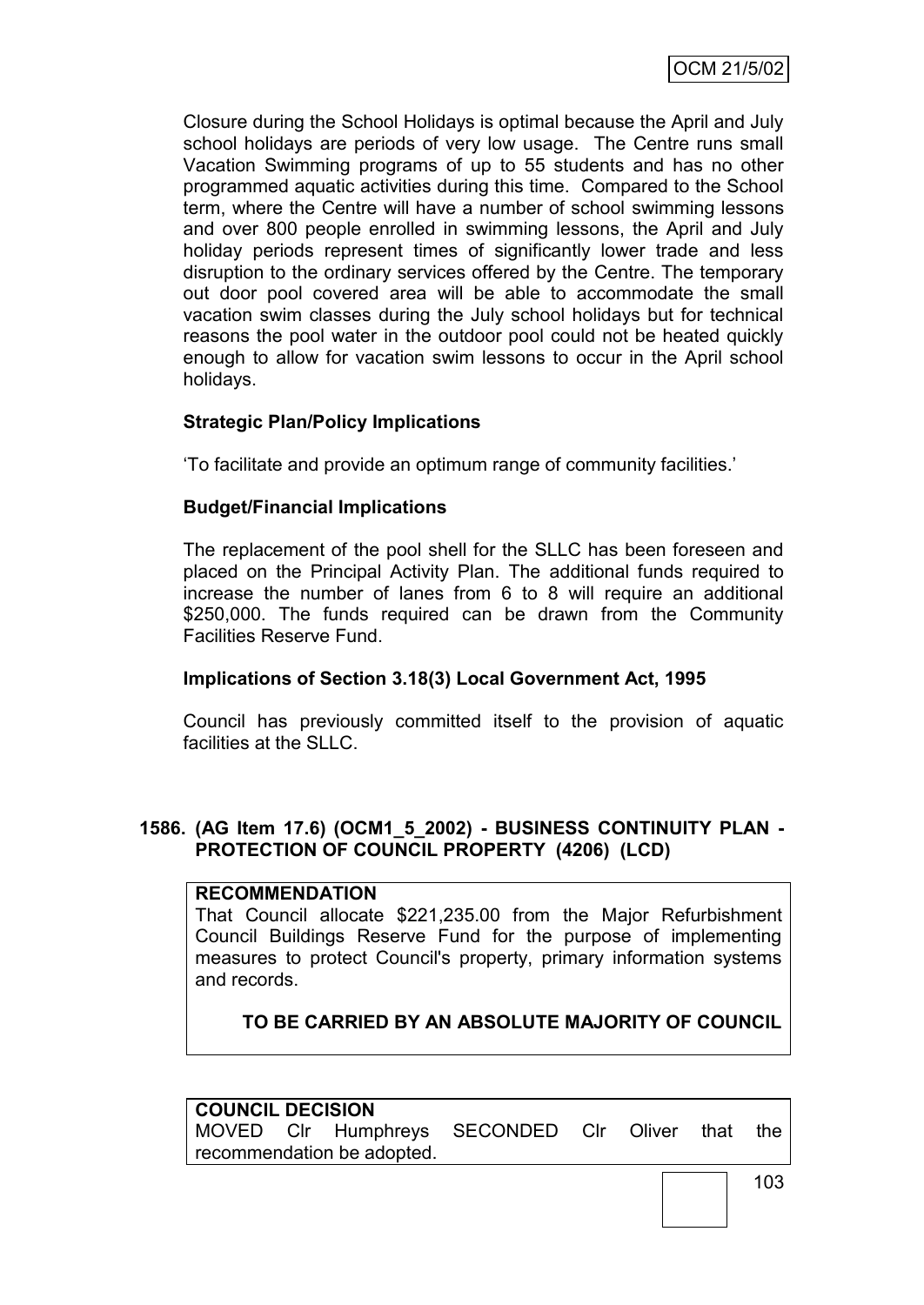Closure during the School Holidays is optimal because the April and July school holidays are periods of very low usage. The Centre runs small Vacation Swimming programs of up to 55 students and has no other programmed aquatic activities during this time. Compared to the School term, where the Centre will have a number of school swimming lessons and over 800 people enrolled in swimming lessons, the April and July holiday periods represent times of significantly lower trade and less disruption to the ordinary services offered by the Centre. The temporary out door pool covered area will be able to accommodate the small vacation swim classes during the July school holidays but for technical reasons the pool water in the outdoor pool could not be heated quickly enough to allow for vacation swim lessons to occur in the April school holidays.

**Strategic Plan/Policy Implications**

'To facilitate and provide an optimum range of community facilities.'

**Budget/Financial Implications**

The replacement of the pool shell for the SLLC has been foreseen and placed on the Principal Activity Plan. The additional funds required to increase the number of lanes from 6 to 8 will require an additional $250,000. The funds required can be drawn from the Community Facilities Reserve Fund.

**Implications of Section 3.18(3) Local Government Act, 1995**

Council has previously committed itself to the provision of aquatic facilities at the SLLC.

## 1586. (AG Item 17.6) (OCM1_5_2002) - BUSINESS CONTINUITY PLAN - PROTECTION OF COUNCIL PROPERTY (4206) (LCD)

**RECOMMENDATION**

That Council allocate $221,235.00 from the Major Refurbishment Council Buildings Reserve Fund for the purpose of implementing measures to protect Council's property, primary information systems and records.

**TO BE CARRIED BY AN ABSOLUTE MAJORITY OF COUNCIL**

**COUNCIL DECISION**

MOVED Clr Humphreys SECONDED Clr Oliver that the recommendation be adopted.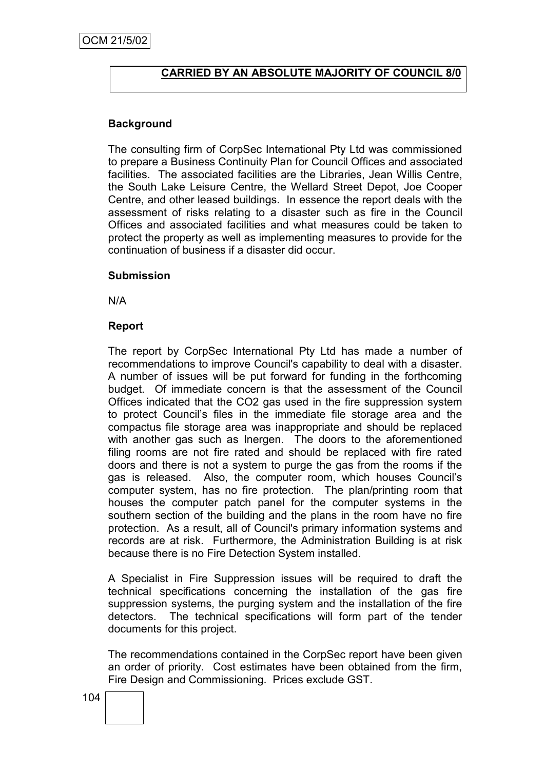**CARRIED BY AN ABSOLUTE MAJORITY OF COUNCIL 8/0**

**Background**

The consulting firm of CorpSec International Pty Ltd was commissioned to prepare a Business Continuity Plan for Council Offices and associated facilities. The associated facilities are the Libraries, Jean Willis Centre, the South Lake Leisure Centre, the Wellard Street Depot, Joe Cooper Centre, and other leased buildings. In essence the report deals with the assessment of risks relating to a disaster such as fire in the Council Offices and associated facilities and what measures could be taken to protect the property as well as implementing measures to provide for the continuation of business if a disaster did occur.

**Submission**

N/A

**Report**

The report by CorpSec International Pty Ltd has made a number of recommendations to improve Council's capability to deal with a disaster. A number of issues will be put forward for funding in the forthcoming budget. Of immediate concern is that the assessment of the Council Offices indicated that the $CO_2$ gas used in the fire suppression system to protect Council's files in the immediate file storage area and the compactus file storage area was inappropriate and should be replaced with another gas such as Inergen. The doors to the aforementioned filing rooms are not fire rated and should be replaced with fire rated doors and there is not a system to purge the gas from the rooms if the gas is released. Also, the computer room, which houses Council's computer system, has no fire protection. The plan/printing room that houses the computer patch panel for the computer systems in the southern section of the building and the plans in the room have no fire protection. As a result, all of Council's primary information systems and records are at risk. Furthermore, the Administration Building is at risk because there is no Fire Detection System installed.

A Specialist in Fire Suppression issues will be required to draft the technical specifications concerning the installation of the gas fire suppression systems, the purging system and the installation of the fire detectors. The technical specifications will form part of the tender documents for this project.

The recommendations contained in the CorpSec report have been given an order of priority. Cost estimates have been obtained from the firm, Fire Design and Commissioning. Prices exclude GST.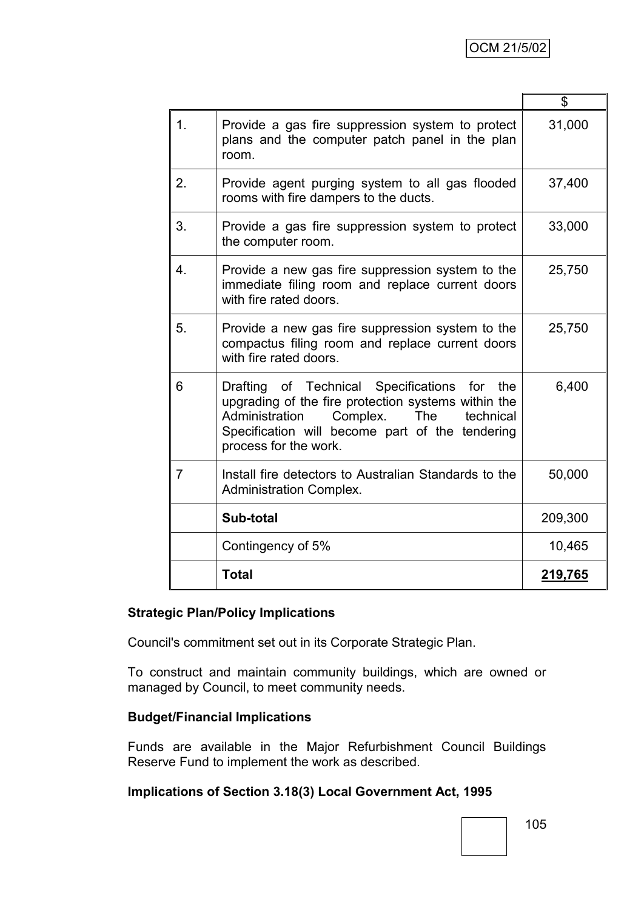| | | $ |
|---|---|---|
| 1. | Provide a gas fire suppression system to protect plans and the computer patch panel in the plan room. | 31,000 |
| 2. | Provide agent purging system to all gas flooded rooms with fire dampers to the ducts. | 37,400 |
| 3. | Provide a gas fire suppression system to protect the computer room. | 33,000 |
| 4. | Provide a new gas fire suppression system to the immediate filing room and replace current doors with fire rated doors. | 25,750 |
| 5. | Provide a new gas fire suppression system to the compactus filing room and replace current doors with fire rated doors. | 25,750 |
| 6 | Drafting of Technical Specifications for the upgrading of the fire protection systems within the Administration Complex. The technical Specification will become part of the tendering process for the work. | 6,400 |
| 7 | Install fire detectors to Australian Standards to the Administration Complex. | 50,000 |
| | **Sub-total** | 209,300 |
| | Contingency of 5% | 10,465 |
| | **Total** | **219,765** |

**Strategic Plan/Policy Implications**

Council's commitment set out in its Corporate Strategic Plan.

To construct and maintain community buildings, which are owned or managed by Council, to meet community needs.

**Budget/Financial Implications**

Funds are available in the Major Refurbishment Council Buildings Reserve Fund to implement the work as described.

**Implications of Section 3.18(3) Local Government Act, 1995**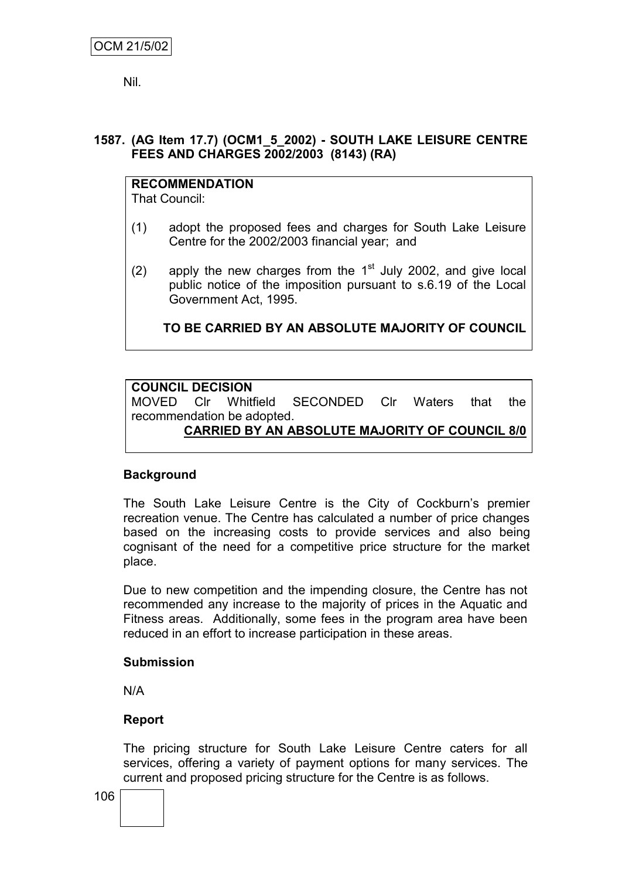Nil.

**1587. (AG Item 17.7) (OCM1_5_2002) - SOUTH LAKE LEISURE CENTRE FEES AND CHARGES 2002/2003 (8143) (RA)**

**RECOMMENDATION**
That Council:

(1) adopt the proposed fees and charges for South Lake Leisure Centre for the 2002/2003 financial year; and

(2) apply the new charges from the 1st July 2002, and give local public notice of the imposition pursuant to s.6.19 of the Local Government Act, 1995.

**TO BE CARRIED BY AN ABSOLUTE MAJORITY OF COUNCIL**

**COUNCIL DECISION**
MOVED Clr Whitfield SECONDED Clr Waters that the recommendation be adopted.

**CARRIED BY AN ABSOLUTE MAJORITY OF COUNCIL 8/0**

**Background**

The South Lake Leisure Centre is the City of Cockburn's premier recreation venue. The Centre has calculated a number of price changes based on the increasing costs to provide services and also being cognisant of the need for a competitive price structure for the market place.

Due to new competition and the impending closure, the Centre has not recommended any increase to the majority of prices in the Aquatic and Fitness areas. Additionally, some fees in the program area have been reduced in an effort to increase participation in these areas.

**Submission**

N/A

**Report**

The pricing structure for South Lake Leisure Centre caters for all services, offering a variety of payment options for many services. The current and proposed pricing structure for the Centre is as follows.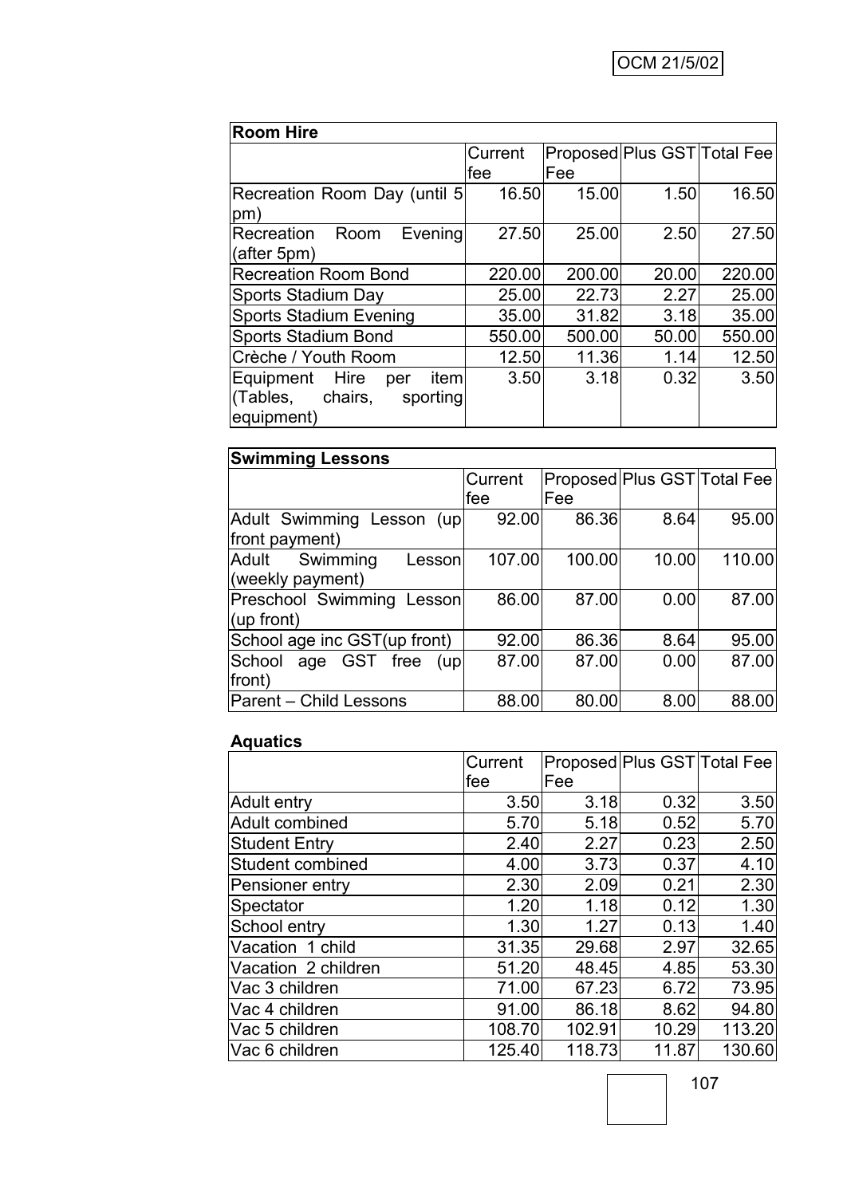| Room Hire | | | | |
|---|---|---|---|---|
| | Current fee | Proposed Fee | Plus GST | Total Fee |
| Recreation Room Day (until 5 pm) | 16.50 | 15.00 | 1.50 | 16.50 |
| Recreation Room Evening (after 5pm) | 27.50 | 25.00 | 2.50 | 27.50 |
| Recreation Room Bond | 220.00 | 200.00 | 20.00 | 220.00 |
| Sports Stadium Day | 25.00 | 22.73 | 2.27 | 25.00 |
| Sports Stadium Evening | 35.00 | 31.82 | 3.18 | 35.00 |
| Sports Stadium Bond | 550.00 | 500.00 | 50.00 | 550.00 |
| Crèche / Youth Room | 12.50 | 11.36 | 1.14 | 12.50 |
| Equipment Hire per item (Tables, chairs, sporting equipment) | 3.50 | 3.18 | 0.32 | 3.50 |

| Swimming Lessons | | | | |
|---|---|---|---|---|
| | Current fee | Proposed Fee | Plus GST | Total Fee |
| Adult Swimming Lesson (up front payment) | 92.00 | 86.36 | 8.64 | 95.00 |
| Adult Swimming Lesson (weekly payment) | 107.00 | 100.00 | 10.00 | 110.00 |
| Preschool Swimming Lesson (up front) | 86.00 | 87.00 | 0.00 | 87.00 |
| School age inc GST(up front) | 92.00 | 86.36 | 8.64 | 95.00 |
| School age GST free (up front) | 87.00 | 87.00 | 0.00 | 87.00 |
| Parent – Child Lessons | 88.00 | 80.00 | 8.00 | 88.00 |

**Aquatics**

| | Current fee | Proposed Fee | Plus GST | Total Fee |
|---|---|---|---|---|
| Adult entry | 3.50 | 3.18 | 0.32 | 3.50 |
| Adult combined | 5.70 | 5.18 | 0.52 | 5.70 |
| Student Entry | 2.40 | 2.27 | 0.23 | 2.50 |
| Student combined | 4.00 | 3.73 | 0.37 | 4.10 |
| Pensioner entry | 2.30 | 2.09 | 0.21 | 2.30 |
| Spectator | 1.20 | 1.18 | 0.12 | 1.30 |
| School entry | 1.30 | 1.27 | 0.13 | 1.40 |
| Vacation 1 child | 31.35 | 29.68 | 2.97 | 32.65 |
| Vacation 2 children | 51.20 | 48.45 | 4.85 | 53.30 |
| Vac 3 children | 71.00 | 67.23 | 6.72 | 73.95 |
| Vac 4 children | 91.00 | 86.18 | 8.62 | 94.80 |
| Vac 5 children | 108.70 | 102.91 | 10.29 | 113.20 |
| Vac 6 children | 125.40 | 118.73 | 11.87 | 130.60 |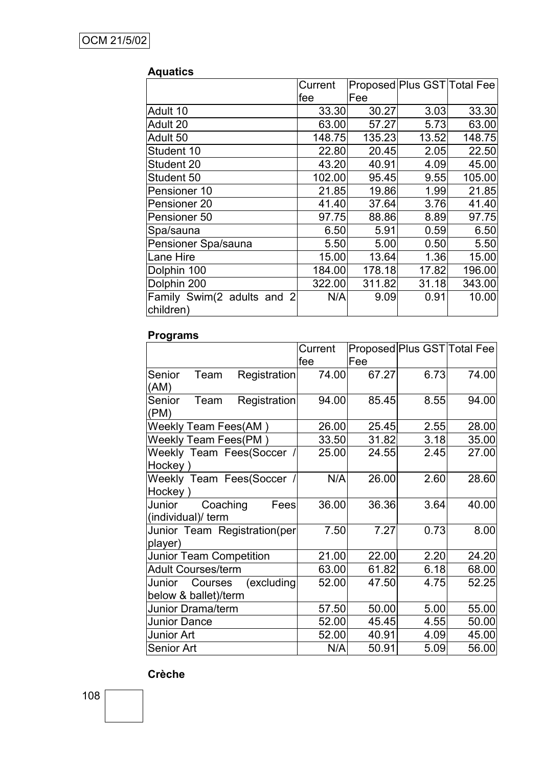**Aquatics**

| | Current fee | Proposed Fee | Plus GST | Total Fee |
|---|---|---|---|---|
| Adult 10 | 33.30 | 30.27 | 3.03 | 33.30 |
| Adult 20 | 63.00 | 57.27 | 5.73 | 63.00 |
| Adult 50 | 148.75 | 135.23 | 13.52 | 148.75 |
| Student 10 | 22.80 | 20.45 | 2.05 | 22.50 |
| Student 20 | 43.20 | 40.91 | 4.09 | 45.00 |
| Student 50 | 102.00 | 95.45 | 9.55 | 105.00 |
| Pensioner 10 | 21.85 | 19.86 | 1.99 | 21.85 |
| Pensioner 20 | 41.40 | 37.64 | 3.76 | 41.40 |
| Pensioner 50 | 97.75 | 88.86 | 8.89 | 97.75 |
| Spa/sauna | 6.50 | 5.91 | 0.59 | 6.50 |
| Pensioner Spa/sauna | 5.50 | 5.00 | 0.50 | 5.50 |
| Lane Hire | 15.00 | 13.64 | 1.36 | 15.00 |
| Dolphin 100 | 184.00 | 178.18 | 17.82 | 196.00 |
| Dolphin 200 | 322.00 | 311.82 | 31.18 | 343.00 |
| Family Swim(2 adults and 2 children) | N/A | 9.09 | 0.91 | 10.00 |

**Programs**

| | Current fee | Proposed Fee | Plus GST | Total Fee |
|---|---|---|---|---|
| Senior Team Registration (AM) | 74.00 | 67.27 | 6.73 | 74.00 |
| Senior Team Registration (PM) | 94.00 | 85.45 | 8.55 | 94.00 |
| Weekly Team Fees(AM ) | 26.00 | 25.45 | 2.55 | 28.00 |
| Weekly Team Fees(PM ) | 33.50 | 31.82 | 3.18 | 35.00 |
| Weekly Team Fees(Soccer / Hockey ) | 25.00 | 24.55 | 2.45 | 27.00 |
| Weekly Team Fees(Soccer / Hockey ) | N/A | 26.00 | 2.60 | 28.60 |
| Junior Coaching Fees (individual)/ term | 36.00 | 36.36 | 3.64 | 40.00 |
| Junior Team Registration(per player) | 7.50 | 7.27 | 0.73 | 8.00 |
| Junior Team Competition | 21.00 | 22.00 | 2.20 | 24.20 |
| Adult Courses/term | 63.00 | 61.82 | 6.18 | 68.00 |
| Junior Courses (excluding below & ballet)/term | 52.00 | 47.50 | 4.75 | 52.25 |
| Junior Drama/term | 57.50 | 50.00 | 5.00 | 55.00 |
| Junior Dance | 52.00 | 45.45 | 4.55 | 50.00 |
| Junior Art | 52.00 | 40.91 | 4.09 | 45.00 |
| Senior Art | N/A | 50.91 | 5.09 | 56.00 |

**Crèche**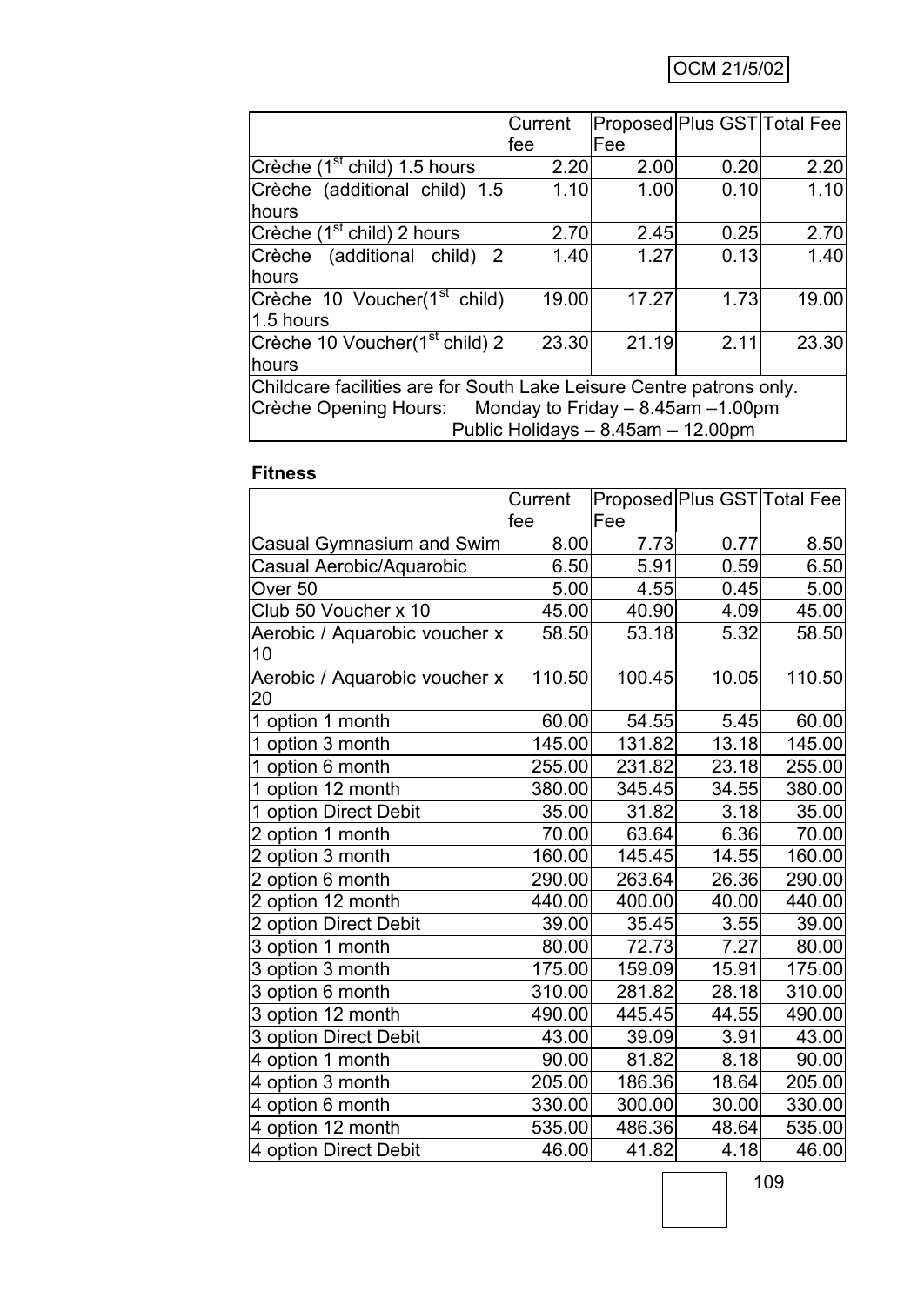| | Current fee | Proposed Fee | Plus GST | Total Fee |
|---|---|---|---|---|
| Crèche (1st child) 1.5 hours | 2.20 | 2.00 | 0.20 | 2.20 |
| Crèche (additional child) 1.5 hours | 1.10 | 1.00 | 0.10 | 1.10 |
| Crèche (1st child) 2 hours | 2.70 | 2.45 | 0.25 | 2.70 |
| Crèche (additional child) 2 hours | 1.40 | 1.27 | 0.13 | 1.40 |
| Crèche 10 Voucher(1st child) 1.5 hours | 19.00 | 17.27 | 1.73 | 19.00 |
| Crèche 10 Voucher(1st child) 2 hours | 23.30 | 21.19 | 2.11 | 23.30 |
| Childcare facilities are for South Lake Leisure Centre patrons only. Crèche Opening Hours: Monday to Friday – 8.45am –1.00pm; Public Holidays – 8.45am – 12.00pm | | | | |

**Fitness**

| | Current fee | Proposed Fee | Plus GST | Total Fee |
|---|---|---|---|---|
| Casual Gymnasium and Swim | 8.00 | 7.73 | 0.77 | 8.50 |
| Casual Aerobic/Aquarobic | 6.50 | 5.91 | 0.59 | 6.50 |
| Over 50 | 5.00 | 4.55 | 0.45 | 5.00 |
| Club 50 Voucher x 10 | 45.00 | 40.90 | 4.09 | 45.00 |
| Aerobic / Aquarobic voucher x 10 | 58.50 | 53.18 | 5.32 | 58.50 |
| Aerobic / Aquarobic voucher x 20 | 110.50 | 100.45 | 10.05 | 110.50 |
| 1 option 1 month | 60.00 | 54.55 | 5.45 | 60.00 |
| 1 option 3 month | 145.00 | 131.82 | 13.18 | 145.00 |
| 1 option 6 month | 255.00 | 231.82 | 23.18 | 255.00 |
| 1 option 12 month | 380.00 | 345.45 | 34.55 | 380.00 |
| 1 option Direct Debit | 35.00 | 31.82 | 3.18 | 35.00 |
| 2 option 1 month | 70.00 | 63.64 | 6.36 | 70.00 |
| 2 option 3 month | 160.00 | 145.45 | 14.55 | 160.00 |
| 2 option 6 month | 290.00 | 263.64 | 26.36 | 290.00 |
| 2 option 12 month | 440.00 | 400.00 | 40.00 | 440.00 |
| 2 option Direct Debit | 39.00 | 35.45 | 3.55 | 39.00 |
| 3 option 1 month | 80.00 | 72.73 | 7.27 | 80.00 |
| 3 option 3 month | 175.00 | 159.09 | 15.91 | 175.00 |
| 3 option 6 month | 310.00 | 281.82 | 28.18 | 310.00 |
| 3 option 12 month | 490.00 | 445.45 | 44.55 | 490.00 |
| 3 option Direct Debit | 43.00 | 39.09 | 3.91 | 43.00 |
| 4 option 1 month | 90.00 | 81.82 | 8.18 | 90.00 |
| 4 option 3 month | 205.00 | 186.36 | 18.64 | 205.00 |
| 4 option 6 month | 330.00 | 300.00 | 30.00 | 330.00 |
| 4 option 12 month | 535.00 | 486.36 | 48.64 | 535.00 |
| 4 option Direct Debit | 46.00 | 41.82 | 4.18 | 46.00 |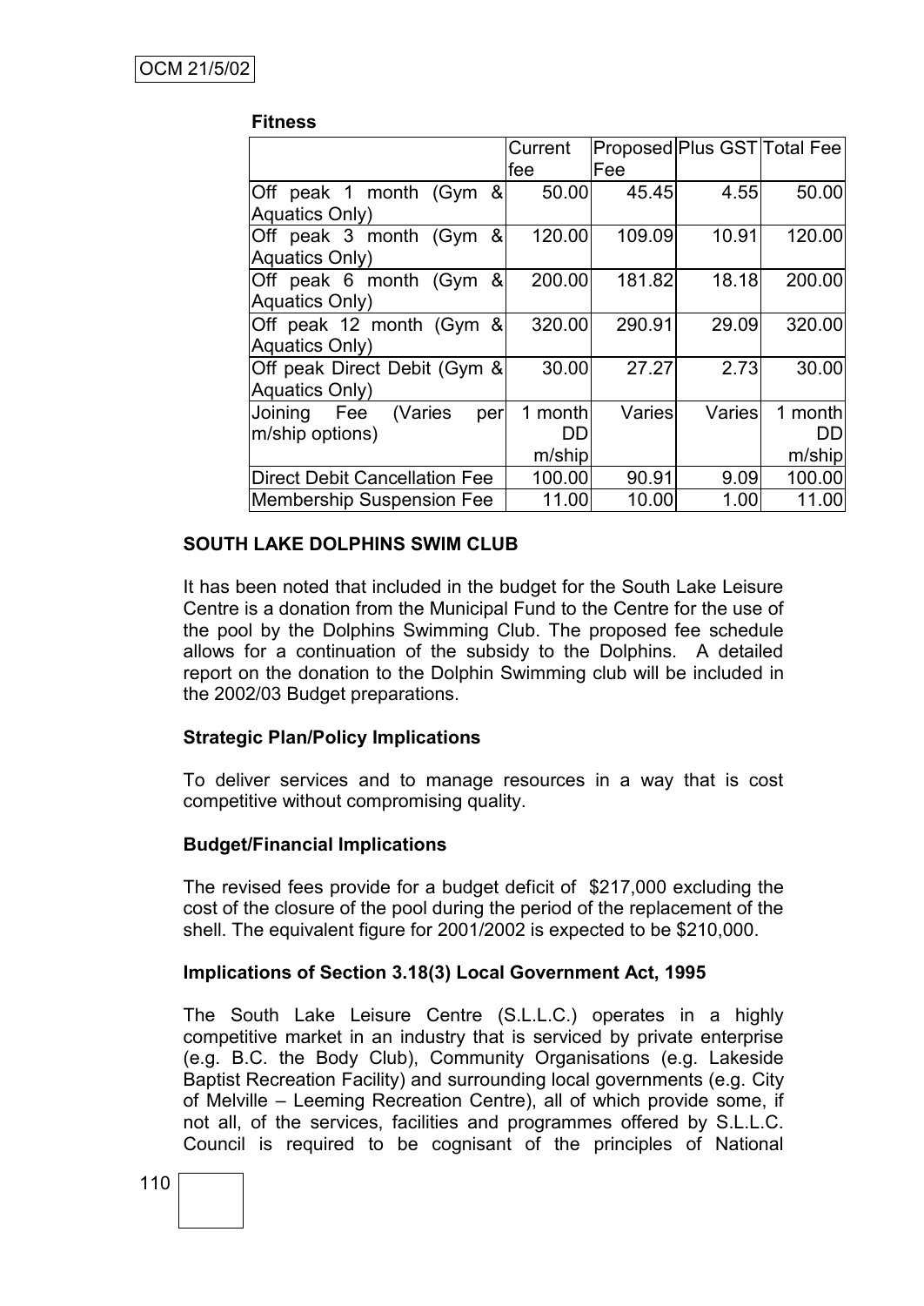**Fitness**

| | Current fee | Proposed Fee | Plus GST | Total Fee |
|---|---|---|---|---|
| Off peak 1 month (Gym & Aquatics Only) | 50.00 | 45.45 | 4.55 | 50.00 |
| Off peak 3 month (Gym & Aquatics Only) | 120.00 | 109.09 | 10.91 | 120.00 |
| Off peak 6 month (Gym & Aquatics Only) | 200.00 | 181.82 | 18.18 | 200.00 |
| Off peak 12 month (Gym & Aquatics Only) | 320.00 | 290.91 | 29.09 | 320.00 |
| Off peak Direct Debit (Gym & Aquatics Only) | 30.00 | 27.27 | 2.73 | 30.00 |
| Joining Fee (Varies per m/ship options) | 1 month DD m/ship | Varies | Varies | 1 month DD m/ship |
| Direct Debit Cancellation Fee | 100.00 | 90.91 | 9.09 | 100.00 |
| Membership Suspension Fee | 11.00 | 10.00 | 1.00 | 11.00 |

**SOUTH LAKE DOLPHINS SWIM CLUB**

It has been noted that included in the budget for the South Lake Leisure Centre is a donation from the Municipal Fund to the Centre for the use of the pool by the Dolphins Swimming Club. The proposed fee schedule allows for a continuation of the subsidy to the Dolphins. A detailed report on the donation to the Dolphin Swimming club will be included in the 2002/03 Budget preparations.

**Strategic Plan/Policy Implications**

To deliver services and to manage resources in a way that is cost competitive without compromising quality.

**Budget/Financial Implications**

The revised fees provide for a budget deficit of $217,000 excluding the cost of the closure of the pool during the period of the replacement of the shell. The equivalent figure for 2001/2002 is expected to be $210,000.

**Implications of Section 3.18(3) Local Government Act, 1995**

The South Lake Leisure Centre (S.L.L.C.) operates in a highly competitive market in an industry that is serviced by private enterprise (e.g. B.C. the Body Club), Community Organisations (e.g. Lakeside Baptist Recreation Facility) and surrounding local governments (e.g. City of Melville – Leeming Recreation Centre), all of which provide some, if not all, of the services, facilities and programmes offered by S.L.L.C. Council is required to be cognisant of the principles of National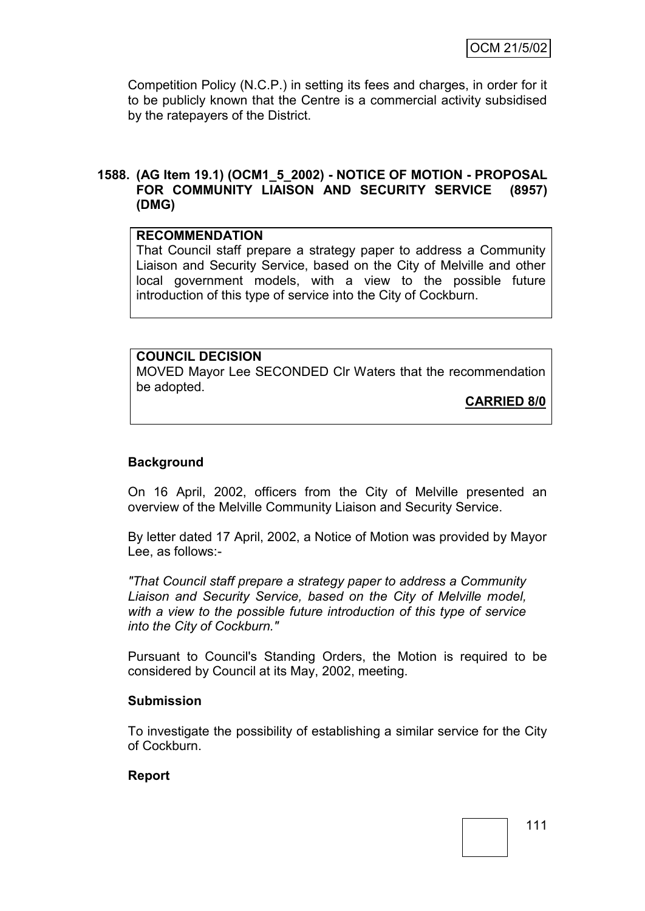Competition Policy (N.C.P.) in setting its fees and charges, in order for it to be publicly known that the Centre is a commercial activity subsidised by the ratepayers of the District.

**1588. (AG Item 19.1) (OCM1_5_2002) - NOTICE OF MOTION - PROPOSAL FOR COMMUNITY LIAISON AND SECURITY SERVICE (8957) (DMG)**

**RECOMMENDATION**
That Council staff prepare a strategy paper to address a Community Liaison and Security Service, based on the City of Melville and other local government models, with a view to the possible future introduction of this type of service into the City of Cockburn.

**COUNCIL DECISION**
MOVED Mayor Lee SECONDED Clr Waters that the recommendation be adopted.

**CARRIED 8/0**

**Background**

On 16 April, 2002, officers from the City of Melville presented an overview of the Melville Community Liaison and Security Service.

By letter dated 17 April, 2002, a Notice of Motion was provided by Mayor Lee, as follows:-

*"That Council staff prepare a strategy paper to address a Community Liaison and Security Service, based on the City of Melville model, with a view to the possible future introduction of this type of service into the City of Cockburn."*

Pursuant to Council's Standing Orders, the Motion is required to be considered by Council at its May, 2002, meeting.

**Submission**

To investigate the possibility of establishing a similar service for the City of Cockburn.

**Report**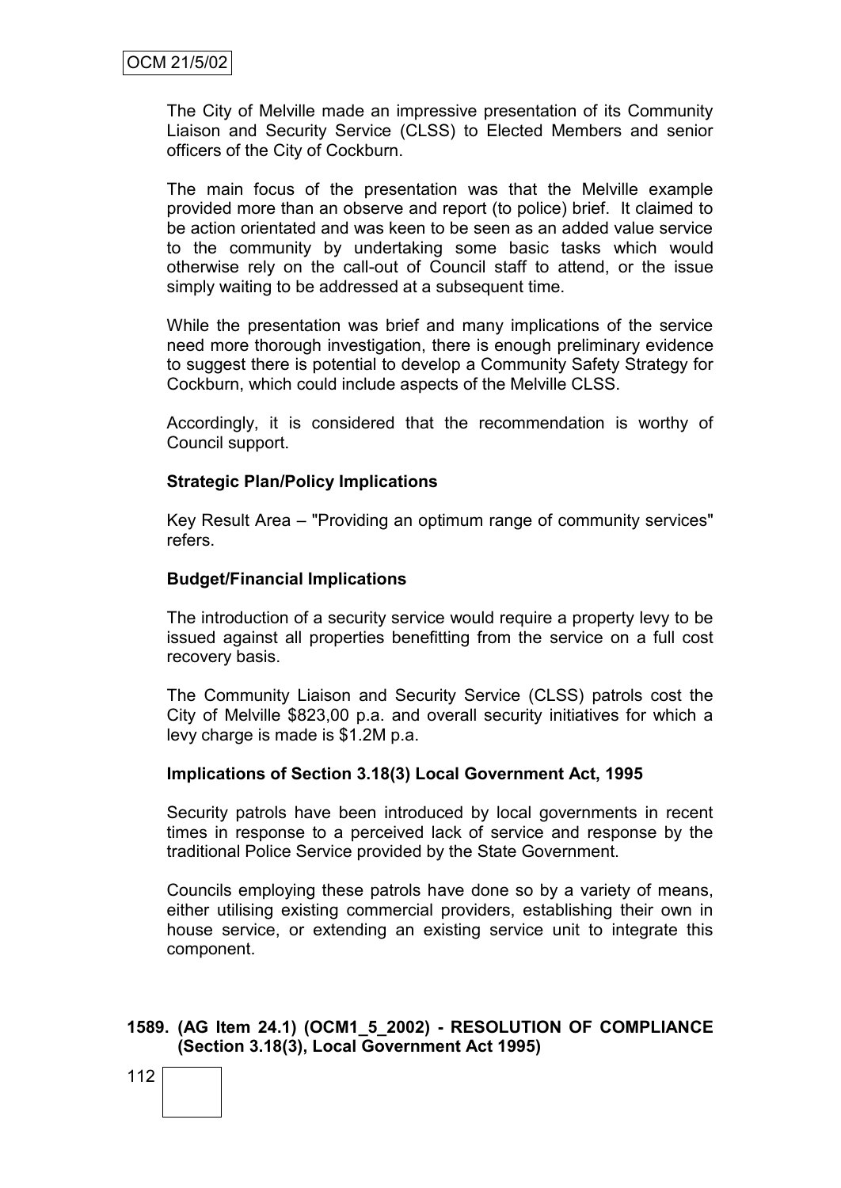The City of Melville made an impressive presentation of its Community Liaison and Security Service (CLSS) to Elected Members and senior officers of the City of Cockburn.

The main focus of the presentation was that the Melville example provided more than an observe and report (to police) brief. It claimed to be action orientated and was keen to be seen as an added value service to the community by undertaking some basic tasks which would otherwise rely on the call-out of Council staff to attend, or the issue simply waiting to be addressed at a subsequent time.

While the presentation was brief and many implications of the service need more thorough investigation, there is enough preliminary evidence to suggest there is potential to develop a Community Safety Strategy for Cockburn, which could include aspects of the Melville CLSS.

Accordingly, it is considered that the recommendation is worthy of Council support.

**Strategic Plan/Policy Implications**

Key Result Area – "Providing an optimum range of community services" refers.

**Budget/Financial Implications**

The introduction of a security service would require a property levy to be issued against all properties benefitting from the service on a full cost recovery basis.

The Community Liaison and Security Service (CLSS) patrols cost the City of Melville $823,00 p.a. and overall security initiatives for which a levy charge is made is $1.2M p.a.

**Implications of Section 3.18(3) Local Government Act, 1995**

Security patrols have been introduced by local governments in recent times in response to a perceived lack of service and response by the traditional Police Service provided by the State Government.

Councils employing these patrols have done so by a variety of means, either utilising existing commercial providers, establishing their own in house service, or extending an existing service unit to integrate this component.

**1589. (AG Item 24.1) (OCM1_5_2002) - RESOLUTION OF COMPLIANCE (Section 3.18(3), Local Government Act 1995)**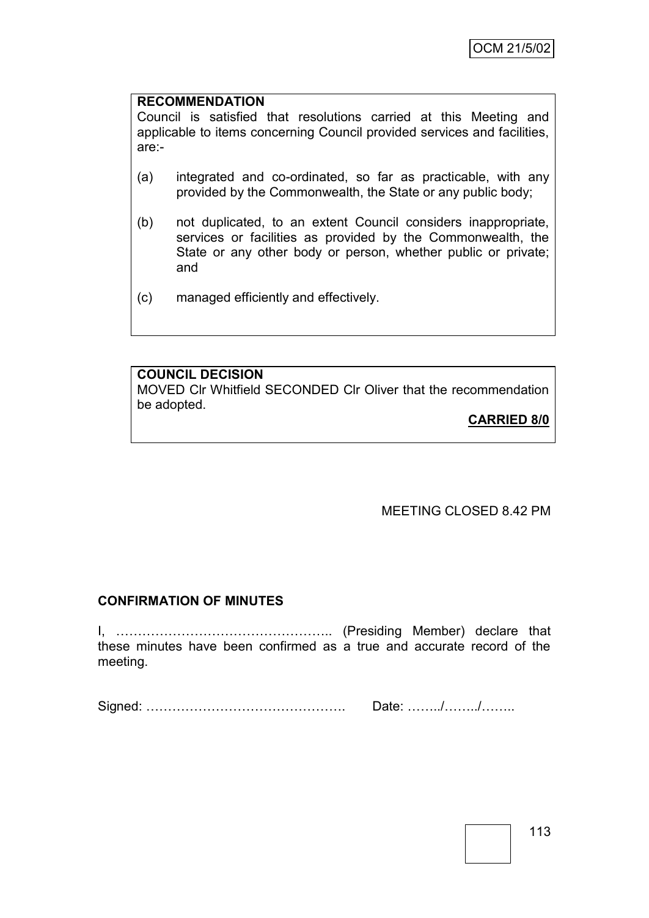**RECOMMENDATION**

Council is satisfied that resolutions carried at this Meeting and applicable to items concerning Council provided services and facilities, are:-

(a) integrated and co-ordinated, so far as practicable, with any provided by the Commonwealth, the State or any public body;

(b) not duplicated, to an extent Council considers inappropriate, services or facilities as provided by the Commonwealth, the State or any other body or person, whether public or private; and

(c) managed efficiently and effectively.

**COUNCIL DECISION**

MOVED Clr Whitfield SECONDED Clr Oliver that the recommendation be adopted.

**CARRIED 8/0**

MEETING CLOSED 8.42 PM

**CONFIRMATION OF MINUTES**

I, ………………………………………….. (Presiding Member) declare that these minutes have been confirmed as a true and accurate record of the meeting.

Signed: ………………………………………. Date: ……../……../……..